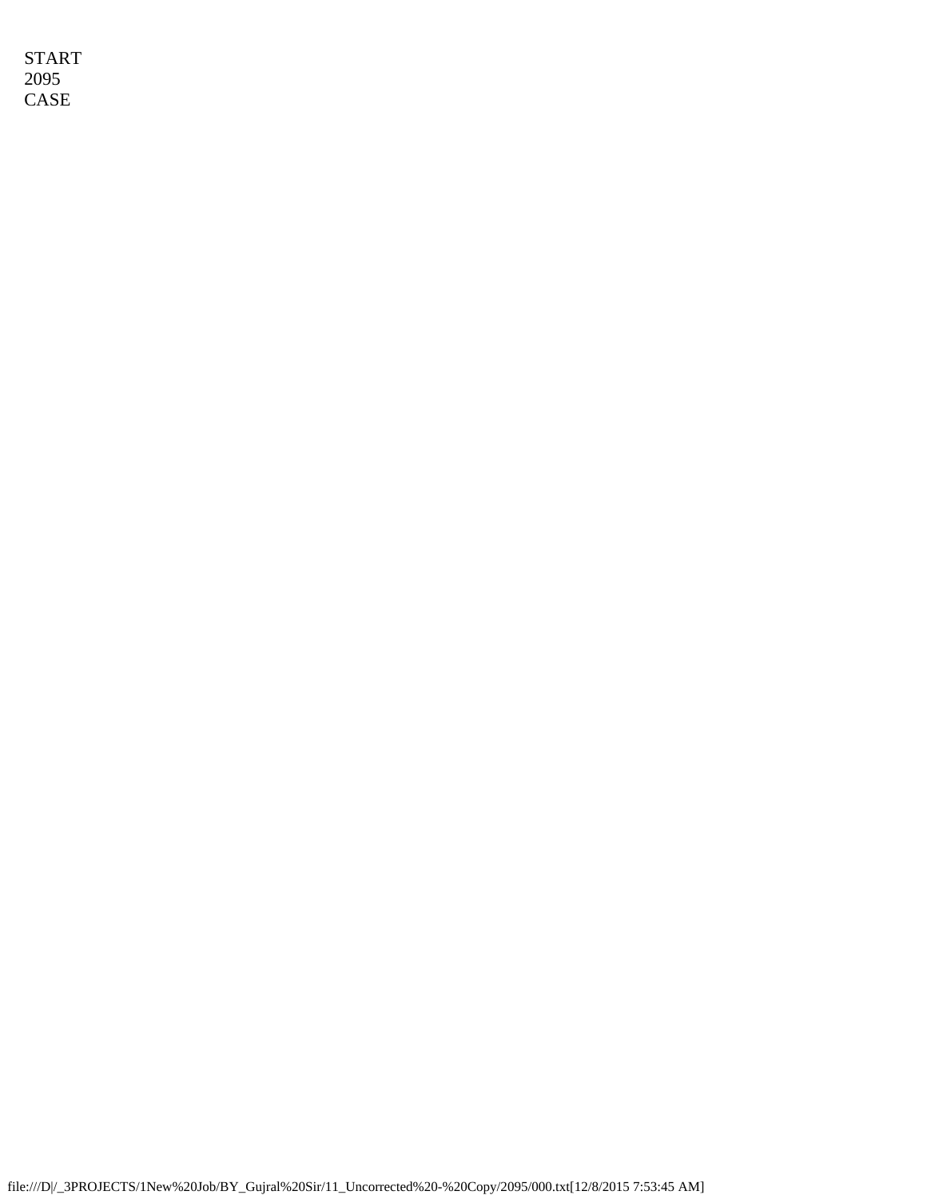START
2095
CASE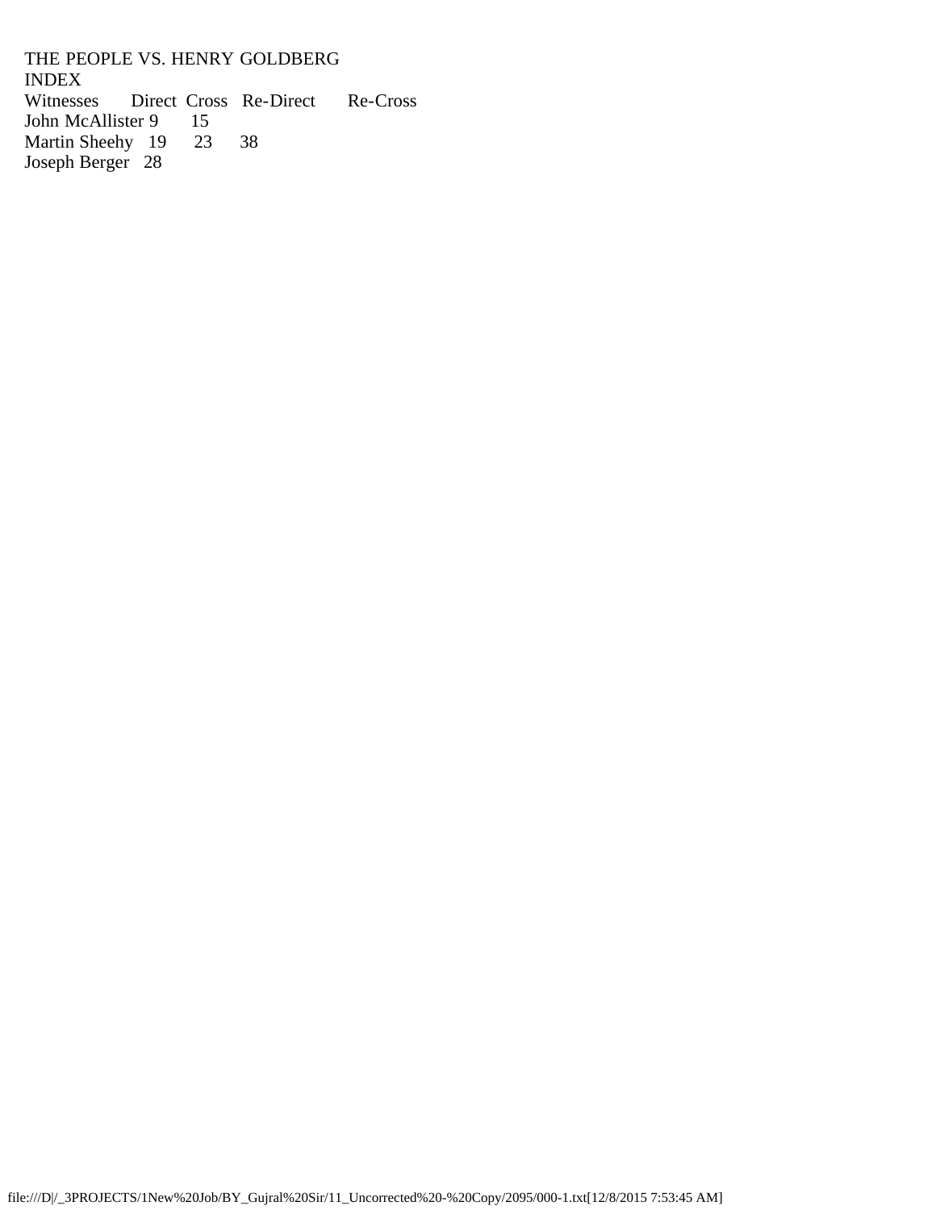THE PEOPLE VS. HENRY GOLDBERG

INDEX

| Witnesses | Direct | Cross | Re-Direct | Re-Cross |
|---|---|---|---|---|
| John McAllister | 9 | 15 | | |
| Martin Sheehy | 19 | 23 | 38 | |
| Joseph Berger | 28 | | | |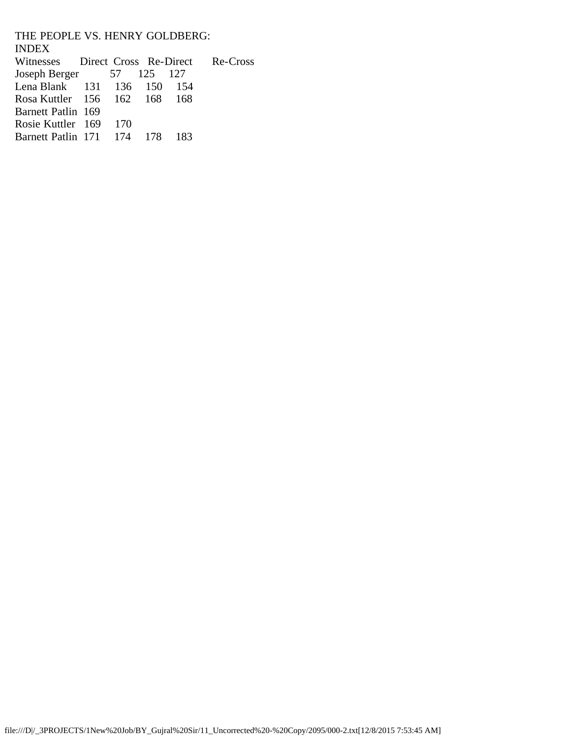THE PEOPLE VS. HENRY GOLDBERG:

INDEX

| Witnesses | Direct | Cross | Re-Direct | Re-Cross |
|---|---|---|---|---|
| Joseph Berger | 57 | 125 | 127 | |
| Lena Blank | 131 | 136 | 150 | 154 |
| Rosa Kuttler | 156 | 162 | 168 | 168 |
| Barnett Patlin | 169 | | | |
| Rosie Kuttler | 169 | 170 | | |
| Barnett Patlin | 171 | 174 | 178 | 183 |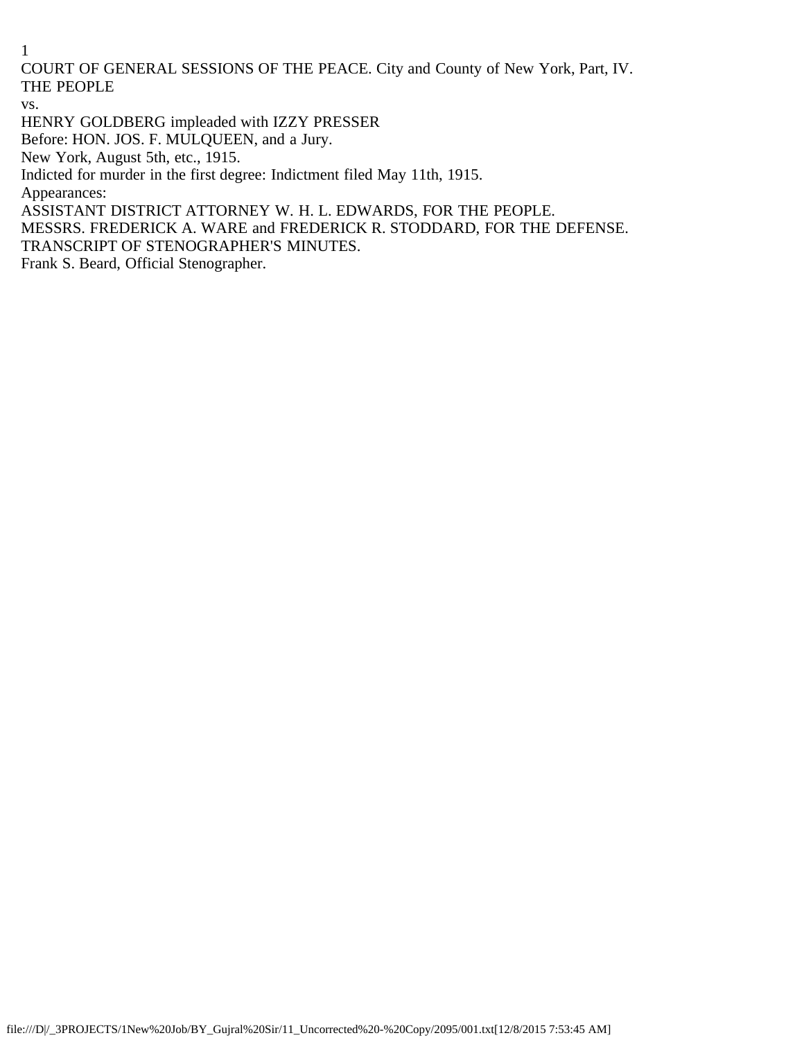COURT OF GENERAL SESSIONS OF THE PEACE. City and County of New York, Part, IV.

THE PEOPLE

vs.

HENRY GOLDBERG impleaded with IZZY PRESSER

Before: HON. JOS. F. MULQUEEN, and a Jury.

New York, August 5th, etc., 1915.

Indicted for murder in the first degree: Indictment filed May 11th, 1915.

Appearances:

ASSISTANT DISTRICT ATTORNEY W. H. L. EDWARDS, FOR THE PEOPLE.

MESSRS. FREDERICK A. WARE and FREDERICK R. STODDARD, FOR THE DEFENSE.

TRANSCRIPT OF STENOGRAPHER'S MINUTES.

Frank S. Beard, Official Stenographer.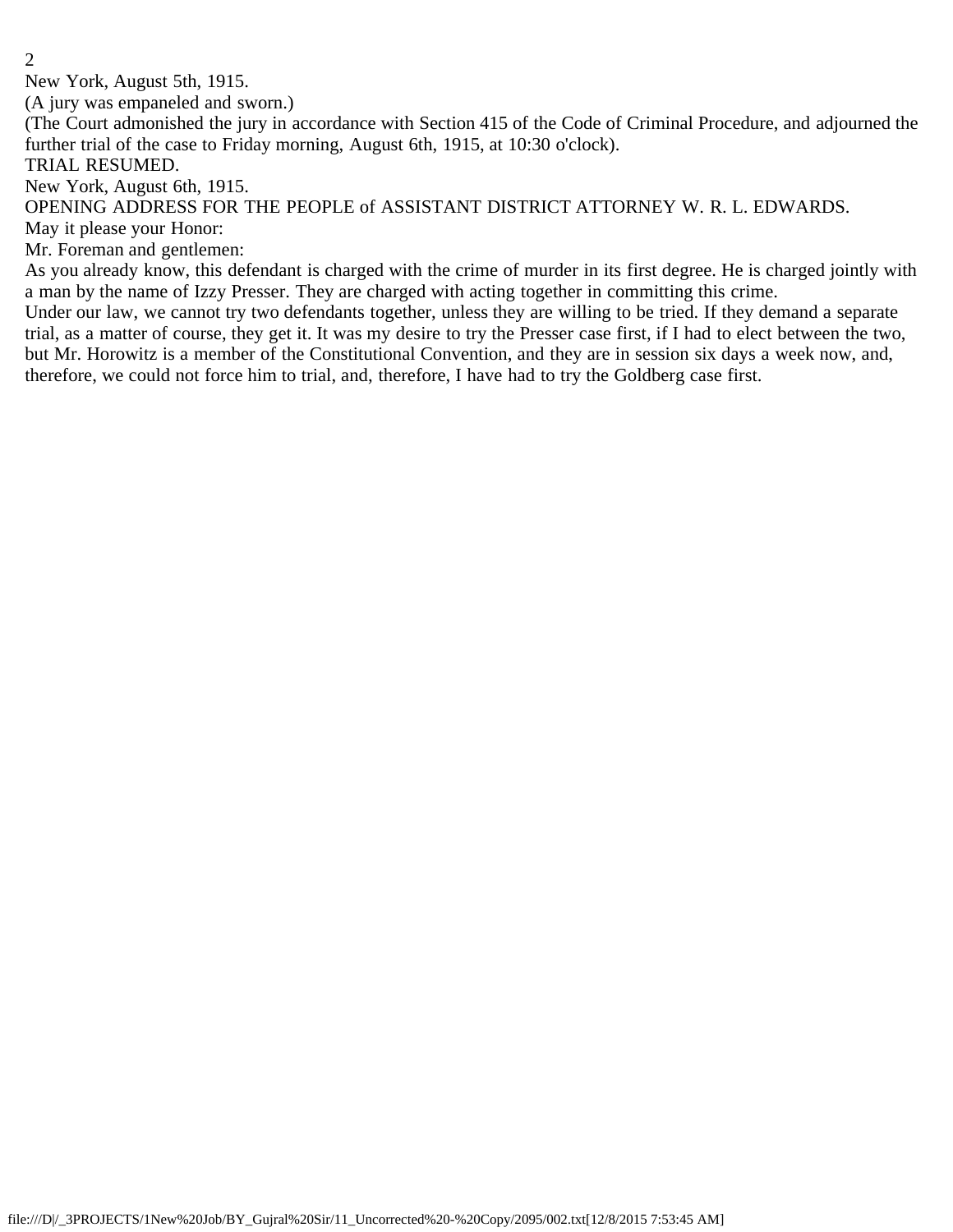New York, August 5th, 1915.

(A jury was empaneled and sworn.)

(The Court admonished the jury in accordance with Section 415 of the Code of Criminal Procedure, and adjourned the further trial of the case to Friday morning, August 6th, 1915, at 10:30 o'clock).

TRIAL RESUMED.

New York, August 6th, 1915.

OPENING ADDRESS FOR THE PEOPLE of ASSISTANT DISTRICT ATTORNEY W. R. L. EDWARDS.

May it please your Honor:

Mr. Foreman and gentlemen:

As you already know, this defendant is charged with the crime of murder in its first degree. He is charged jointly with a man by the name of Izzy Presser. They are charged with acting together in committing this crime.

Under our law, we cannot try two defendants together, unless they are willing to be tried. If they demand a separate trial, as a matter of course, they get it. It was my desire to try the Presser case first, if I had to elect between the two, but Mr. Horowitz is a member of the Constitutional Convention, and they are in session six days a week now, and, therefore, we could not force him to trial, and, therefore, I have had to try the Goldberg case first.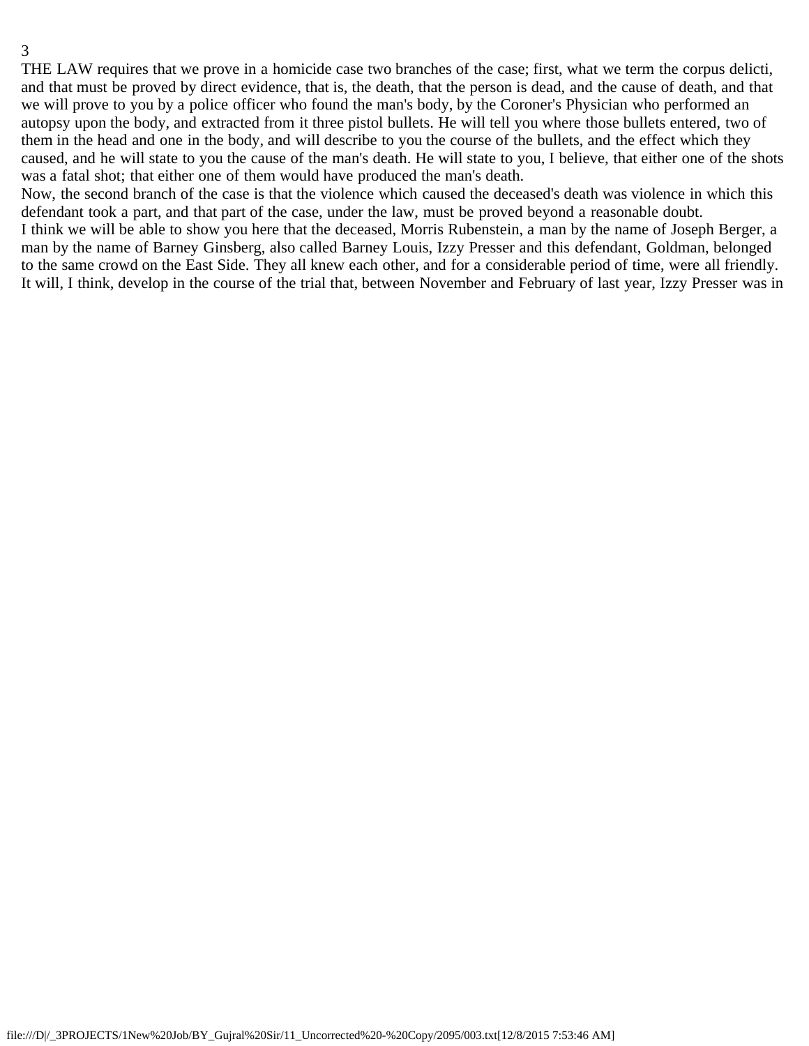THE LAW requires that we prove in a homicide case two branches of the case; first, what we term the corpus delicti, and that must be proved by direct evidence, that is, the death, that the person is dead, and the cause of death, and that we will prove to you by a police officer who found the man's body, by the Coroner's Physician who performed an autopsy upon the body, and extracted from it three pistol bullets. He will tell you where those bullets entered, two of them in the head and one in the body, and will describe to you the course of the bullets, and the effect which they caused, and he will state to you the cause of the man's death. He will state to you, I believe, that either one of the shots was a fatal shot; that either one of them would have produced the man's death.

Now, the second branch of the case is that the violence which caused the deceased's death was violence in which this defendant took a part, and that part of the case, under the law, must be proved beyond a reasonable doubt.

I think we will be able to show you here that the deceased, Morris Rubenstein, a man by the name of Joseph Berger, a man by the name of Barney Ginsberg, also called Barney Louis, Izzy Presser and this defendant, Goldman, belonged to the same crowd on the East Side. They all knew each other, and for a considerable period of time, were all friendly.

It will, I think, develop in the course of the trial that, between November and February of last year, Izzy Presser was in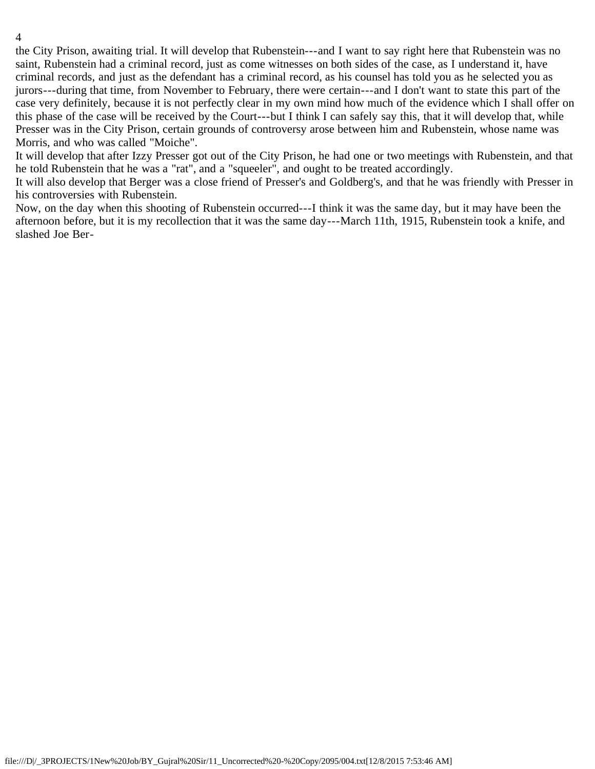the City Prison, awaiting trial. It will develop that Rubenstein---and I want to say right here that Rubenstein was no saint, Rubenstein had a criminal record, just as come witnesses on both sides of the case, as I understand it, have criminal records, and just as the defendant has a criminal record, as his counsel has told you as he selected you as jurors---during that time, from November to February, there were certain---and I don't want to state this part of the case very definitely, because it is not perfectly clear in my own mind how much of the evidence which I shall offer on this phase of the case will be received by the Court---but I think I can safely say this, that it will develop that, while Presser was in the City Prison, certain grounds of controversy arose between him and Rubenstein, whose name was Morris, and who was called "Moiche".

It will develop that after Izzy Presser got out of the City Prison, he had one or two meetings with Rubenstein, and that he told Rubenstein that he was a "rat", and a "squeeler", and ought to be treated accordingly.

It will also develop that Berger was a close friend of Presser's and Goldberg's, and that he was friendly with Presser in his controversies with Rubenstein.

Now, on the day when this shooting of Rubenstein occurred---I think it was the same day, but it may have been the afternoon before, but it is my recollection that it was the same day---March 11th, 1915, Rubenstein took a knife, and slashed Joe Ber-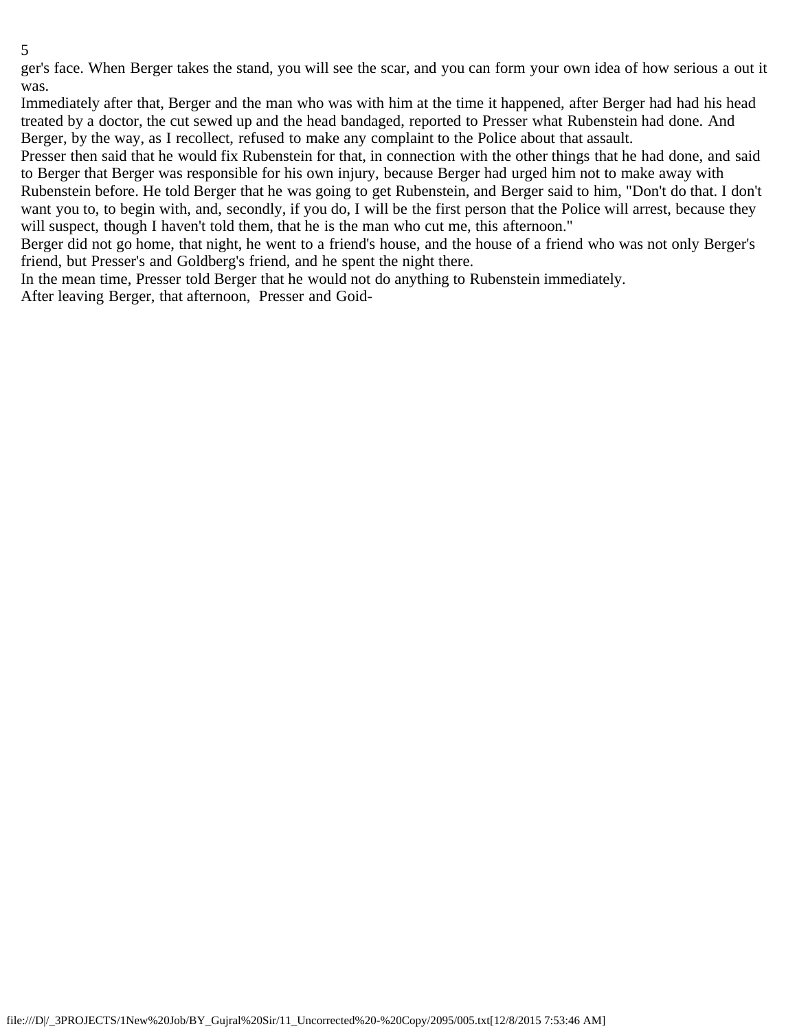ger's face. When Berger takes the stand, you will see the scar, and you can form your own idea of how serious a out it was.

Immediately after that, Berger and the man who was with him at the time it happened, after Berger had had his head treated by a doctor, the cut sewed up and the head bandaged, reported to Presser what Rubenstein had done. And Berger, by the way, as I recollect, refused to make any complaint to the Police about that assault.

Presser then said that he would fix Rubenstein for that, in connection with the other things that he had done, and said to Berger that Berger was responsible for his own injury, because Berger had urged him not to make away with Rubenstein before. He told Berger that he was going to get Rubenstein, and Berger said to him, "Don't do that. I don't want you to, to begin with, and, secondly, if you do, I will be the first person that the Police will arrest, because they will suspect, though I haven't told them, that he is the man who cut me, this afternoon."

Berger did not go home, that night, he went to a friend's house, and the house of a friend who was not only Berger's friend, but Presser's and Goldberg's friend, and he spent the night there.

In the mean time, Presser told Berger that he would not do anything to Rubenstein immediately.

After leaving Berger, that afternoon, Presser and Goid-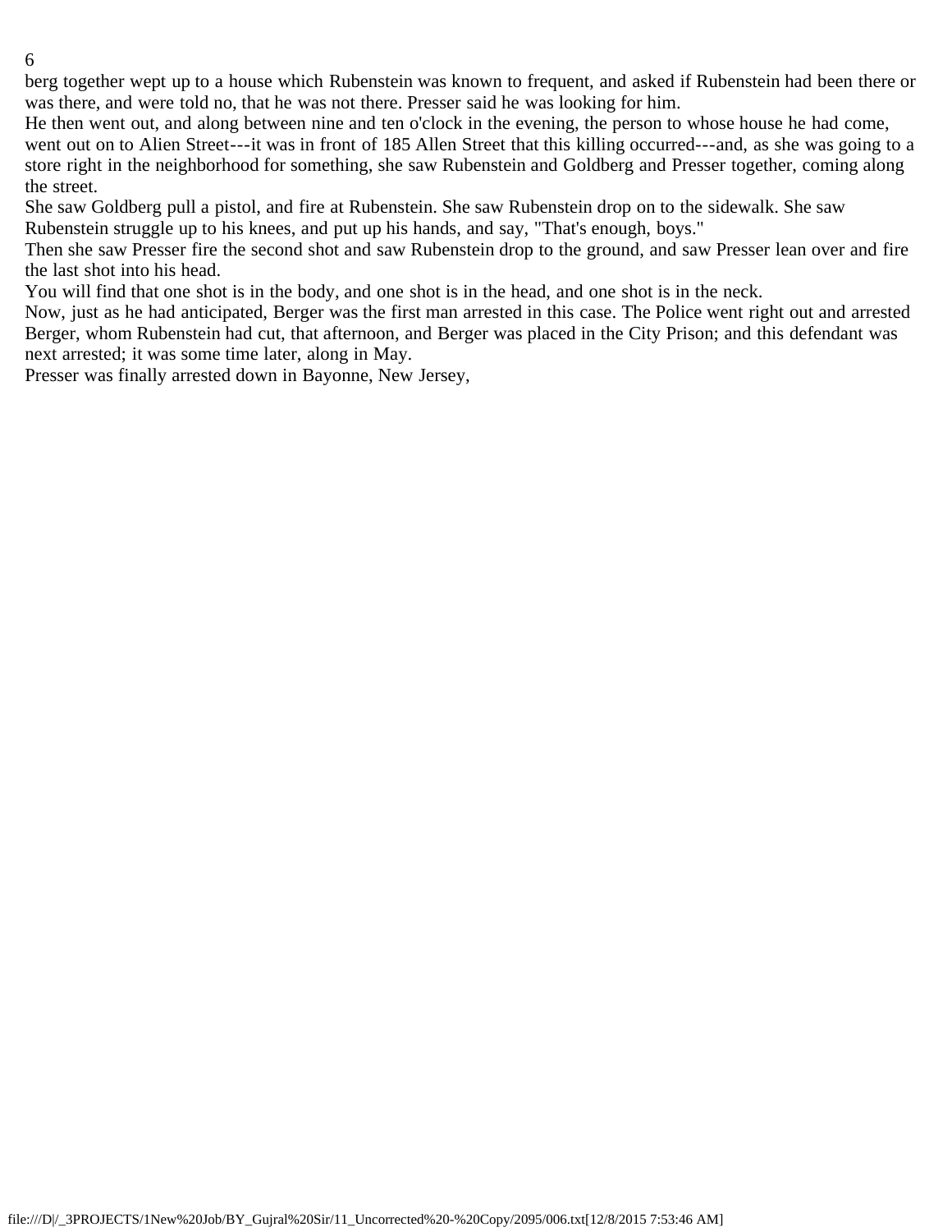berg together wept up to a house which Rubenstein was known to frequent, and asked if Rubenstein had been there or was there, and were told no, that he was not there. Presser said he was looking for him.

He then went out, and along between nine and ten o'clock in the evening, the person to whose house he had come, went out on to Alien Street---it was in front of 185 Allen Street that this killing occurred---and, as she was going to a store right in the neighborhood for something, she saw Rubenstein and Goldberg and Presser together, coming along the street.

She saw Goldberg pull a pistol, and fire at Rubenstein. She saw Rubenstein drop on to the sidewalk. She saw Rubenstein struggle up to his knees, and put up his hands, and say, "That's enough, boys."

Then she saw Presser fire the second shot and saw Rubenstein drop to the ground, and saw Presser lean over and fire the last shot into his head.

You will find that one shot is in the body, and one shot is in the head, and one shot is in the neck.

Now, just as he had anticipated, Berger was the first man arrested in this case. The Police went right out and arrested Berger, whom Rubenstein had cut, that afternoon, and Berger was placed in the City Prison; and this defendant was next arrested; it was some time later, along in May.

Presser was finally arrested down in Bayonne, New Jersey,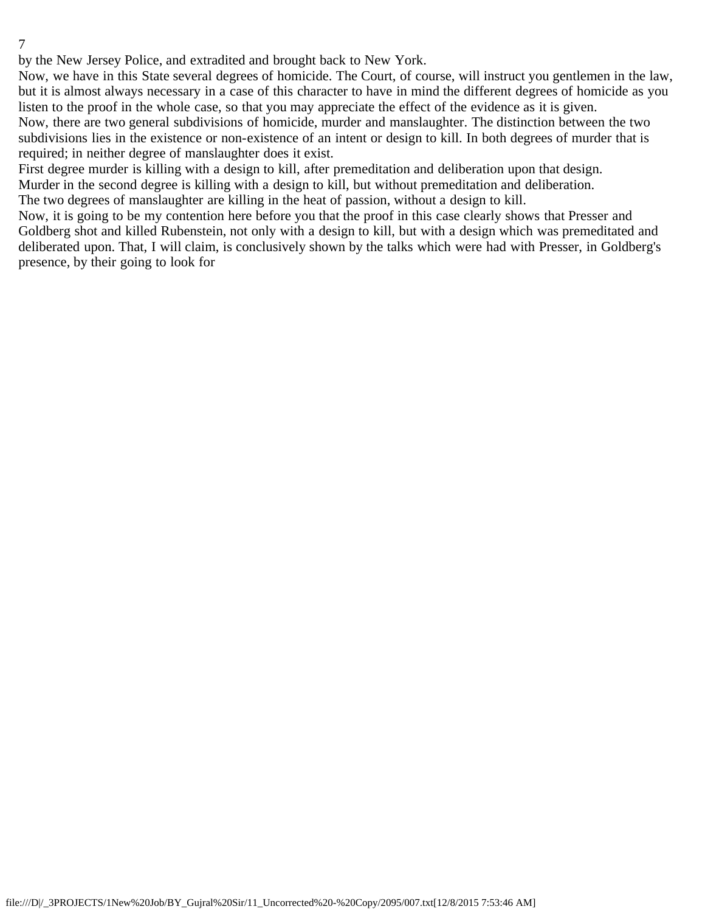by the New Jersey Police, and extradited and brought back to New York.

Now, we have in this State several degrees of homicide. The Court, of course, will instruct you gentlemen in the law, but it is almost always necessary in a case of this character to have in mind the different degrees of homicide as you listen to the proof in the whole case, so that you may appreciate the effect of the evidence as it is given.

Now, there are two general subdivisions of homicide, murder and manslaughter. The distinction between the two subdivisions lies in the existence or non-existence of an intent or design to kill. In both degrees of murder that is required; in neither degree of manslaughter does it exist.

First degree murder is killing with a design to kill, after premeditation and deliberation upon that design.

Murder in the second degree is killing with a design to kill, but without premeditation and deliberation.

The two degrees of manslaughter are killing in the heat of passion, without a design to kill.

Now, it is going to be my contention here before you that the proof in this case clearly shows that Presser and Goldberg shot and killed Rubenstein, not only with a design to kill, but with a design which was premeditated and deliberated upon. That, I will claim, is conclusively shown by the talks which were had with Presser, in Goldberg's presence, by their going to look for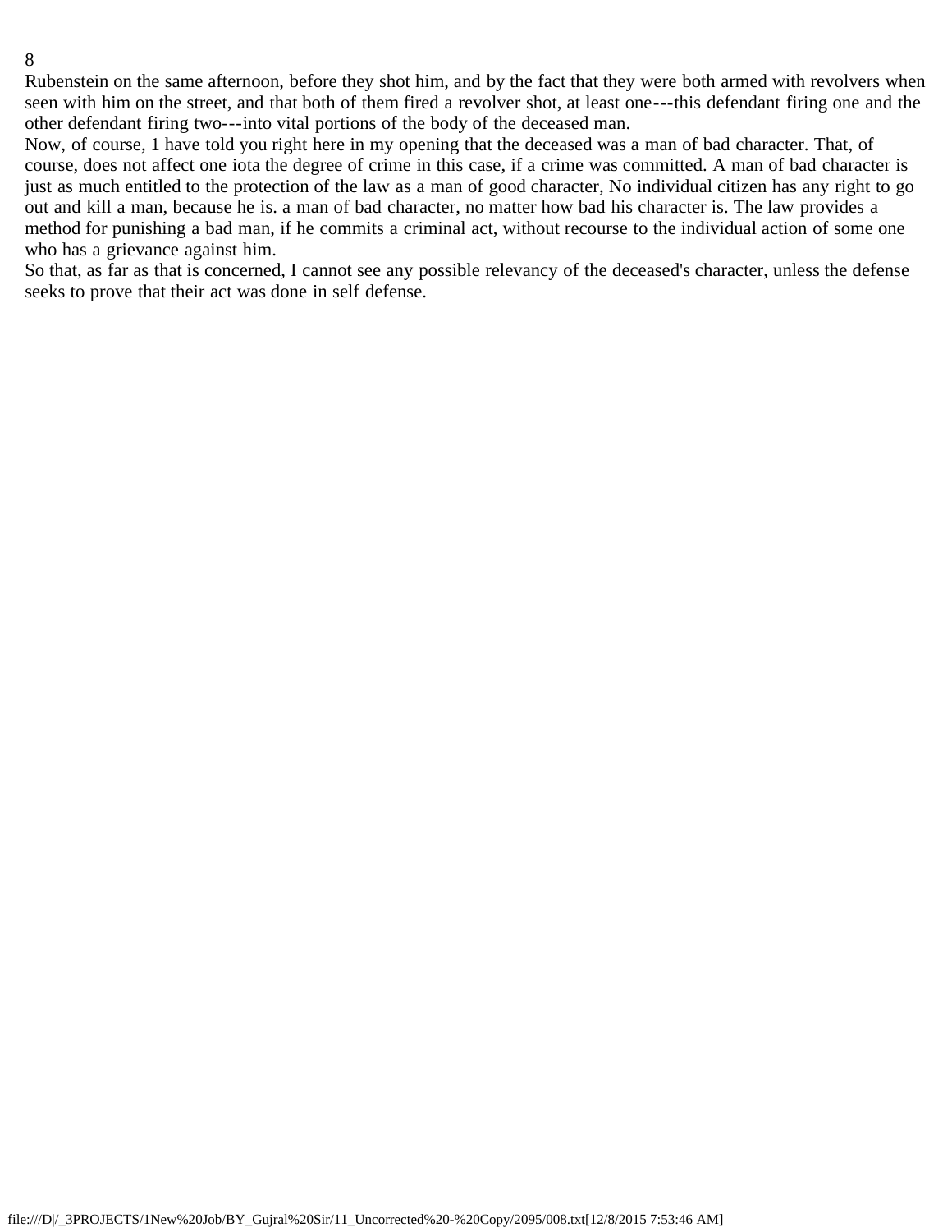Rubenstein on the same afternoon, before they shot him, and by the fact that they were both armed with revolvers when seen with him on the street, and that both of them fired a revolver shot, at least one---this defendant firing one and the other defendant firing two---into vital portions of the body of the deceased man.

Now, of course, 1 have told you right here in my opening that the deceased was a man of bad character. That, of course, does not affect one iota the degree of crime in this case, if a crime was committed. A man of bad character is just as much entitled to the protection of the law as a man of good character, No individual citizen has any right to go out and kill a man, because he is. a man of bad character, no matter how bad his character is. The law provides a method for punishing a bad man, if he commits a criminal act, without recourse to the individual action of some one who has a grievance against him.

So that, as far as that is concerned, I cannot see any possible relevancy of the deceased's character, unless the defense seeks to prove that their act was done in self defense.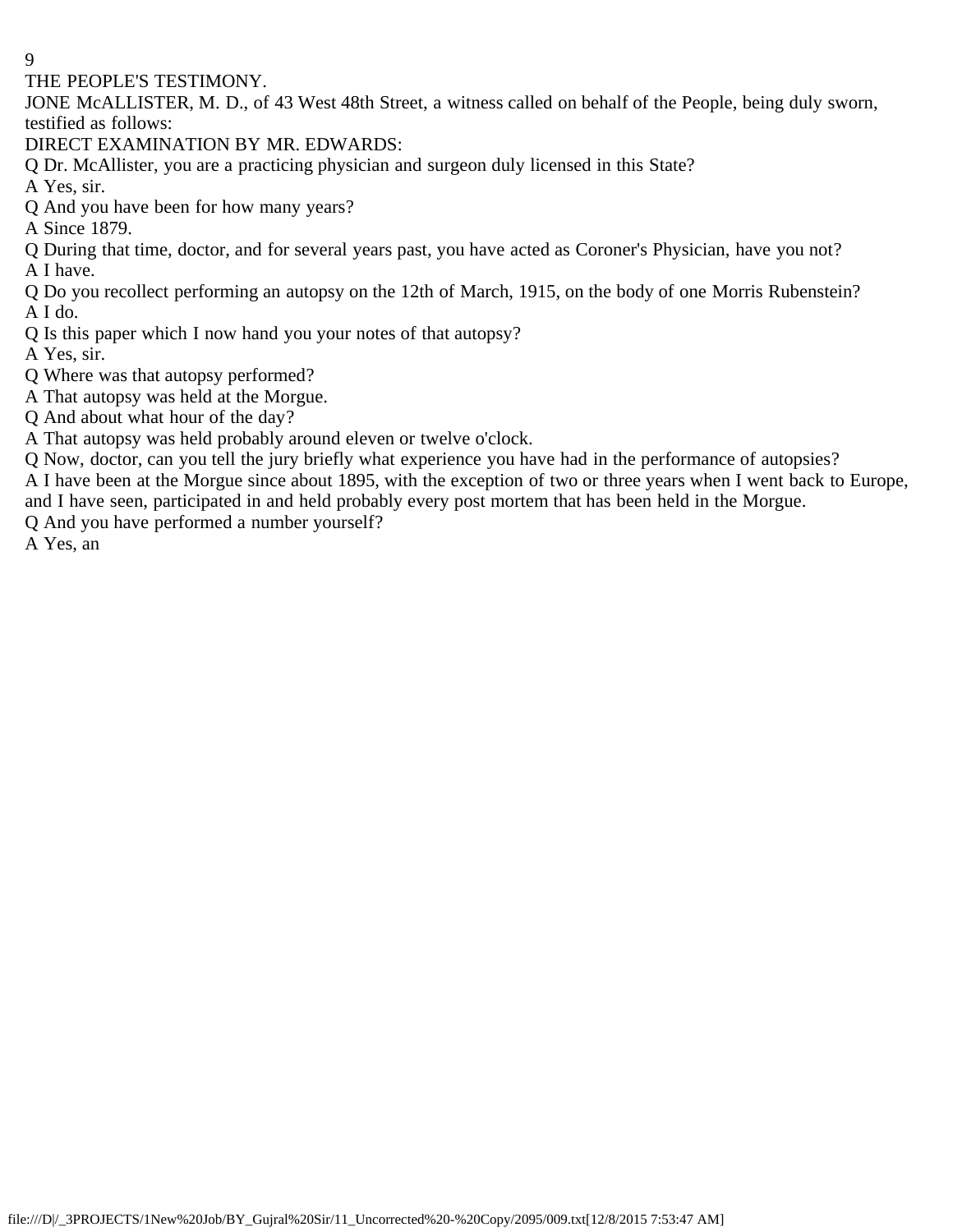THE PEOPLE'S TESTIMONY.

JONE McALLISTER, M. D., of 43 West 48th Street, a witness called on behalf of the People, being duly sworn, testified as follows:

DIRECT EXAMINATION BY MR. EDWARDS:

Q Dr. McAllister, you are a practicing physician and surgeon duly licensed in this State?

A Yes, sir.

Q And you have been for how many years?

A Since 1879.

Q During that time, doctor, and for several years past, you have acted as Coroner's Physician, have you not?

A I have.

Q Do you recollect performing an autopsy on the 12th of March, 1915, on the body of one Morris Rubenstein?

A I do.

Q Is this paper which I now hand you your notes of that autopsy?

A Yes, sir.

Q Where was that autopsy performed?

A That autopsy was held at the Morgue.

Q And about what hour of the day?

A That autopsy was held probably around eleven or twelve o'clock.

Q Now, doctor, can you tell the jury briefly what experience you have had in the performance of autopsies?

A I have been at the Morgue since about 1895, with the exception of two or three years when I went back to Europe, and I have seen, participated in and held probably every post mortem that has been held in the Morgue.

Q And you have performed a number yourself?

A Yes, an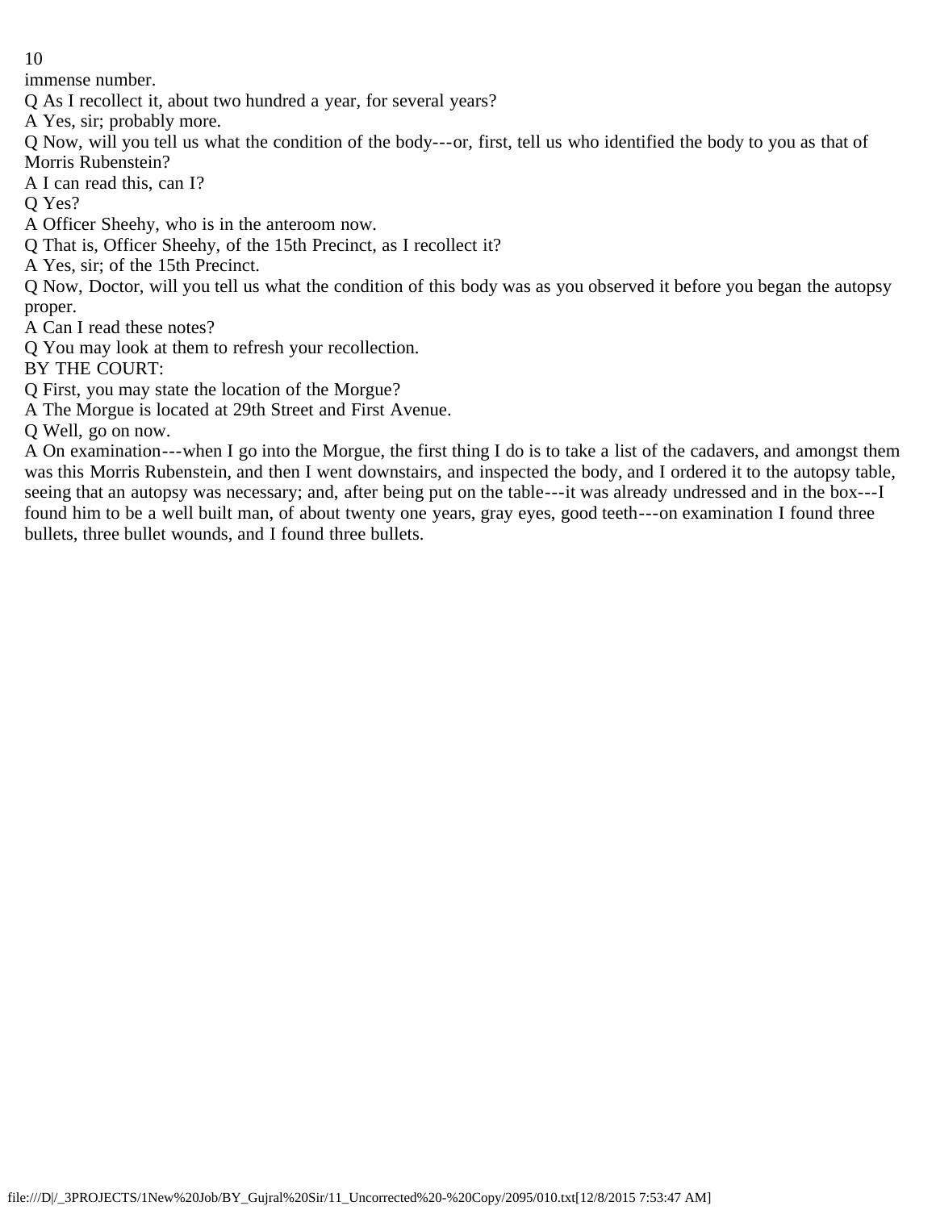immense number.

Q As I recollect it, about two hundred a year, for several years?

A Yes, sir; probably more.

Q Now, will you tell us what the condition of the body---or, first, tell us who identified the body to you as that of Morris Rubenstein?

A I can read this, can I?

Q Yes?

A Officer Sheehy, who is in the anteroom now.

Q That is, Officer Sheehy, of the 15th Precinct, as I recollect it?

A Yes, sir; of the 15th Precinct.

Q Now, Doctor, will you tell us what the condition of this body was as you observed it before you began the autopsy proper.

A Can I read these notes?

Q You may look at them to refresh your recollection.

BY THE COURT:

Q First, you may state the location of the Morgue?

A The Morgue is located at 29th Street and First Avenue.

Q Well, go on now.

A On examination---when I go into the Morgue, the first thing I do is to take a list of the cadavers, and amongst them was this Morris Rubenstein, and then I went downstairs, and inspected the body, and I ordered it to the autopsy table, seeing that an autopsy was necessary; and, after being put on the table---it was already undressed and in the box---I found him to be a well built man, of about twenty one years, gray eyes, good teeth---on examination I found three bullets, three bullet wounds, and I found three bullets.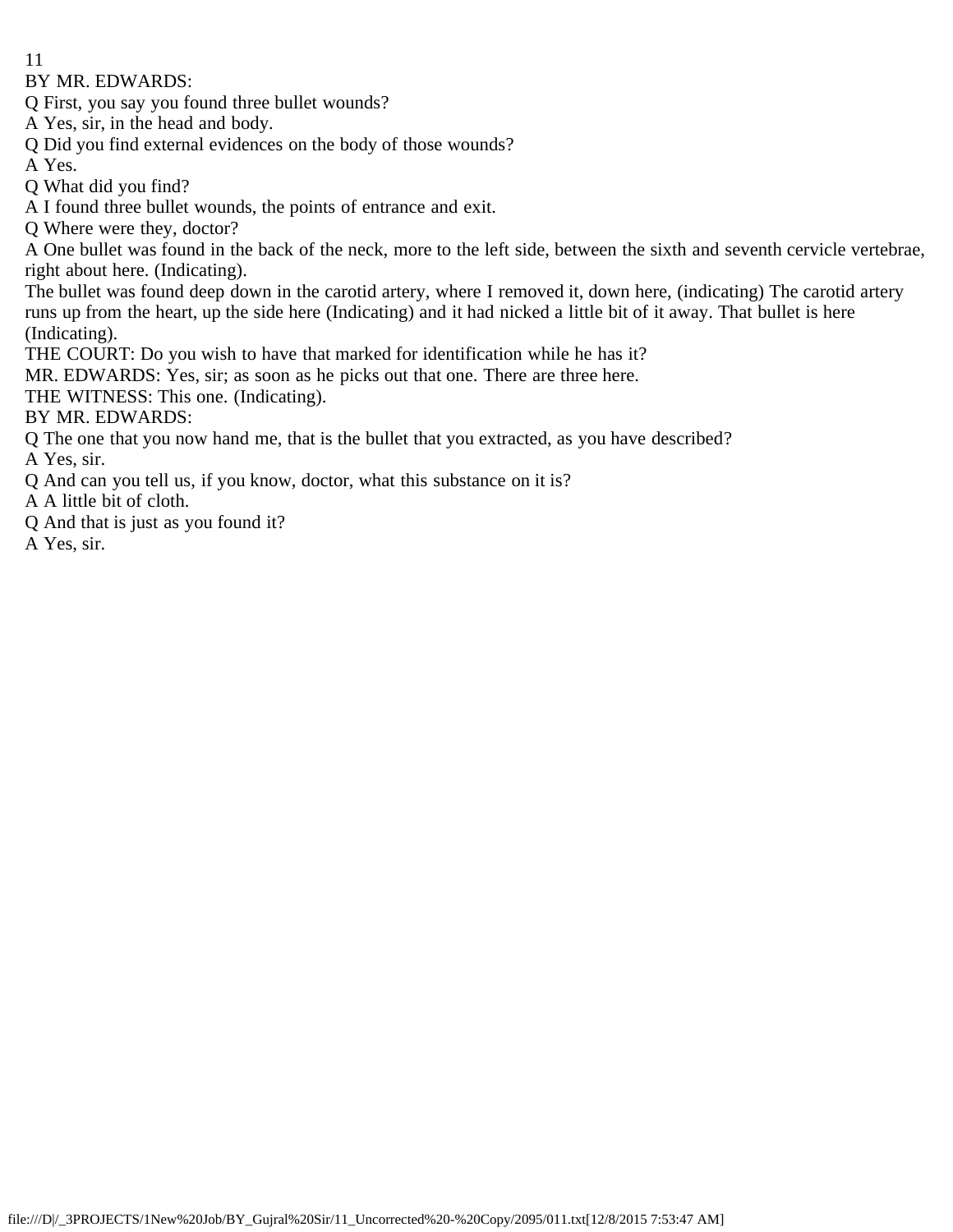BY MR. EDWARDS:

Q First, you say you found three bullet wounds?

A Yes, sir, in the head and body.

Q Did you find external evidences on the body of those wounds?

A Yes.

Q What did you find?

A I found three bullet wounds, the points of entrance and exit.

Q Where were they, doctor?

A One bullet was found in the back of the neck, more to the left side, between the sixth and seventh cervicle vertebrae, right about here. (Indicating).

The bullet was found deep down in the carotid artery, where I removed it, down here, (indicating) The carotid artery runs up from the heart, up the side here (Indicating) and it had nicked a little bit of it away. That bullet is here (Indicating).

THE COURT: Do you wish to have that marked for identification while he has it?

MR. EDWARDS: Yes, sir; as soon as he picks out that one. There are three here.

THE WITNESS: This one. (Indicating).

BY MR. EDWARDS:

Q The one that you now hand me, that is the bullet that you extracted, as you have described?

A Yes, sir.

Q And can you tell us, if you know, doctor, what this substance on it is?

A A little bit of cloth.

Q And that is just as you found it?

A Yes, sir.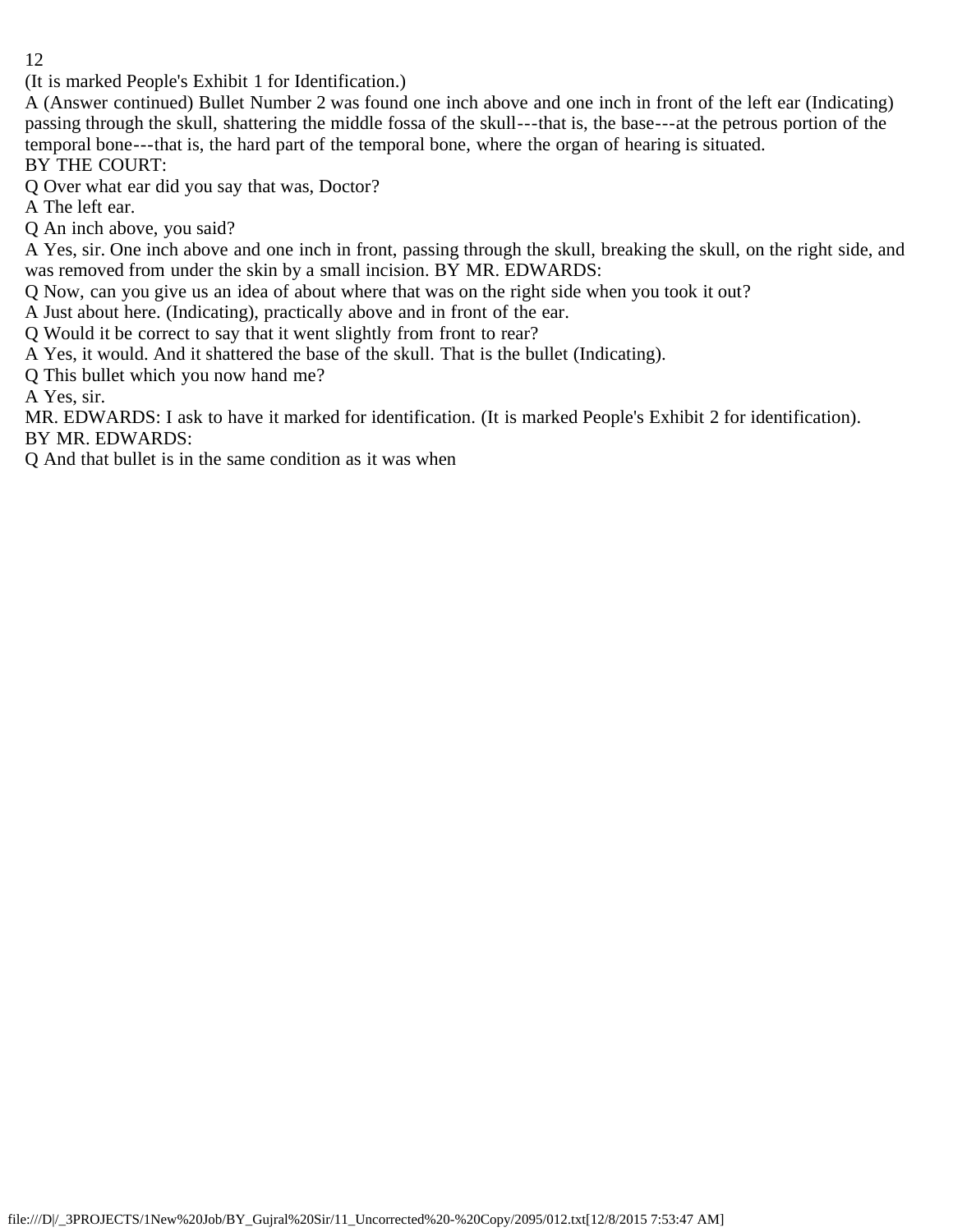(It is marked People's Exhibit 1 for Identification.)

A (Answer continued) Bullet Number 2 was found one inch above and one inch in front of the left ear (Indicating) passing through the skull, shattering the middle fossa of the skull---that is, the base---at the petrous portion of the temporal bone---that is, the hard part of the temporal bone, where the organ of hearing is situated.

BY THE COURT:

Q Over what ear did you say that was, Doctor?

A The left ear.

Q An inch above, you said?

A Yes, sir. One inch above and one inch in front, passing through the skull, breaking the skull, on the right side, and was removed from under the skin by a small incision. BY MR. EDWARDS:

Q Now, can you give us an idea of about where that was on the right side when you took it out?

A Just about here. (Indicating), practically above and in front of the ear.

Q Would it be correct to say that it went slightly from front to rear?

A Yes, it would. And it shattered the base of the skull. That is the bullet (Indicating).

Q This bullet which you now hand me?

A Yes, sir.

MR. EDWARDS: I ask to have it marked for identification. (It is marked People's Exhibit 2 for identification).

BY MR. EDWARDS:

Q And that bullet is in the same condition as it was when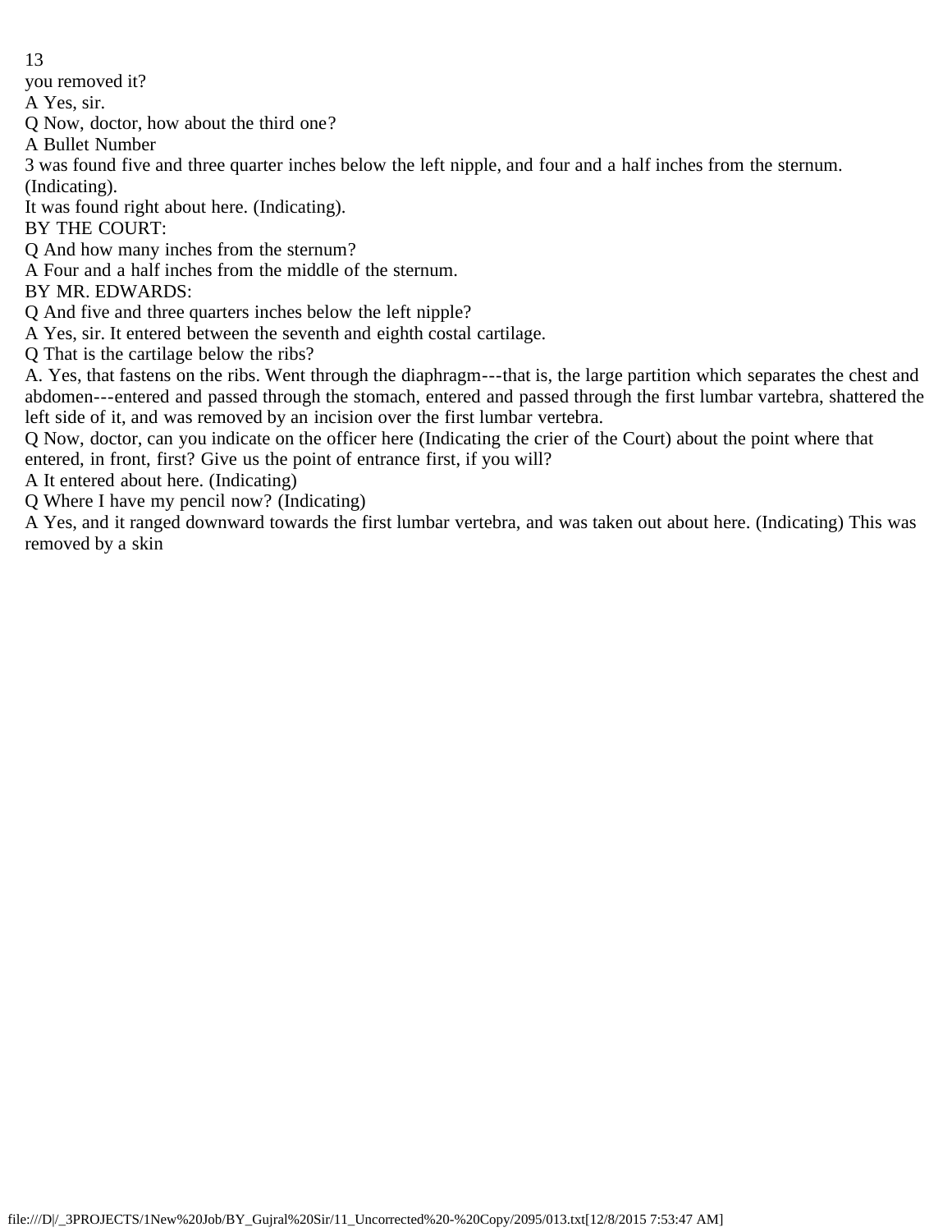you removed it?

A Yes, sir.

Q Now, doctor, how about the third one?

A Bullet Number

3 was found five and three quarter inches below the left nipple, and four and a half inches from the sternum. (Indicating).

It was found right about here. (Indicating).

BY THE COURT:

Q And how many inches from the sternum?

A Four and a half inches from the middle of the sternum.

BY MR. EDWARDS:

Q And five and three quarters inches below the left nipple?

A Yes, sir. It entered between the seventh and eighth costal cartilage.

Q That is the cartilage below the ribs?

A. Yes, that fastens on the ribs. Went through the diaphragm---that is, the large partition which separates the chest and abdomen---entered and passed through the stomach, entered and passed through the first lumbar vartebra, shattered the left side of it, and was removed by an incision over the first lumbar vertebra.

Q Now, doctor, can you indicate on the officer here (Indicating the crier of the Court) about the point where that entered, in front, first? Give us the point of entrance first, if you will?

A It entered about here. (Indicating)

Q Where I have my pencil now? (Indicating)

A Yes, and it ranged downward towards the first lumbar vertebra, and was taken out about here. (Indicating) This was removed by a skin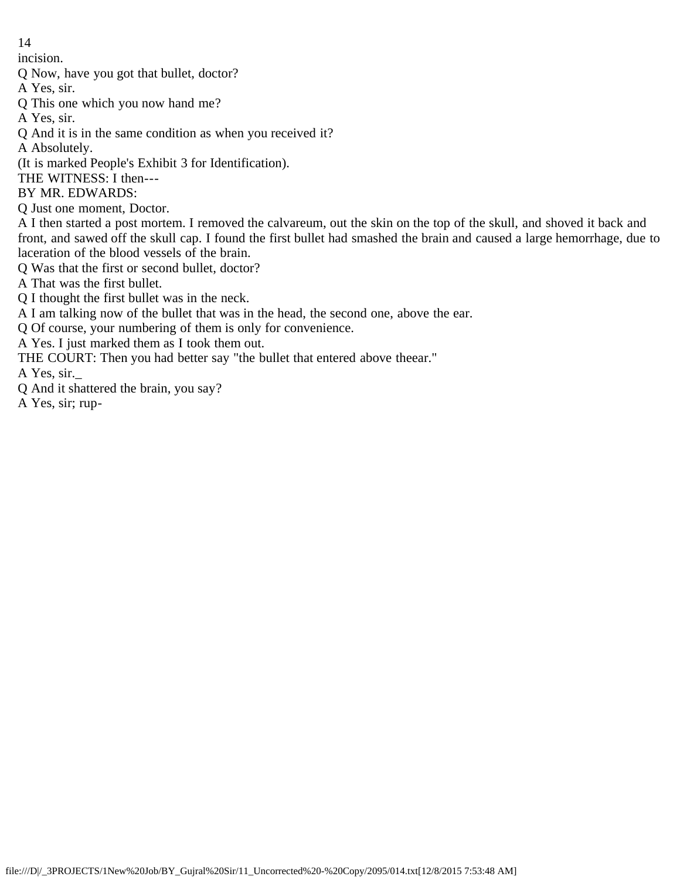incision.

Q Now, have you got that bullet, doctor?

A Yes, sir.

Q This one which you now hand me?

A Yes, sir.

Q And it is in the same condition as when you received it?

A Absolutely.

(It is marked People's Exhibit 3 for Identification).

THE WITNESS: I then---

BY MR. EDWARDS:

Q Just one moment, Doctor.

A I then started a post mortem. I removed the calvareum, out the skin on the top of the skull, and shoved it back and front, and sawed off the skull cap. I found the first bullet had smashed the brain and caused a large hemorrhage, due to laceration of the blood vessels of the brain.

Q Was that the first or second bullet, doctor?

A That was the first bullet.

Q I thought the first bullet was in the neck.

A I am talking now of the bullet that was in the head, the second one, above the ear.

Q Of course, your numbering of them is only for convenience.

A Yes. I just marked them as I took them out.

THE COURT: Then you had better say "the bullet that entered above theear."

A Yes, sir._

Q And it shattered the brain, you say?

A Yes, sir; rup-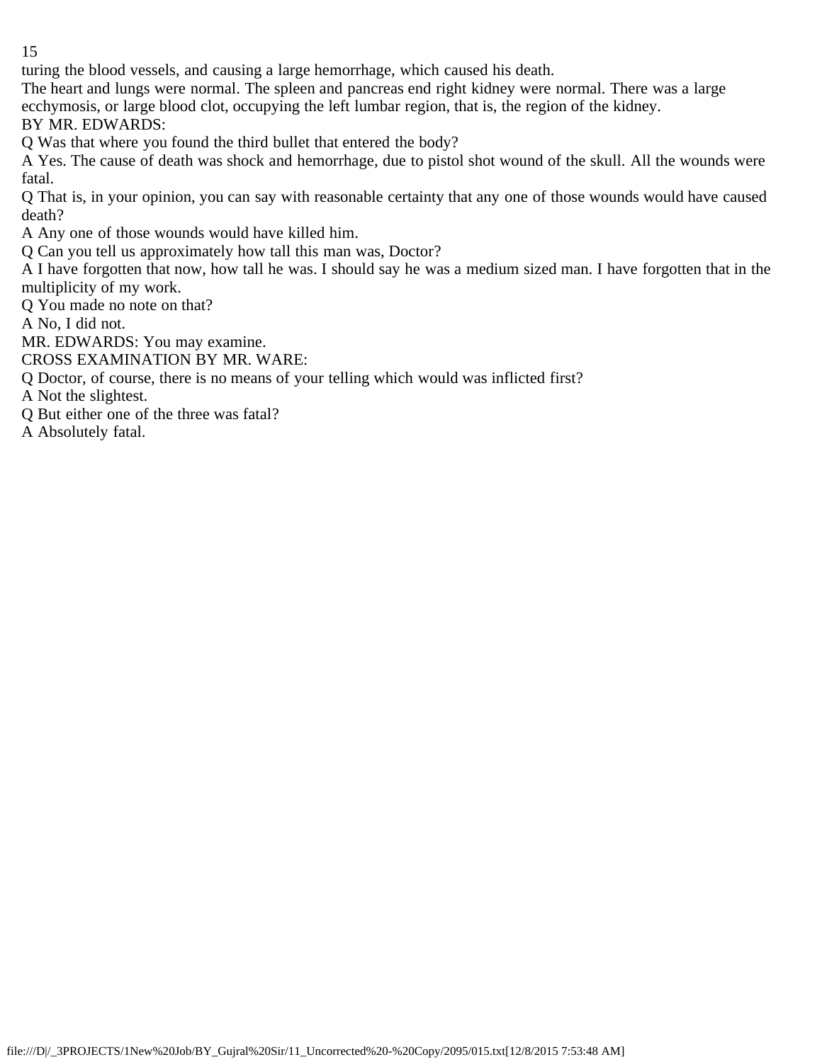turing the blood vessels, and causing a large hemorrhage, which caused his death.

The heart and lungs were normal. The spleen and pancreas end right kidney were normal. There was a large ecchymosis, or large blood clot, occupying the left lumbar region, that is, the region of the kidney.

BY MR. EDWARDS:

Q Was that where you found the third bullet that entered the body?

A Yes. The cause of death was shock and hemorrhage, due to pistol shot wound of the skull. All the wounds were fatal.

Q That is, in your opinion, you can say with reasonable certainty that any one of those wounds would have caused death?

A Any one of those wounds would have killed him.

Q Can you tell us approximately how tall this man was, Doctor?

A I have forgotten that now, how tall he was. I should say he was a medium sized man. I have forgotten that in the multiplicity of my work.

Q You made no note on that?

A No, I did not.

MR. EDWARDS: You may examine.

CROSS EXAMINATION BY MR. WARE:

Q Doctor, of course, there is no means of your telling which would was inflicted first?

A Not the slightest.

Q But either one of the three was fatal?

A Absolutely fatal.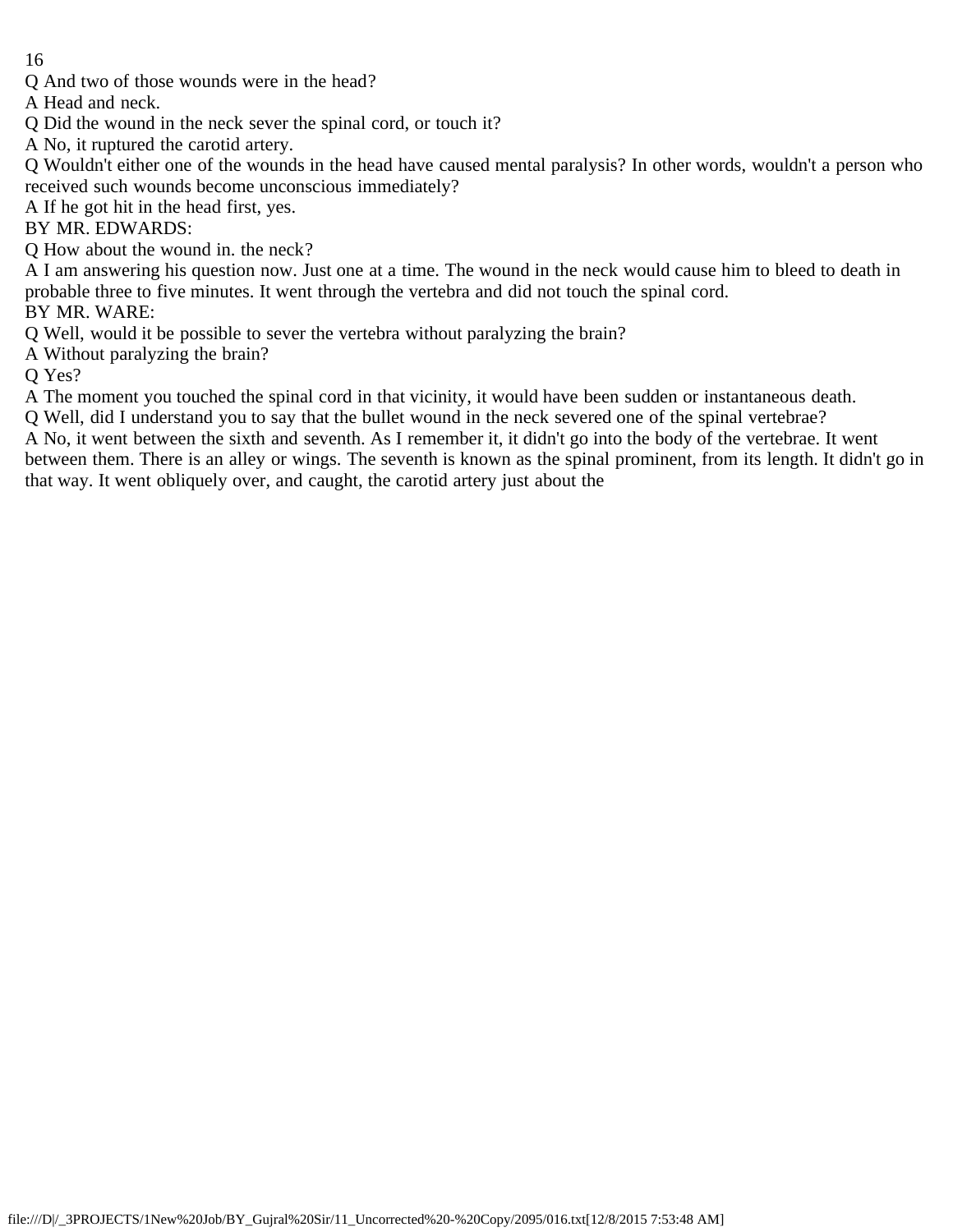Q And two of those wounds were in the head?

A Head and neck.

Q Did the wound in the neck sever the spinal cord, or touch it?

A No, it ruptured the carotid artery.

Q Wouldn't either one of the wounds in the head have caused mental paralysis? In other words, wouldn't a person who received such wounds become unconscious immediately?

A If he got hit in the head first, yes.

BY MR. EDWARDS:

Q How about the wound in. the neck?

A I am answering his question now. Just one at a time. The wound in the neck would cause him to bleed to death in probable three to five minutes. It went through the vertebra and did not touch the spinal cord.

BY MR. WARE:

Q Well, would it be possible to sever the vertebra without paralyzing the brain?

A Without paralyzing the brain?

Q Yes?

A The moment you touched the spinal cord in that vicinity, it would have been sudden or instantaneous death.

Q Well, did I understand you to say that the bullet wound in the neck severed one of the spinal vertebrae?

A No, it went between the sixth and seventh. As I remember it, it didn't go into the body of the vertebrae. It went between them. There is an alley or wings. The seventh is known as the spinal prominent, from its length. It didn't go in that way. It went obliquely over, and caught, the carotid artery just about the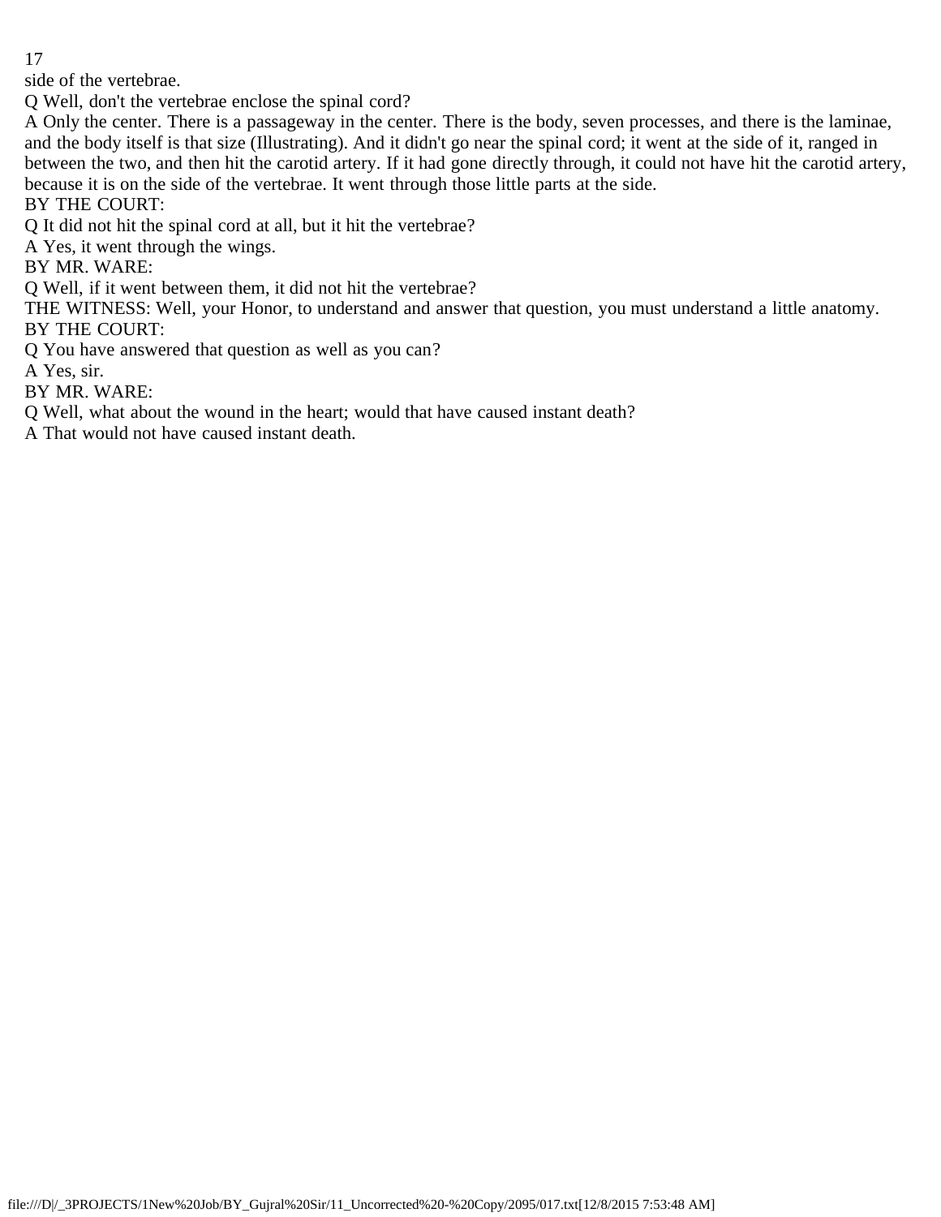side of the vertebrae.

Q Well, don't the vertebrae enclose the spinal cord?

A Only the center. There is a passageway in the center. There is the body, seven processes, and there is the laminae, and the body itself is that size (Illustrating). And it didn't go near the spinal cord; it went at the side of it, ranged in between the two, and then hit the carotid artery. If it had gone directly through, it could not have hit the carotid artery, because it is on the side of the vertebrae. It went through those little parts at the side.

BY THE COURT:

Q It did not hit the spinal cord at all, but it hit the vertebrae?

A Yes, it went through the wings.

BY MR. WARE:

Q Well, if it went between them, it did not hit the vertebrae?

THE WITNESS: Well, your Honor, to understand and answer that question, you must understand a little anatomy.

BY THE COURT:

Q You have answered that question as well as you can?

A Yes, sir.

BY MR. WARE:

Q Well, what about the wound in the heart; would that have caused instant death?

A That would not have caused instant death.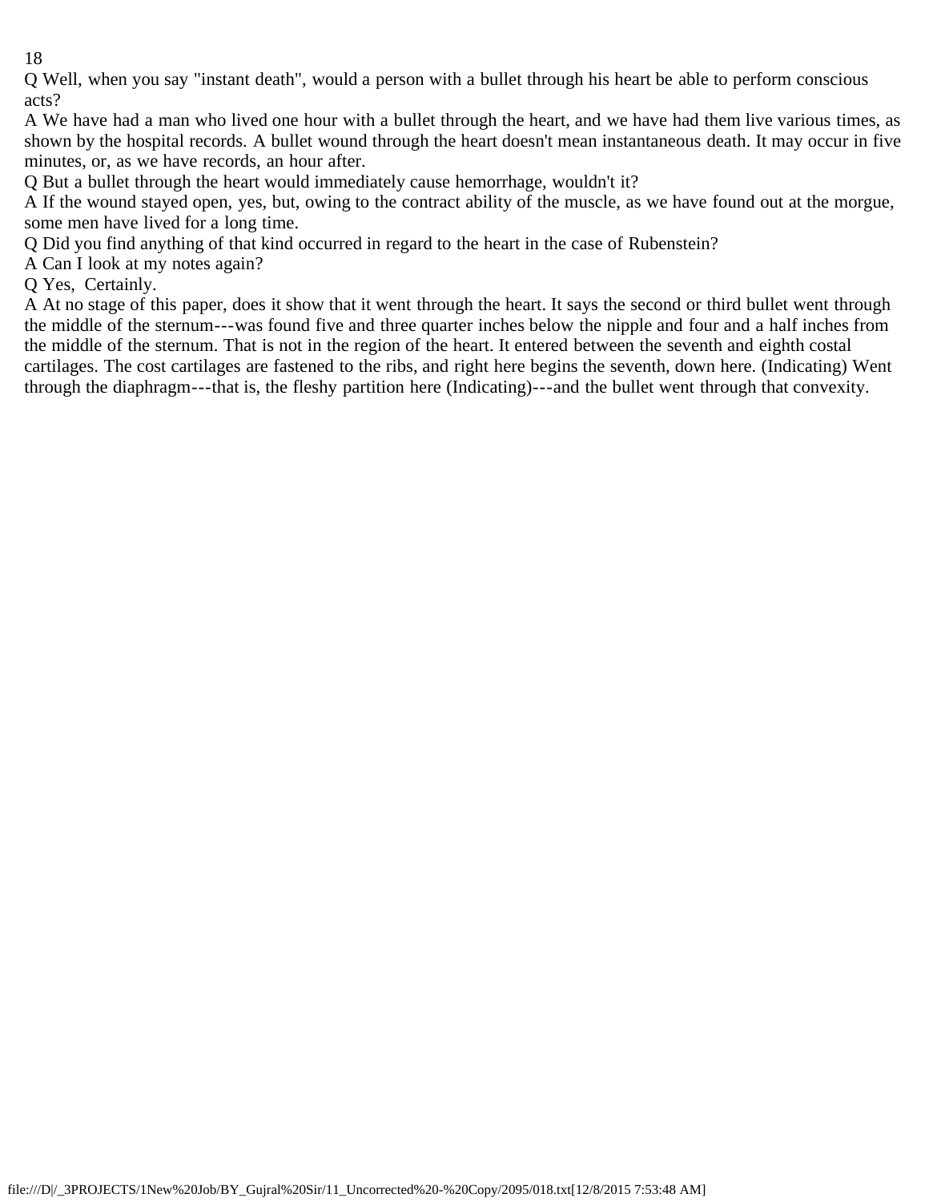Q Well, when you say "instant death", would a person with a bullet through his heart be able to perform conscious acts?

A We have had a man who lived one hour with a bullet through the heart, and we have had them live various times, as shown by the hospital records. A bullet wound through the heart doesn't mean instantaneous death. It may occur in five minutes, or, as we have records, an hour after.

Q But a bullet through the heart would immediately cause hemorrhage, wouldn't it?

A If the wound stayed open, yes, but, owing to the contract ability of the muscle, as we have found out at the morgue, some men have lived for a long time.

Q Did you find anything of that kind occurred in regard to the heart in the case of Rubenstein?

A Can I look at my notes again?

Q Yes, Certainly.

A At no stage of this paper, does it show that it went through the heart. It says the second or third bullet went through the middle of the sternum---was found five and three quarter inches below the nipple and four and a half inches from the middle of the sternum. That is not in the region of the heart. It entered between the seventh and eighth costal cartilages. The cost cartilages are fastened to the ribs, and right here begins the seventh, down here. (Indicating) Went through the diaphragm---that is, the fleshy partition here (Indicating)---and the bullet went through that convexity.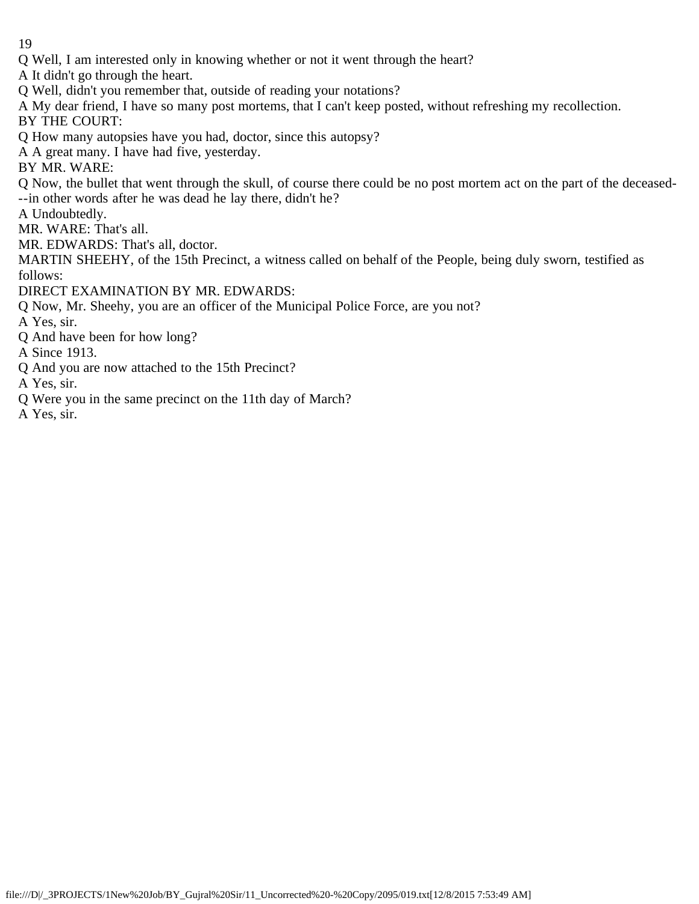Q Well, I am interested only in knowing whether or not it went through the heart?

A It didn't go through the heart.

Q Well, didn't you remember that, outside of reading your notations?

A My dear friend, I have so many post mortems, that I can't keep posted, without refreshing my recollection.

BY THE COURT:

Q How many autopsies have you had, doctor, since this autopsy?

A A great many. I have had five, yesterday.

BY MR. WARE:

Q Now, the bullet that went through the skull, of course there could be no post mortem act on the part of the deceased---in other words after he was dead he lay there, didn't he?

A Undoubtedly.

MR. WARE: That's all.

MR. EDWARDS: That's all, doctor.

MARTIN SHEEHY, of the 15th Precinct, a witness called on behalf of the People, being duly sworn, testified as follows:

DIRECT EXAMINATION BY MR. EDWARDS:

Q Now, Mr. Sheehy, you are an officer of the Municipal Police Force, are you not?

A Yes, sir.

Q And have been for how long?

A Since 1913.

Q And you are now attached to the 15th Precinct?

A Yes, sir.

Q Were you in the same precinct on the 11th day of March?

A Yes, sir.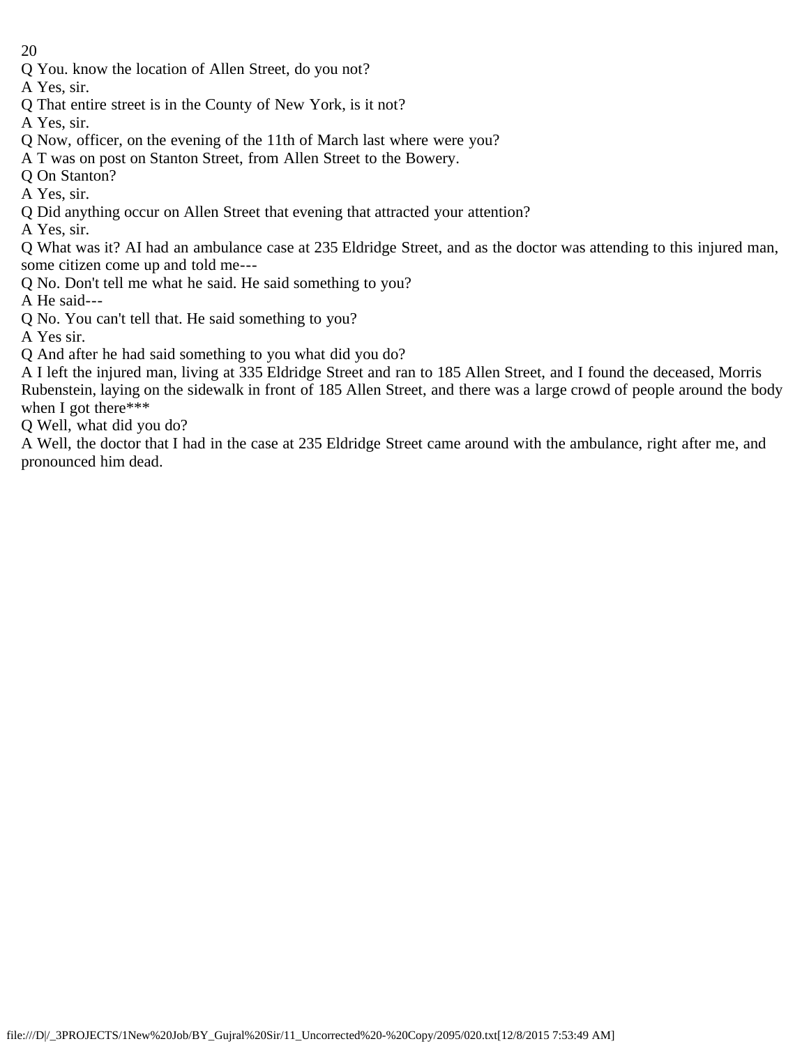Q You. know the location of Allen Street, do you not?

A Yes, sir.

Q That entire street is in the County of New York, is it not?

A Yes, sir.

Q Now, officer, on the evening of the 11th of March last where were you?

A T was on post on Stanton Street, from Allen Street to the Bowery.

Q On Stanton?

A Yes, sir.

Q Did anything occur on Allen Street that evening that attracted your attention?

A Yes, sir.

Q What was it? AI had an ambulance case at 235 Eldridge Street, and as the doctor was attending to this injured man, some citizen come up and told me---

Q No. Don't tell me what he said. He said something to you?

A He said---

Q No. You can't tell that. He said something to you?

A Yes sir.

Q And after he had said something to you what did you do?

A I left the injured man, living at 335 Eldridge Street and ran to 185 Allen Street, and I found the deceased, Morris Rubenstein, laying on the sidewalk in front of 185 Allen Street, and there was a large crowd of people around the body when I got there***

Q Well, what did you do?

A Well, the doctor that I had in the case at 235 Eldridge Street came around with the ambulance, right after me, and pronounced him dead.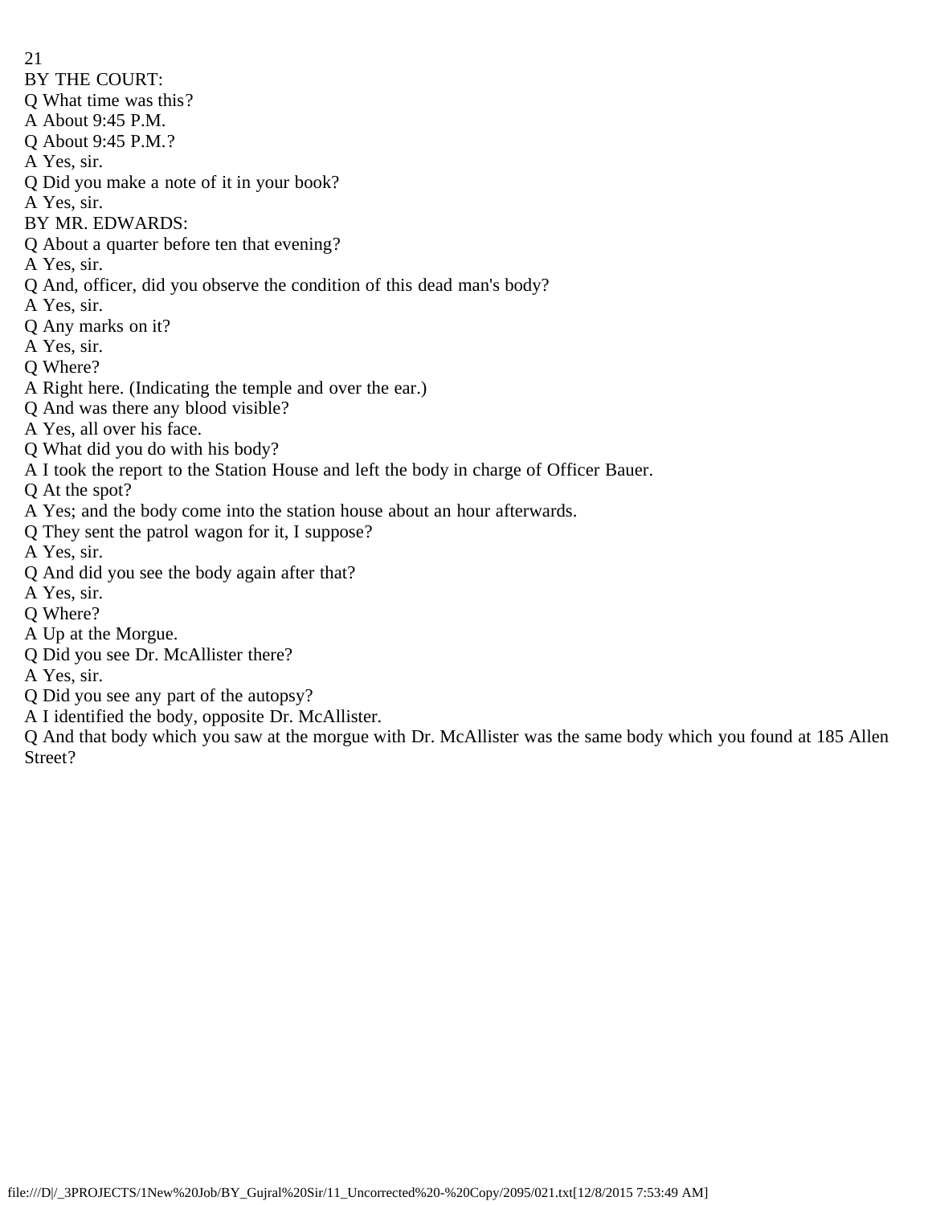BY THE COURT:

Q What time was this?

A About 9:45 P.M.

Q About 9:45 P.M.?

A Yes, sir.

Q Did you make a note of it in your book?

A Yes, sir.

BY MR. EDWARDS:

Q About a quarter before ten that evening?

A Yes, sir.

Q And, officer, did you observe the condition of this dead man's body?

A Yes, sir.

Q Any marks on it?

A Yes, sir.

Q Where?

A Right here. (Indicating the temple and over the ear.)

Q And was there any blood visible?

A Yes, all over his face.

Q What did you do with his body?

A I took the report to the Station House and left the body in charge of Officer Bauer.

Q At the spot?

A Yes; and the body come into the station house about an hour afterwards.

Q They sent the patrol wagon for it, I suppose?

A Yes, sir.

Q And did you see the body again after that?

A Yes, sir.

Q Where?

A Up at the Morgue.

Q Did you see Dr. McAllister there?

A Yes, sir.

Q Did you see any part of the autopsy?

A I identified the body, opposite Dr. McAllister.

Q And that body which you saw at the morgue with Dr. McAllister was the same body which you found at 185 Allen Street?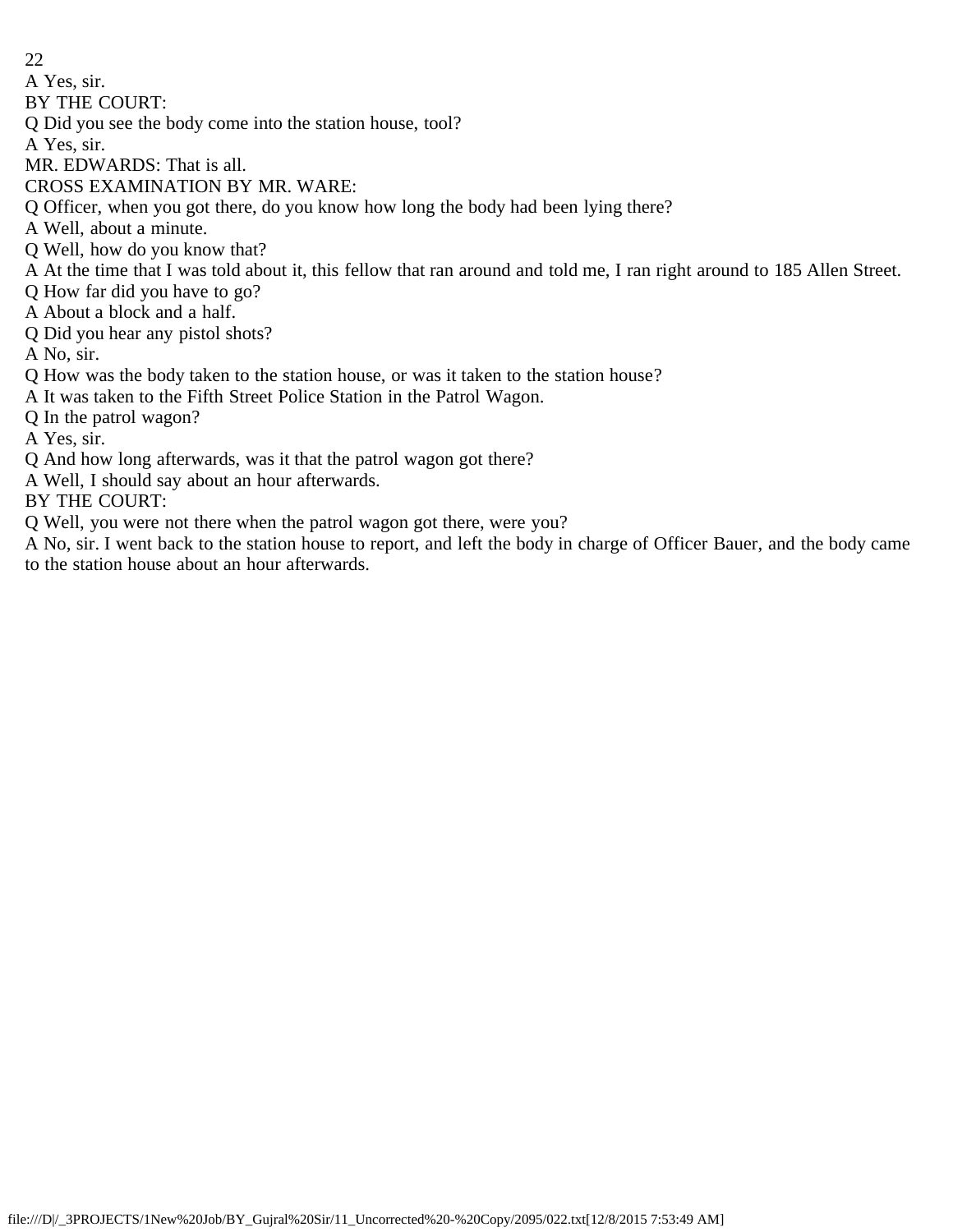A Yes, sir.

BY THE COURT:

Q Did you see the body come into the station house, tool?

A Yes, sir.

MR. EDWARDS: That is all.

CROSS EXAMINATION BY MR. WARE:

Q Officer, when you got there, do you know how long the body had been lying there?

A Well, about a minute.

Q Well, how do you know that?

A At the time that I was told about it, this fellow that ran around and told me, I ran right around to 185 Allen Street.

Q How far did you have to go?

A About a block and a half.

Q Did you hear any pistol shots?

A No, sir.

Q How was the body taken to the station house, or was it taken to the station house?

A It was taken to the Fifth Street Police Station in the Patrol Wagon.

Q In the patrol wagon?

A Yes, sir.

Q And how long afterwards, was it that the patrol wagon got there?

A Well, I should say about an hour afterwards.

BY THE COURT:

Q Well, you were not there when the patrol wagon got there, were you?

A No, sir. I went back to the station house to report, and left the body in charge of Officer Bauer, and the body came to the station house about an hour afterwards.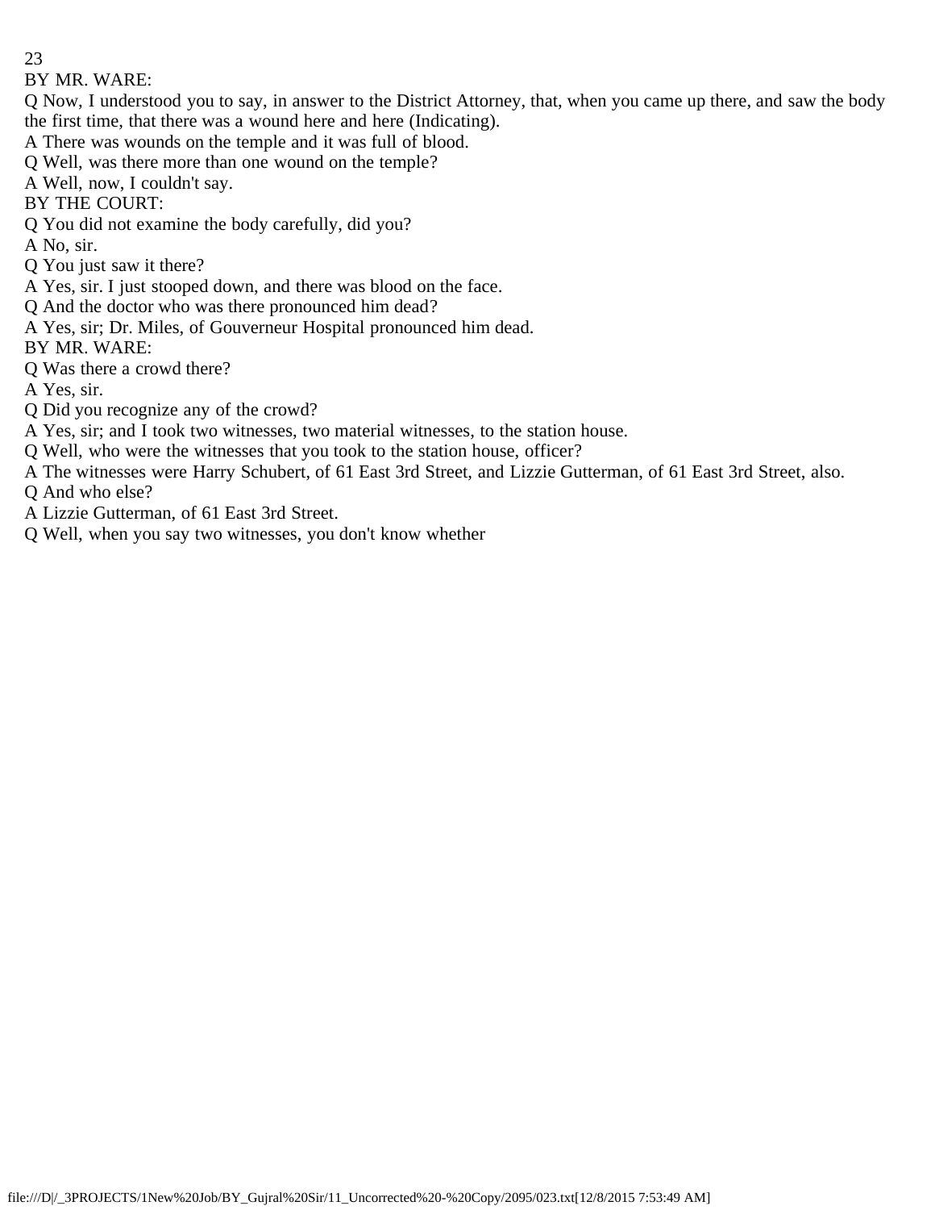BY MR. WARE:

Q Now, I understood you to say, in answer to the District Attorney, that, when you came up there, and saw the body the first time, that there was a wound here and here (Indicating).

A There was wounds on the temple and it was full of blood.

Q Well, was there more than one wound on the temple?

A Well, now, I couldn't say.

BY THE COURT:

Q You did not examine the body carefully, did you?

A No, sir.

Q You just saw it there?

A Yes, sir. I just stooped down, and there was blood on the face.

Q And the doctor who was there pronounced him dead?

A Yes, sir; Dr. Miles, of Gouverneur Hospital pronounced him dead.

BY MR. WARE:

Q Was there a crowd there?

A Yes, sir.

Q Did you recognize any of the crowd?

A Yes, sir; and I took two witnesses, two material witnesses, to the station house.

Q Well, who were the witnesses that you took to the station house, officer?

A The witnesses were Harry Schubert, of 61 East 3rd Street, and Lizzie Gutterman, of 61 East 3rd Street, also.

Q And who else?

A Lizzie Gutterman, of 61 East 3rd Street.

Q Well, when you say two witnesses, you don't know whether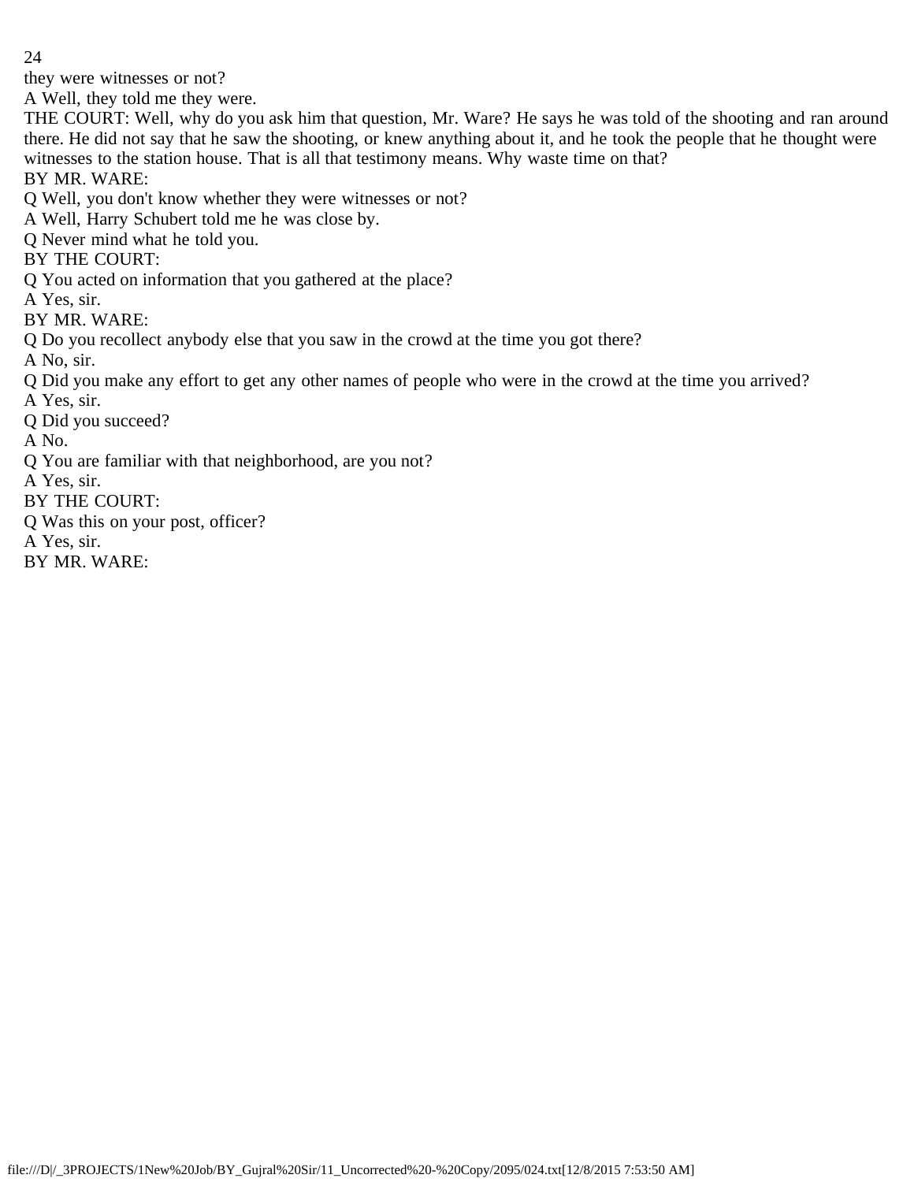they were witnesses or not?

A Well, they told me they were.

THE COURT: Well, why do you ask him that question, Mr. Ware? He says he was told of the shooting and ran around there. He did not say that he saw the shooting, or knew anything about it, and he took the people that he thought were witnesses to the station house. That is all that testimony means. Why waste time on that?

BY MR. WARE:

Q Well, you don't know whether they were witnesses or not?

A Well, Harry Schubert told me he was close by.

Q Never mind what he told you.

BY THE COURT:

Q You acted on information that you gathered at the place?

A Yes, sir.

BY MR. WARE:

Q Do you recollect anybody else that you saw in the crowd at the time you got there?

A No, sir.

Q Did you make any effort to get any other names of people who were in the crowd at the time you arrived?

A Yes, sir.

Q Did you succeed?

A No.

Q You are familiar with that neighborhood, are you not?

A Yes, sir.

BY THE COURT:

Q Was this on your post, officer?

A Yes, sir.

BY MR. WARE: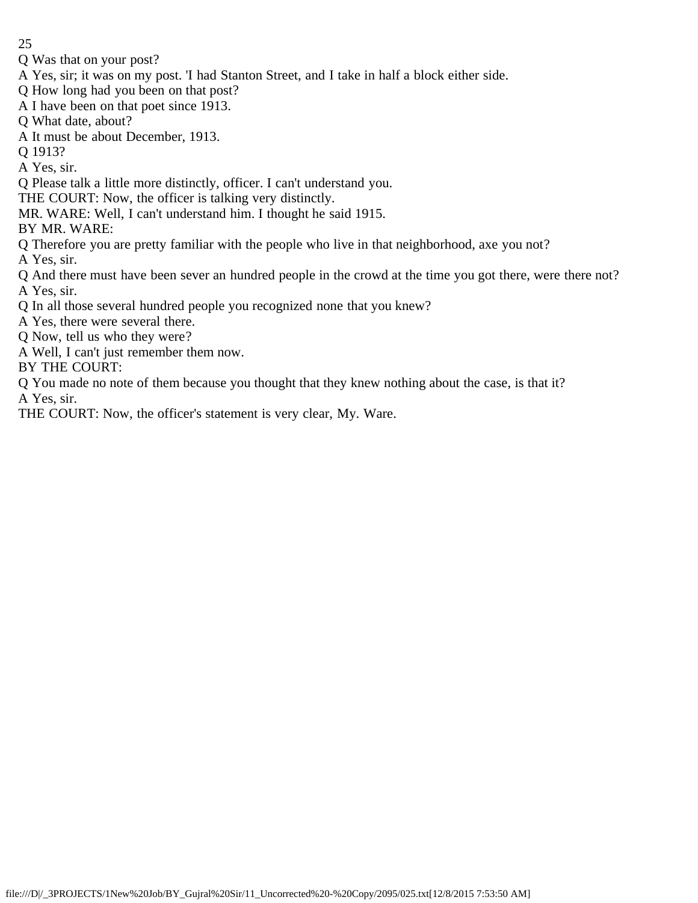Q Was that on your post?

A Yes, sir; it was on my post. 'I had Stanton Street, and I take in half a block either side.

Q How long had you been on that post?

A I have been on that poet since 1913.

Q What date, about?

A It must be about December, 1913.

Q 1913?

A Yes, sir.

Q Please talk a little more distinctly, officer. I can't understand you.

THE COURT: Now, the officer is talking very distinctly.

MR. WARE: Well, I can't understand him. I thought he said 1915.

BY MR. WARE:

Q Therefore you are pretty familiar with the people who live in that neighborhood, axe you not?

A Yes, sir.

Q And there must have been sever an hundred people in the crowd at the time you got there, were there not?

A Yes, sir.

Q In all those several hundred people you recognized none that you knew?

A Yes, there were several there.

Q Now, tell us who they were?

A Well, I can't just remember them now.

BY THE COURT:

Q You made no note of them because you thought that they knew nothing about the case, is that it?

A Yes, sir.

THE COURT: Now, the officer's statement is very clear, My. Ware.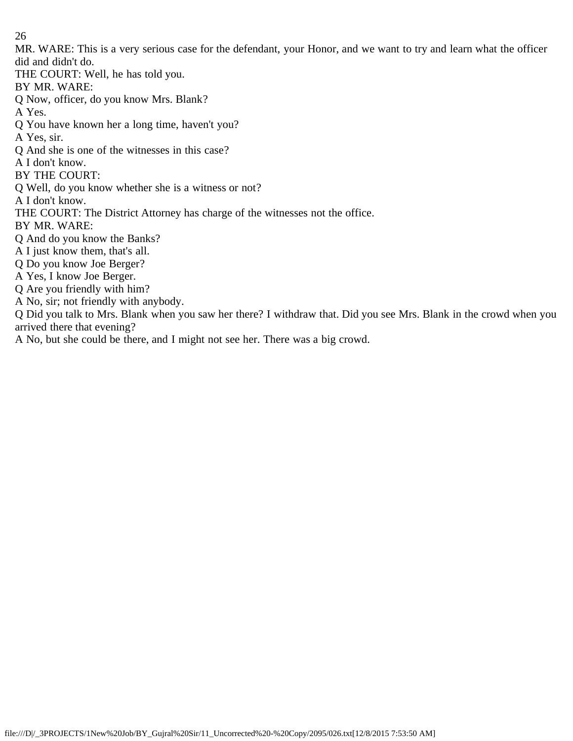MR. WARE: This is a very serious case for the defendant, your Honor, and we want to try and learn what the officer did and didn't do.

THE COURT: Well, he has told you.

BY MR. WARE:

Q Now, officer, do you know Mrs. Blank?

A Yes.

Q You have known her a long time, haven't you?

A Yes, sir.

Q And she is one of the witnesses in this case?

A I don't know.

BY THE COURT:

Q Well, do you know whether she is a witness or not?

A I don't know.

THE COURT: The District Attorney has charge of the witnesses not the office.

BY MR. WARE:

Q And do you know the Banks?

A I just know them, that's all.

Q Do you know Joe Berger?

A Yes, I know Joe Berger.

Q Are you friendly with him?

A No, sir; not friendly with anybody.

Q Did you talk to Mrs. Blank when you saw her there? I withdraw that. Did you see Mrs. Blank in the crowd when you arrived there that evening?

A No, but she could be there, and I might not see her. There was a big crowd.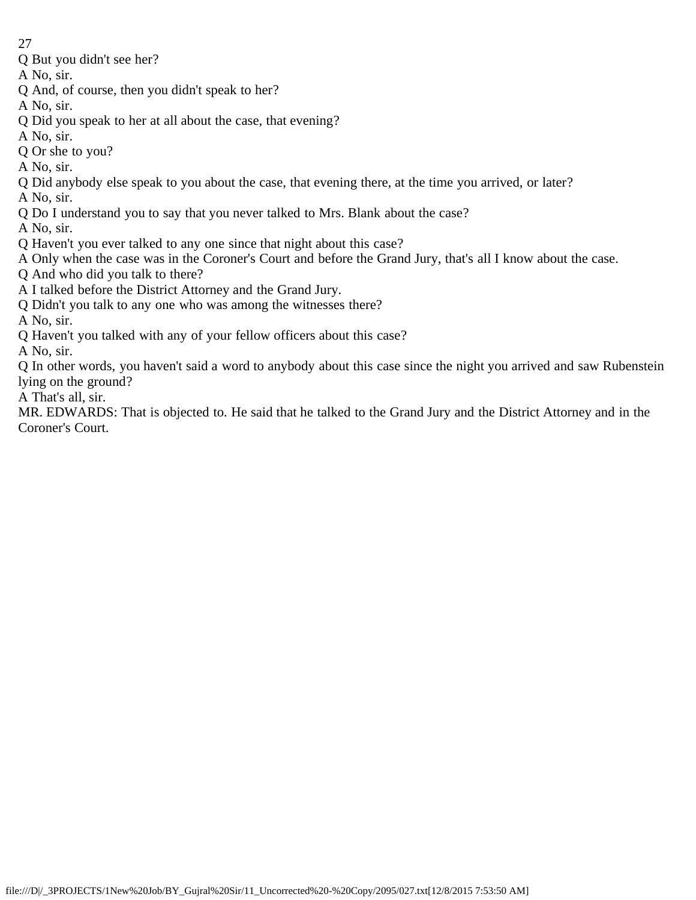Q But you didn't see her?

A No, sir.

Q And, of course, then you didn't speak to her?

A No, sir.

Q Did you speak to her at all about the case, that evening?

A No, sir.

Q Or she to you?

A No, sir.

Q Did anybody else speak to you about the case, that evening there, at the time you arrived, or later?

A No, sir.

Q Do I understand you to say that you never talked to Mrs. Blank about the case?

A No, sir.

Q Haven't you ever talked to any one since that night about this case?

A Only when the case was in the Coroner's Court and before the Grand Jury, that's all I know about the case.

Q And who did you talk to there?

A I talked before the District Attorney and the Grand Jury.

Q Didn't you talk to any one who was among the witnesses there?

A No, sir.

Q Haven't you talked with any of your fellow officers about this case?

A No, sir.

Q In other words, you haven't said a word to anybody about this case since the night you arrived and saw Rubenstein lying on the ground?

A That's all, sir.

MR. EDWARDS: That is objected to. He said that he talked to the Grand Jury and the District Attorney and in the Coroner's Court.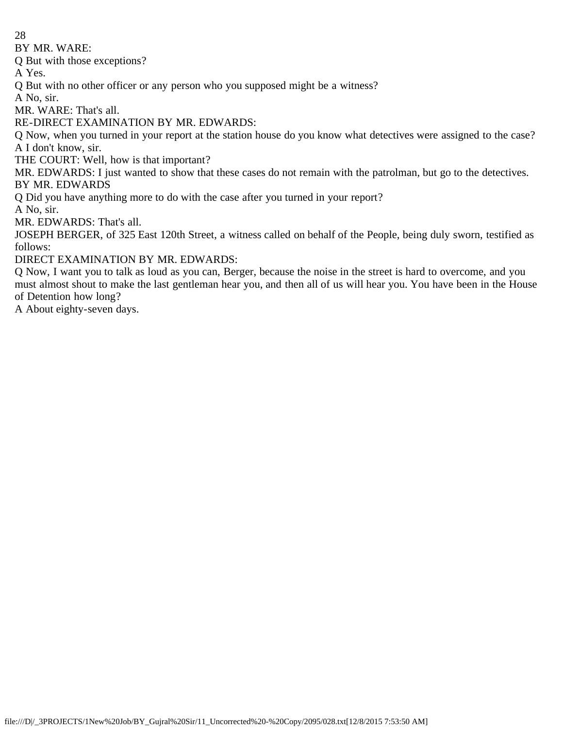BY MR. WARE:

Q But with those exceptions?

A Yes.

Q But with no other officer or any person who you supposed might be a witness?

A No, sir.

MR. WARE: That's all.

RE-DIRECT EXAMINATION BY MR. EDWARDS:

Q Now, when you turned in your report at the station house do you know what detectives were assigned to the case?

A I don't know, sir.

THE COURT: Well, how is that important?

MR. EDWARDS: I just wanted to show that these cases do not remain with the patrolman, but go to the detectives.

BY MR. EDWARDS

Q Did you have anything more to do with the case after you turned in your report?

A No, sir.

MR. EDWARDS: That's all.

JOSEPH BERGER, of 325 East 120th Street, a witness called on behalf of the People, being duly sworn, testified as follows:

DIRECT EXAMINATION BY MR. EDWARDS:

Q Now, I want you to talk as loud as you can, Berger, because the noise in the street is hard to overcome, and you must almost shout to make the last gentleman hear you, and then all of us will hear you. You have been in the House of Detention how long?

A About eighty-seven days.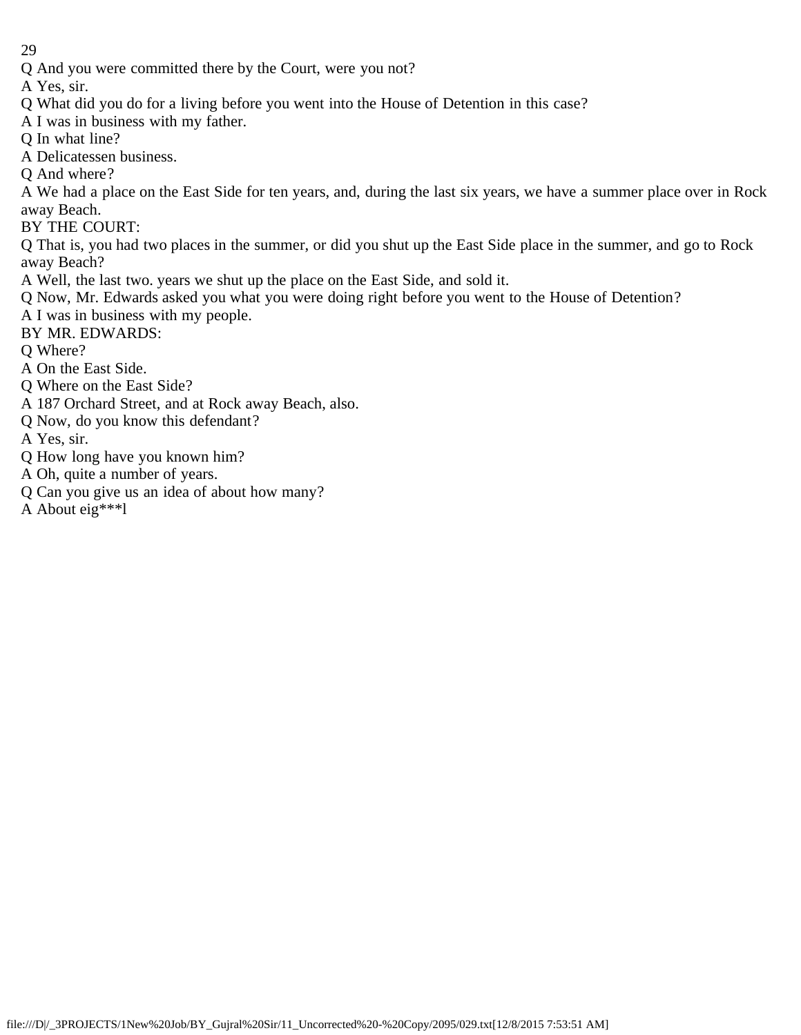Q And you were committed there by the Court, were you not?

A Yes, sir.

Q What did you do for a living before you went into the House of Detention in this case?

A I was in business with my father.

Q In what line?

A Delicatessen business.

Q And where?

A We had a place on the East Side for ten years, and, during the last six years, we have a summer place over in Rock away Beach.

BY THE COURT:

Q That is, you had two places in the summer, or did you shut up the East Side place in the summer, and go to Rock away Beach?

A Well, the last two. years we shut up the place on the East Side, and sold it.

Q Now, Mr. Edwards asked you what you were doing right before you went to the House of Detention?

A I was in business with my people.

BY MR. EDWARDS:

Q Where?

A On the East Side.

Q Where on the East Side?

A 187 Orchard Street, and at Rock away Beach, also.

Q Now, do you know this defendant?

A Yes, sir.

Q How long have you known him?

A Oh, quite a number of years.

Q Can you give us an idea of about how many?

A About eig***l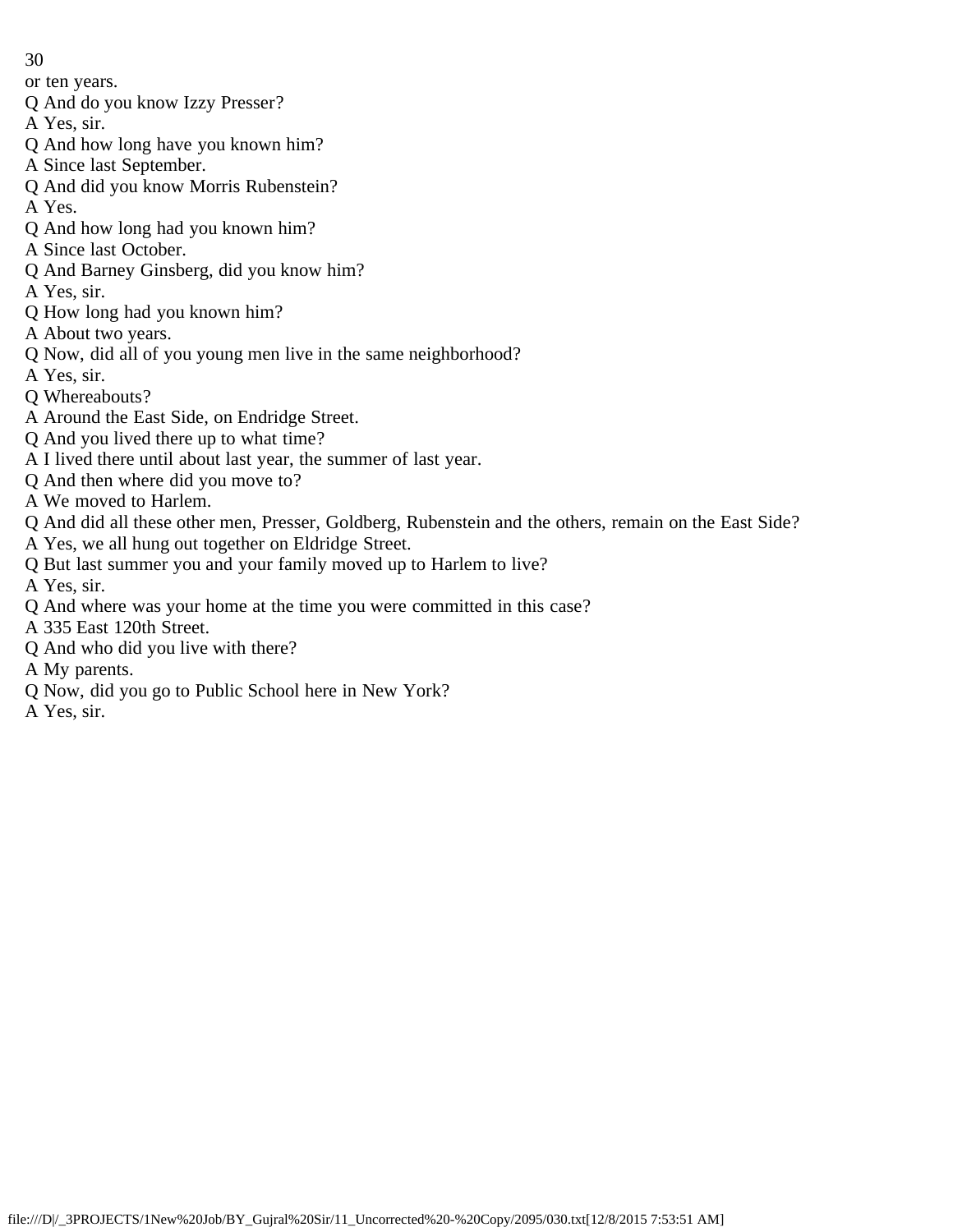or ten years.

Q And do you know Izzy Presser?

A Yes, sir.

Q And how long have you known him?

A Since last September.

Q And did you know Morris Rubenstein?

A Yes.

Q And how long had you known him?

A Since last October.

Q And Barney Ginsberg, did you know him?

A Yes, sir.

Q How long had you known him?

A About two years.

Q Now, did all of you young men live in the same neighborhood?

A Yes, sir.

Q Whereabouts?

A Around the East Side, on Endridge Street.

Q And you lived there up to what time?

A I lived there until about last year, the summer of last year.

Q And then where did you move to?

A We moved to Harlem.

Q And did all these other men, Presser, Goldberg, Rubenstein and the others, remain on the East Side?

A Yes, we all hung out together on Eldridge Street.

Q But last summer you and your family moved up to Harlem to live?

A Yes, sir.

Q And where was your home at the time you were committed in this case?

A 335 East 120th Street.

Q And who did you live with there?

A My parents.

Q Now, did you go to Public School here in New York?

A Yes, sir.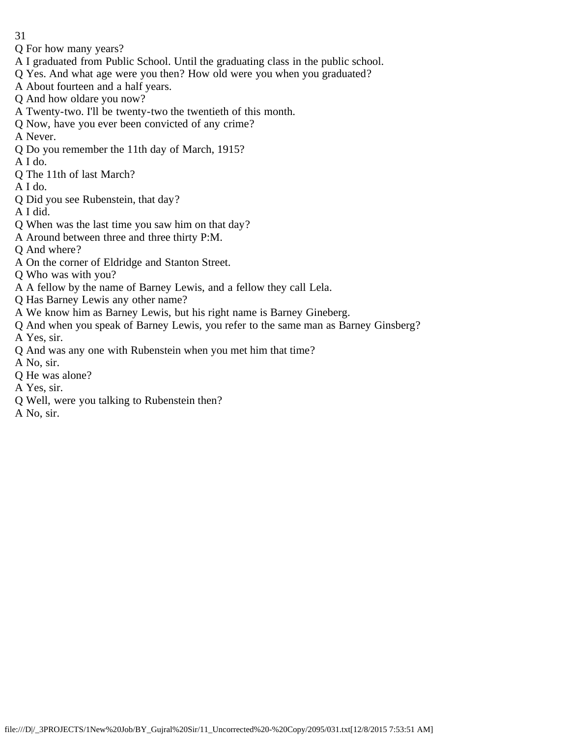Q For how many years?
A I graduated from Public School. Until the graduating class in the public school.
Q Yes. And what age were you then? How old were you when you graduated?
A About fourteen and a half years.
Q And how oldare you now?
A Twenty-two. I'll be twenty-two the twentieth of this month.
Q Now, have you ever been convicted of any crime?
A Never.
Q Do you remember the 11th day of March, 1915?
A I do.
Q The 11th of last March?
A I do.
Q Did you see Rubenstein, that day?
A I did.
Q When was the last time you saw him on that day?
A Around between three and three thirty P:M.
Q And where?
A On the corner of Eldridge and Stanton Street.
Q Who was with you?
A A fellow by the name of Barney Lewis, and a fellow they call Lela.
Q Has Barney Lewis any other name?
A We know him as Barney Lewis, but his right name is Barney Gineberg.
Q And when you speak of Barney Lewis, you refer to the same man as Barney Ginsberg?
A Yes, sir.
Q And was any one with Rubenstein when you met him that time?
A No, sir.
Q He was alone?
A Yes, sir.
Q Well, were you talking to Rubenstein then?
A No, sir.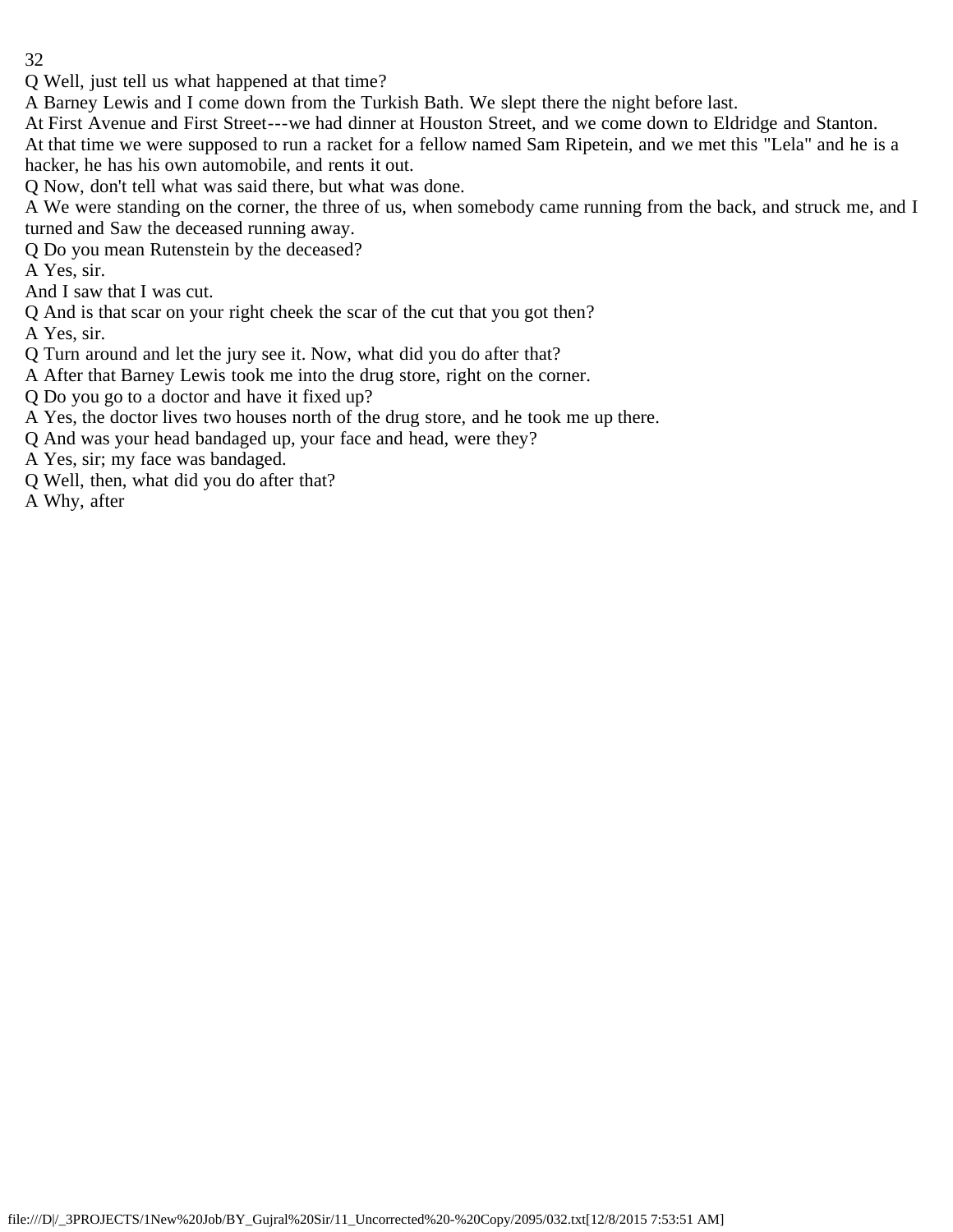Q Well, just tell us what happened at that time?

A Barney Lewis and I come down from the Turkish Bath. We slept there the night before last.

At First Avenue and First Street---we had dinner at Houston Street, and we come down to Eldridge and Stanton.

At that time we were supposed to run a racket for a fellow named Sam Ripetein, and we met this "Lela" and he is a hacker, he has his own automobile, and rents it out.

Q Now, don't tell what was said there, but what was done.

A We were standing on the corner, the three of us, when somebody came running from the back, and struck me, and I turned and Saw the deceased running away.

Q Do you mean Rutenstein by the deceased?

A Yes, sir.

And I saw that I was cut.

Q And is that scar on your right cheek the scar of the cut that you got then?

A Yes, sir.

Q Turn around and let the jury see it. Now, what did you do after that?

A After that Barney Lewis took me into the drug store, right on the corner.

Q Do you go to a doctor and have it fixed up?

A Yes, the doctor lives two houses north of the drug store, and he took me up there.

Q And was your head bandaged up, your face and head, were they?

A Yes, sir; my face was bandaged.

Q Well, then, what did you do after that?

A Why, after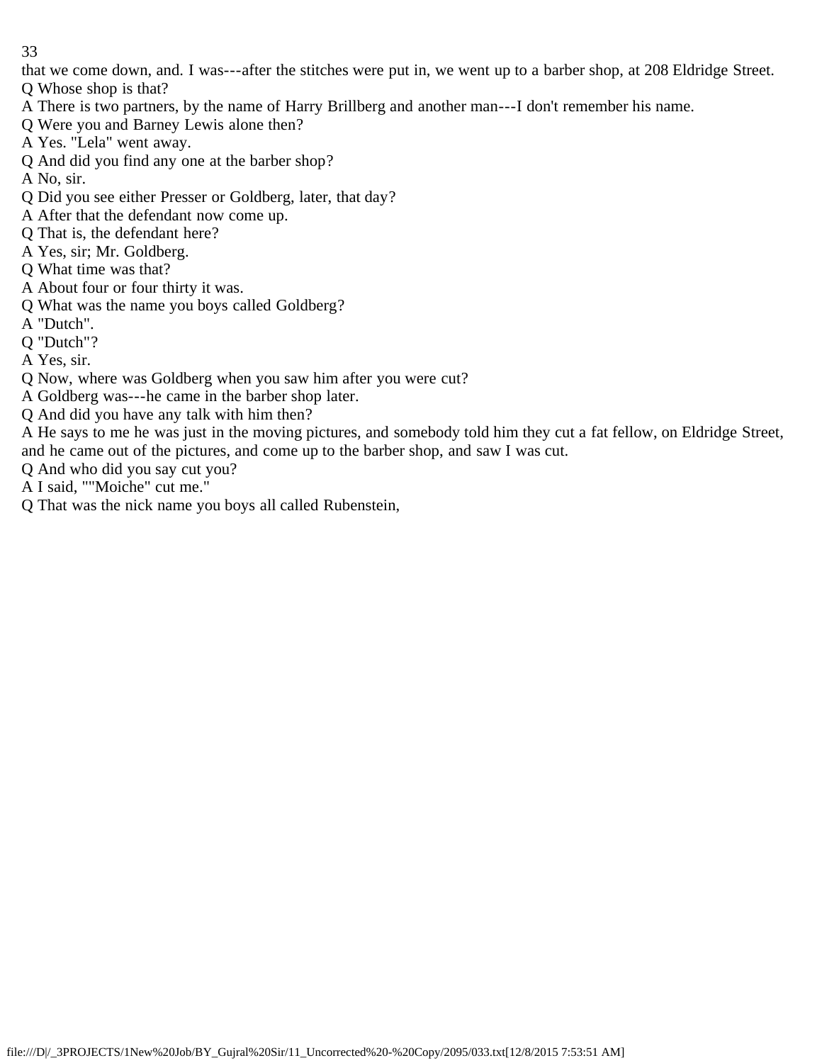that we come down, and. I was---after the stitches were put in, we went up to a barber shop, at 208 Eldridge Street.

Q Whose shop is that?

A There is two partners, by the name of Harry Brillberg and another man---I don't remember his name.

Q Were you and Barney Lewis alone then?

A Yes. "Lela" went away.

Q And did you find any one at the barber shop?

A No, sir.

Q Did you see either Presser or Goldberg, later, that day?

A After that the defendant now come up.

Q That is, the defendant here?

A Yes, sir; Mr. Goldberg.

Q What time was that?

A About four or four thirty it was.

Q What was the name you boys called Goldberg?

A "Dutch".

Q "Dutch"?

A Yes, sir.

Q Now, where was Goldberg when you saw him after you were cut?

A Goldberg was---he came in the barber shop later.

Q And did you have any talk with him then?

A He says to me he was just in the moving pictures, and somebody told him they cut a fat fellow, on Eldridge Street, and he came out of the pictures, and come up to the barber shop, and saw I was cut.

Q And who did you say cut you?

A I said, ""Moiche" cut me."

Q That was the nick name you boys all called Rubenstein,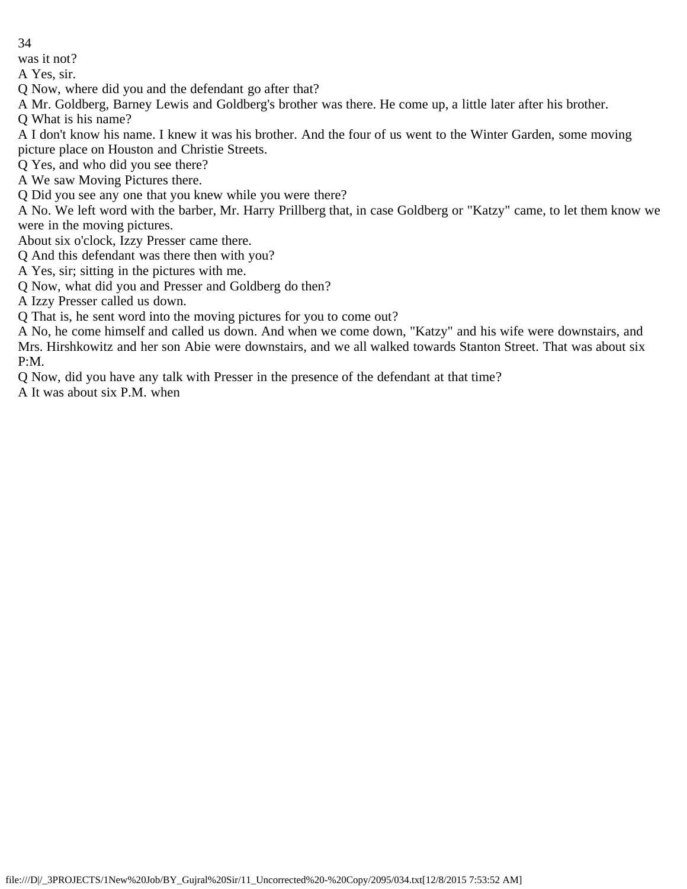was it not?

A Yes, sir.

Q Now, where did you and the defendant go after that?

A Mr. Goldberg, Barney Lewis and Goldberg's brother was there. He come up, a little later after his brother.

Q What is his name?

A I don't know his name. I knew it was his brother. And the four of us went to the Winter Garden, some moving picture place on Houston and Christie Streets.

Q Yes, and who did you see there?

A We saw Moving Pictures there.

Q Did you see any one that you knew while you were there?

A No. We left word with the barber, Mr. Harry Prillberg that, in case Goldberg or "Katzy" came, to let them know we were in the moving pictures.

About six o'clock, Izzy Presser came there.

Q And this defendant was there then with you?

A Yes, sir; sitting in the pictures with me.

Q Now, what did you and Presser and Goldberg do then?

A Izzy Presser called us down.

Q That is, he sent word into the moving pictures for you to come out?

A No, he come himself and called us down. And when we come down, "Katzy" and his wife were downstairs, and Mrs. Hirshkowitz and her son Abie were downstairs, and we all walked towards Stanton Street. That was about six P:M.

Q Now, did you have any talk with Presser in the presence of the defendant at that time?

A It was about six P.M. when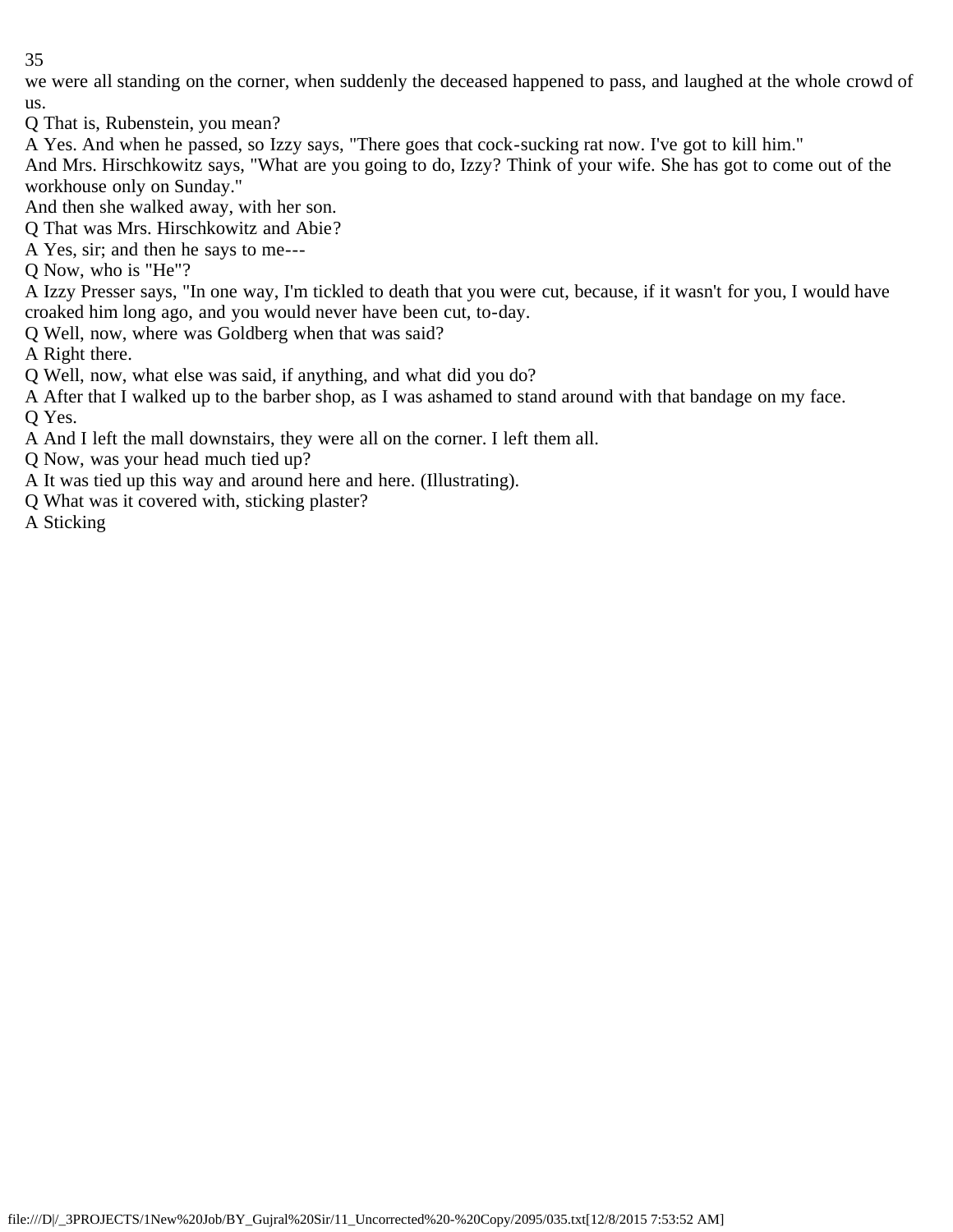we were all standing on the corner, when suddenly the deceased happened to pass, and laughed at the whole crowd of us.

Q That is, Rubenstein, you mean?

A Yes. And when he passed, so Izzy says, "There goes that cock-sucking rat now. I've got to kill him."

And Mrs. Hirschkowitz says, "What are you going to do, Izzy? Think of your wife. She has got to come out of the workhouse only on Sunday."

And then she walked away, with her son.

Q That was Mrs. Hirschkowitz and Abie?

A Yes, sir; and then he says to me---

Q Now, who is "He"?

A Izzy Presser says, "In one way, I'm tickled to death that you were cut, because, if it wasn't for you, I would have croaked him long ago, and you would never have been cut, to-day.

Q Well, now, where was Goldberg when that was said?

A Right there.

Q Well, now, what else was said, if anything, and what did you do?

A After that I walked up to the barber shop, as I was ashamed to stand around with that bandage on my face.

Q Yes.

A And I left the mall downstairs, they were all on the corner. I left them all.

Q Now, was your head much tied up?

A It was tied up this way and around here and here. (Illustrating).

Q What was it covered with, sticking plaster?

A Sticking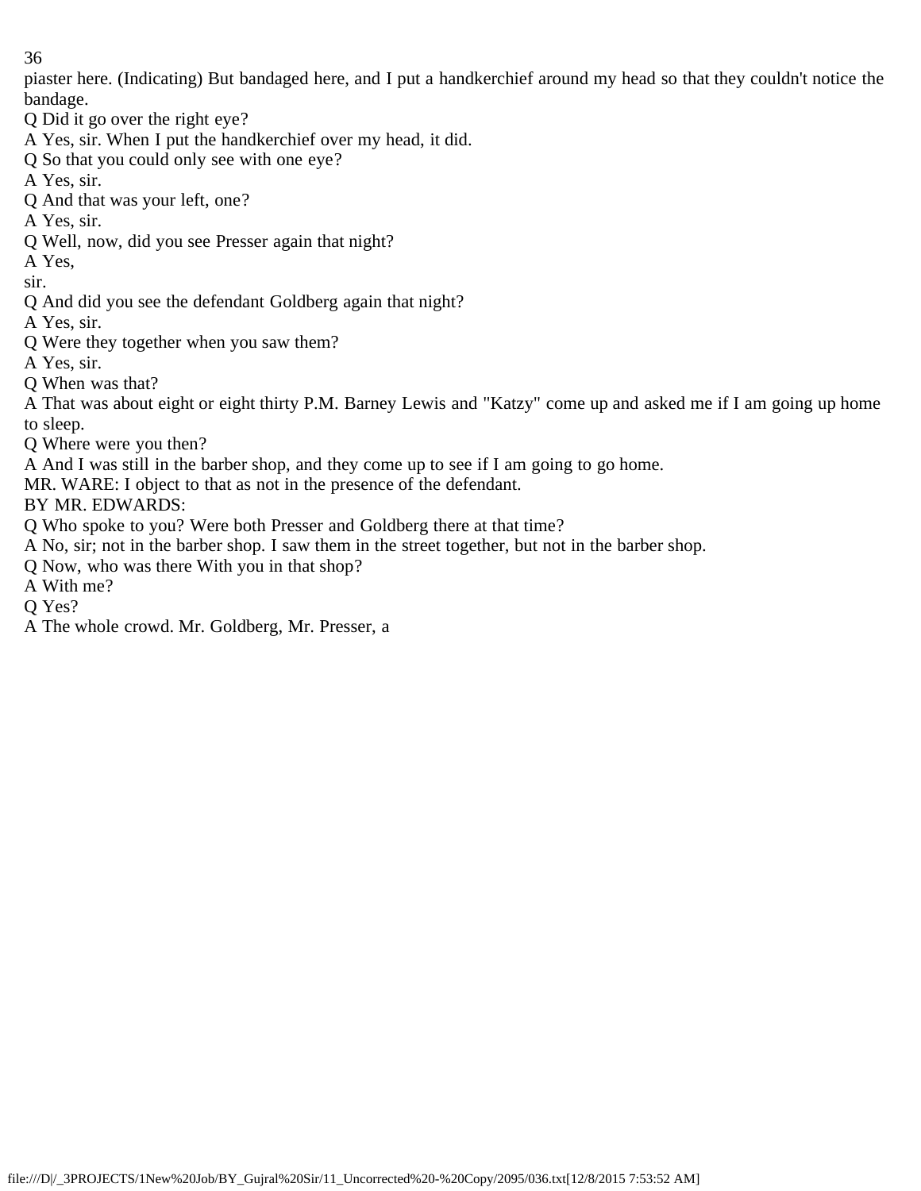piaster here. (Indicating) But bandaged here, and I put a handkerchief around my head so that they couldn't notice the bandage.

Q Did it go over the right eye?

A Yes, sir. When I put the handkerchief over my head, it did.

Q So that you could only see with one eye?

A Yes, sir.

Q And that was your left, one?

A Yes, sir.

Q Well, now, did you see Presser again that night?

A Yes,
sir.

Q And did you see the defendant Goldberg again that night?

A Yes, sir.

Q Were they together when you saw them?

A Yes, sir.

Q When was that?

A That was about eight or eight thirty P.M. Barney Lewis and "Katzy" come up and asked me if I am going up home to sleep.

Q Where were you then?

A And I was still in the barber shop, and they come up to see if I am going to go home.

MR. WARE: I object to that as not in the presence of the defendant.

BY MR. EDWARDS:

Q Who spoke to you? Were both Presser and Goldberg there at that time?

A No, sir; not in the barber shop. I saw them in the street together, but not in the barber shop.

Q Now, who was there With you in that shop?

A With me?

Q Yes?

A The whole crowd. Mr. Goldberg, Mr. Presser, a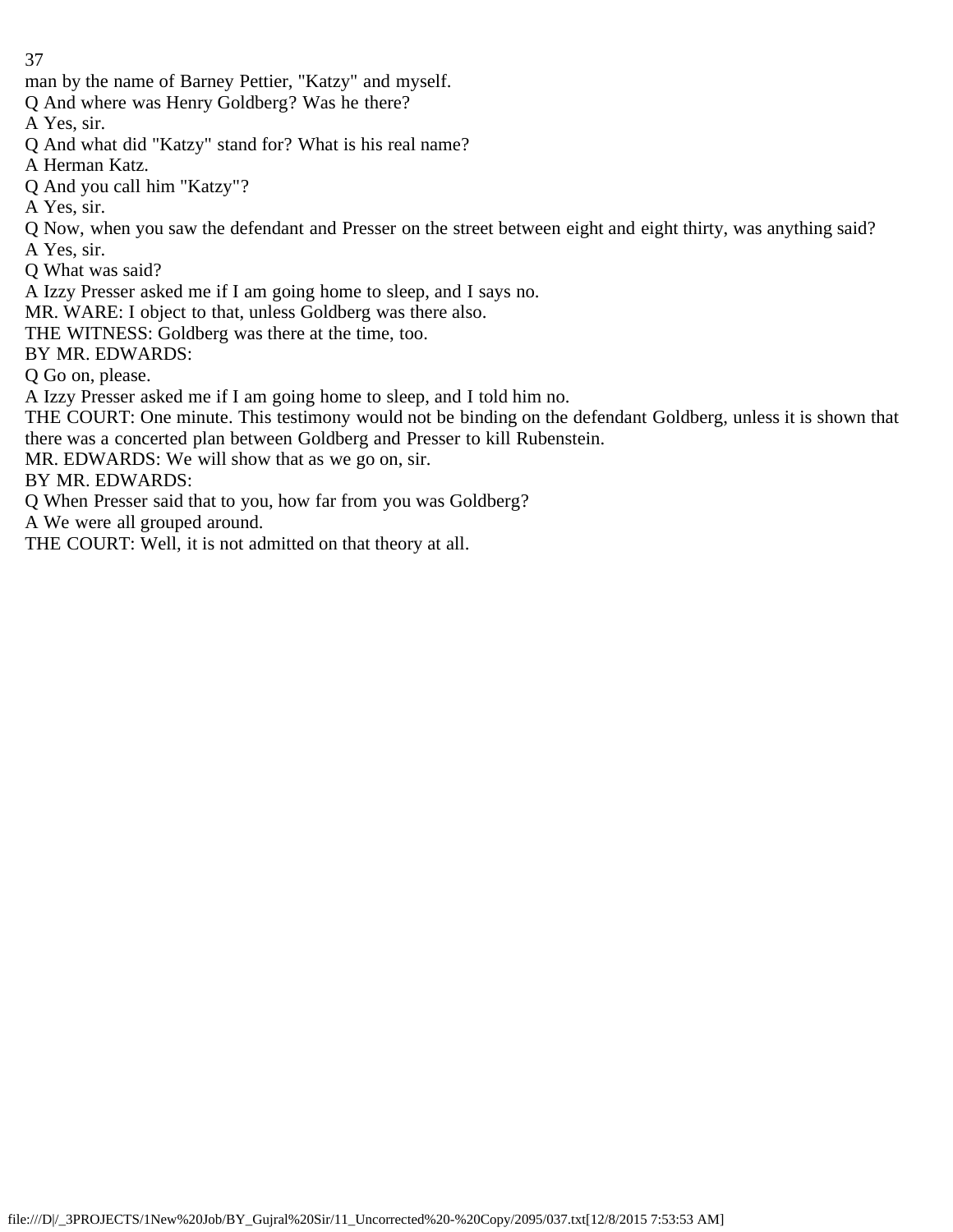man by the name of Barney Pettier, "Katzy" and myself.

Q And where was Henry Goldberg? Was he there?

A Yes, sir.

Q And what did "Katzy" stand for? What is his real name?

A Herman Katz.

Q And you call him "Katzy"?

A Yes, sir.

Q Now, when you saw the defendant and Presser on the street between eight and eight thirty, was anything said?

A Yes, sir.

Q What was said?

A Izzy Presser asked me if I am going home to sleep, and I says no.

MR. WARE: I object to that, unless Goldberg was there also.

THE WITNESS: Goldberg was there at the time, too.

BY MR. EDWARDS:

Q Go on, please.

A Izzy Presser asked me if I am going home to sleep, and I told him no.

THE COURT: One minute. This testimony would not be binding on the defendant Goldberg, unless it is shown that there was a concerted plan between Goldberg and Presser to kill Rubenstein.

MR. EDWARDS: We will show that as we go on, sir.

BY MR. EDWARDS:

Q When Presser said that to you, how far from you was Goldberg?

A We were all grouped around.

THE COURT: Well, it is not admitted on that theory at all.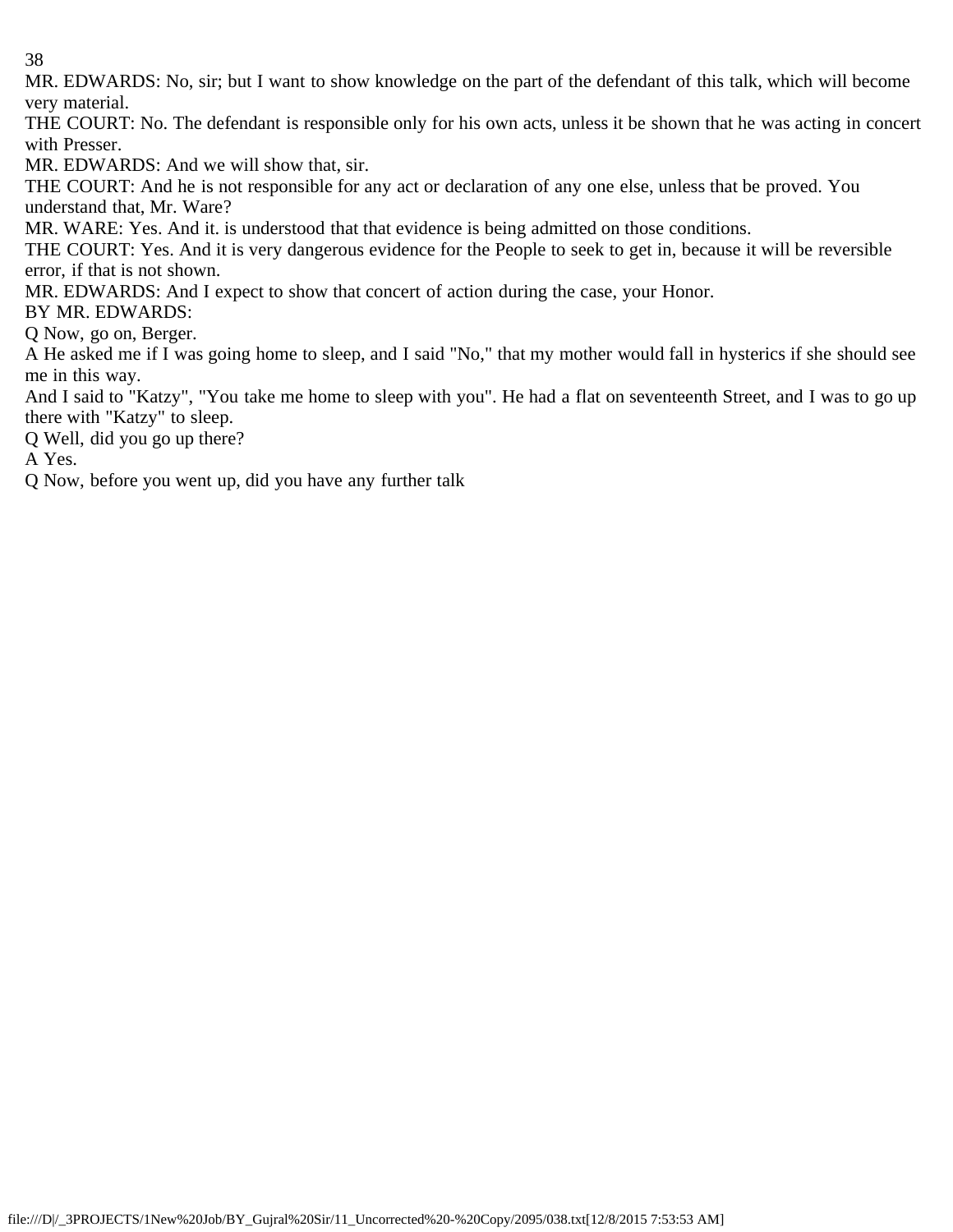MR. EDWARDS: No, sir; but I want to show knowledge on the part of the defendant of this talk, which will become very material.

THE COURT: No. The defendant is responsible only for his own acts, unless it be shown that he was acting in concert with Presser.

MR. EDWARDS: And we will show that, sir.

THE COURT: And he is not responsible for any act or declaration of any one else, unless that be proved. You understand that, Mr. Ware?

MR. WARE: Yes. And it. is understood that that evidence is being admitted on those conditions.

THE COURT: Yes. And it is very dangerous evidence for the People to seek to get in, because it will be reversible error, if that is not shown.

MR. EDWARDS: And I expect to show that concert of action during the case, your Honor.

BY MR. EDWARDS:

Q Now, go on, Berger.

A He asked me if I was going home to sleep, and I said "No," that my mother would fall in hysterics if she should see me in this way.

And I said to "Katzy", "You take me home to sleep with you". He had a flat on seventeenth Street, and I was to go up there with "Katzy" to sleep.

Q Well, did you go up there?

A Yes.

Q Now, before you went up, did you have any further talk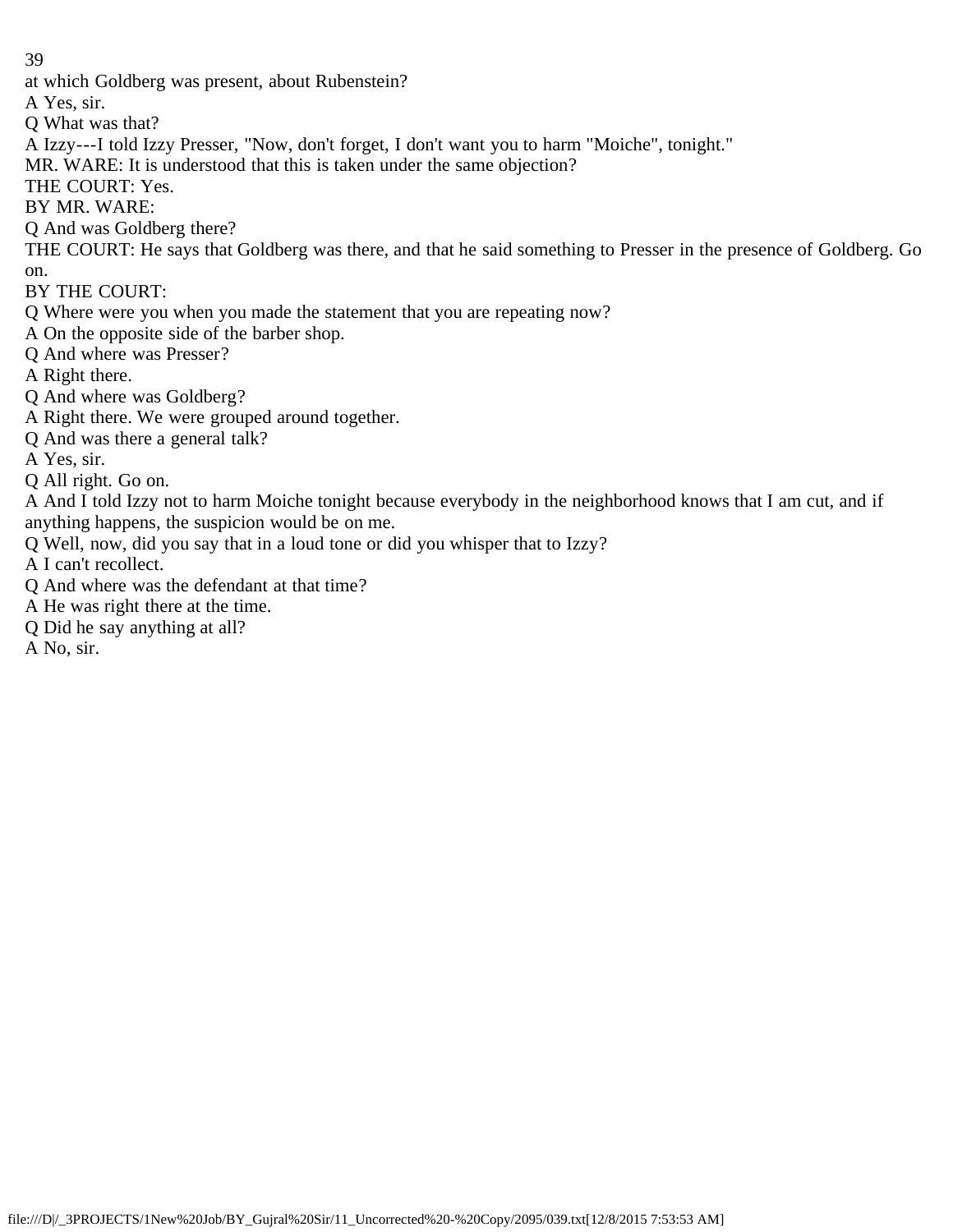at which Goldberg was present, about Rubenstein?

A Yes, sir.

Q What was that?

A Izzy---I told Izzy Presser, "Now, don't forget, I don't want you to harm "Moiche", tonight."

MR. WARE: It is understood that this is taken under the same objection?

THE COURT: Yes.

BY MR. WARE:

Q And was Goldberg there?

THE COURT: He says that Goldberg was there, and that he said something to Presser in the presence of Goldberg. Go on.

BY THE COURT:

Q Where were you when you made the statement that you are repeating now?

A On the opposite side of the barber shop.

Q And where was Presser?

A Right there.

Q And where was Goldberg?

A Right there. We were grouped around together.

Q And was there a general talk?

A Yes, sir.

Q All right. Go on.

A And I told Izzy not to harm Moiche tonight because everybody in the neighborhood knows that I am cut, and if anything happens, the suspicion would be on me.

Q Well, now, did you say that in a loud tone or did you whisper that to Izzy?

A I can't recollect.

Q And where was the defendant at that time?

A He was right there at the time.

Q Did he say anything at all?

A No, sir.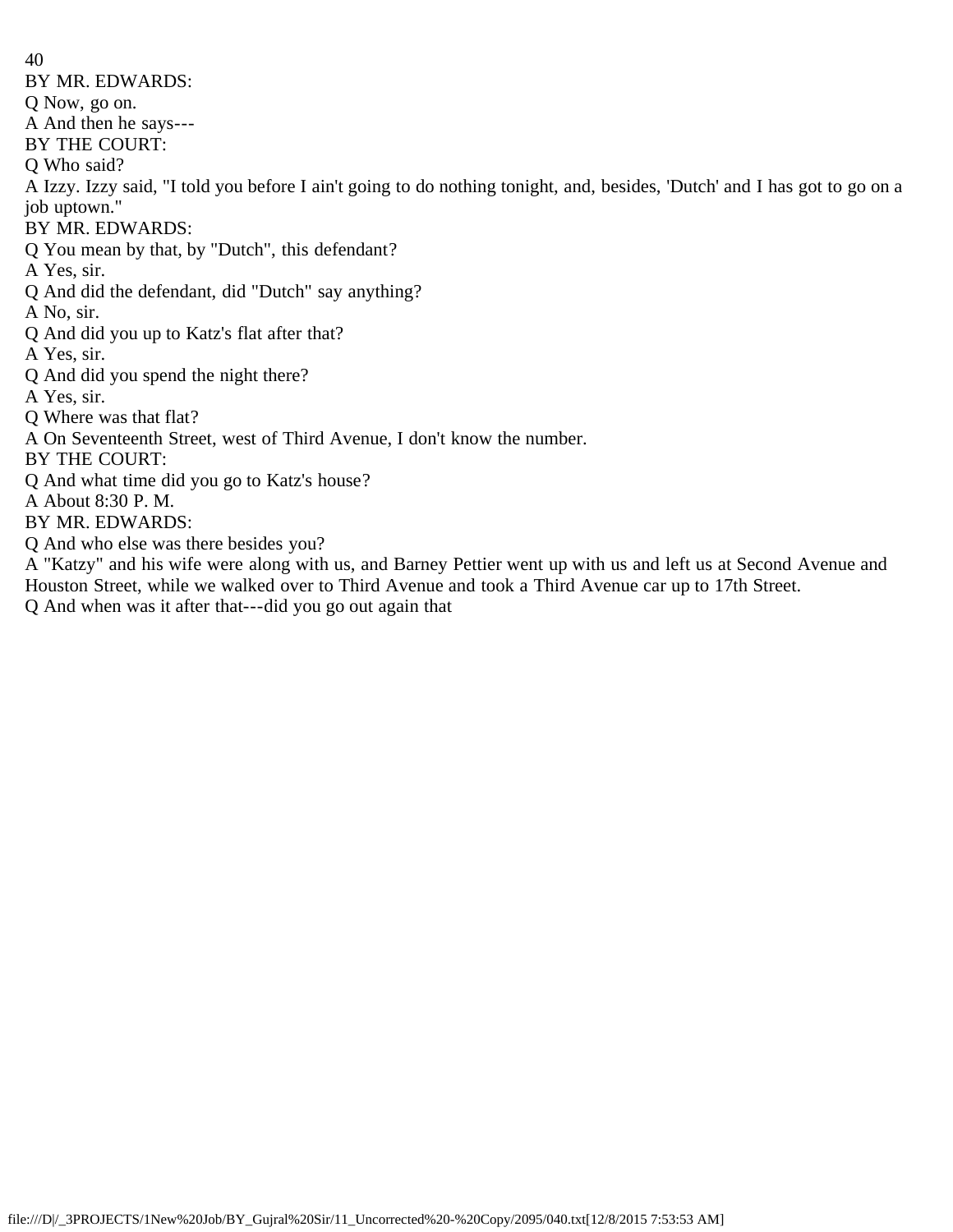BY MR. EDWARDS:

Q Now, go on.

A And then he says---

BY THE COURT:

Q Who said?

A Izzy. Izzy said, "I told you before I ain't going to do nothing tonight, and, besides, 'Dutch' and I has got to go on a job uptown."

BY MR. EDWARDS:

Q You mean by that, by "Dutch", this defendant?

A Yes, sir.

Q And did the defendant, did "Dutch" say anything?

A No, sir.

Q And did you up to Katz's flat after that?

A Yes, sir.

Q And did you spend the night there?

A Yes, sir.

Q Where was that flat?

A On Seventeenth Street, west of Third Avenue, I don't know the number.

BY THE COURT:

Q And what time did you go to Katz's house?

A About 8:30 P. M.

BY MR. EDWARDS:

Q And who else was there besides you?

A "Katzy" and his wife were along with us, and Barney Pettier went up with us and left us at Second Avenue and Houston Street, while we walked over to Third Avenue and took a Third Avenue car up to 17th Street.

Q And when was it after that---did you go out again that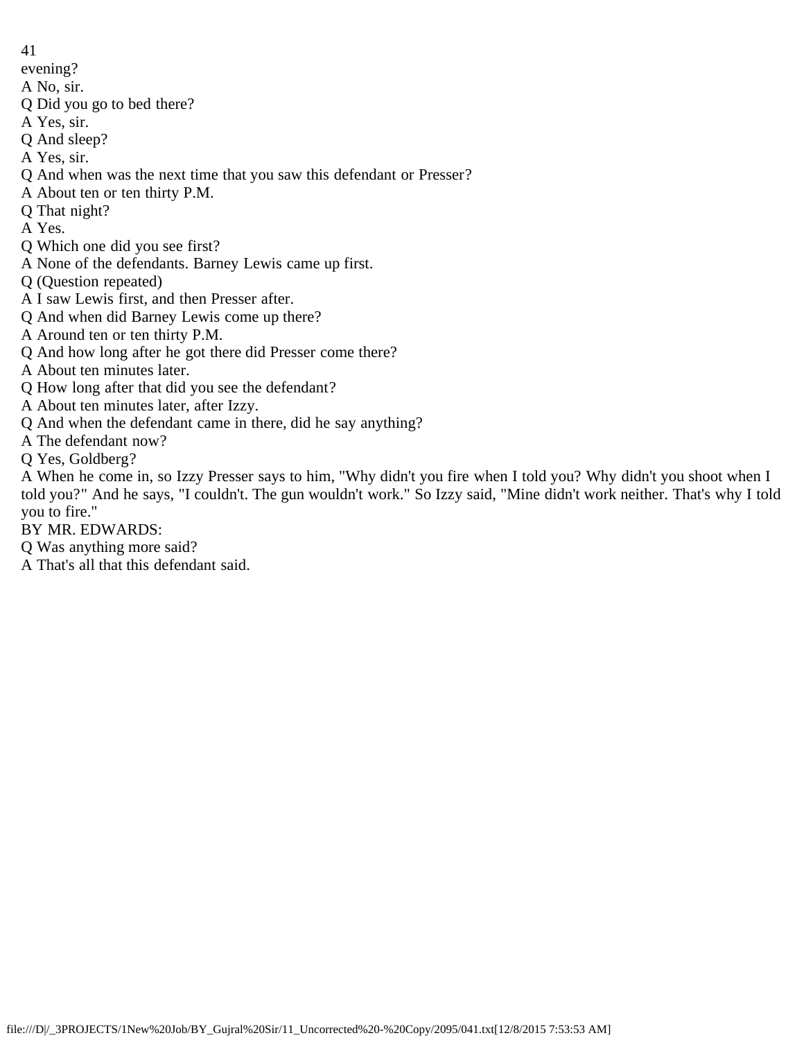evening?

A No, sir.

Q Did you go to bed there?

A Yes, sir.

Q And sleep?

A Yes, sir.

Q And when was the next time that you saw this defendant or Presser?

A About ten or ten thirty P.M.

Q That night?

A Yes.

Q Which one did you see first?

A None of the defendants. Barney Lewis came up first.

Q (Question repeated)

A I saw Lewis first, and then Presser after.

Q And when did Barney Lewis come up there?

A Around ten or ten thirty P.M.

Q And how long after he got there did Presser come there?

A About ten minutes later.

Q How long after that did you see the defendant?

A About ten minutes later, after Izzy.

Q And when the defendant came in there, did he say anything?

A The defendant now?

Q Yes, Goldberg?

A When he come in, so Izzy Presser says to him, "Why didn't you fire when I told you? Why didn't you shoot when I told you?" And he says, "I couldn't. The gun wouldn't work." So Izzy said, "Mine didn't work neither. That's why I told you to fire."

BY MR. EDWARDS:

Q Was anything more said?

A That's all that this defendant said.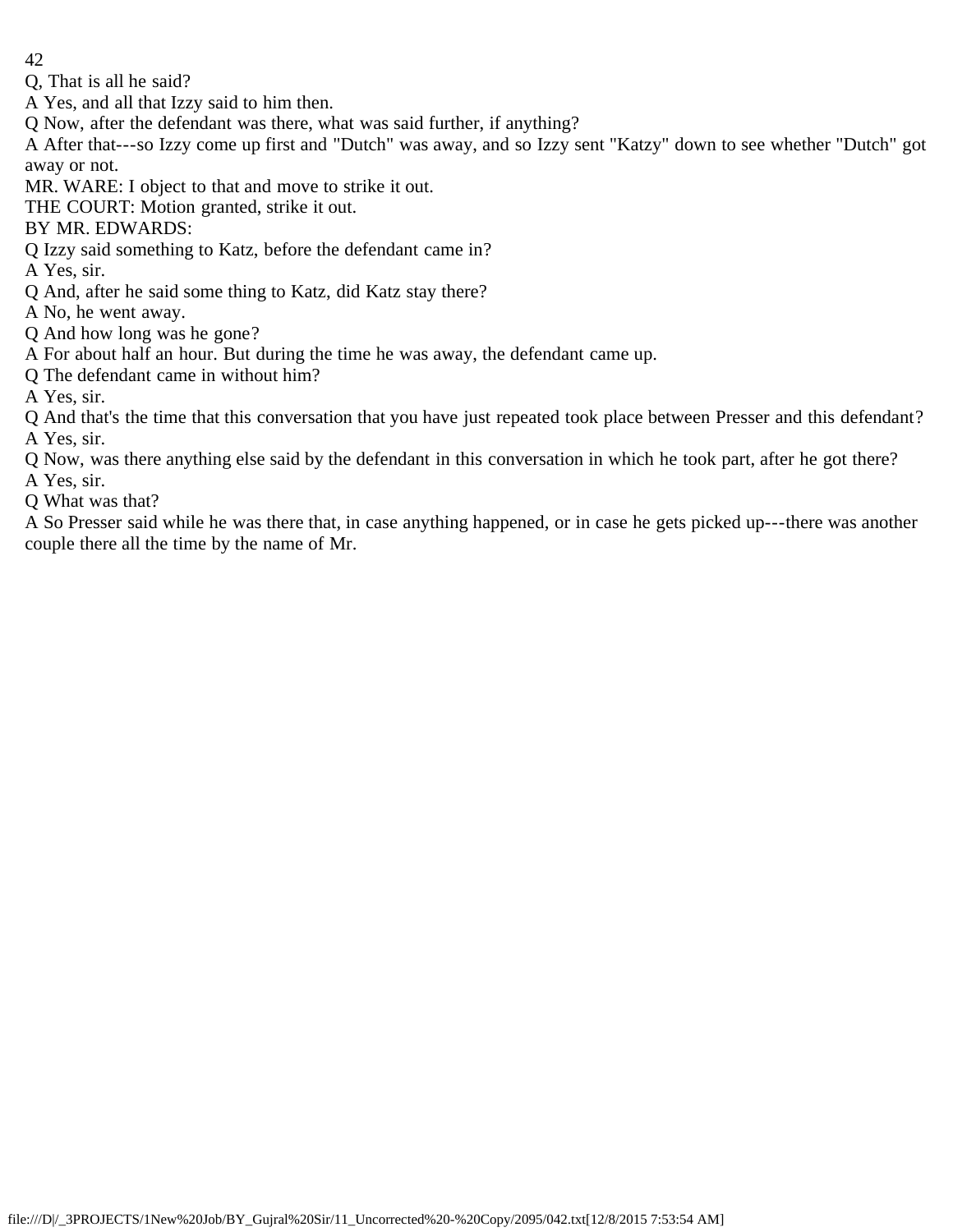Q, That is all he said?

A Yes, and all that Izzy said to him then.

Q Now, after the defendant was there, what was said further, if anything?

A After that---so Izzy come up first and "Dutch" was away, and so Izzy sent "Katzy" down to see whether "Dutch" got away or not.

MR. WARE: I object to that and move to strike it out.

THE COURT: Motion granted, strike it out.

BY MR. EDWARDS:

Q Izzy said something to Katz, before the defendant came in?

A Yes, sir.

Q And, after he said some thing to Katz, did Katz stay there?

A No, he went away.

Q And how long was he gone?

A For about half an hour. But during the time he was away, the defendant came up.

Q The defendant came in without him?

A Yes, sir.

Q And that's the time that this conversation that you have just repeated took place between Presser and this defendant?

A Yes, sir.

Q Now, was there anything else said by the defendant in this conversation in which he took part, after he got there?

A Yes, sir.

Q What was that?

A So Presser said while he was there that, in case anything happened, or in case he gets picked up---there was another couple there all the time by the name of Mr.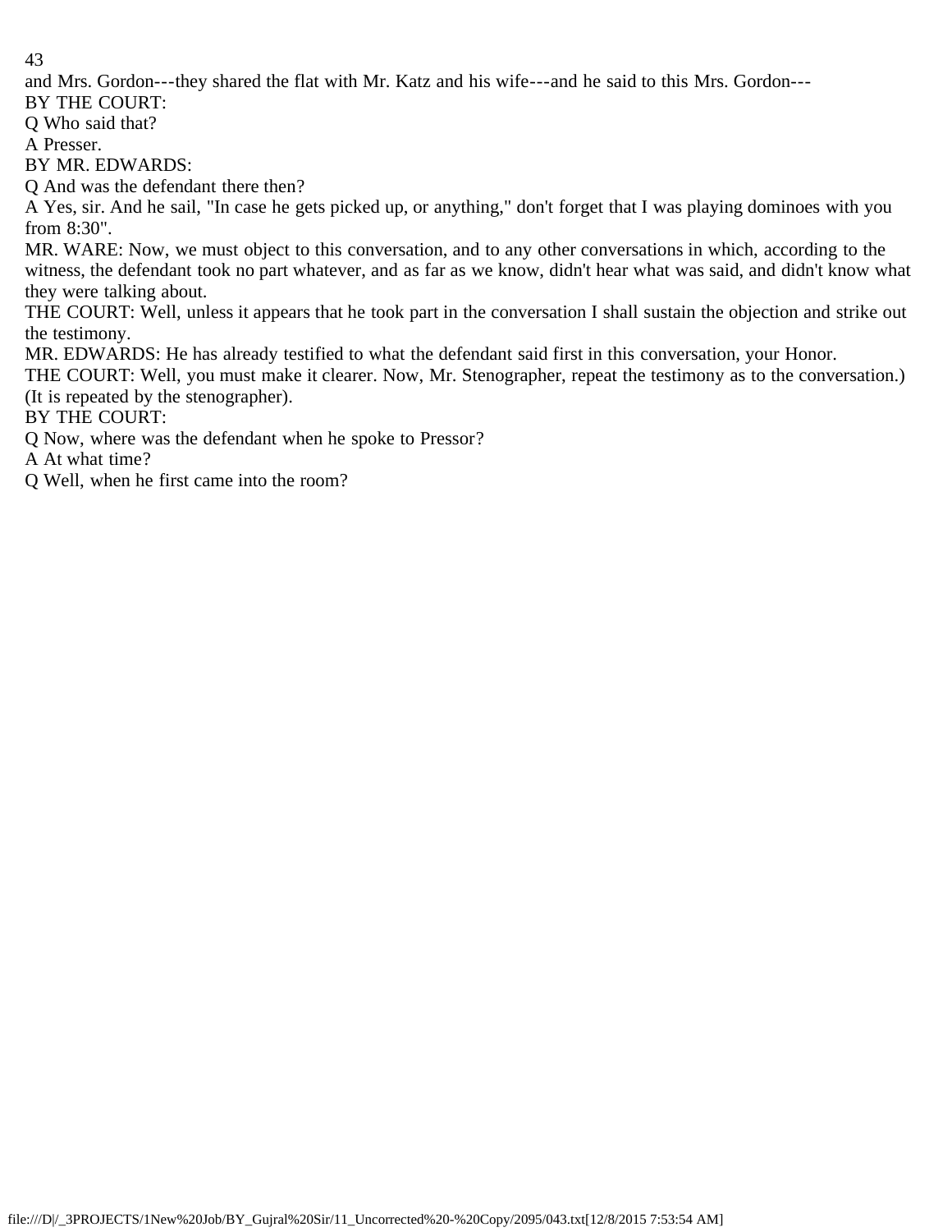and Mrs. Gordon---they shared the flat with Mr. Katz and his wife---and he said to this Mrs. Gordon---

BY THE COURT:

Q Who said that?

A Presser.

BY MR. EDWARDS:

Q And was the defendant there then?

A Yes, sir. And he sail, "In case he gets picked up, or anything," don't forget that I was playing dominoes with you from 8:30".

MR. WARE: Now, we must object to this conversation, and to any other conversations in which, according to the witness, the defendant took no part whatever, and as far as we know, didn't hear what was said, and didn't know what they were talking about.

THE COURT: Well, unless it appears that he took part in the conversation I shall sustain the objection and strike out the testimony.

MR. EDWARDS: He has already testified to what the defendant said first in this conversation, your Honor.

THE COURT: Well, you must make it clearer. Now, Mr. Stenographer, repeat the testimony as to the conversation.)

(It is repeated by the stenographer).

BY THE COURT:

Q Now, where was the defendant when he spoke to Pressor?

A At what time?

Q Well, when he first came into the room?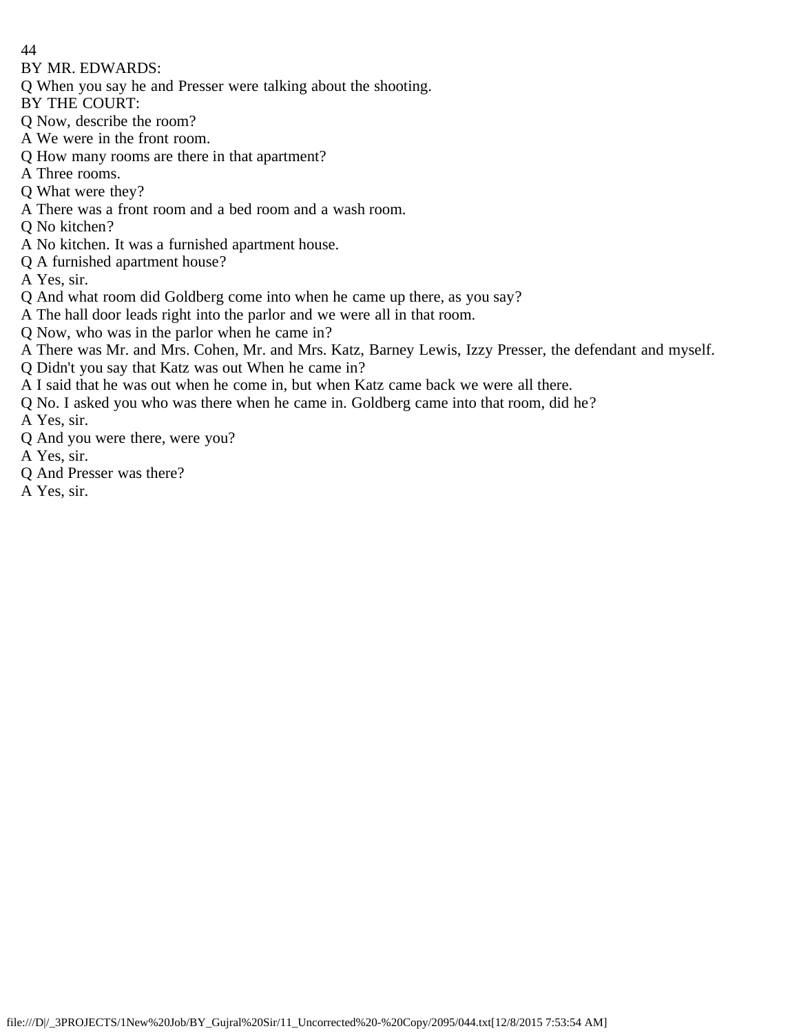BY MR. EDWARDS:

Q When you say he and Presser were talking about the shooting.

BY THE COURT:

Q Now, describe the room?

A We were in the front room.

Q How many rooms are there in that apartment?

A Three rooms.

Q What were they?

A There was a front room and a bed room and a wash room.

Q No kitchen?

A No kitchen. It was a furnished apartment house.

Q A furnished apartment house?

A Yes, sir.

Q And what room did Goldberg come into when he came up there, as you say?

A The hall door leads right into the parlor and we were all in that room.

Q Now, who was in the parlor when he came in?

A There was Mr. and Mrs. Cohen, Mr. and Mrs. Katz, Barney Lewis, Izzy Presser, the defendant and myself.

Q Didn't you say that Katz was out When he came in?

A I said that he was out when he come in, but when Katz came back we were all there.

Q No. I asked you who was there when he came in. Goldberg came into that room, did he?

A Yes, sir.

Q And you were there, were you?

A Yes, sir.

Q And Presser was there?

A Yes, sir.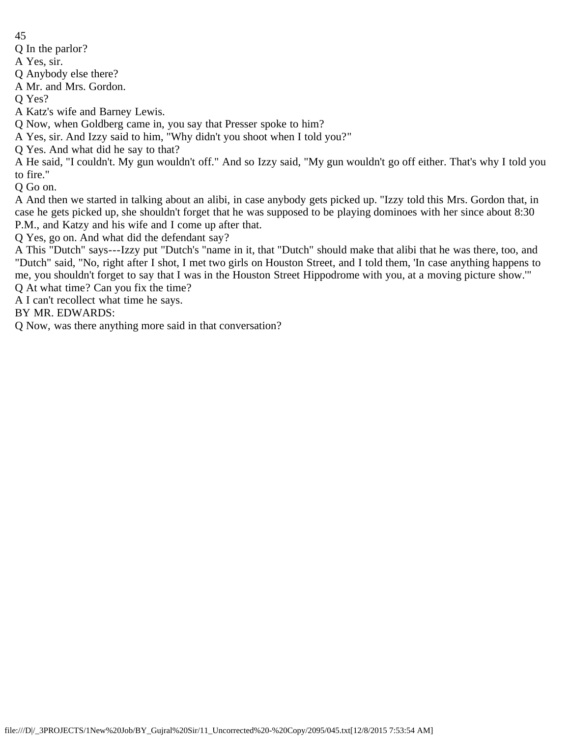Q In the parlor?

A Yes, sir.

Q Anybody else there?

A Mr. and Mrs. Gordon.

Q Yes?

A Katz's wife and Barney Lewis.

Q Now, when Goldberg came in, you say that Presser spoke to him?

A Yes, sir. And Izzy said to him, "Why didn't you shoot when I told you?"

Q Yes. And what did he say to that?

A He said, "I couldn't. My gun wouldn't off." And so Izzy said, "My gun wouldn't go off either. That's why I told you to fire."

Q Go on.

A And then we started in talking about an alibi, in case anybody gets picked up. "Izzy told this Mrs. Gordon that, in case he gets picked up, she shouldn't forget that he was supposed to be playing dominoes with her since about 8:30 P.M., and Katzy and his wife and I come up after that.

Q Yes, go on. And what did the defendant say?

A This "Dutch" says---Izzy put "Dutch's "name in it, that "Dutch" should make that alibi that he was there, too, and "Dutch" said, "No, right after I shot, I met two girls on Houston Street, and I told them, 'In case anything happens to me, you shouldn't forget to say that I was in the Houston Street Hippodrome with you, at a moving picture show.'"

Q At what time? Can you fix the time?

A I can't recollect what time he says.

BY MR. EDWARDS:

Q Now, was there anything more said in that conversation?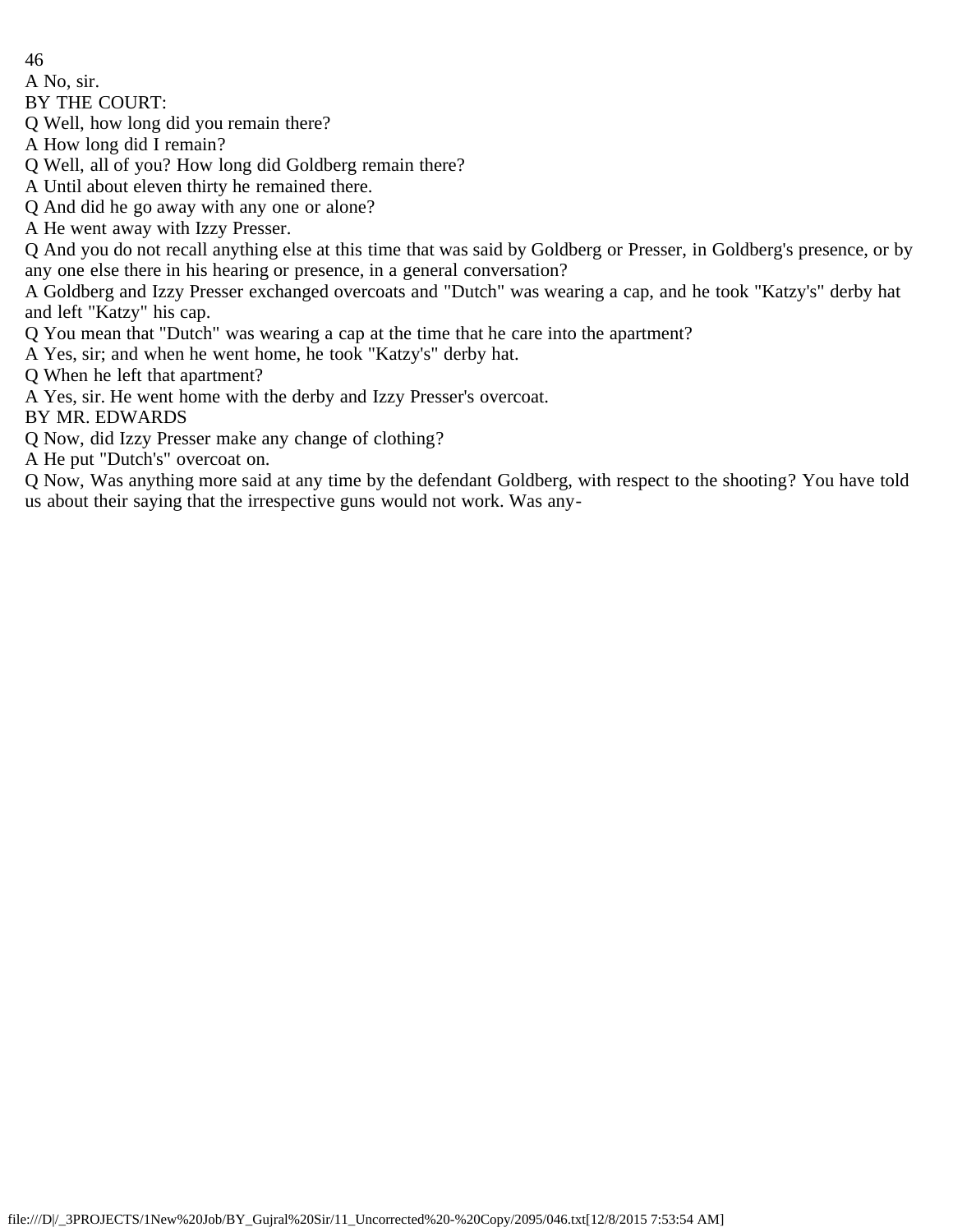A No, sir.

BY THE COURT:

Q Well, how long did you remain there?

A How long did I remain?

Q Well, all of you? How long did Goldberg remain there?

A Until about eleven thirty he remained there.

Q And did he go away with any one or alone?

A He went away with Izzy Presser.

Q And you do not recall anything else at this time that was said by Goldberg or Presser, in Goldberg's presence, or by any one else there in his hearing or presence, in a general conversation?

A Goldberg and Izzy Presser exchanged overcoats and "Dutch" was wearing a cap, and he took "Katzy's" derby hat and left "Katzy" his cap.

Q You mean that "Dutch" was wearing a cap at the time that he care into the apartment?

A Yes, sir; and when he went home, he took "Katzy's" derby hat.

Q When he left that apartment?

A Yes, sir. He went home with the derby and Izzy Presser's overcoat.

BY MR. EDWARDS

Q Now, did Izzy Presser make any change of clothing?

A He put "Dutch's" overcoat on.

Q Now, Was anything more said at any time by the defendant Goldberg, with respect to the shooting? You have told us about their saying that the irrespective guns would not work. Was any-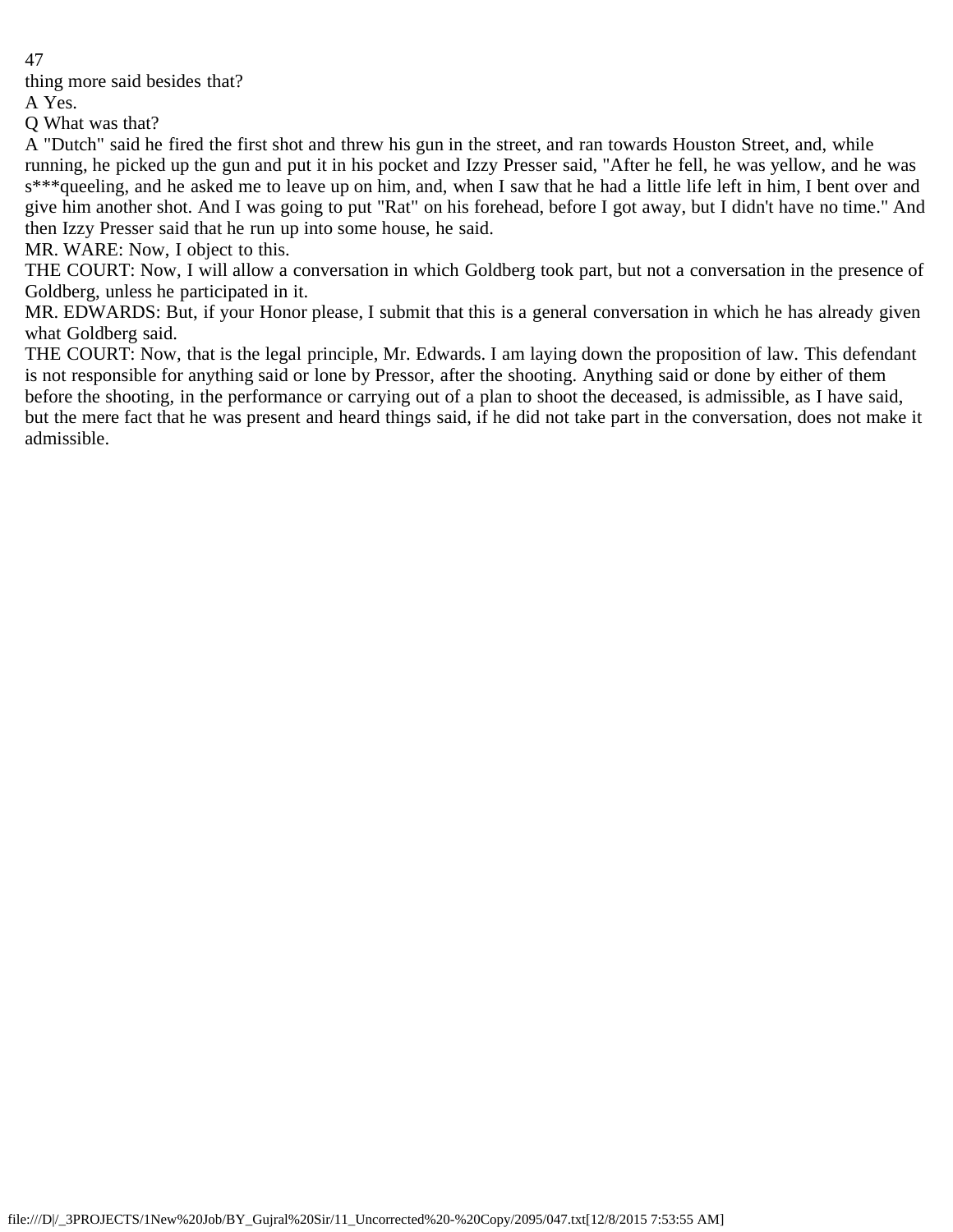thing more said besides that?

A Yes.

Q What was that?

A "Dutch" said he fired the first shot and threw his gun in the street, and ran towards Houston Street, and, while running, he picked up the gun and put it in his pocket and Izzy Presser said, "After he fell, he was yellow, and he was s***queeling, and he asked me to leave up on him, and, when I saw that he had a little life left in him, I bent over and give him another shot. And I was going to put "Rat" on his forehead, before I got away, but I didn't have no time." And then Izzy Presser said that he run up into some house, he said.

MR. WARE: Now, I object to this.

THE COURT: Now, I will allow a conversation in which Goldberg took part, but not a conversation in the presence of Goldberg, unless he participated in it.

MR. EDWARDS: But, if your Honor please, I submit that this is a general conversation in which he has already given what Goldberg said.

THE COURT: Now, that is the legal principle, Mr. Edwards. I am laying down the proposition of law. This defendant is not responsible for anything said or lone by Pressor, after the shooting. Anything said or done by either of them before the shooting, in the performance or carrying out of a plan to shoot the deceased, is admissible, as I have said, but the mere fact that he was present and heard things said, if he did not take part in the conversation, does not make it admissible.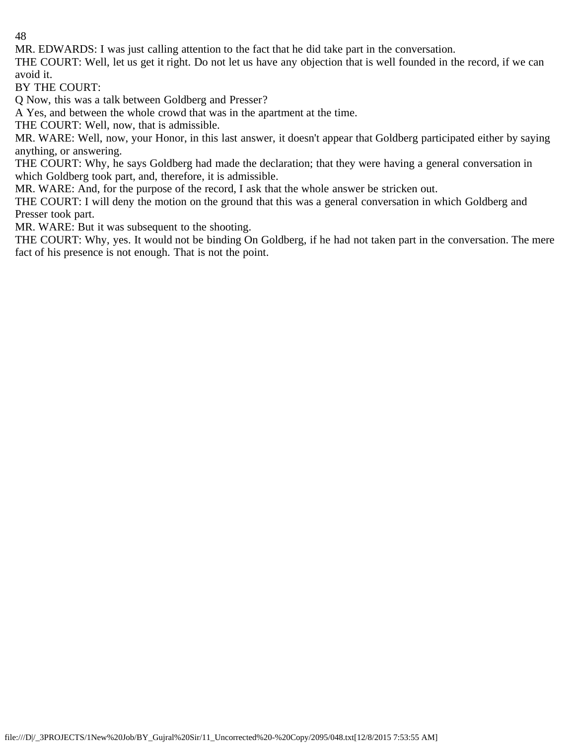MR. EDWARDS: I was just calling attention to the fact that he did take part in the conversation.

THE COURT: Well, let us get it right. Do not let us have any objection that is well founded in the record, if we can avoid it.

BY THE COURT:

Q Now, this was a talk between Goldberg and Presser?

A Yes, and between the whole crowd that was in the apartment at the time.

THE COURT: Well, now, that is admissible.

MR. WARE: Well, now, your Honor, in this last answer, it doesn't appear that Goldberg participated either by saying anything, or answering.

THE COURT: Why, he says Goldberg had made the declaration; that they were having a general conversation in which Goldberg took part, and, therefore, it is admissible.

MR. WARE: And, for the purpose of the record, I ask that the whole answer be stricken out.

THE COURT: I will deny the motion on the ground that this was a general conversation in which Goldberg and Presser took part.

MR. WARE: But it was subsequent to the shooting.

THE COURT: Why, yes. It would not be binding On Goldberg, if he had not taken part in the conversation. The mere fact of his presence is not enough. That is not the point.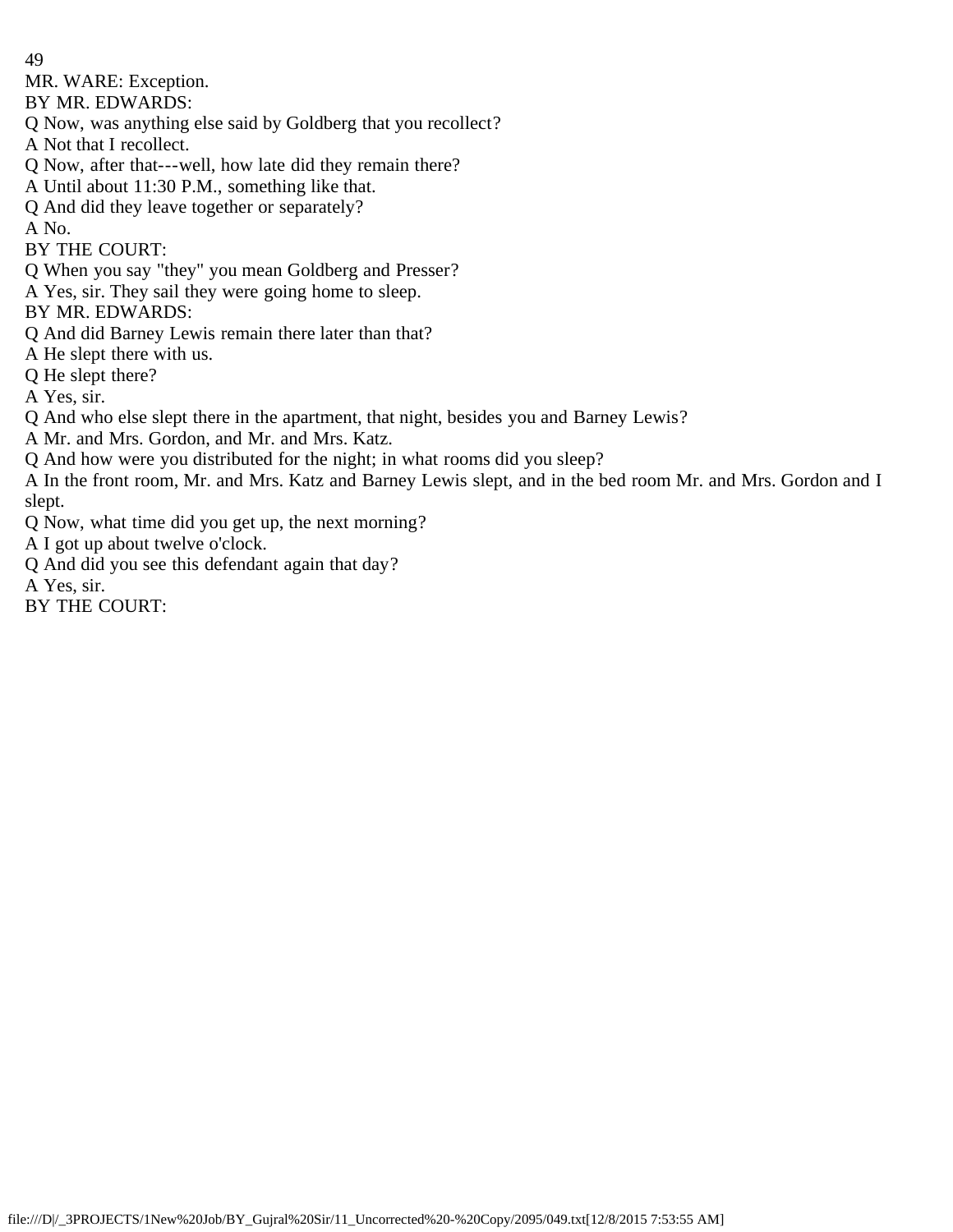MR. WARE: Exception.

BY MR. EDWARDS:

Q Now, was anything else said by Goldberg that you recollect?

A Not that I recollect.

Q Now, after that---well, how late did they remain there?

A Until about 11:30 P.M., something like that.

Q And did they leave together or separately?

A No.

BY THE COURT:

Q When you say "they" you mean Goldberg and Presser?

A Yes, sir. They sail they were going home to sleep.

BY MR. EDWARDS:

Q And did Barney Lewis remain there later than that?

A He slept there with us.

Q He slept there?

A Yes, sir.

Q And who else slept there in the apartment, that night, besides you and Barney Lewis?

A Mr. and Mrs. Gordon, and Mr. and Mrs. Katz.

Q And how were you distributed for the night; in what rooms did you sleep?

A In the front room, Mr. and Mrs. Katz and Barney Lewis slept, and in the bed room Mr. and Mrs. Gordon and I slept.

Q Now, what time did you get up, the next morning?

A I got up about twelve o'clock.

Q And did you see this defendant again that day?

A Yes, sir.

BY THE COURT: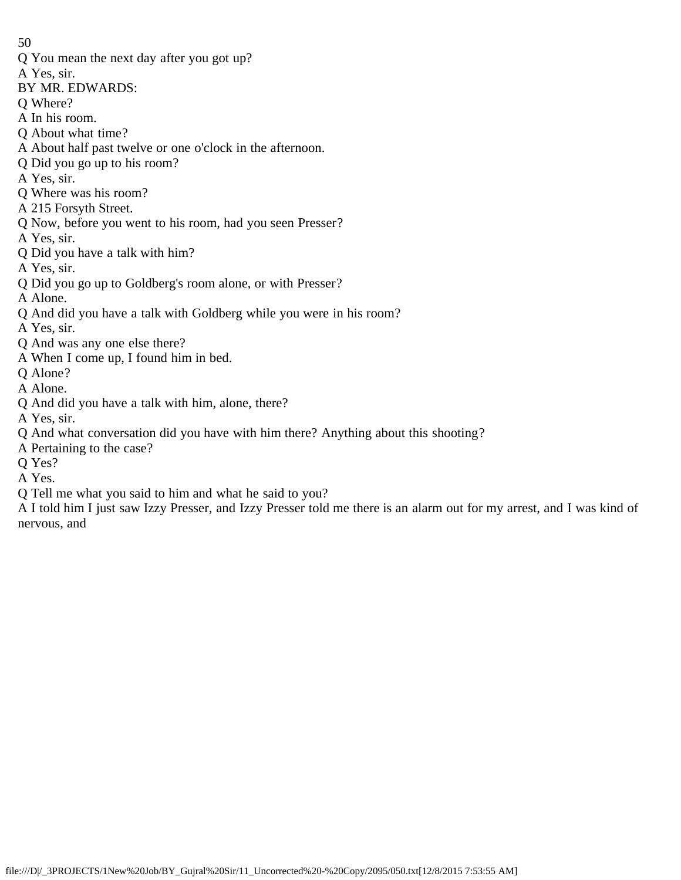Q You mean the next day after you got up?

A Yes, sir.

BY MR. EDWARDS:

Q Where?

A In his room.

Q About what time?

A About half past twelve or one o'clock in the afternoon.

Q Did you go up to his room?

A Yes, sir.

Q Where was his room?

A 215 Forsyth Street.

Q Now, before you went to his room, had you seen Presser?

A Yes, sir.

Q Did you have a talk with him?

A Yes, sir.

Q Did you go up to Goldberg's room alone, or with Presser?

A Alone.

Q And did you have a talk with Goldberg while you were in his room?

A Yes, sir.

Q And was any one else there?

A When I come up, I found him in bed.

Q Alone?

A Alone.

Q And did you have a talk with him, alone, there?

A Yes, sir.

Q And what conversation did you have with him there? Anything about this shooting?

A Pertaining to the case?

Q Yes?

A Yes.

Q Tell me what you said to him and what he said to you?

A I told him I just saw Izzy Presser, and Izzy Presser told me there is an alarm out for my arrest, and I was kind of nervous, and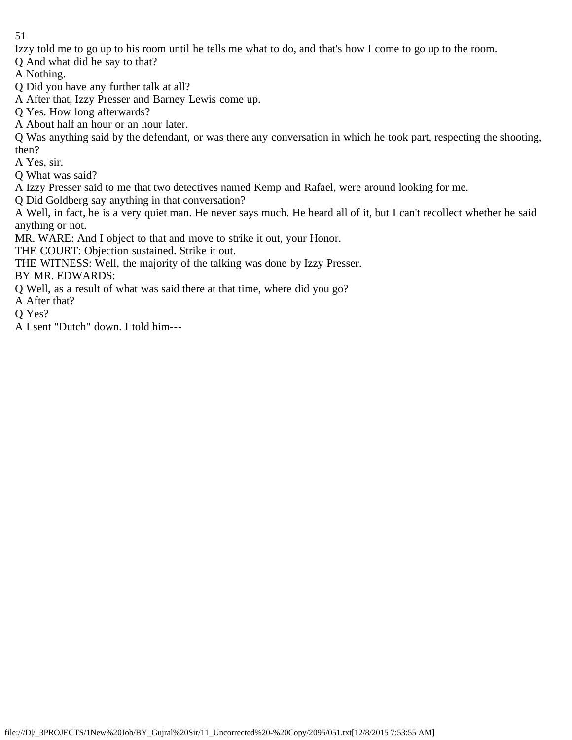Izzy told me to go up to his room until he tells me what to do, and that's how I come to go up to the room.

Q And what did he say to that?

A Nothing.

Q Did you have any further talk at all?

A After that, Izzy Presser and Barney Lewis come up.

Q Yes. How long afterwards?

A About half an hour or an hour later.

Q Was anything said by the defendant, or was there any conversation in which he took part, respecting the shooting, then?

A Yes, sir.

Q What was said?

A Izzy Presser said to me that two detectives named Kemp and Rafael, were around looking for me.

Q Did Goldberg say anything in that conversation?

A Well, in fact, he is a very quiet man. He never says much. He heard all of it, but I can't recollect whether he said anything or not.

MR. WARE: And I object to that and move to strike it out, your Honor.

THE COURT: Objection sustained. Strike it out.

THE WITNESS: Well, the majority of the talking was done by Izzy Presser.

BY MR. EDWARDS:

Q Well, as a result of what was said there at that time, where did you go?

A After that?

Q Yes?

A I sent "Dutch" down. I told him---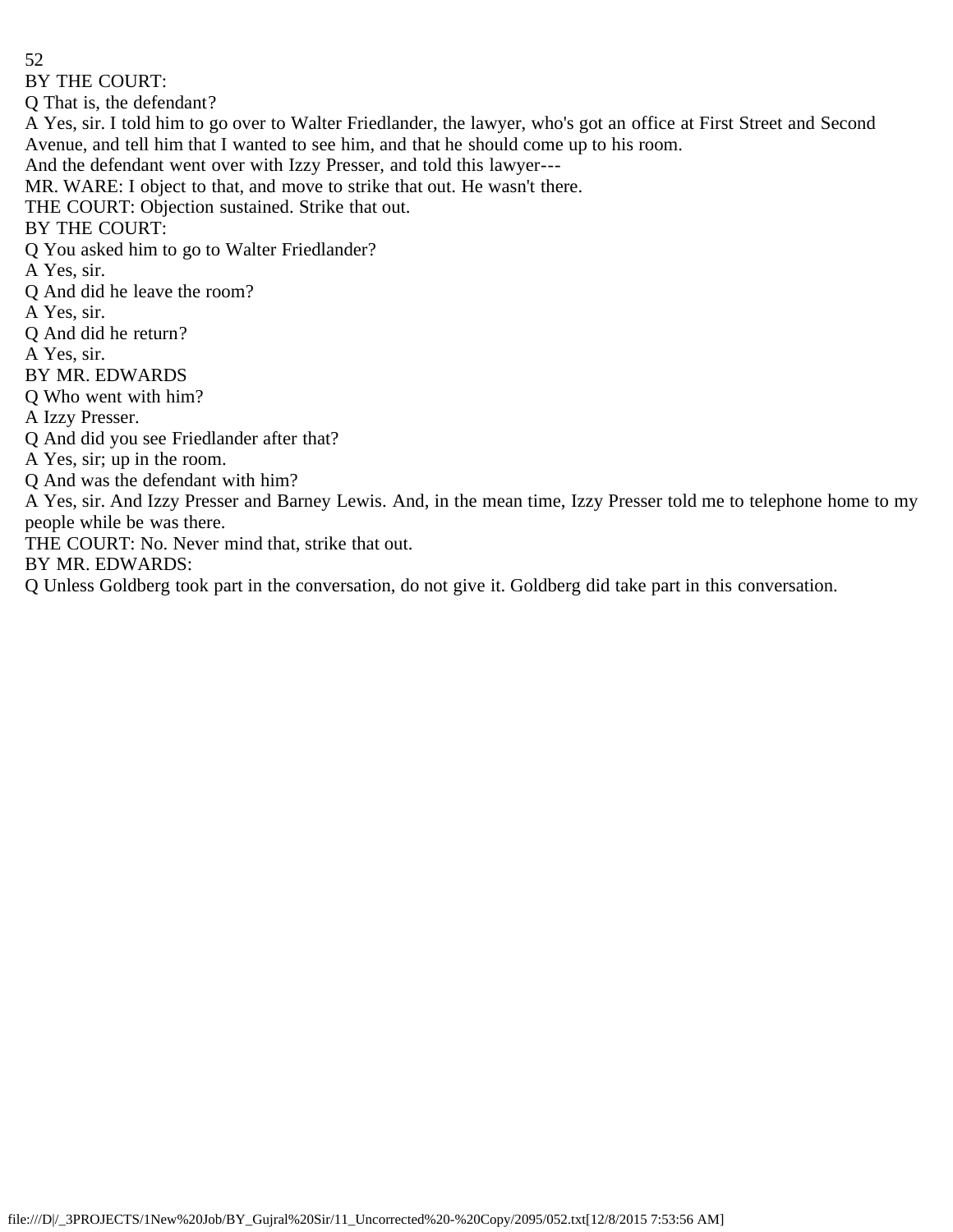BY THE COURT:

Q That is, the defendant?

A Yes, sir. I told him to go over to Walter Friedlander, the lawyer, who's got an office at First Street and Second Avenue, and tell him that I wanted to see him, and that he should come up to his room.

And the defendant went over with Izzy Presser, and told this lawyer---

MR. WARE: I object to that, and move to strike that out. He wasn't there.

THE COURT: Objection sustained. Strike that out.

BY THE COURT:

Q You asked him to go to Walter Friedlander?

A Yes, sir.

Q And did he leave the room?

A Yes, sir.

Q And did he return?

A Yes, sir.

BY MR. EDWARDS

Q Who went with him?

A Izzy Presser.

Q And did you see Friedlander after that?

A Yes, sir; up in the room.

Q And was the defendant with him?

A Yes, sir. And Izzy Presser and Barney Lewis. And, in the mean time, Izzy Presser told me to telephone home to my people while be was there.

THE COURT: No. Never mind that, strike that out.

BY MR. EDWARDS:

Q Unless Goldberg took part in the conversation, do not give it. Goldberg did take part in this conversation.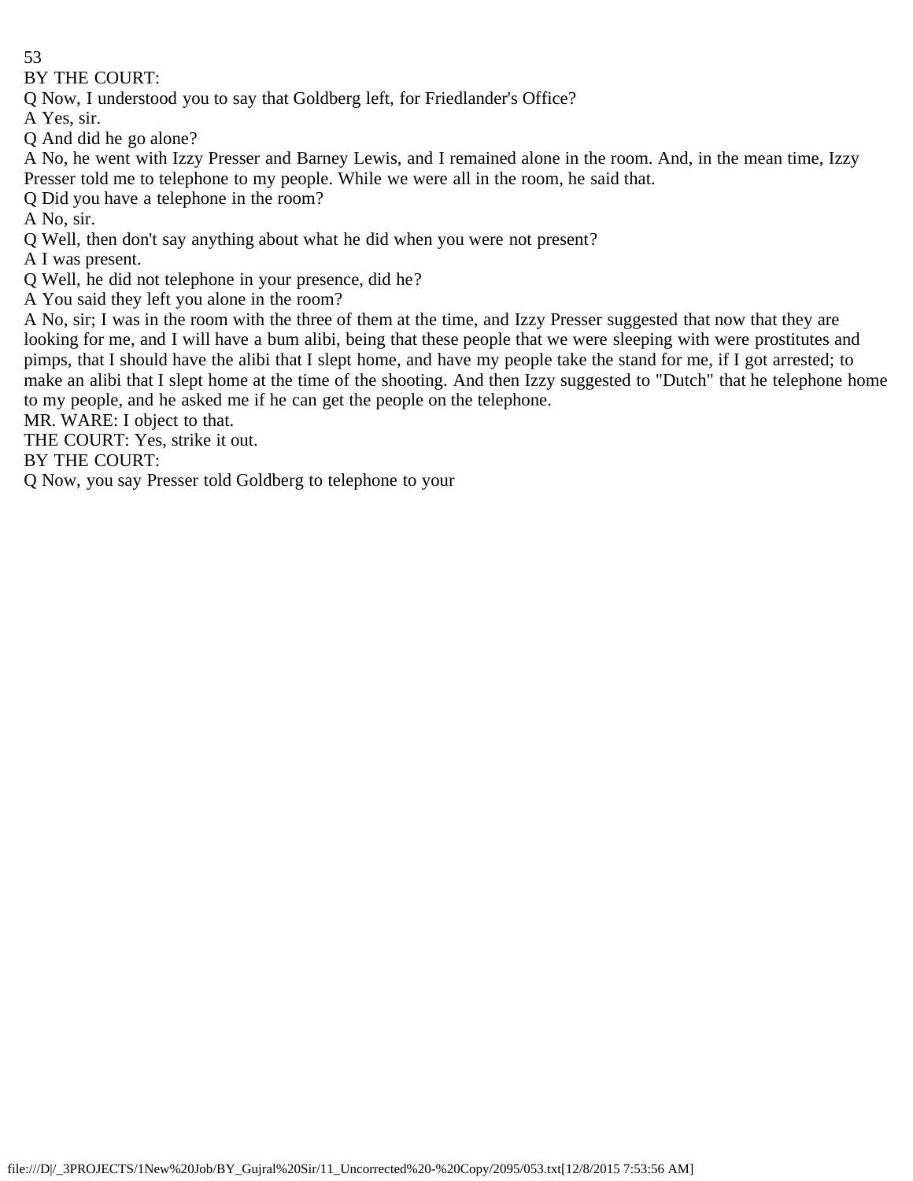BY THE COURT:

Q Now, I understood you to say that Goldberg left, for Friedlander's Office?

A Yes, sir.

Q And did he go alone?

A No, he went with Izzy Presser and Barney Lewis, and I remained alone in the room. And, in the mean time, Izzy Presser told me to telephone to my people. While we were all in the room, he said that.

Q Did you have a telephone in the room?

A No, sir.

Q Well, then don't say anything about what he did when you were not present?

A I was present.

Q Well, he did not telephone in your presence, did he?

A You said they left you alone in the room?

A No, sir; I was in the room with the three of them at the time, and Izzy Presser suggested that now that they are looking for me, and I will have a bum alibi, being that these people that we were sleeping with were prostitutes and pimps, that I should have the alibi that I slept home, and have my people take the stand for me, if I got arrested; to make an alibi that I slept home at the time of the shooting. And then Izzy suggested to "Dutch" that he telephone home to my people, and he asked me if he can get the people on the telephone.

MR. WARE: I object to that.

THE COURT: Yes, strike it out.

BY THE COURT:

Q Now, you say Presser told Goldberg to telephone to your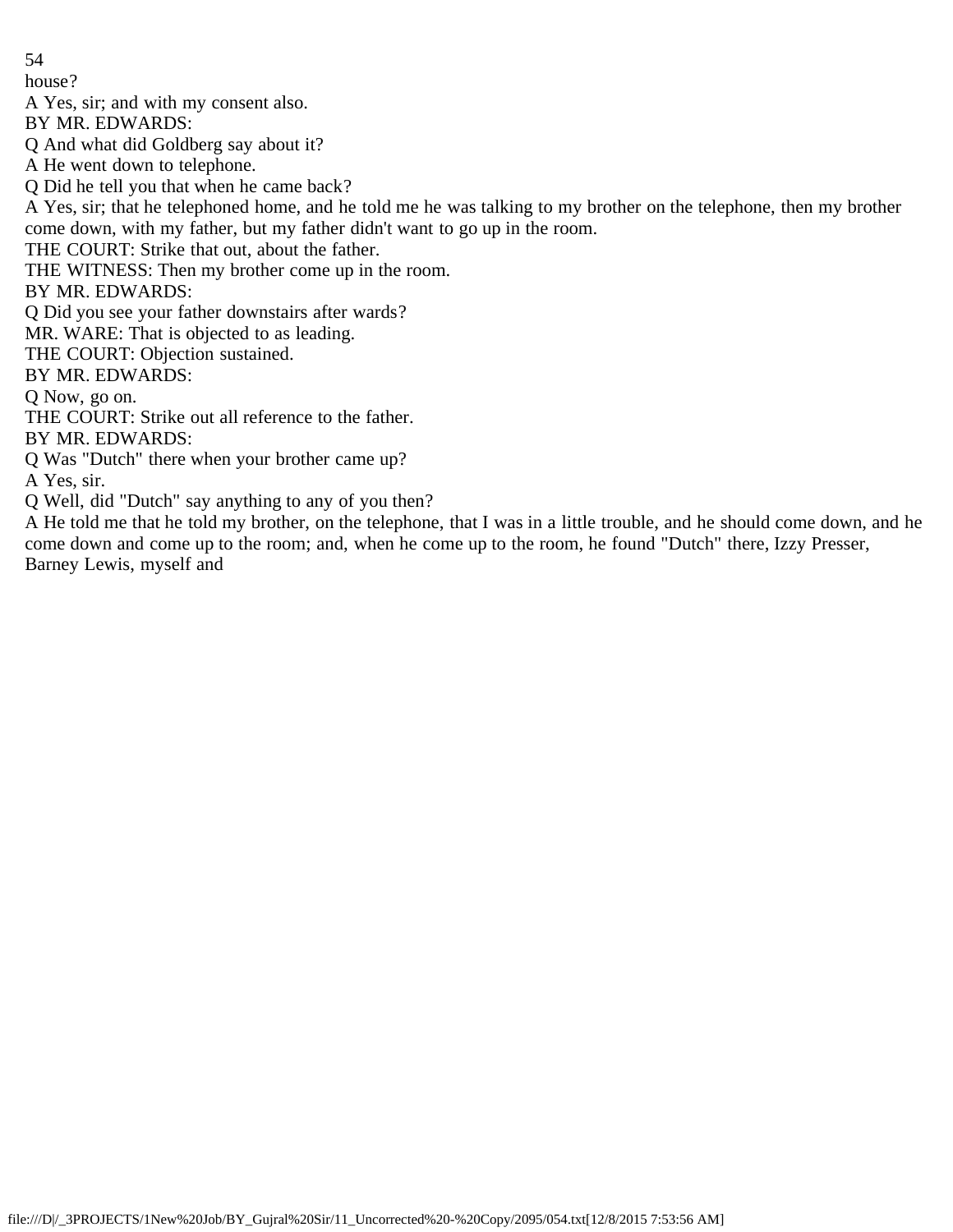house?

A Yes, sir; and with my consent also.

BY MR. EDWARDS:

Q And what did Goldberg say about it?

A He went down to telephone.

Q Did he tell you that when he came back?

A Yes, sir; that he telephoned home, and he told me he was talking to my brother on the telephone, then my brother come down, with my father, but my father didn't want to go up in the room.

THE COURT: Strike that out, about the father.

THE WITNESS: Then my brother come up in the room.

BY MR. EDWARDS:

Q Did you see your father downstairs after wards?

MR. WARE: That is objected to as leading.

THE COURT: Objection sustained.

BY MR. EDWARDS:

Q Now, go on.

THE COURT: Strike out all reference to the father.

BY MR. EDWARDS:

Q Was "Dutch" there when your brother came up?

A Yes, sir.

Q Well, did "Dutch" say anything to any of you then?

A He told me that he told my brother, on the telephone, that I was in a little trouble, and he should come down, and he come down and come up to the room; and, when he come up to the room, he found "Dutch" there, Izzy Presser, Barney Lewis, myself and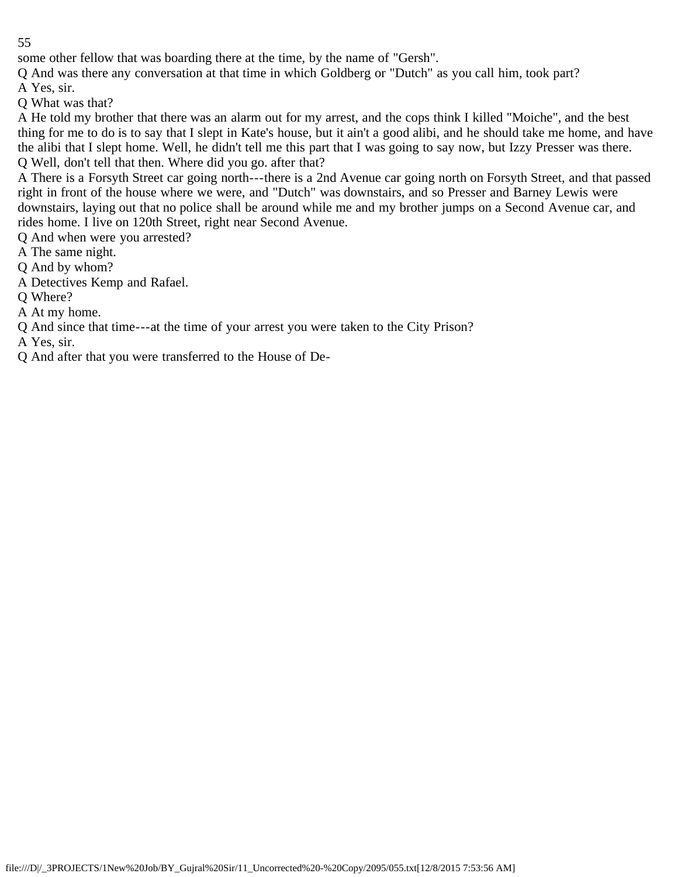some other fellow that was boarding there at the time, by the name of "Gersh".

Q And was there any conversation at that time in which Goldberg or "Dutch" as you call him, took part?

A Yes, sir.

Q What was that?

A He told my brother that there was an alarm out for my arrest, and the cops think I killed "Moiche", and the best thing for me to do is to say that I slept in Kate's house, but it ain't a good alibi, and he should take me home, and have the alibi that I slept home. Well, he didn't tell me this part that I was going to say now, but Izzy Presser was there.

Q Well, don't tell that then. Where did you go. after that?

A There is a Forsyth Street car going north---there is a 2nd Avenue car going north on Forsyth Street, and that passed right in front of the house where we were, and "Dutch" was downstairs, and so Presser and Barney Lewis were downstairs, laying out that no police shall be around while me and my brother jumps on a Second Avenue car, and rides home. I live on 120th Street, right near Second Avenue.

Q And when were you arrested?

A The same night.

Q And by whom?

A Detectives Kemp and Rafael.

Q Where?

A At my home.

Q And since that time---at the time of your arrest you were taken to the City Prison?

A Yes, sir.

Q And after that you were transferred to the House of De-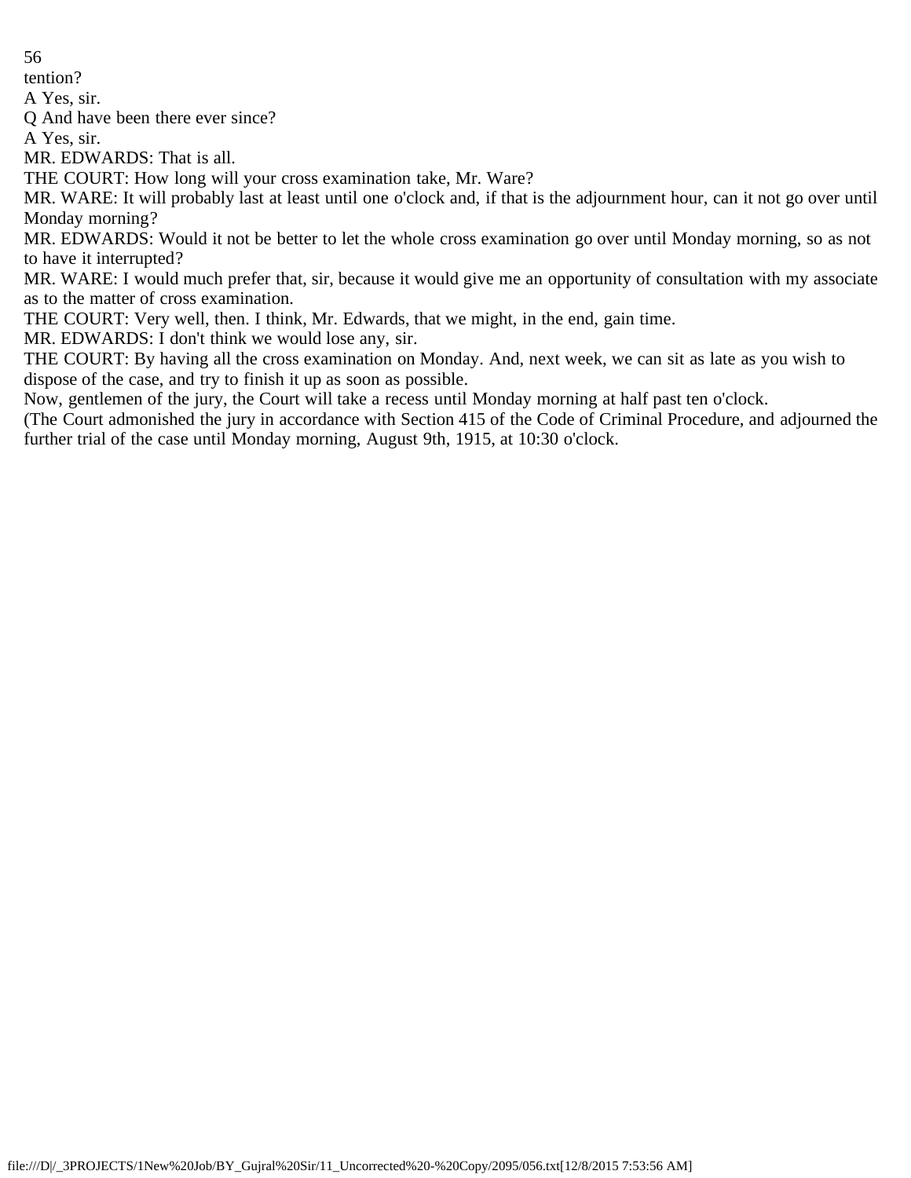tention?

A Yes, sir.

Q And have been there ever since?

A Yes, sir.

MR. EDWARDS: That is all.

THE COURT: How long will your cross examination take, Mr. Ware?

MR. WARE: It will probably last at least until one o'clock and, if that is the adjournment hour, can it not go over until Monday morning?

MR. EDWARDS: Would it not be better to let the whole cross examination go over until Monday morning, so as not to have it interrupted?

MR. WARE: I would much prefer that, sir, because it would give me an opportunity of consultation with my associate as to the matter of cross examination.

THE COURT: Very well, then. I think, Mr. Edwards, that we might, in the end, gain time.

MR. EDWARDS: I don't think we would lose any, sir.

THE COURT: By having all the cross examination on Monday. And, next week, we can sit as late as you wish to dispose of the case, and try to finish it up as soon as possible.

Now, gentlemen of the jury, the Court will take a recess until Monday morning at half past ten o'clock.

(The Court admonished the jury in accordance with Section 415 of the Code of Criminal Procedure, and adjourned the further trial of the case until Monday morning, August 9th, 1915, at 10:30 o'clock.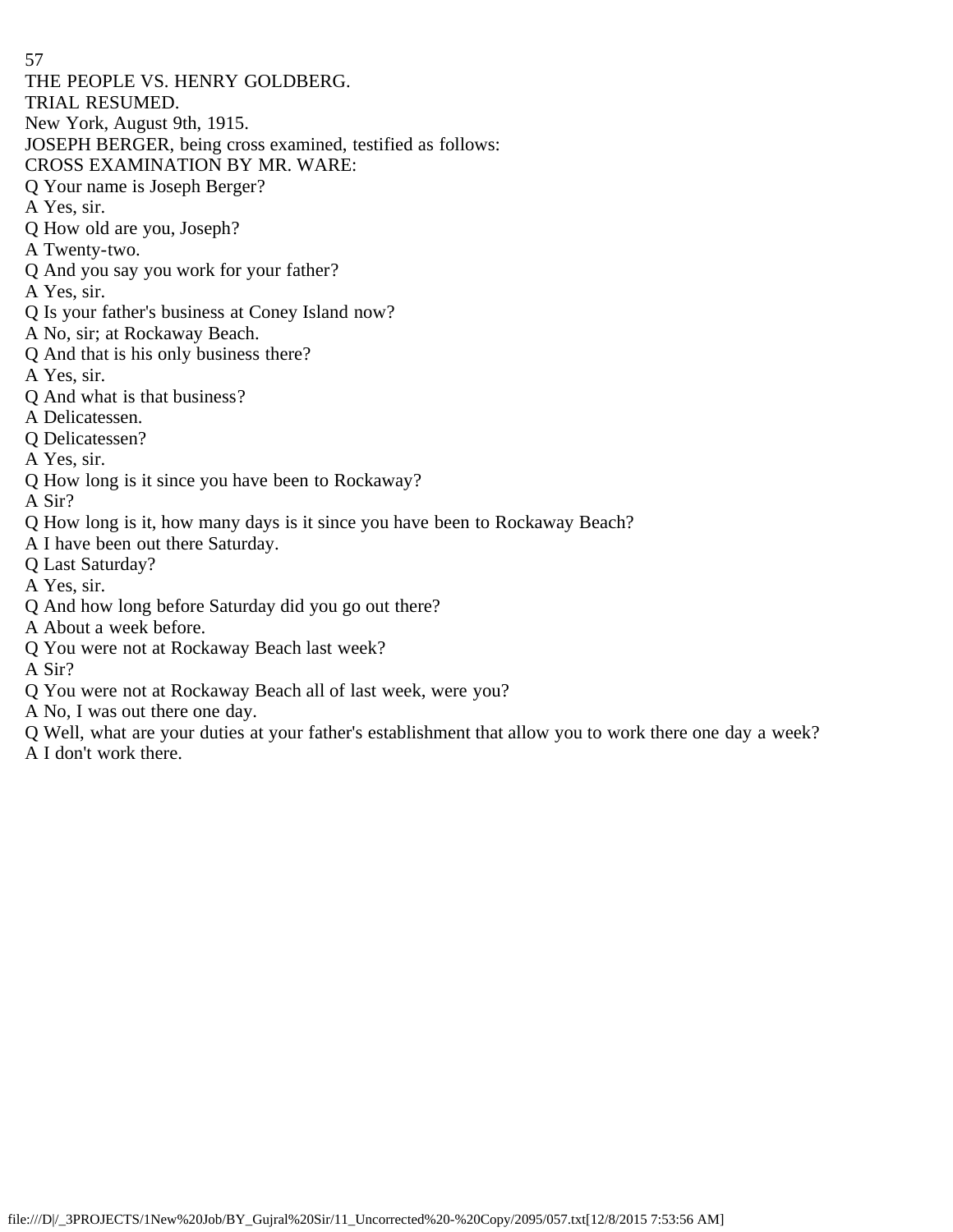THE PEOPLE VS. HENRY GOLDBERG.

TRIAL RESUMED.

New York, August 9th, 1915.

JOSEPH BERGER, being cross examined, testified as follows:

CROSS EXAMINATION BY MR. WARE:

Q Your name is Joseph Berger?

A Yes, sir.

Q How old are you, Joseph?

A Twenty-two.

Q And you say you work for your father?

A Yes, sir.

Q Is your father's business at Coney Island now?

A No, sir; at Rockaway Beach.

Q And that is his only business there?

A Yes, sir.

Q And what is that business?

A Delicatessen.

Q Delicatessen?

A Yes, sir.

Q How long is it since you have been to Rockaway?

A Sir?

Q How long is it, how many days is it since you have been to Rockaway Beach?

A I have been out there Saturday.

Q Last Saturday?

A Yes, sir.

Q And how long before Saturday did you go out there?

A About a week before.

Q You were not at Rockaway Beach last week?

A Sir?

Q You were not at Rockaway Beach all of last week, were you?

A No, I was out there one day.

Q Well, what are your duties at your father's establishment that allow you to work there one day a week?

A I don't work there.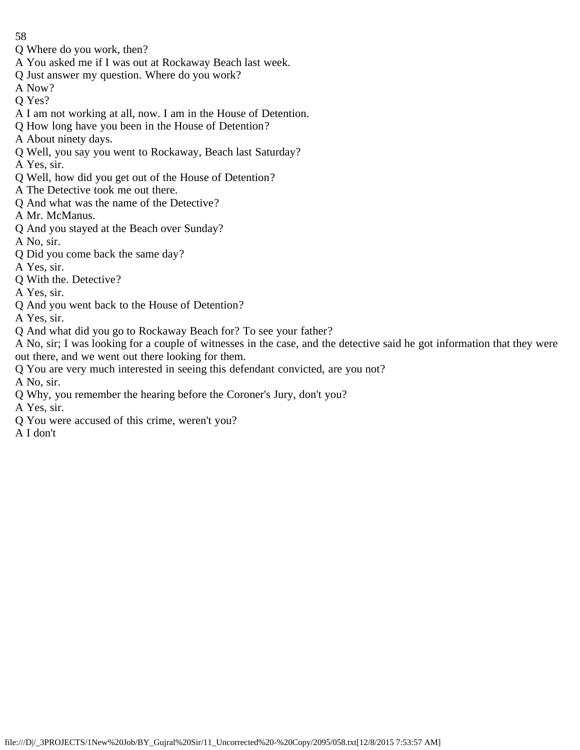Q Where do you work, then?

A You asked me if I was out at Rockaway Beach last week.

Q Just answer my question. Where do you work?

A Now?

Q Yes?

A I am not working at all, now. I am in the House of Detention.

Q How long have you been in the House of Detention?

A About ninety days.

Q Well, you say you went to Rockaway, Beach last Saturday?

A Yes, sir.

Q Well, how did you get out of the House of Detention?

A The Detective took me out there.

Q And what was the name of the Detective?

A Mr. McManus.

Q And you stayed at the Beach over Sunday?

A No, sir.

Q Did you come back the same day?

A Yes, sir.

Q With the. Detective?

A Yes, sir.

Q And you went back to the House of Detention?

A Yes, sir.

Q And what did you go to Rockaway Beach for? To see your father?

A No, sir; I was looking for a couple of witnesses in the case, and the detective said he got information that they were out there, and we went out there looking for them.

Q You are very much interested in seeing this defendant convicted, are you not?

A No, sir.

Q Why, you remember the hearing before the Coroner's Jury, don't you?

A Yes, sir.

Q You were accused of this crime, weren't you?

A I don't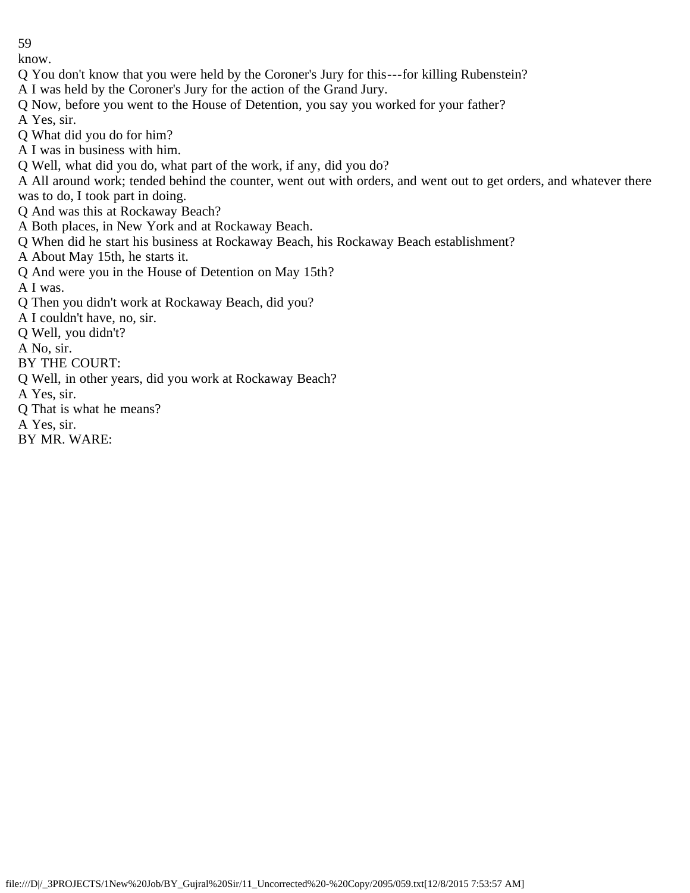know.

Q You don't know that you were held by the Coroner's Jury for this---for killing Rubenstein?

A I was held by the Coroner's Jury for the action of the Grand Jury.

Q Now, before you went to the House of Detention, you say you worked for your father?

A Yes, sir.

Q What did you do for him?

A I was in business with him.

Q Well, what did you do, what part of the work, if any, did you do?

A All around work; tended behind the counter, went out with orders, and went out to get orders, and whatever there was to do, I took part in doing.

Q And was this at Rockaway Beach?

A Both places, in New York and at Rockaway Beach.

Q When did he start his business at Rockaway Beach, his Rockaway Beach establishment?

A About May 15th, he starts it.

Q And were you in the House of Detention on May 15th?

A I was.

Q Then you didn't work at Rockaway Beach, did you?

A I couldn't have, no, sir.

Q Well, you didn't?

A No, sir.

BY THE COURT:

Q Well, in other years, did you work at Rockaway Beach?

A Yes, sir.

Q That is what he means?

A Yes, sir.

BY MR. WARE: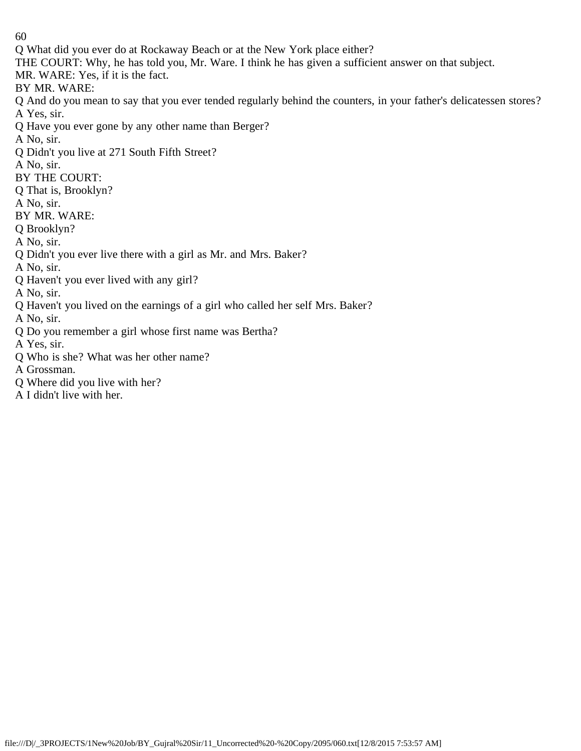Q What did you ever do at Rockaway Beach or at the New York place either?

THE COURT: Why, he has told you, Mr. Ware. I think he has given a sufficient answer on that subject.

MR. WARE: Yes, if it is the fact.

BY MR. WARE:

Q And do you mean to say that you ever tended regularly behind the counters, in your father's delicatessen stores?

A Yes, sir.

Q Have you ever gone by any other name than Berger?

A No, sir.

Q Didn't you live at 271 South Fifth Street?

A No, sir.

BY THE COURT:

Q That is, Brooklyn?

A No, sir.

BY MR. WARE:

Q Brooklyn?

A No, sir.

Q Didn't you ever live there with a girl as Mr. and Mrs. Baker?

A No, sir.

Q Haven't you ever lived with any girl?

A No, sir.

Q Haven't you lived on the earnings of a girl who called her self Mrs. Baker?

A No, sir.

Q Do you remember a girl whose first name was Bertha?

A Yes, sir.

Q Who is she? What was her other name?

A Grossman.

Q Where did you live with her?

A I didn't live with her.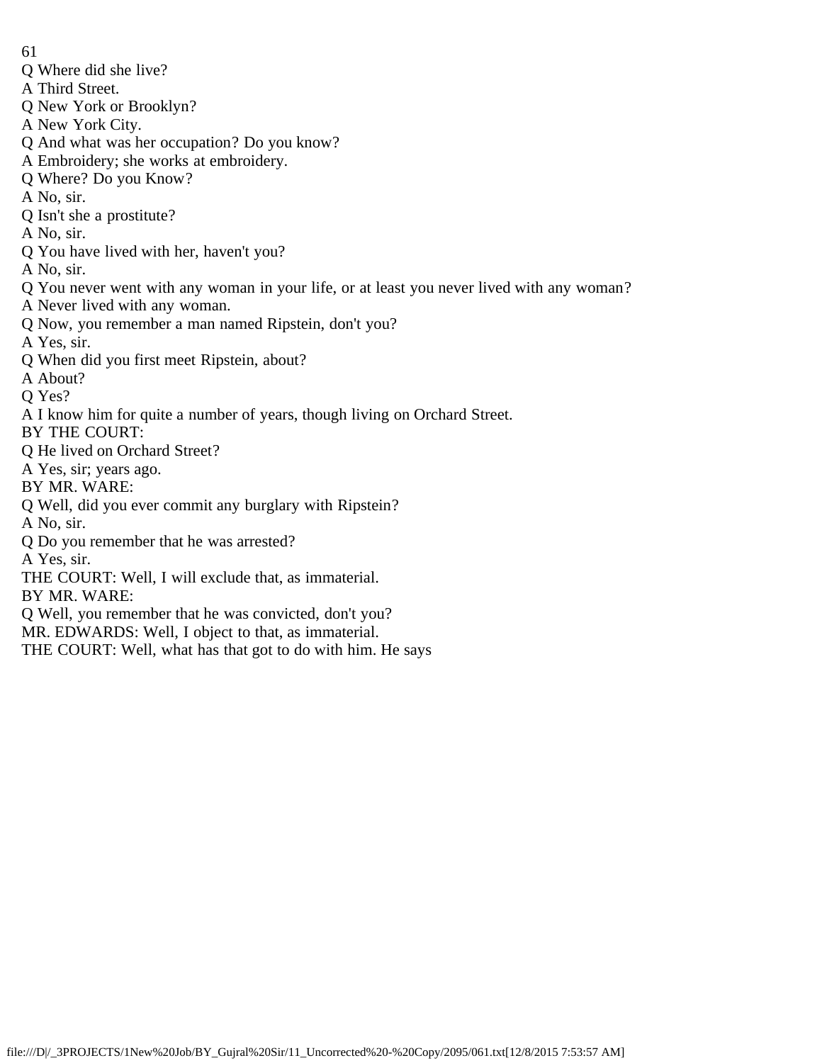Q Where did she live?

A Third Street.

Q New York or Brooklyn?

A New York City.

Q And what was her occupation? Do you know?

A Embroidery; she works at embroidery.

Q Where? Do you Know?

A No, sir.

Q Isn't she a prostitute?

A No, sir.

Q You have lived with her, haven't you?

A No, sir.

Q You never went with any woman in your life, or at least you never lived with any woman?

A Never lived with any woman.

Q Now, you remember a man named Ripstein, don't you?

A Yes, sir.

Q When did you first meet Ripstein, about?

A About?

Q Yes?

A I know him for quite a number of years, though living on Orchard Street.

BY THE COURT:

Q He lived on Orchard Street?

A Yes, sir; years ago.

BY MR. WARE:

Q Well, did you ever commit any burglary with Ripstein?

A No, sir.

Q Do you remember that he was arrested?

A Yes, sir.

THE COURT: Well, I will exclude that, as immaterial.

BY MR. WARE:

Q Well, you remember that he was convicted, don't you?

MR. EDWARDS: Well, I object to that, as immaterial.

THE COURT: Well, what has that got to do with him. He says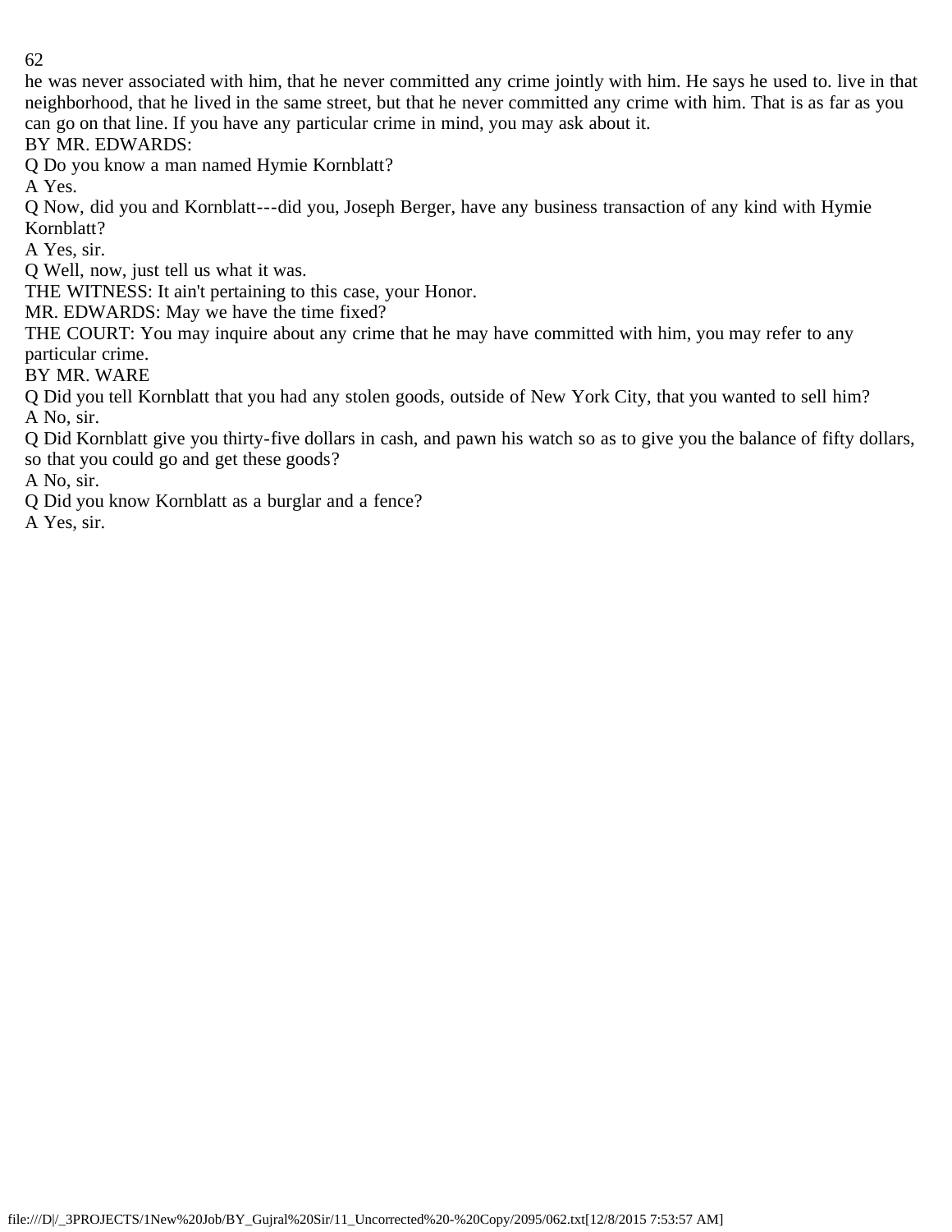he was never associated with him, that he never committed any crime jointly with him. He says he used to. live in that neighborhood, that he lived in the same street, but that he never committed any crime with him. That is as far as you can go on that line. If you have any particular crime in mind, you may ask about it.

BY MR. EDWARDS:

Q Do you know a man named Hymie Kornblatt?

A Yes.

Q Now, did you and Kornblatt---did you, Joseph Berger, have any business transaction of any kind with Hymie Kornblatt?

A Yes, sir.

Q Well, now, just tell us what it was.

THE WITNESS: It ain't pertaining to this case, your Honor.

MR. EDWARDS: May we have the time fixed?

THE COURT: You may inquire about any crime that he may have committed with him, you may refer to any particular crime.

BY MR. WARE

Q Did you tell Kornblatt that you had any stolen goods, outside of New York City, that you wanted to sell him?

A No, sir.

Q Did Kornblatt give you thirty-five dollars in cash, and pawn his watch so as to give you the balance of fifty dollars, so that you could go and get these goods?

A No, sir.

Q Did you know Kornblatt as a burglar and a fence?

A Yes, sir.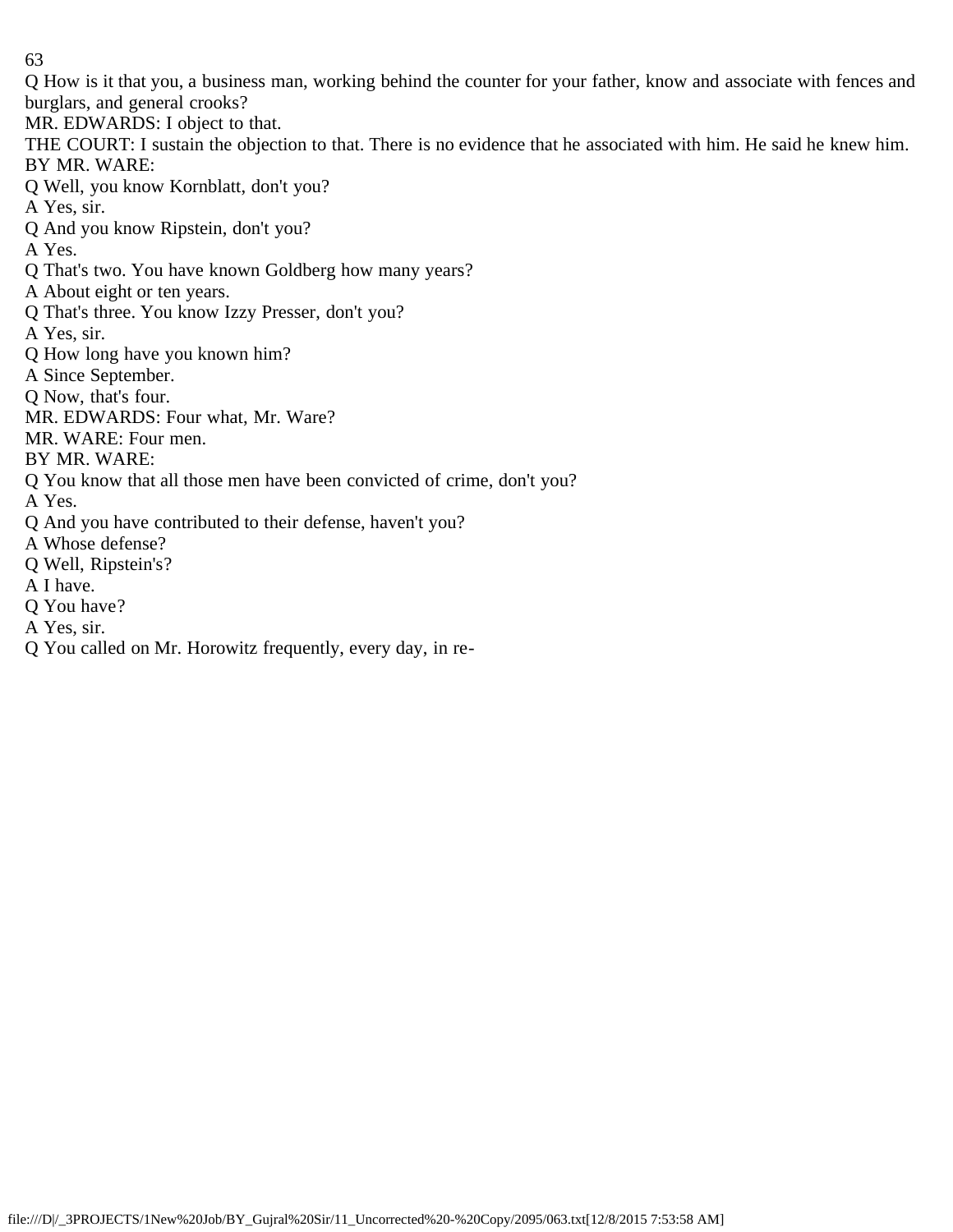Q How is it that you, a business man, working behind the counter for your father, know and associate with fences and burglars, and general crooks?

MR. EDWARDS: I object to that.

THE COURT: I sustain the objection to that. There is no evidence that he associated with him. He said he knew him.

BY MR. WARE:

Q Well, you know Kornblatt, don't you?

A Yes, sir.

Q And you know Ripstein, don't you?

A Yes.

Q That's two. You have known Goldberg how many years?

A About eight or ten years.

Q That's three. You know Izzy Presser, don't you?

A Yes, sir.

Q How long have you known him?

A Since September.

Q Now, that's four.

MR. EDWARDS: Four what, Mr. Ware?

MR. WARE: Four men.

BY MR. WARE:

Q You know that all those men have been convicted of crime, don't you?

A Yes.

Q And you have contributed to their defense, haven't you?

A Whose defense?

Q Well, Ripstein's?

A I have.

Q You have?

A Yes, sir.

Q You called on Mr. Horowitz frequently, every day, in re-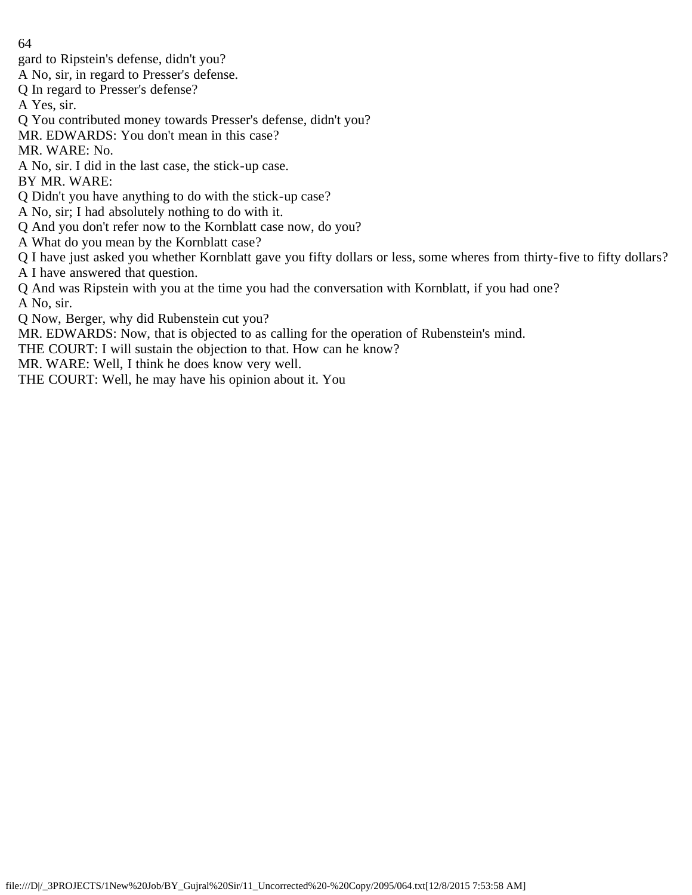gard to Ripstein's defense, didn't you?

A No, sir, in regard to Presser's defense.

Q In regard to Presser's defense?

A Yes, sir.

Q You contributed money towards Presser's defense, didn't you?

MR. EDWARDS: You don't mean in this case?

MR. WARE: No.

A No, sir. I did in the last case, the stick-up case.

BY MR. WARE:

Q Didn't you have anything to do with the stick-up case?

A No, sir; I had absolutely nothing to do with it.

Q And you don't refer now to the Kornblatt case now, do you?

A What do you mean by the Kornblatt case?

Q I have just asked you whether Kornblatt gave you fifty dollars or less, some wheres from thirty-five to fifty dollars?

A I have answered that question.

Q And was Ripstein with you at the time you had the conversation with Kornblatt, if you had one?

A No, sir.

Q Now, Berger, why did Rubenstein cut you?

MR. EDWARDS: Now, that is objected to as calling for the operation of Rubenstein's mind.

THE COURT: I will sustain the objection to that. How can he know?

MR. WARE: Well, I think he does know very well.

THE COURT: Well, he may have his opinion about it. You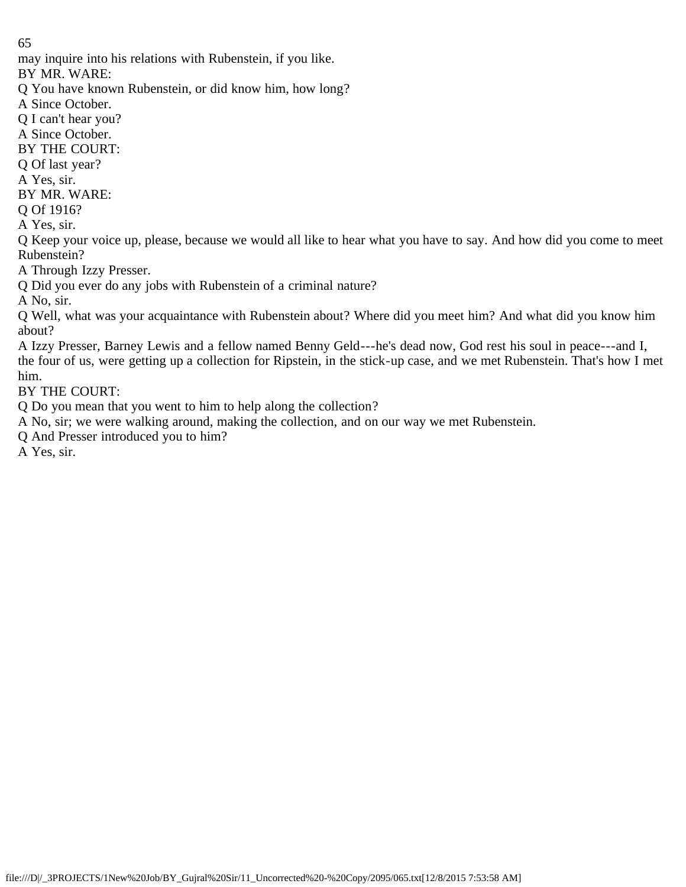may inquire into his relations with Rubenstein, if you like.

BY MR. WARE:

Q You have known Rubenstein, or did know him, how long?

A Since October.

Q I can't hear you?

A Since October.

BY THE COURT:

Q Of last year?

A Yes, sir.

BY MR. WARE:

Q Of 1916?

A Yes, sir.

Q Keep your voice up, please, because we would all like to hear what you have to say. And how did you come to meet Rubenstein?

A Through Izzy Presser.

Q Did you ever do any jobs with Rubenstein of a criminal nature?

A No, sir.

Q Well, what was your acquaintance with Rubenstein about? Where did you meet him? And what did you know him about?

A Izzy Presser, Barney Lewis and a fellow named Benny Geld---he's dead now, God rest his soul in peace---and I, the four of us, were getting up a collection for Ripstein, in the stick-up case, and we met Rubenstein. That's how I met him.

BY THE COURT:

Q Do you mean that you went to him to help along the collection?

A No, sir; we were walking around, making the collection, and on our way we met Rubenstein.

Q And Presser introduced you to him?

A Yes, sir.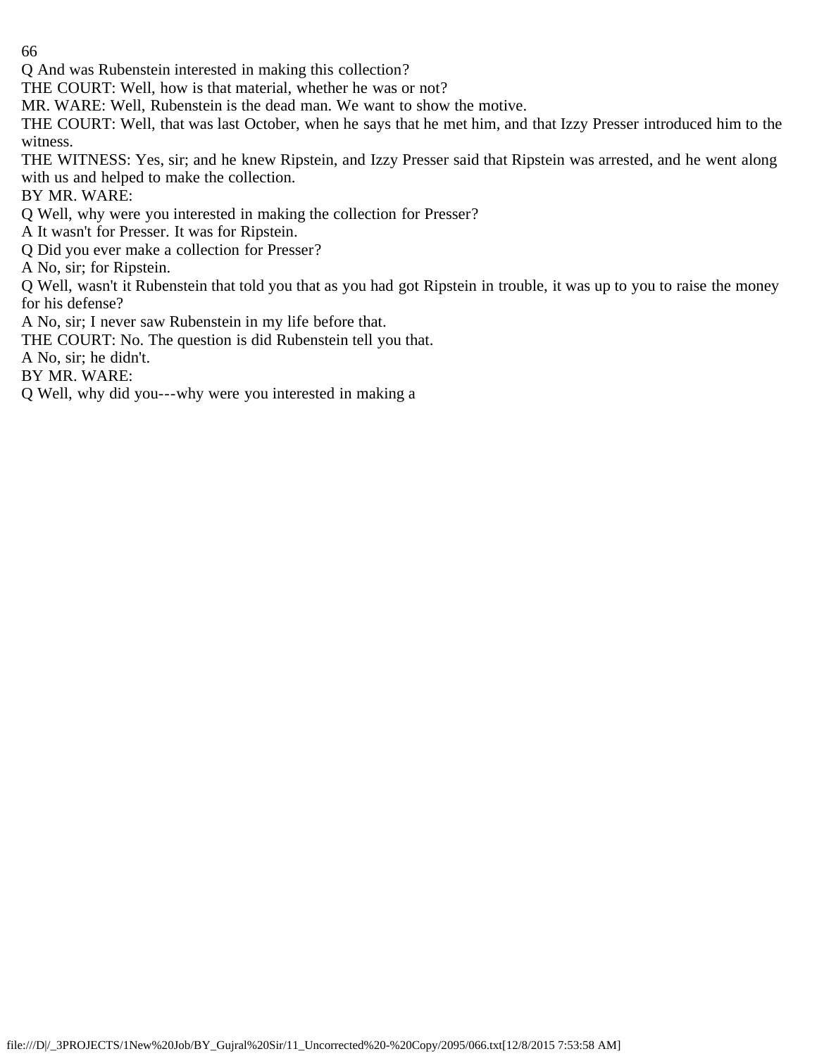Q And was Rubenstein interested in making this collection?

THE COURT: Well, how is that material, whether he was or not?

MR. WARE: Well, Rubenstein is the dead man. We want to show the motive.

THE COURT: Well, that was last October, when he says that he met him, and that Izzy Presser introduced him to the witness.

THE WITNESS: Yes, sir; and he knew Ripstein, and Izzy Presser said that Ripstein was arrested, and he went along with us and helped to make the collection.

BY MR. WARE:

Q Well, why were you interested in making the collection for Presser?

A It wasn't for Presser. It was for Ripstein.

Q Did you ever make a collection for Presser?

A No, sir; for Ripstein.

Q Well, wasn't it Rubenstein that told you that as you had got Ripstein in trouble, it was up to you to raise the money for his defense?

A No, sir; I never saw Rubenstein in my life before that.

THE COURT: No. The question is did Rubenstein tell you that.

A No, sir; he didn't.

BY MR. WARE:

Q Well, why did you---why were you interested in making a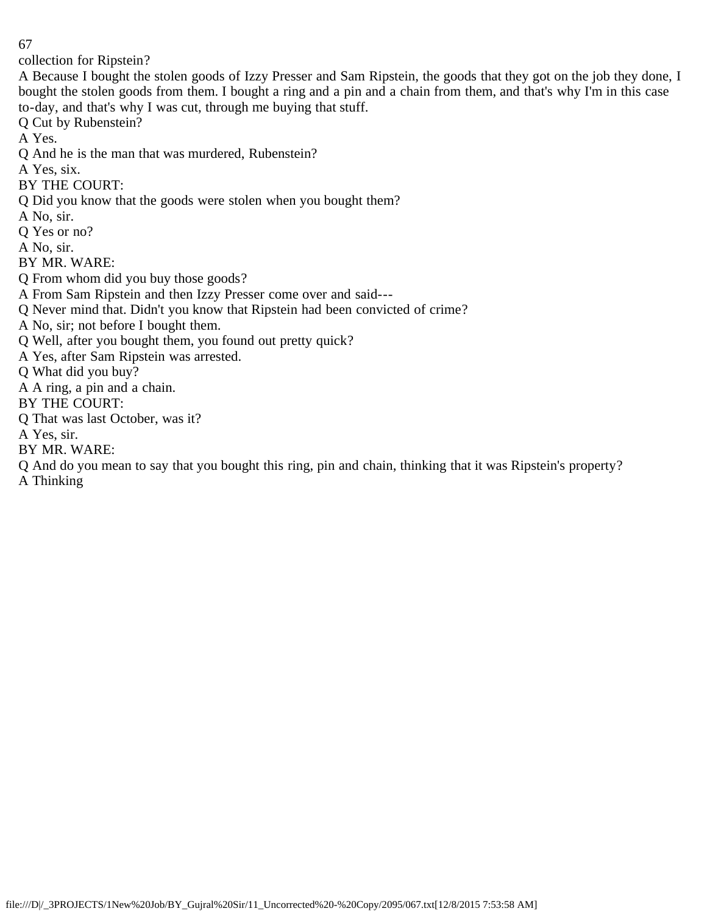collection for Ripstein?

A Because I bought the stolen goods of Izzy Presser and Sam Ripstein, the goods that they got on the job they done, I bought the stolen goods from them. I bought a ring and a pin and a chain from them, and that's why I'm in this case to-day, and that's why I was cut, through me buying that stuff.

Q Cut by Rubenstein?

A Yes.

Q And he is the man that was murdered, Rubenstein?

A Yes, six.

BY THE COURT:

Q Did you know that the goods were stolen when you bought them?

A No, sir.

Q Yes or no?

A No, sir.

BY MR. WARE:

Q From whom did you buy those goods?

A From Sam Ripstein and then Izzy Presser come over and said---

Q Never mind that. Didn't you know that Ripstein had been convicted of crime?

A No, sir; not before I bought them.

Q Well, after you bought them, you found out pretty quick?

A Yes, after Sam Ripstein was arrested.

Q What did you buy?

A A ring, a pin and a chain.

BY THE COURT:

Q That was last October, was it?

A Yes, sir.

BY MR. WARE:

Q And do you mean to say that you bought this ring, pin and chain, thinking that it was Ripstein's property?

A Thinking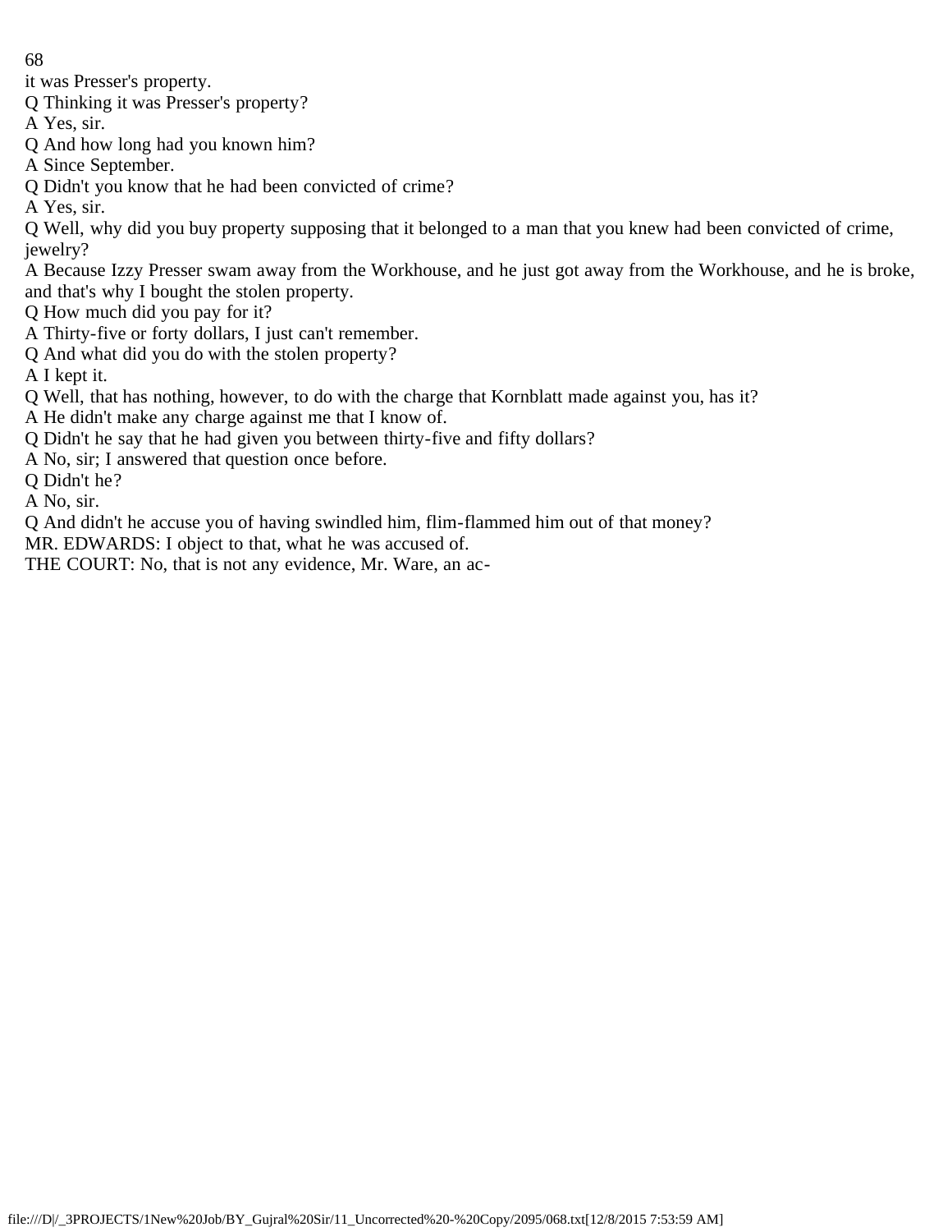it was Presser's property.

Q Thinking it was Presser's property?

A Yes, sir.

Q And how long had you known him?

A Since September.

Q Didn't you know that he had been convicted of crime?

A Yes, sir.

Q Well, why did you buy property supposing that it belonged to a man that you knew had been convicted of crime, jewelry?

A Because Izzy Presser swam away from the Workhouse, and he just got away from the Workhouse, and he is broke, and that's why I bought the stolen property.

Q How much did you pay for it?

A Thirty-five or forty dollars, I just can't remember.

Q And what did you do with the stolen property?

A I kept it.

Q Well, that has nothing, however, to do with the charge that Kornblatt made against you, has it?

A He didn't make any charge against me that I know of.

Q Didn't he say that he had given you between thirty-five and fifty dollars?

A No, sir; I answered that question once before.

Q Didn't he?

A No, sir.

Q And didn't he accuse you of having swindled him, flim-flammed him out of that money?

MR. EDWARDS: I object to that, what he was accused of.

THE COURT: No, that is not any evidence, Mr. Ware, an ac-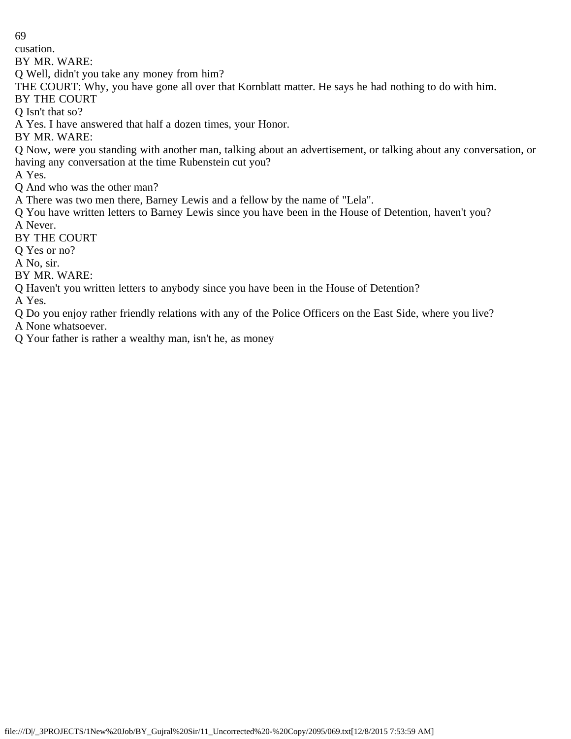cusation.

BY MR. WARE:

Q Well, didn't you take any money from him?

THE COURT: Why, you have gone all over that Kornblatt matter. He says he had nothing to do with him.

BY THE COURT

Q Isn't that so?

A Yes. I have answered that half a dozen times, your Honor.

BY MR. WARE:

Q Now, were you standing with another man, talking about an advertisement, or talking about any conversation, or having any conversation at the time Rubenstein cut you?

A Yes.

Q And who was the other man?

A There was two men there, Barney Lewis and a fellow by the name of "Lela".

Q You have written letters to Barney Lewis since you have been in the House of Detention, haven't you?

A Never.

BY THE COURT

Q Yes or no?

A No, sir.

BY MR. WARE:

Q Haven't you written letters to anybody since you have been in the House of Detention?

A Yes.

Q Do you enjoy rather friendly relations with any of the Police Officers on the East Side, where you live?

A None whatsoever.

Q Your father is rather a wealthy man, isn't he, as money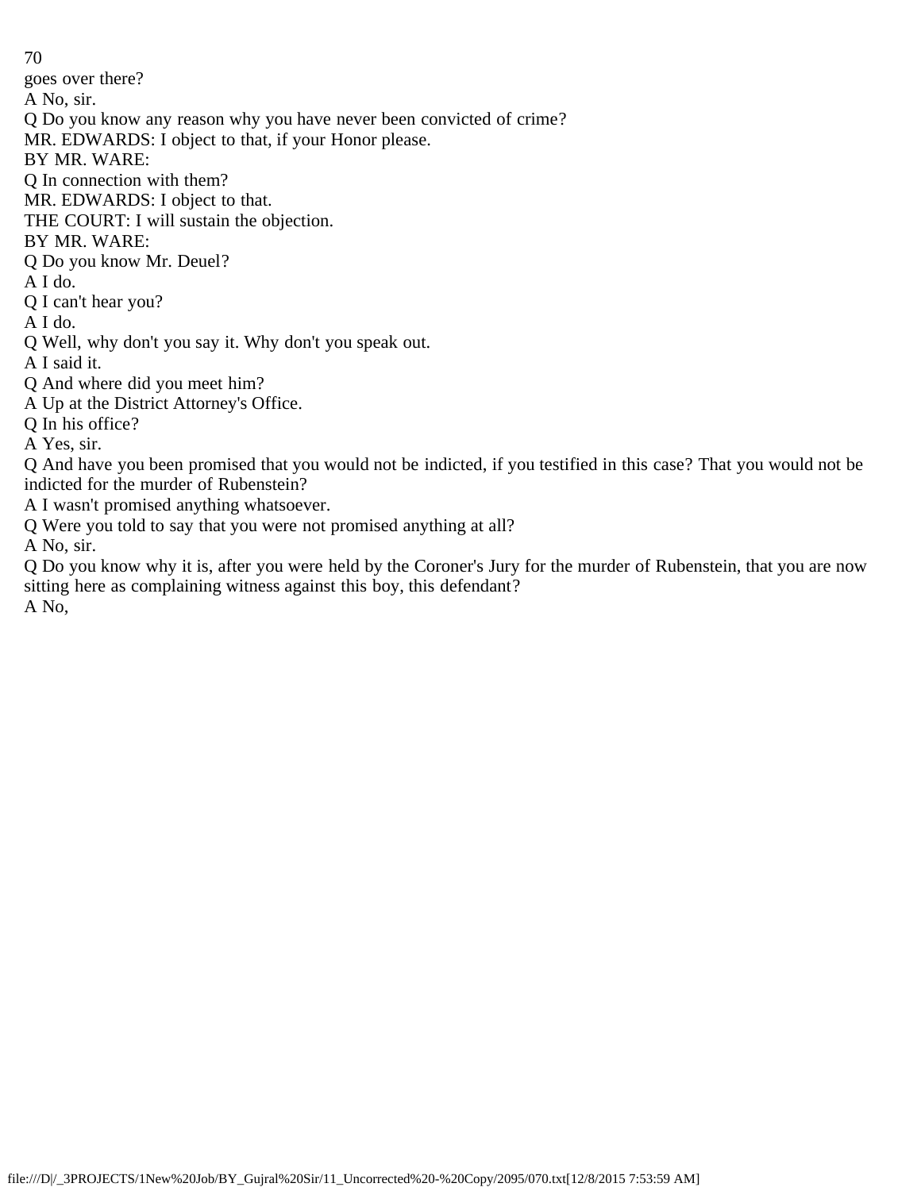goes over there?

A No, sir.

Q Do you know any reason why you have never been convicted of crime?

MR. EDWARDS: I object to that, if your Honor please.

BY MR. WARE:

Q In connection with them?

MR. EDWARDS: I object to that.

THE COURT: I will sustain the objection.

BY MR. WARE:

Q Do you know Mr. Deuel?

A I do.

Q I can't hear you?

A I do.

Q Well, why don't you say it. Why don't you speak out.

A I said it.

Q And where did you meet him?

A Up at the District Attorney's Office.

Q In his office?

A Yes, sir.

Q And have you been promised that you would not be indicted, if you testified in this case? That you would not be indicted for the murder of Rubenstein?

A I wasn't promised anything whatsoever.

Q Were you told to say that you were not promised anything at all?

A No, sir.

Q Do you know why it is, after you were held by the Coroner's Jury for the murder of Rubenstein, that you are now sitting here as complaining witness against this boy, this defendant?

A No,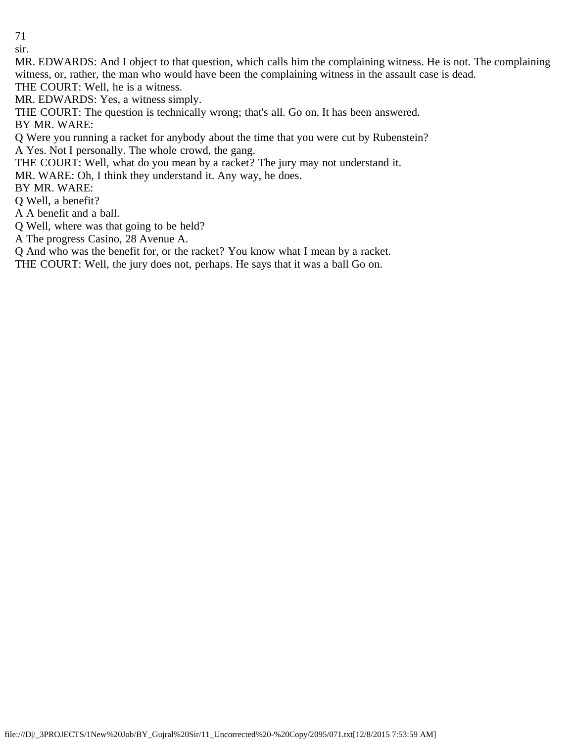sir.

MR. EDWARDS: And I object to that question, which calls him the complaining witness. He is not. The complaining witness, or, rather, the man who would have been the complaining witness in the assault case is dead.

THE COURT: Well, he is a witness.

MR. EDWARDS: Yes, a witness simply.

THE COURT: The question is technically wrong; that's all. Go on. It has been answered.

BY MR. WARE:

Q Were you running a racket for anybody about the time that you were cut by Rubenstein?

A Yes. Not I personally. The whole crowd, the gang.

THE COURT: Well, what do you mean by a racket? The jury may not understand it.

MR. WARE: Oh, I think they understand it. Any way, he does.

BY MR. WARE:

Q Well, a benefit?

A A benefit and a ball.

Q Well, where was that going to be held?

A The progress Casino, 28 Avenue A.

Q And who was the benefit for, or the racket? You know what I mean by a racket.

THE COURT: Well, the jury does not, perhaps. He says that it was a ball Go on.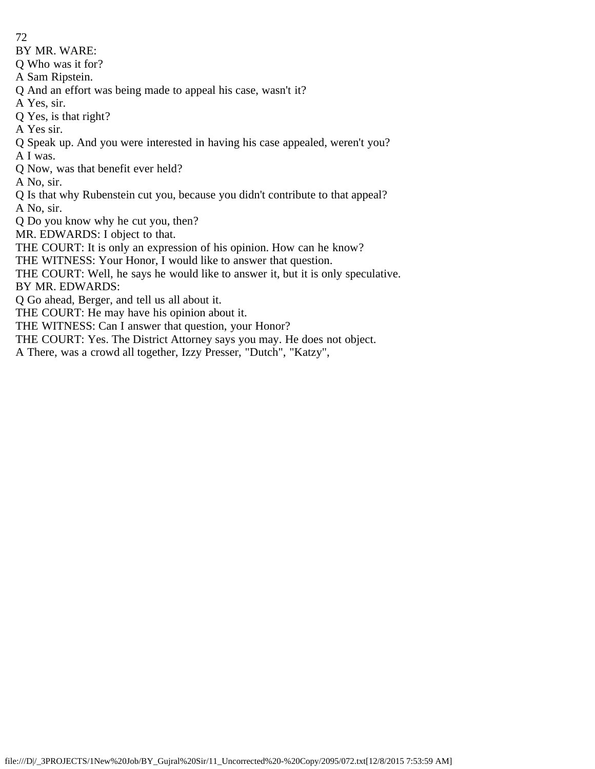BY MR. WARE:

Q Who was it for?

A Sam Ripstein.

Q And an effort was being made to appeal his case, wasn't it?

A Yes, sir.

Q Yes, is that right?

A Yes sir.

Q Speak up. And you were interested in having his case appealed, weren't you?

A I was.

Q Now, was that benefit ever held?

A No, sir.

Q Is that why Rubenstein cut you, because you didn't contribute to that appeal?

A No, sir.

Q Do you know why he cut you, then?

MR. EDWARDS: I object to that.

THE COURT: It is only an expression of his opinion. How can he know?

THE WITNESS: Your Honor, I would like to answer that question.

THE COURT: Well, he says he would like to answer it, but it is only speculative.

BY MR. EDWARDS:

Q Go ahead, Berger, and tell us all about it.

THE COURT: He may have his opinion about it.

THE WITNESS: Can I answer that question, your Honor?

THE COURT: Yes. The District Attorney says you may. He does not object.

A There, was a crowd all together, Izzy Presser, "Dutch", "Katzy",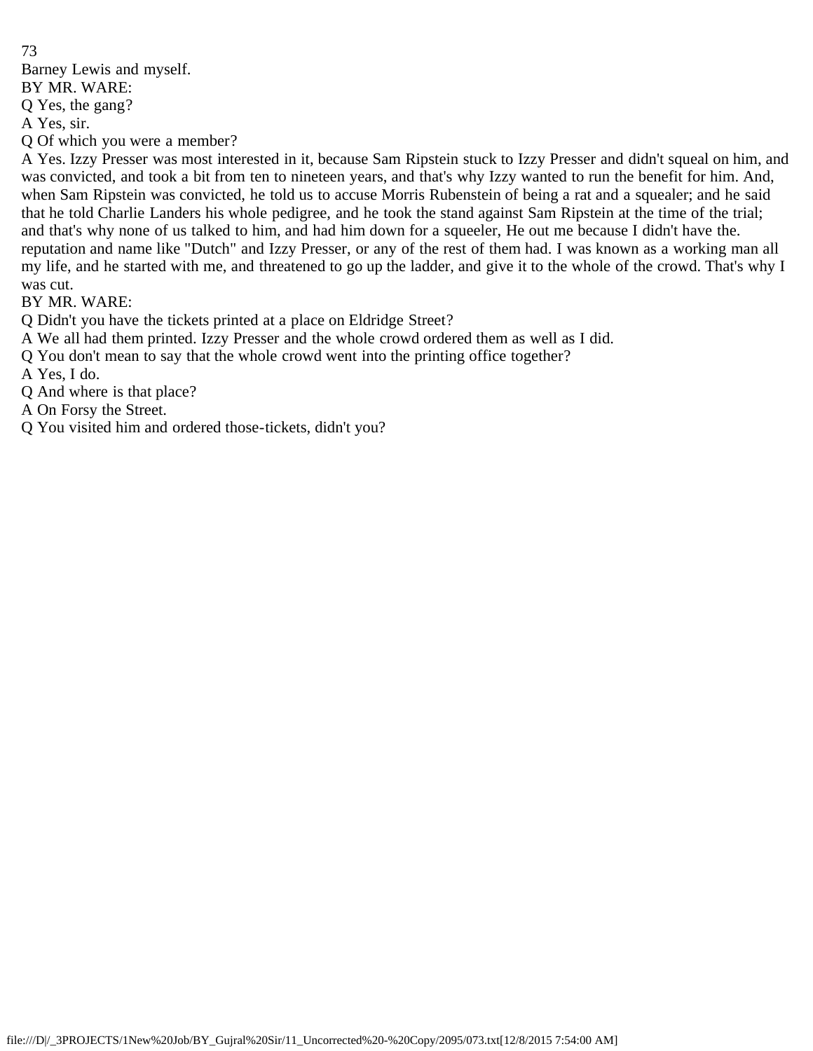Barney Lewis and myself.

BY MR. WARE:

Q Yes, the gang?

A Yes, sir.

Q Of which you were a member?

A Yes. Izzy Presser was most interested in it, because Sam Ripstein stuck to Izzy Presser and didn't squeal on him, and was convicted, and took a bit from ten to nineteen years, and that's why Izzy wanted to run the benefit for him. And, when Sam Ripstein was convicted, he told us to accuse Morris Rubenstein of being a rat and a squealer; and he said that he told Charlie Landers his whole pedigree, and he took the stand against Sam Ripstein at the time of the trial; and that's why none of us talked to him, and had him down for a squeeler, He out me because I didn't have the. reputation and name like "Dutch" and Izzy Presser, or any of the rest of them had. I was known as a working man all my life, and he started with me, and threatened to go up the ladder, and give it to the whole of the crowd. That's why I was cut.

BY MR. WARE:

Q Didn't you have the tickets printed at a place on Eldridge Street?

A We all had them printed. Izzy Presser and the whole crowd ordered them as well as I did.

Q You don't mean to say that the whole crowd went into the printing office together?

A Yes, I do.

Q And where is that place?

A On Forsy the Street.

Q You visited him and ordered those-tickets, didn't you?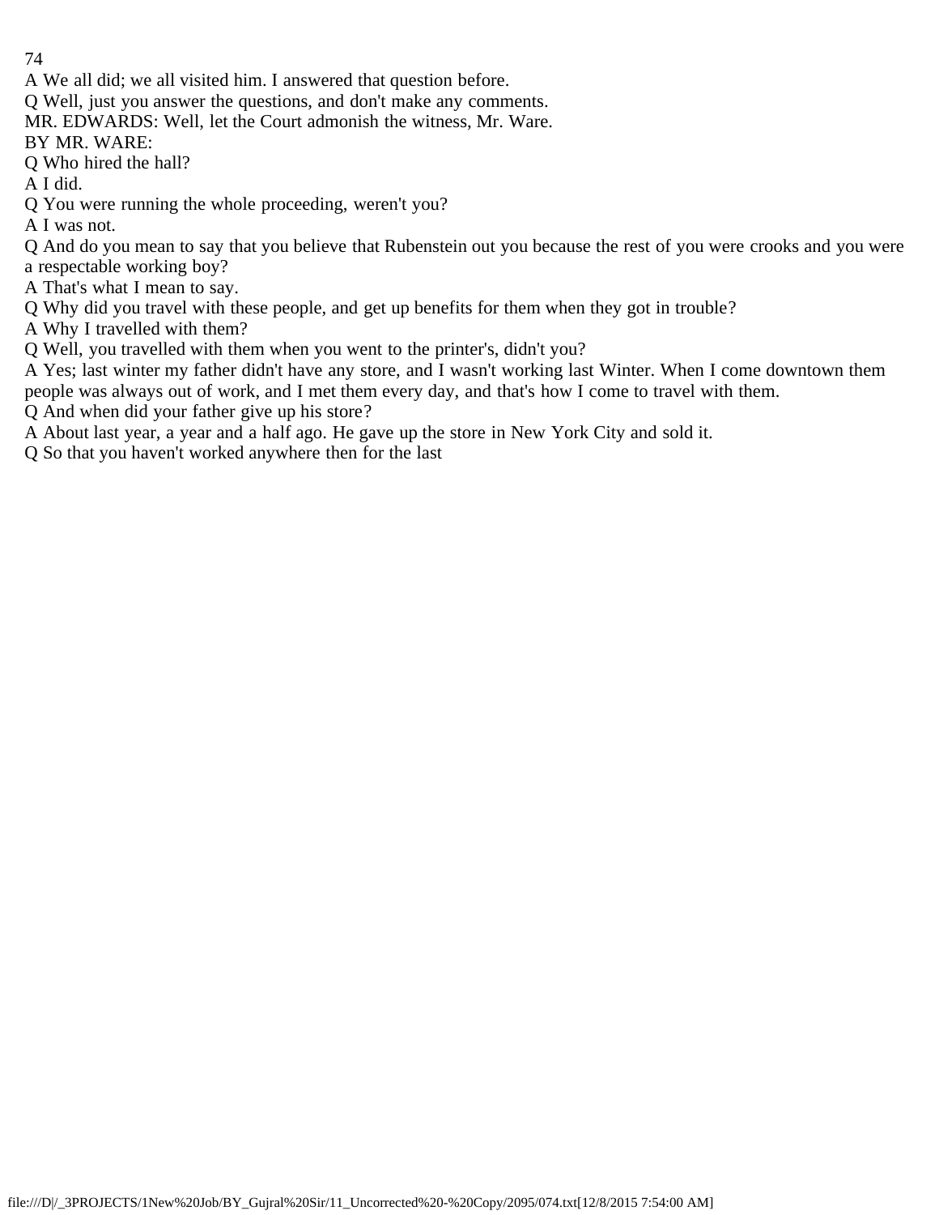A We all did; we all visited him. I answered that question before.

Q Well, just you answer the questions, and don't make any comments.

MR. EDWARDS: Well, let the Court admonish the witness, Mr. Ware.

BY MR. WARE:

Q Who hired the hall?

A I did.

Q You were running the whole proceeding, weren't you?

A I was not.

Q And do you mean to say that you believe that Rubenstein out you because the rest of you were crooks and you were a respectable working boy?

A That's what I mean to say.

Q Why did you travel with these people, and get up benefits for them when they got in trouble?

A Why I travelled with them?

Q Well, you travelled with them when you went to the printer's, didn't you?

A Yes; last winter my father didn't have any store, and I wasn't working last Winter. When I come downtown them people was always out of work, and I met them every day, and that's how I come to travel with them.

Q And when did your father give up his store?

A About last year, a year and a half ago. He gave up the store in New York City and sold it.

Q So that you haven't worked anywhere then for the last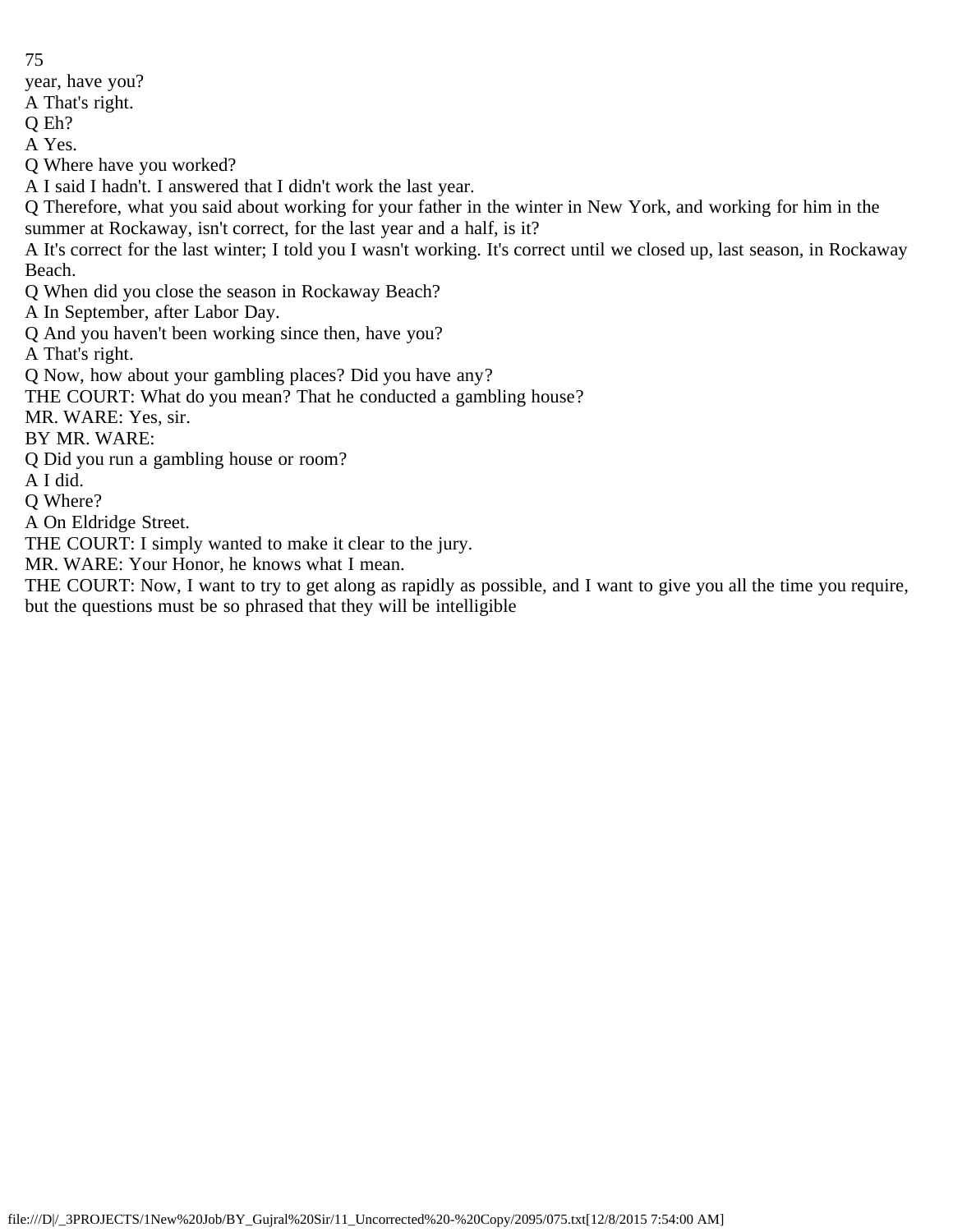year, have you?

A That's right.

Q Eh?

A Yes.

Q Where have you worked?

A I said I hadn't. I answered that I didn't work the last year.

Q Therefore, what you said about working for your father in the winter in New York, and working for him in the summer at Rockaway, isn't correct, for the last year and a half, is it?

A It's correct for the last winter; I told you I wasn't working. It's correct until we closed up, last season, in Rockaway Beach.

Q When did you close the season in Rockaway Beach?

A In September, after Labor Day.

Q And you haven't been working since then, have you?

A That's right.

Q Now, how about your gambling places? Did you have any?

THE COURT: What do you mean? That he conducted a gambling house?

MR. WARE: Yes, sir.

BY MR. WARE:

Q Did you run a gambling house or room?

A I did.

Q Where?

A On Eldridge Street.

THE COURT: I simply wanted to make it clear to the jury.

MR. WARE: Your Honor, he knows what I mean.

THE COURT: Now, I want to try to get along as rapidly as possible, and I want to give you all the time you require, but the questions must be so phrased that they will be intelligible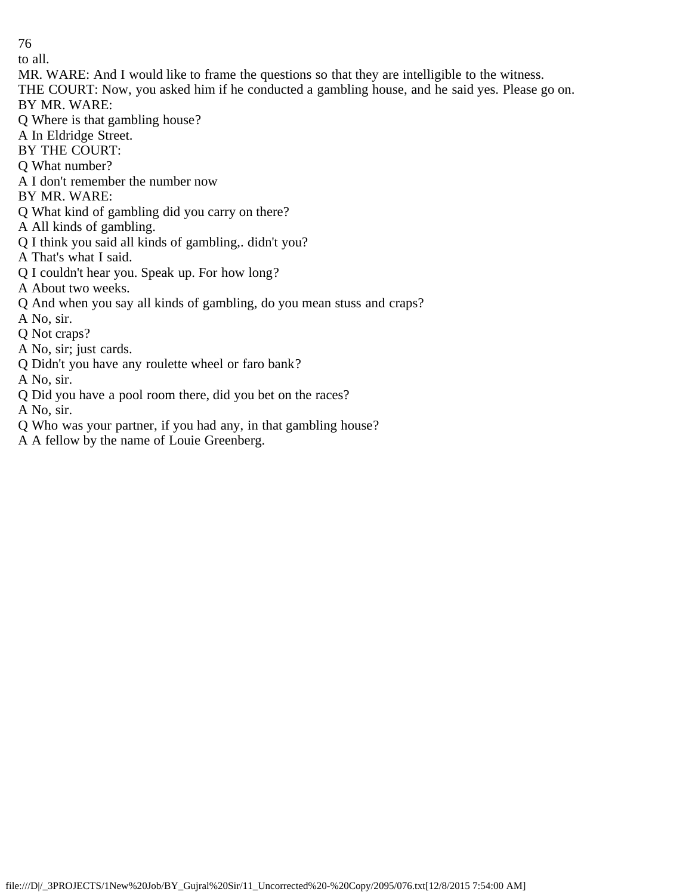to all.

MR. WARE: And I would like to frame the questions so that they are intelligible to the witness.

THE COURT: Now, you asked him if he conducted a gambling house, and he said yes. Please go on.

BY MR. WARE:

Q Where is that gambling house?

A In Eldridge Street.

BY THE COURT:

Q What number?

A I don't remember the number now

BY MR. WARE:

Q What kind of gambling did you carry on there?

A All kinds of gambling.

Q I think you said all kinds of gambling,. didn't you?

A That's what I said.

Q I couldn't hear you. Speak up. For how long?

A About two weeks.

Q And when you say all kinds of gambling, do you mean stuss and craps?

A No, sir.

Q Not craps?

A No, sir; just cards.

Q Didn't you have any roulette wheel or faro bank?

A No, sir.

Q Did you have a pool room there, did you bet on the races?

A No, sir.

Q Who was your partner, if you had any, in that gambling house?

A A fellow by the name of Louie Greenberg.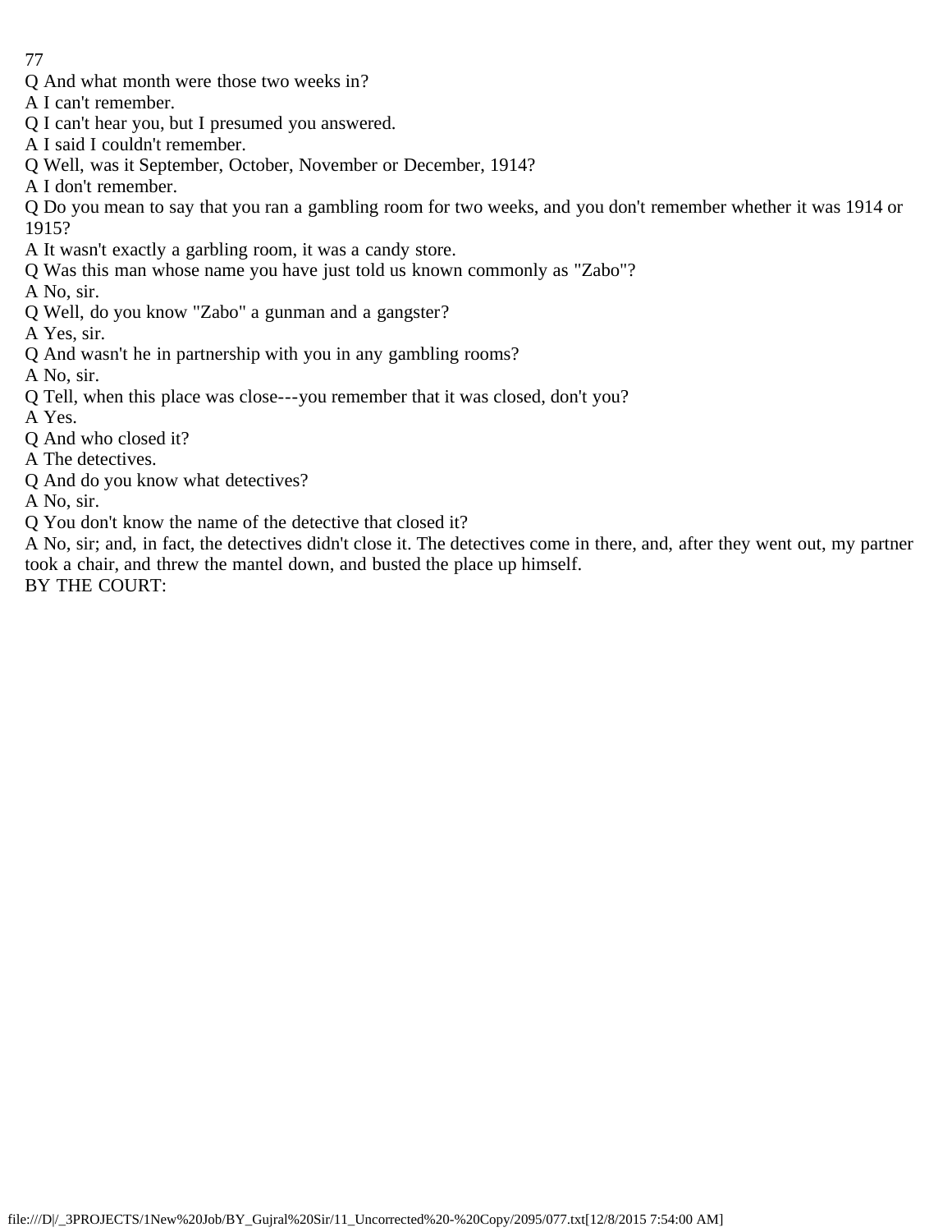Q And what month were those two weeks in?

A I can't remember.

Q I can't hear you, but I presumed you answered.

A I said I couldn't remember.

Q Well, was it September, October, November or December, 1914?

A I don't remember.

Q Do you mean to say that you ran a gambling room for two weeks, and you don't remember whether it was 1914 or 1915?

A It wasn't exactly a garbling room, it was a candy store.

Q Was this man whose name you have just told us known commonly as "Zabo"?

A No, sir.

Q Well, do you know "Zabo" a gunman and a gangster?

A Yes, sir.

Q And wasn't he in partnership with you in any gambling rooms?

A No, sir.

Q Tell, when this place was close---you remember that it was closed, don't you?

A Yes.

Q And who closed it?

A The detectives.

Q And do you know what detectives?

A No, sir.

Q You don't know the name of the detective that closed it?

A No, sir; and, in fact, the detectives didn't close it. The detectives come in there, and, after they went out, my partner took a chair, and threw the mantel down, and busted the place up himself.

BY THE COURT: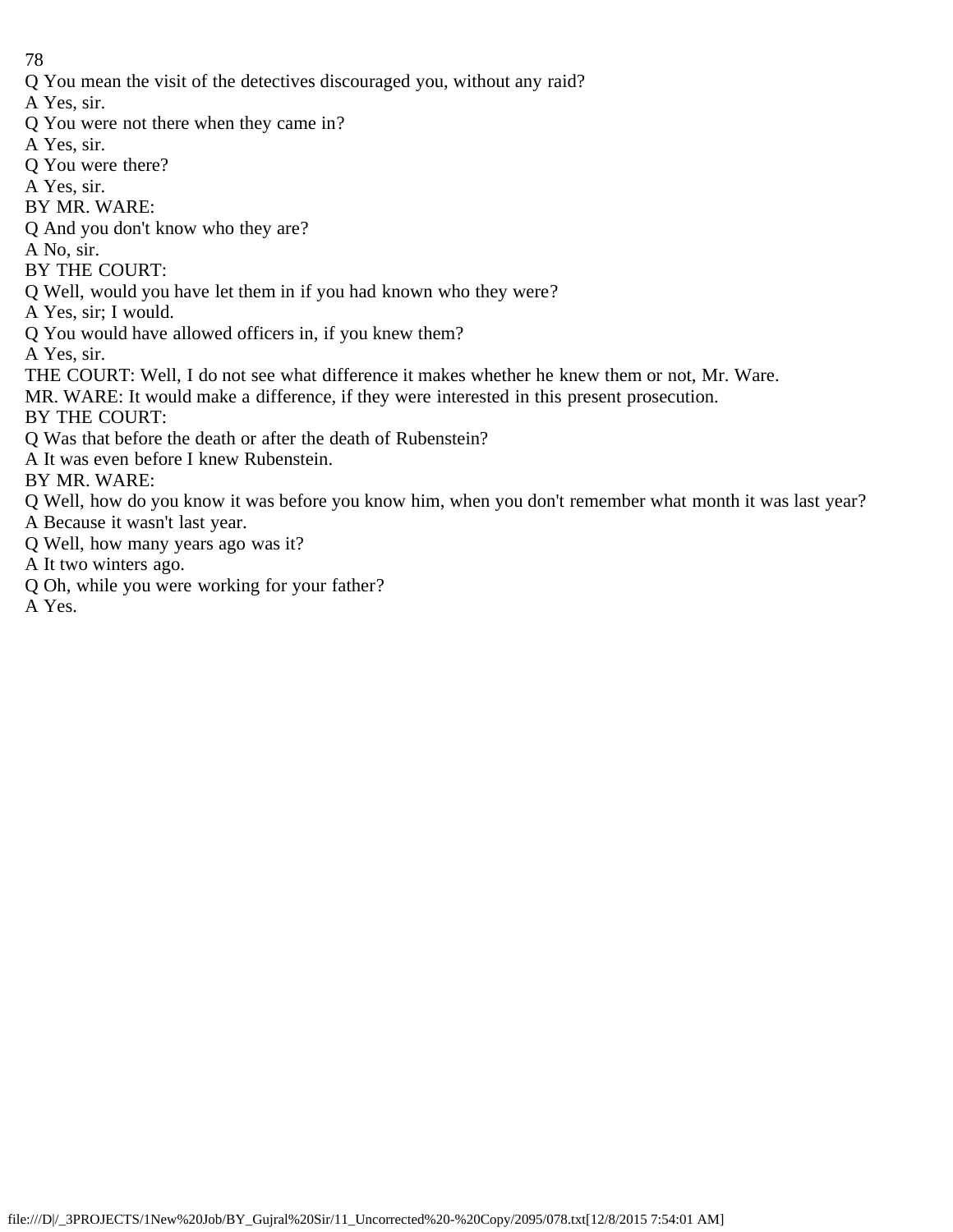Q You mean the visit of the detectives discouraged you, without any raid?

A Yes, sir.

Q You were not there when they came in?

A Yes, sir.

Q You were there?

A Yes, sir.

BY MR. WARE:

Q And you don't know who they are?

A No, sir.

BY THE COURT:

Q Well, would you have let them in if you had known who they were?

A Yes, sir; I would.

Q You would have allowed officers in, if you knew them?

A Yes, sir.

THE COURT: Well, I do not see what difference it makes whether he knew them or not, Mr. Ware.

MR. WARE: It would make a difference, if they were interested in this present prosecution.

BY THE COURT:

Q Was that before the death or after the death of Rubenstein?

A It was even before I knew Rubenstein.

BY MR. WARE:

Q Well, how do you know it was before you know him, when you don't remember what month it was last year?

A Because it wasn't last year.

Q Well, how many years ago was it?

A It two winters ago.

Q Oh, while you were working for your father?

A Yes.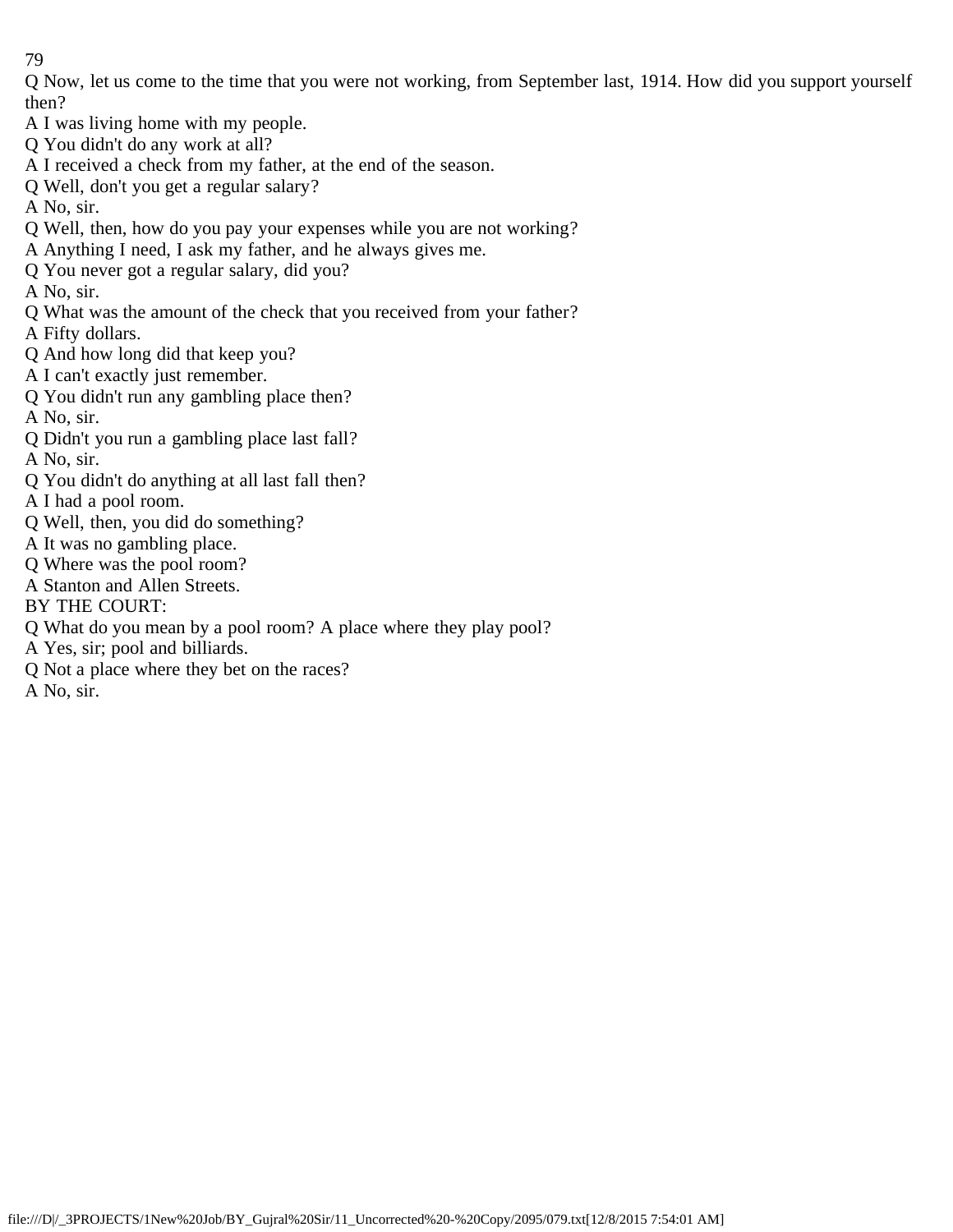Q Now, let us come to the time that you were not working, from September last, 1914. How did you support yourself then?

A I was living home with my people.

Q You didn't do any work at all?

A I received a check from my father, at the end of the season.

Q Well, don't you get a regular salary?

A No, sir.

Q Well, then, how do you pay your expenses while you are not working?

A Anything I need, I ask my father, and he always gives me.

Q You never got a regular salary, did you?

A No, sir.

Q What was the amount of the check that you received from your father?

A Fifty dollars.

Q And how long did that keep you?

A I can't exactly just remember.

Q You didn't run any gambling place then?

A No, sir.

Q Didn't you run a gambling place last fall?

A No, sir.

Q You didn't do anything at all last fall then?

A I had a pool room.

Q Well, then, you did do something?

A It was no gambling place.

Q Where was the pool room?

A Stanton and Allen Streets.

BY THE COURT:

Q What do you mean by a pool room? A place where they play pool?

A Yes, sir; pool and billiards.

Q Not a place where they bet on the races?

A No, sir.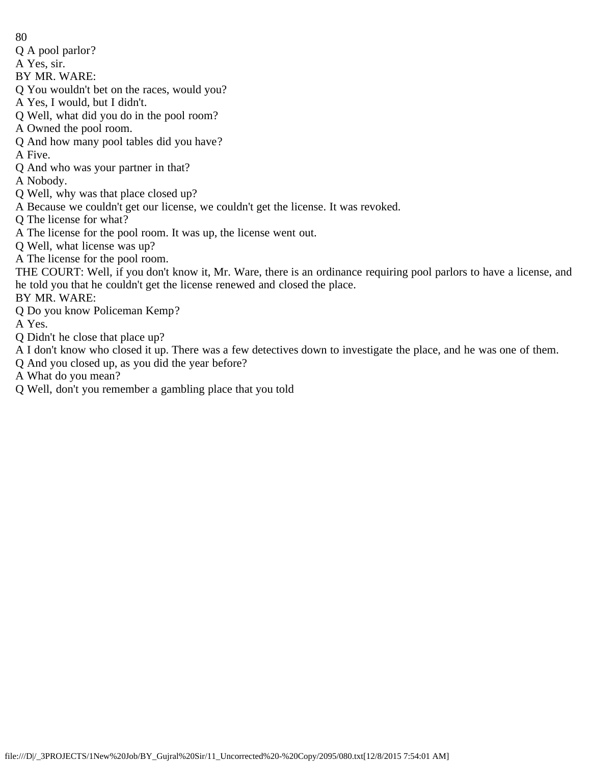Q A pool parlor?

A Yes, sir.

BY MR. WARE:

Q You wouldn't bet on the races, would you?

A Yes, I would, but I didn't.

Q Well, what did you do in the pool room?

A Owned the pool room.

Q And how many pool tables did you have?

A Five.

Q And who was your partner in that?

A Nobody.

Q Well, why was that place closed up?

A Because we couldn't get our license, we couldn't get the license. It was revoked.

Q The license for what?

A The license for the pool room. It was up, the license went out.

Q Well, what license was up?

A The license for the pool room.

THE COURT: Well, if you don't know it, Mr. Ware, there is an ordinance requiring pool parlors to have a license, and he told you that he couldn't get the license renewed and closed the place.

BY MR. WARE:

Q Do you know Policeman Kemp?

A Yes.

Q Didn't he close that place up?

A I don't know who closed it up. There was a few detectives down to investigate the place, and he was one of them.

Q And you closed up, as you did the year before?

A What do you mean?

Q Well, don't you remember a gambling place that you told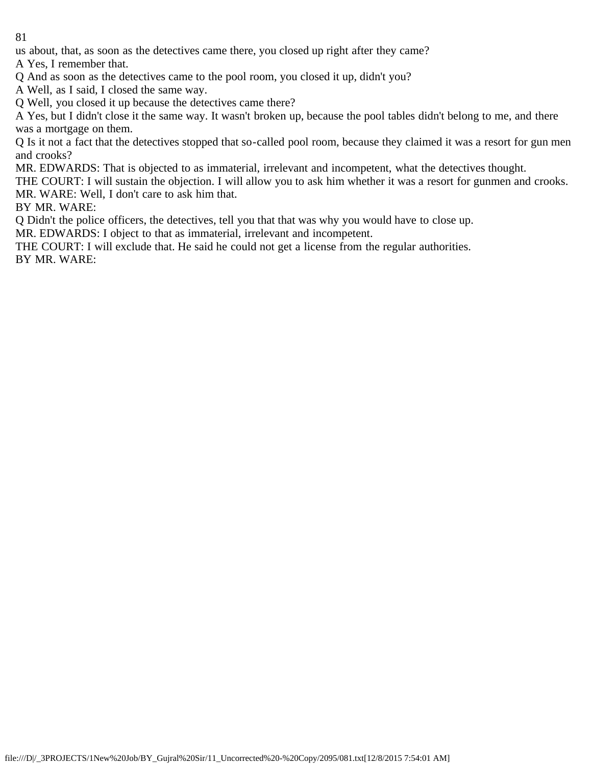us about, that, as soon as the detectives came there, you closed up right after they came?

A Yes, I remember that.

Q And as soon as the detectives came to the pool room, you closed it up, didn't you?

A Well, as I said, I closed the same way.

Q Well, you closed it up because the detectives came there?

A Yes, but I didn't close it the same way. It wasn't broken up, because the pool tables didn't belong to me, and there was a mortgage on them.

Q Is it not a fact that the detectives stopped that so-called pool room, because they claimed it was a resort for gun men and crooks?

MR. EDWARDS: That is objected to as immaterial, irrelevant and incompetent, what the detectives thought.

THE COURT: I will sustain the objection. I will allow you to ask him whether it was a resort for gunmen and crooks.

MR. WARE: Well, I don't care to ask him that.

BY MR. WARE:

Q Didn't the police officers, the detectives, tell you that that was why you would have to close up.

MR. EDWARDS: I object to that as immaterial, irrelevant and incompetent.

THE COURT: I will exclude that. He said he could not get a license from the regular authorities.

BY MR. WARE: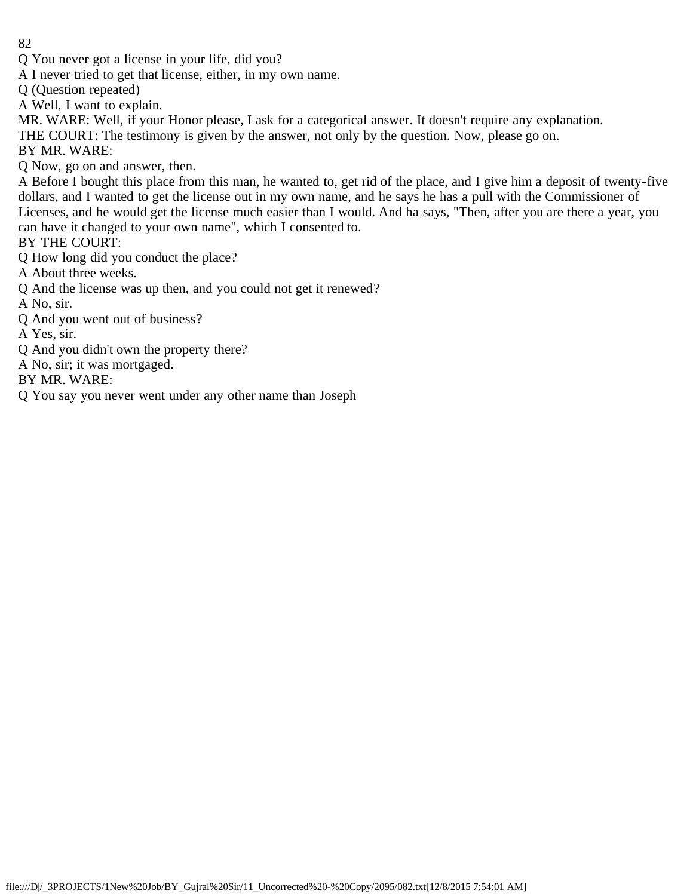Q You never got a license in your life, did you?

A I never tried to get that license, either, in my own name.

Q (Question repeated)

A Well, I want to explain.

MR. WARE: Well, if your Honor please, I ask for a categorical answer. It doesn't require any explanation.

THE COURT: The testimony is given by the answer, not only by the question. Now, please go on.

BY MR. WARE:

Q Now, go on and answer, then.

A Before I bought this place from this man, he wanted to, get rid of the place, and I give him a deposit of twenty-five dollars, and I wanted to get the license out in my own name, and he says he has a pull with the Commissioner of Licenses, and he would get the license much easier than I would. And ha says, "Then, after you are there a year, you can have it changed to your own name", which I consented to.

BY THE COURT:

Q How long did you conduct the place?

A About three weeks.

Q And the license was up then, and you could not get it renewed?

A No, sir.

Q And you went out of business?

A Yes, sir.

Q And you didn't own the property there?

A No, sir; it was mortgaged.

BY MR. WARE:

Q You say you never went under any other name than Joseph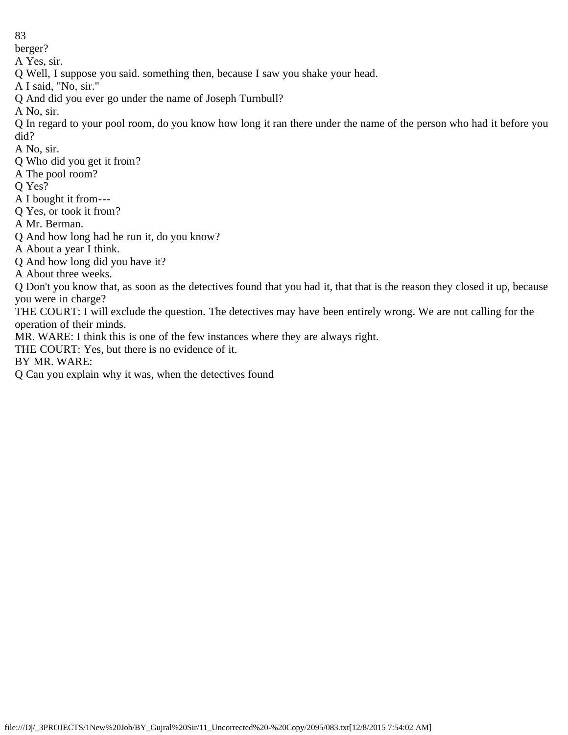berger?

A Yes, sir.

Q Well, I suppose you said. something then, because I saw you shake your head.

A I said, "No, sir."

Q And did you ever go under the name of Joseph Turnbull?

A No, sir.

Q In regard to your pool room, do you know how long it ran there under the name of the person who had it before you did?

A No, sir.

Q Who did you get it from?

A The pool room?

Q Yes?

A I bought it from---

Q Yes, or took it from?

A Mr. Berman.

Q And how long had he run it, do you know?

A About a year I think.

Q And how long did you have it?

A About three weeks.

Q Don't you know that, as soon as the detectives found that you had it, that that is the reason they closed it up, because you were in charge?

THE COURT: I will exclude the question. The detectives may have been entirely wrong. We are not calling for the operation of their minds.

MR. WARE: I think this is one of the few instances where they are always right.

THE COURT: Yes, but there is no evidence of it.

BY MR. WARE:

Q Can you explain why it was, when the detectives found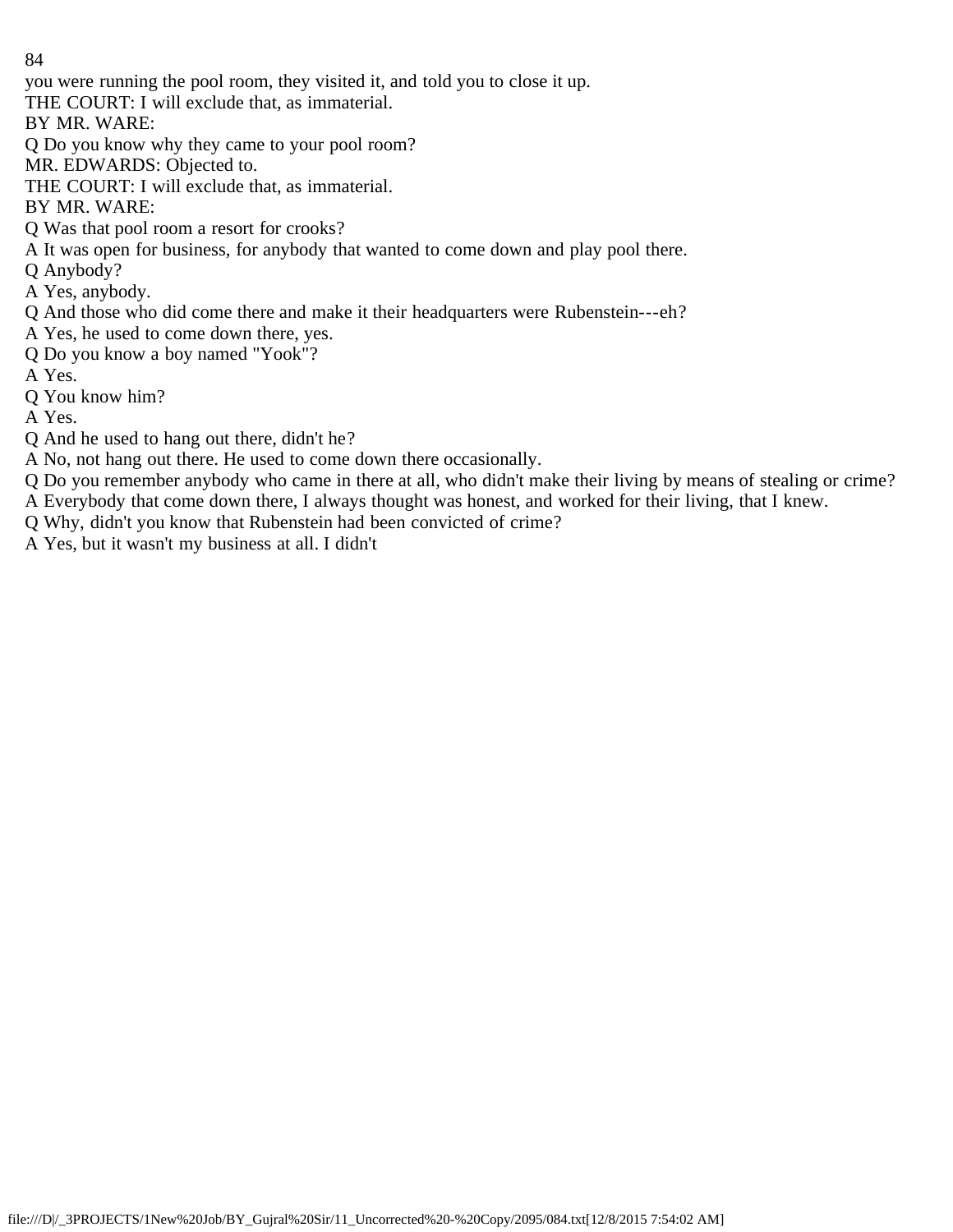you were running the pool room, they visited it, and told you to close it up.

THE COURT: I will exclude that, as immaterial.

BY MR. WARE:

Q Do you know why they came to your pool room?

MR. EDWARDS: Objected to.

THE COURT: I will exclude that, as immaterial.

BY MR. WARE:

Q Was that pool room a resort for crooks?

A It was open for business, for anybody that wanted to come down and play pool there.

Q Anybody?

A Yes, anybody.

Q And those who did come there and make it their headquarters were Rubenstein---eh?

A Yes, he used to come down there, yes.

Q Do you know a boy named "Yook"?

A Yes.

Q You know him?

A Yes.

Q And he used to hang out there, didn't he?

A No, not hang out there. He used to come down there occasionally.

Q Do you remember anybody who came in there at all, who didn't make their living by means of stealing or crime?

A Everybody that come down there, I always thought was honest, and worked for their living, that I knew.

Q Why, didn't you know that Rubenstein had been convicted of crime?

A Yes, but it wasn't my business at all. I didn't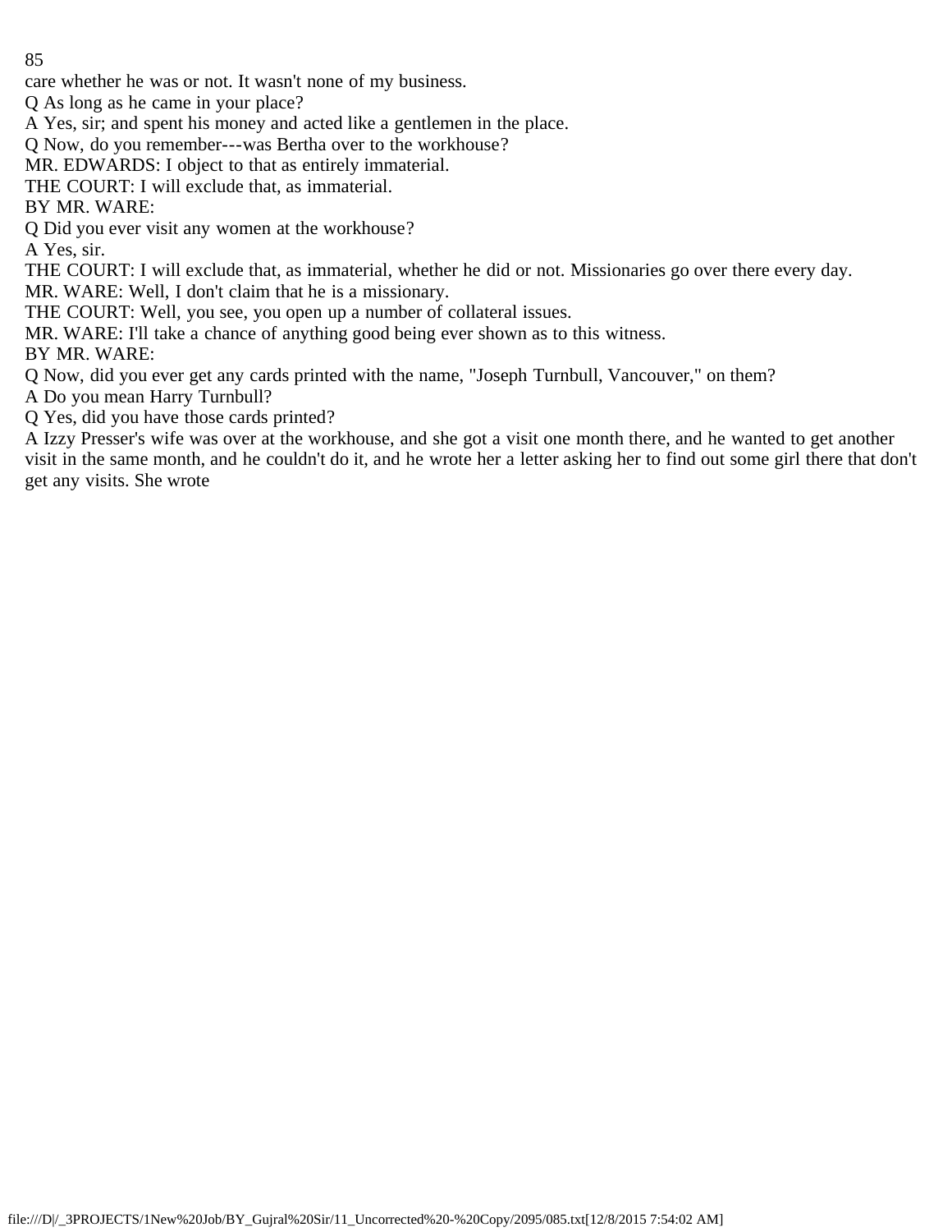care whether he was or not. It wasn't none of my business.

Q As long as he came in your place?

A Yes, sir; and spent his money and acted like a gentlemen in the place.

Q Now, do you remember---was Bertha over to the workhouse?

MR. EDWARDS: I object to that as entirely immaterial.

THE COURT: I will exclude that, as immaterial.

BY MR. WARE:

Q Did you ever visit any women at the workhouse?

A Yes, sir.

THE COURT: I will exclude that, as immaterial, whether he did or not. Missionaries go over there every day.

MR. WARE: Well, I don't claim that he is a missionary.

THE COURT: Well, you see, you open up a number of collateral issues.

MR. WARE: I'll take a chance of anything good being ever shown as to this witness.

BY MR. WARE:

Q Now, did you ever get any cards printed with the name, "Joseph Turnbull, Vancouver," on them?

A Do you mean Harry Turnbull?

Q Yes, did you have those cards printed?

A Izzy Presser's wife was over at the workhouse, and she got a visit one month there, and he wanted to get another visit in the same month, and he couldn't do it, and he wrote her a letter asking her to find out some girl there that don't get any visits. She wrote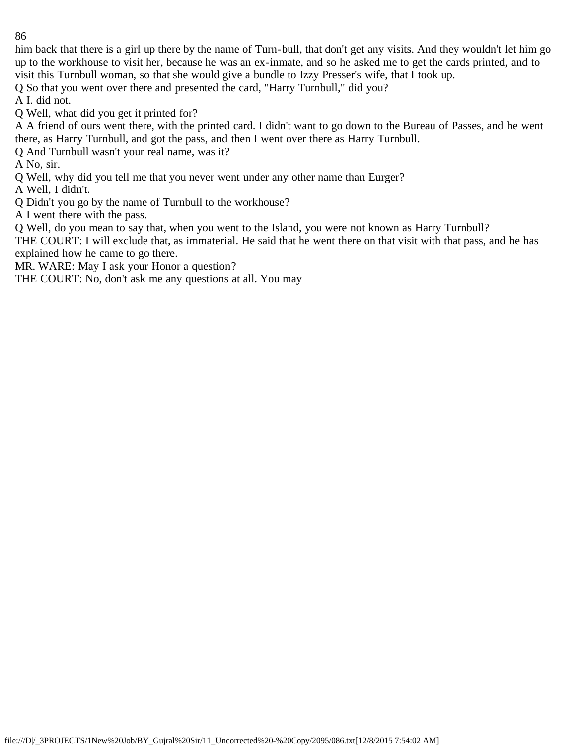him back that there is a girl up there by the name of Turn-bull, that don't get any visits. And they wouldn't let him go up to the workhouse to visit her, because he was an ex-inmate, and so he asked me to get the cards printed, and to visit this Turnbull woman, so that she would give a bundle to Izzy Presser's wife, that I took up.

Q So that you went over there and presented the card, "Harry Turnbull," did you?

A I. did not.

Q Well, what did you get it printed for?

A A friend of ours went there, with the printed card. I didn't want to go down to the Bureau of Passes, and he went there, as Harry Turnbull, and got the pass, and then I went over there as Harry Turnbull.

Q And Turnbull wasn't your real name, was it?

A No, sir.

Q Well, why did you tell me that you never went under any other name than Eurger?

A Well, I didn't.

Q Didn't you go by the name of Turnbull to the workhouse?

A I went there with the pass.

Q Well, do you mean to say that, when you went to the Island, you were not known as Harry Turnbull?

THE COURT: I will exclude that, as immaterial. He said that he went there on that visit with that pass, and he has explained how he came to go there.

MR. WARE: May I ask your Honor a question?

THE COURT: No, don't ask me any questions at all. You may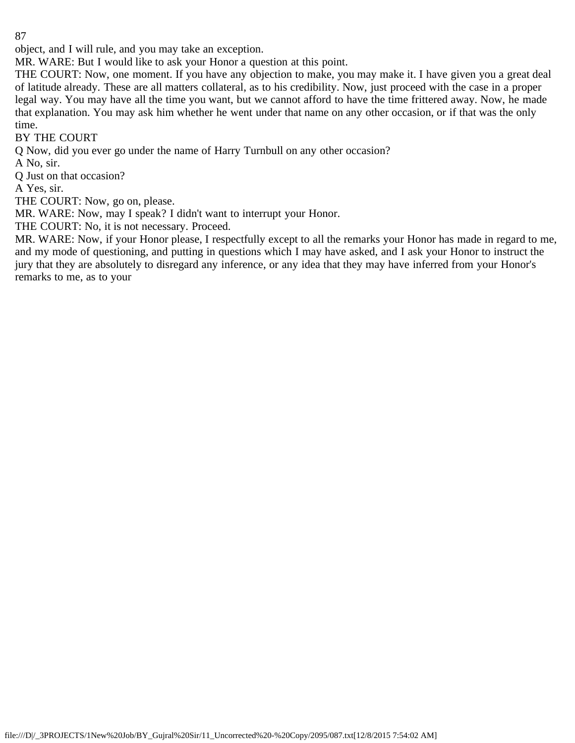object, and I will rule, and you may take an exception.

MR. WARE: But I would like to ask your Honor a question at this point.

THE COURT: Now, one moment. If you have any objection to make, you may make it. I have given you a great deal of latitude already. These are all matters collateral, as to his credibility. Now, just proceed with the case in a proper legal way. You may have all the time you want, but we cannot afford to have the time frittered away. Now, he made that explanation. You may ask him whether he went under that name on any other occasion, or if that was the only time.

BY THE COURT

Q Now, did you ever go under the name of Harry Turnbull on any other occasion?

A No, sir.

Q Just on that occasion?

A Yes, sir.

THE COURT: Now, go on, please.

MR. WARE: Now, may I speak? I didn't want to interrupt your Honor.

THE COURT: No, it is not necessary. Proceed.

MR. WARE: Now, if your Honor please, I respectfully except to all the remarks your Honor has made in regard to me, and my mode of questioning, and putting in questions which I may have asked, and I ask your Honor to instruct the jury that they are absolutely to disregard any inference, or any idea that they may have inferred from your Honor's remarks to me, as to your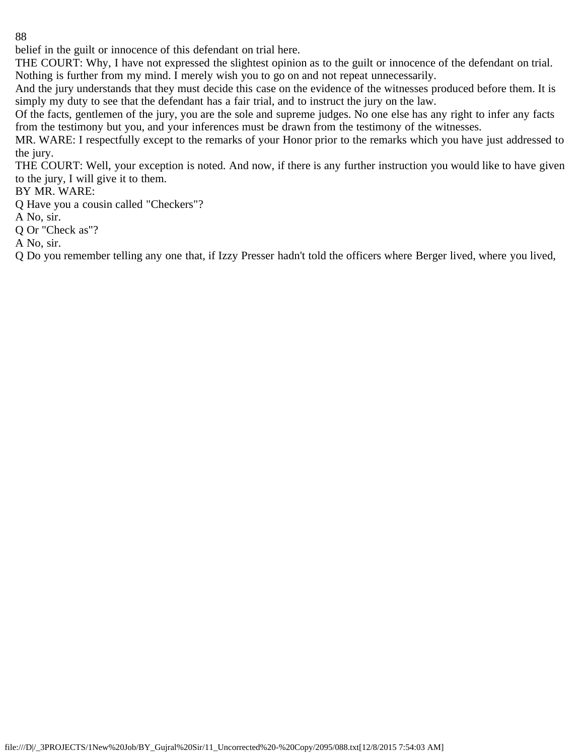belief in the guilt or innocence of this defendant on trial here.

THE COURT: Why, I have not expressed the slightest opinion as to the guilt or innocence of the defendant on trial. Nothing is further from my mind. I merely wish you to go on and not repeat unnecessarily.

And the jury understands that they must decide this case on the evidence of the witnesses produced before them. It is simply my duty to see that the defendant has a fair trial, and to instruct the jury on the law.

Of the facts, gentlemen of the jury, you are the sole and supreme judges. No one else has any right to infer any facts from the testimony but you, and your inferences must be drawn from the testimony of the witnesses.

MR. WARE: I respectfully except to the remarks of your Honor prior to the remarks which you have just addressed to the jury.

THE COURT: Well, your exception is noted. And now, if there is any further instruction you would like to have given to the jury, I will give it to them.

BY MR. WARE:

Q Have you a cousin called "Checkers"?

A No, sir.

Q Or "Check as"?

A No, sir.

Q Do you remember telling any one that, if Izzy Presser hadn't told the officers where Berger lived, where you lived,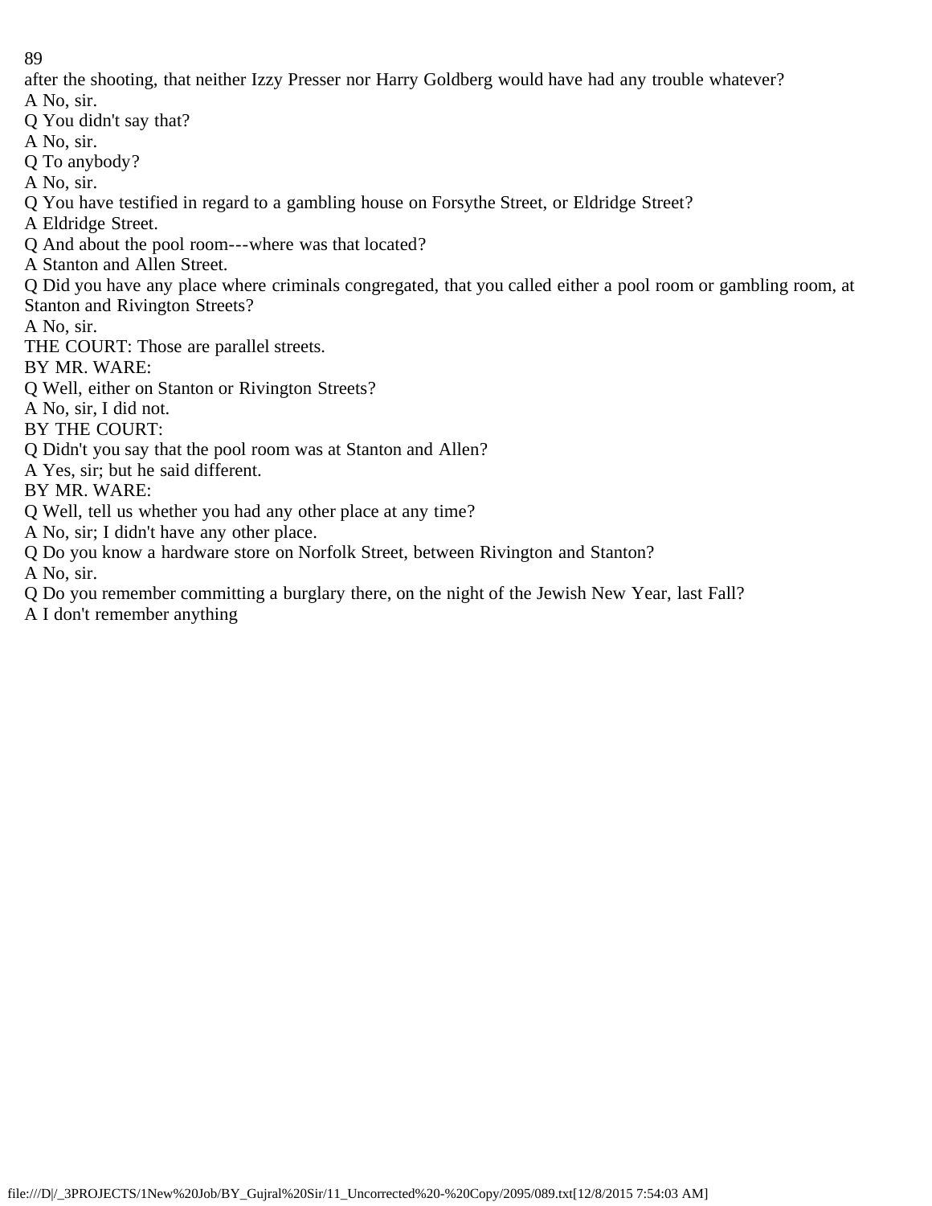after the shooting, that neither Izzy Presser nor Harry Goldberg would have had any trouble whatever?

A No, sir.

Q You didn't say that?

A No, sir.

Q To anybody?

A No, sir.

Q You have testified in regard to a gambling house on Forsythe Street, or Eldridge Street?

A Eldridge Street.

Q And about the pool room---where was that located?

A Stanton and Allen Street.

Q Did you have any place where criminals congregated, that you called either a pool room or gambling room, at Stanton and Rivington Streets?

A No, sir.

THE COURT: Those are parallel streets.

BY MR. WARE:

Q Well, either on Stanton or Rivington Streets?

A No, sir, I did not.

BY THE COURT:

Q Didn't you say that the pool room was at Stanton and Allen?

A Yes, sir; but he said different.

BY MR. WARE:

Q Well, tell us whether you had any other place at any time?

A No, sir; I didn't have any other place.

Q Do you know a hardware store on Norfolk Street, between Rivington and Stanton?

A No, sir.

Q Do you remember committing a burglary there, on the night of the Jewish New Year, last Fall?

A I don't remember anything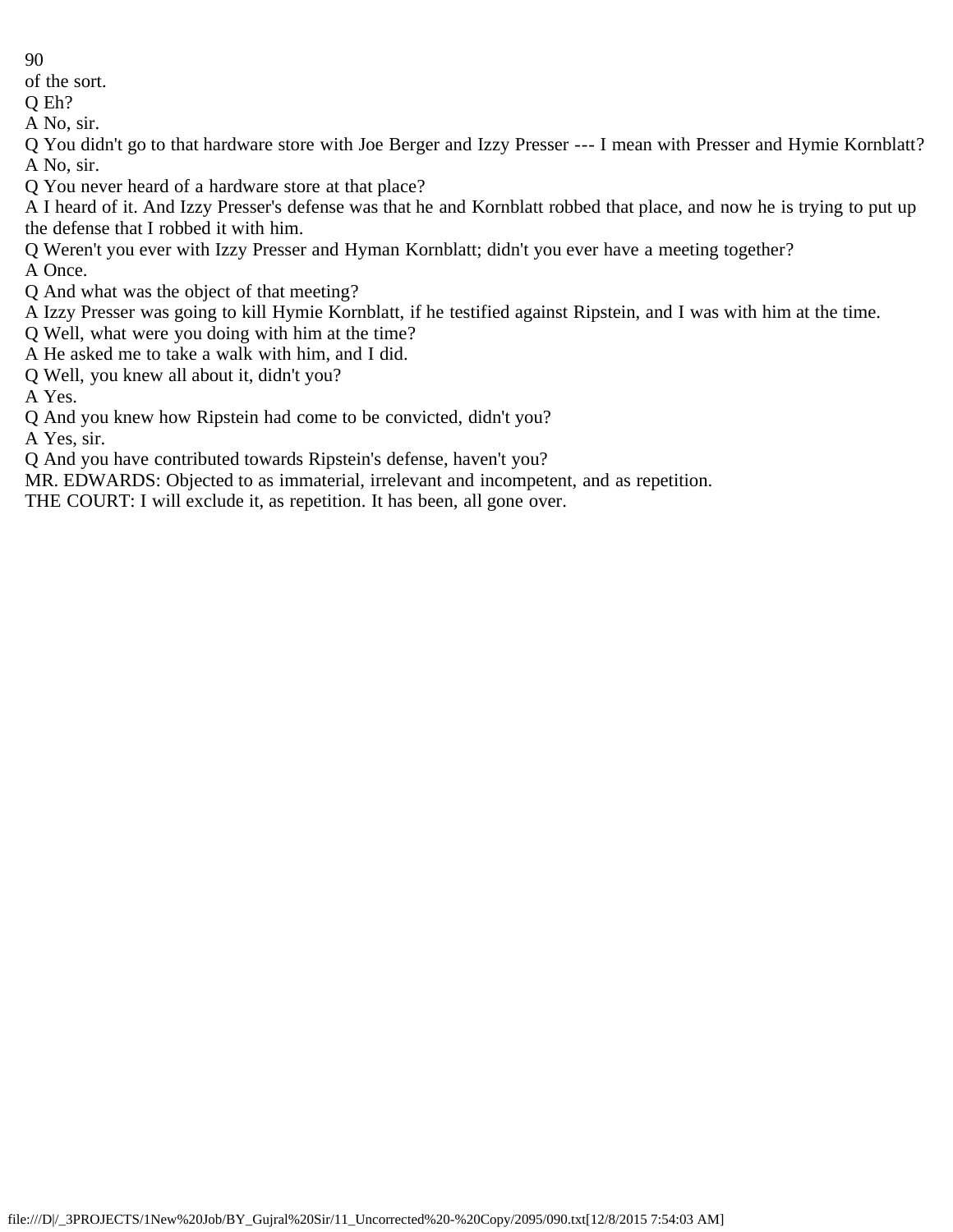of the sort.

Q Eh?

A No, sir.

Q You didn't go to that hardware store with Joe Berger and Izzy Presser --- I mean with Presser and Hymie Kornblatt?

A No, sir.

Q You never heard of a hardware store at that place?

A I heard of it. And Izzy Presser's defense was that he and Kornblatt robbed that place, and now he is trying to put up the defense that I robbed it with him.

Q Weren't you ever with Izzy Presser and Hyman Kornblatt; didn't you ever have a meeting together?

A Once.

Q And what was the object of that meeting?

A Izzy Presser was going to kill Hymie Kornblatt, if he testified against Ripstein, and I was with him at the time.

Q Well, what were you doing with him at the time?

A He asked me to take a walk with him, and I did.

Q Well, you knew all about it, didn't you?

A Yes.

Q And you knew how Ripstein had come to be convicted, didn't you?

A Yes, sir.

Q And you have contributed towards Ripstein's defense, haven't you?

MR. EDWARDS: Objected to as immaterial, irrelevant and incompetent, and as repetition.

THE COURT: I will exclude it, as repetition. It has been, all gone over.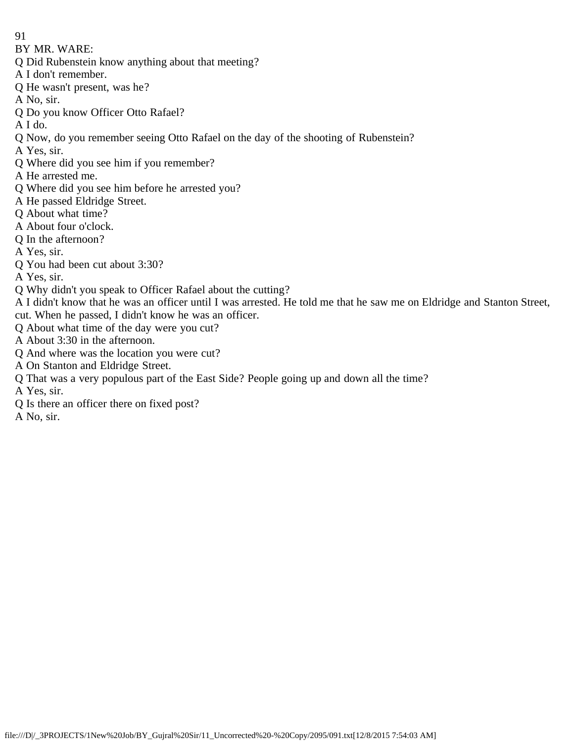BY MR. WARE:

Q Did Rubenstein know anything about that meeting?

A I don't remember.

Q He wasn't present, was he?

A No, sir.

Q Do you know Officer Otto Rafael?

A I do.

Q Now, do you remember seeing Otto Rafael on the day of the shooting of Rubenstein?

A Yes, sir.

Q Where did you see him if you remember?

A He arrested me.

Q Where did you see him before he arrested you?

A He passed Eldridge Street.

Q About what time?

A About four o'clock.

Q In the afternoon?

A Yes, sir.

Q You had been cut about 3:30?

A Yes, sir.

Q Why didn't you speak to Officer Rafael about the cutting?

A I didn't know that he was an officer until I was arrested. He told me that he saw me on Eldridge and Stanton Street, cut. When he passed, I didn't know he was an officer.

Q About what time of the day were you cut?

A About 3:30 in the afternoon.

Q And where was the location you were cut?

A On Stanton and Eldridge Street.

Q That was a very populous part of the East Side? People going up and down all the time?

A Yes, sir.

Q Is there an officer there on fixed post?

A No, sir.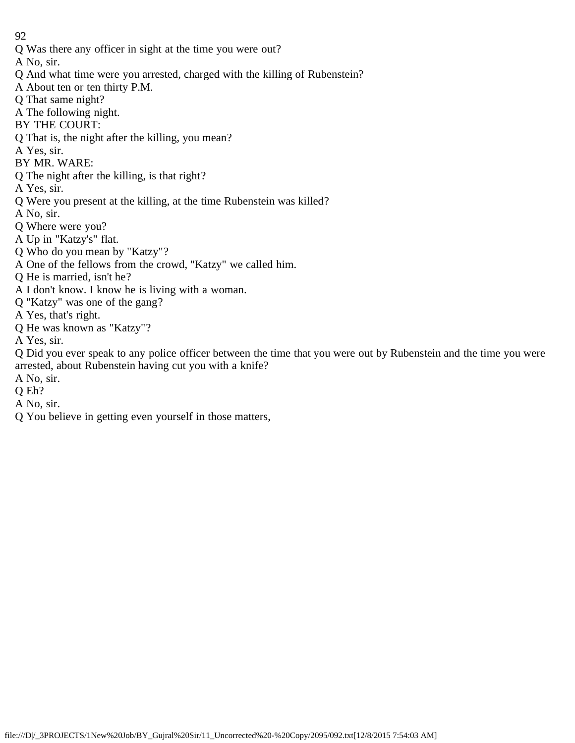Q Was there any officer in sight at the time you were out?
A No, sir.
Q And what time were you arrested, charged with the killing of Rubenstein?
A About ten or ten thirty P.M.
Q That same night?
A The following night.
BY THE COURT:
Q That is, the night after the killing, you mean?
A Yes, sir.
BY MR. WARE:
Q The night after the killing, is that right?
A Yes, sir.
Q Were you present at the killing, at the time Rubenstein was killed?
A No, sir.
Q Where were you?
A Up in "Katzy's" flat.
Q Who do you mean by "Katzy"?
A One of the fellows from the crowd, "Katzy" we called him.
Q He is married, isn't he?
A I don't know. I know he is living with a woman.
Q "Katzy" was one of the gang?
A Yes, that's right.
Q He was known as "Katzy"?
A Yes, sir.
Q Did you ever speak to any police officer between the time that you were out by Rubenstein and the time you were arrested, about Rubenstein having cut you with a knife?
A No, sir.
Q Eh?
A No, sir.
Q You believe in getting even yourself in those matters,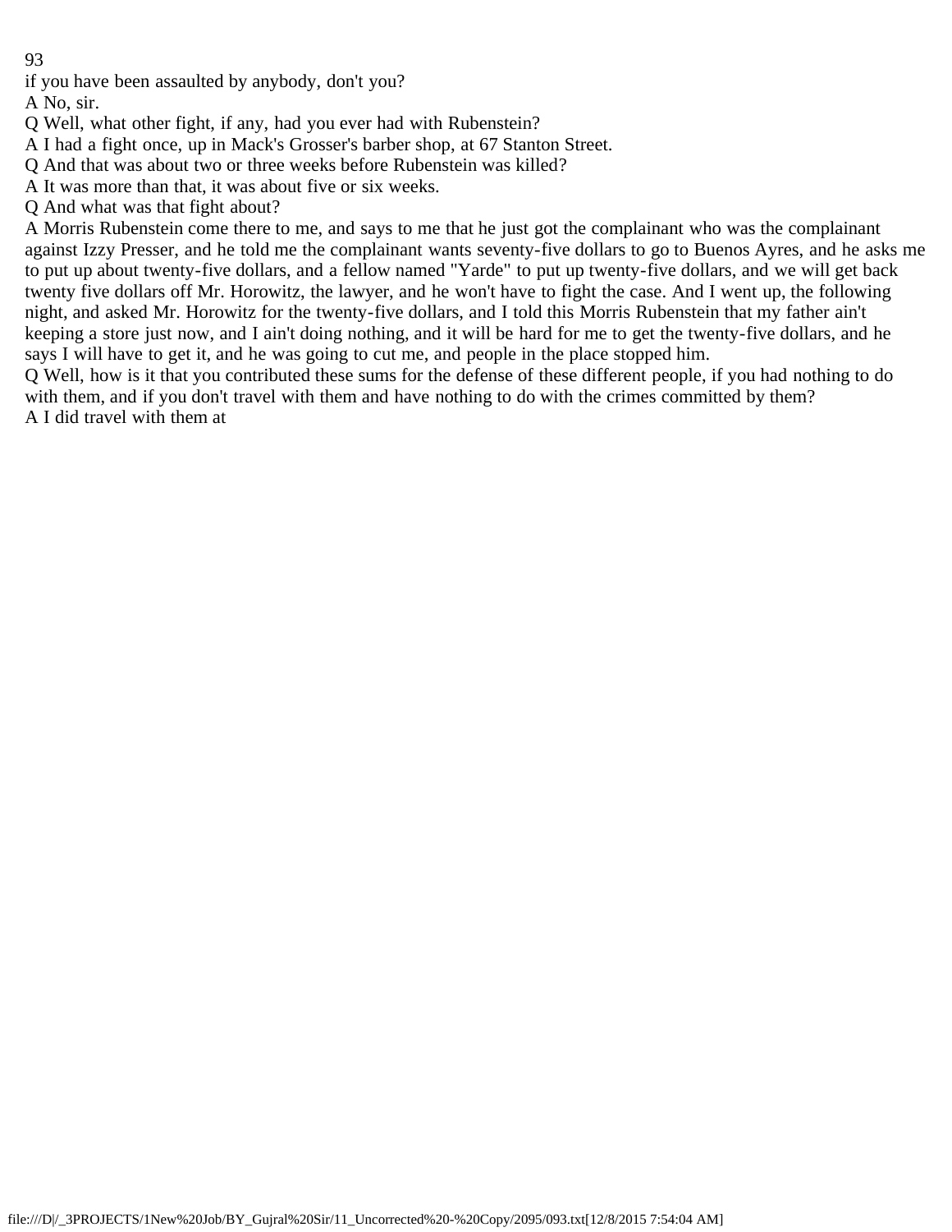if you have been assaulted by anybody, don't you?

A No, sir.

Q Well, what other fight, if any, had you ever had with Rubenstein?

A I had a fight once, up in Mack's Grosser's barber shop, at 67 Stanton Street.

Q And that was about two or three weeks before Rubenstein was killed?

A It was more than that, it was about five or six weeks.

Q And what was that fight about?

A Morris Rubenstein come there to me, and says to me that he just got the complainant who was the complainant against Izzy Presser, and he told me the complainant wants seventy-five dollars to go to Buenos Ayres, and he asks me to put up about twenty-five dollars, and a fellow named "Yarde" to put up twenty-five dollars, and we will get back twenty five dollars off Mr. Horowitz, the lawyer, and he won't have to fight the case. And I went up, the following night, and asked Mr. Horowitz for the twenty-five dollars, and I told this Morris Rubenstein that my father ain't keeping a store just now, and I ain't doing nothing, and it will be hard for me to get the twenty-five dollars, and he says I will have to get it, and he was going to cut me, and people in the place stopped him.

Q Well, how is it that you contributed these sums for the defense of these different people, if you had nothing to do with them, and if you don't travel with them and have nothing to do with the crimes committed by them?

A I did travel with them at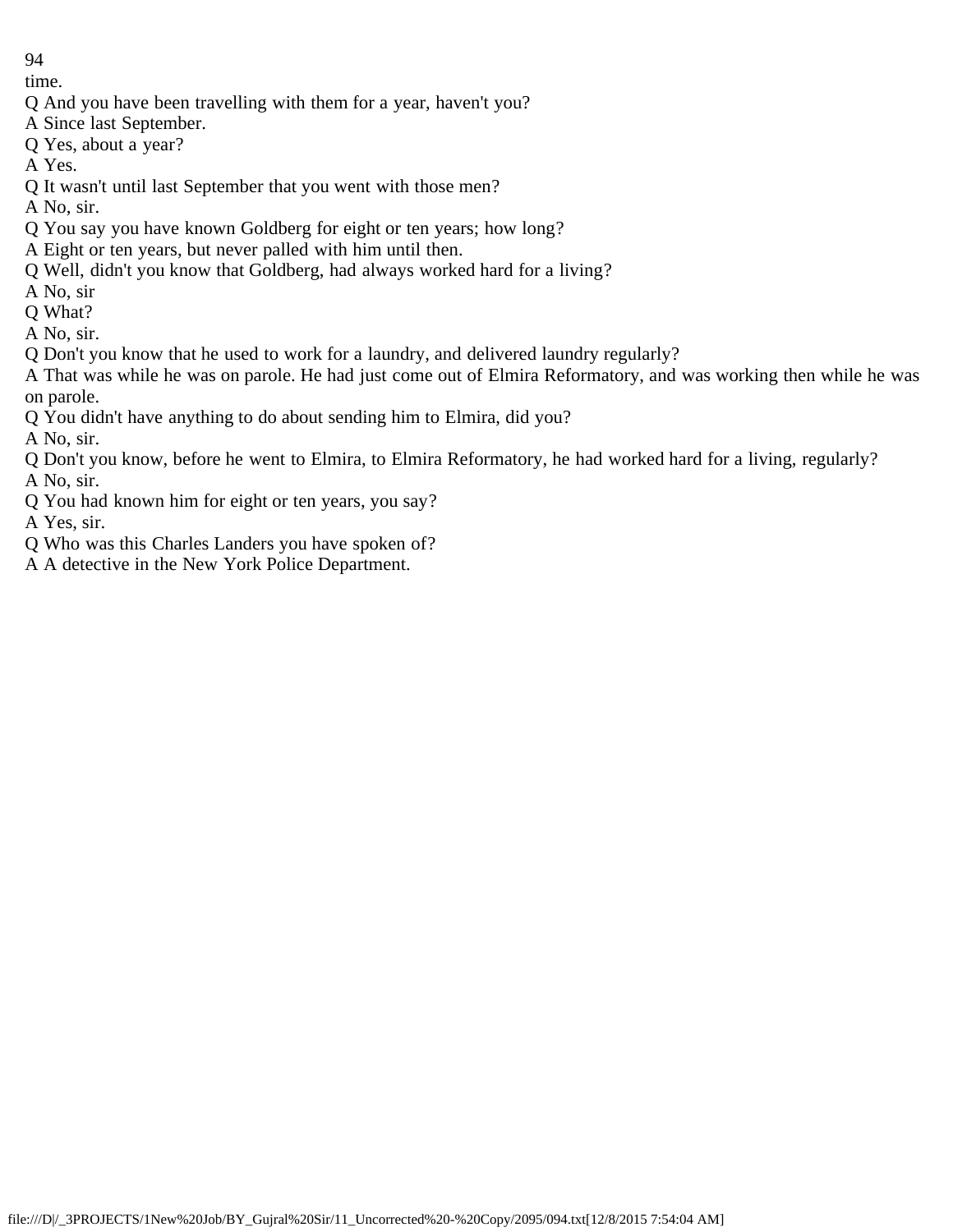time.

Q And you have been travelling with them for a year, haven't you?

A Since last September.

Q Yes, about a year?

A Yes.

Q It wasn't until last September that you went with those men?

A No, sir.

Q You say you have known Goldberg for eight or ten years; how long?

A Eight or ten years, but never palled with him until then.

Q Well, didn't you know that Goldberg, had always worked hard for a living?

A No, sir

Q What?

A No, sir.

Q Don't you know that he used to work for a laundry, and delivered laundry regularly?

A That was while he was on parole. He had just come out of Elmira Reformatory, and was working then while he was on parole.

Q You didn't have anything to do about sending him to Elmira, did you?

A No, sir.

Q Don't you know, before he went to Elmira, to Elmira Reformatory, he had worked hard for a living, regularly?

A No, sir.

Q You had known him for eight or ten years, you say?

A Yes, sir.

Q Who was this Charles Landers you have spoken of?

A A detective in the New York Police Department.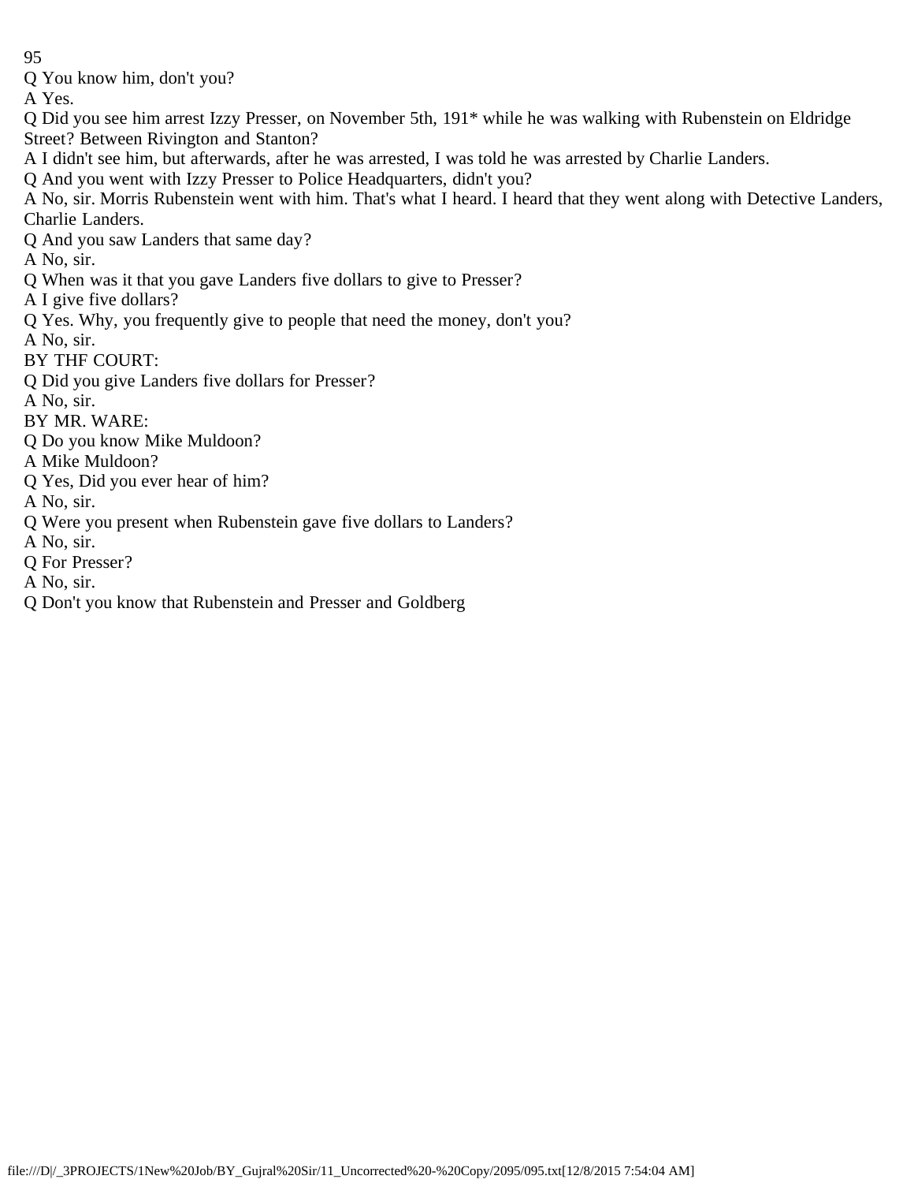Q You know him, don't you?

A Yes.

Q Did you see him arrest Izzy Presser, on November 5th, 191* while he was walking with Rubenstein on Eldridge Street? Between Rivington and Stanton?

A I didn't see him, but afterwards, after he was arrested, I was told he was arrested by Charlie Landers.

Q And you went with Izzy Presser to Police Headquarters, didn't you?

A No, sir. Morris Rubenstein went with him. That's what I heard. I heard that they went along with Detective Landers, Charlie Landers.

Q And you saw Landers that same day?

A No, sir.

Q When was it that you gave Landers five dollars to give to Presser?

A I give five dollars?

Q Yes. Why, you frequently give to people that need the money, don't you?

A No, sir.

BY THF COURT:

Q Did you give Landers five dollars for Presser?

A No, sir.

BY MR. WARE:

Q Do you know Mike Muldoon?

A Mike Muldoon?

Q Yes, Did you ever hear of him?

A No, sir.

Q Were you present when Rubenstein gave five dollars to Landers?

A No, sir.

Q For Presser?

A No, sir.

Q Don't you know that Rubenstein and Presser and Goldberg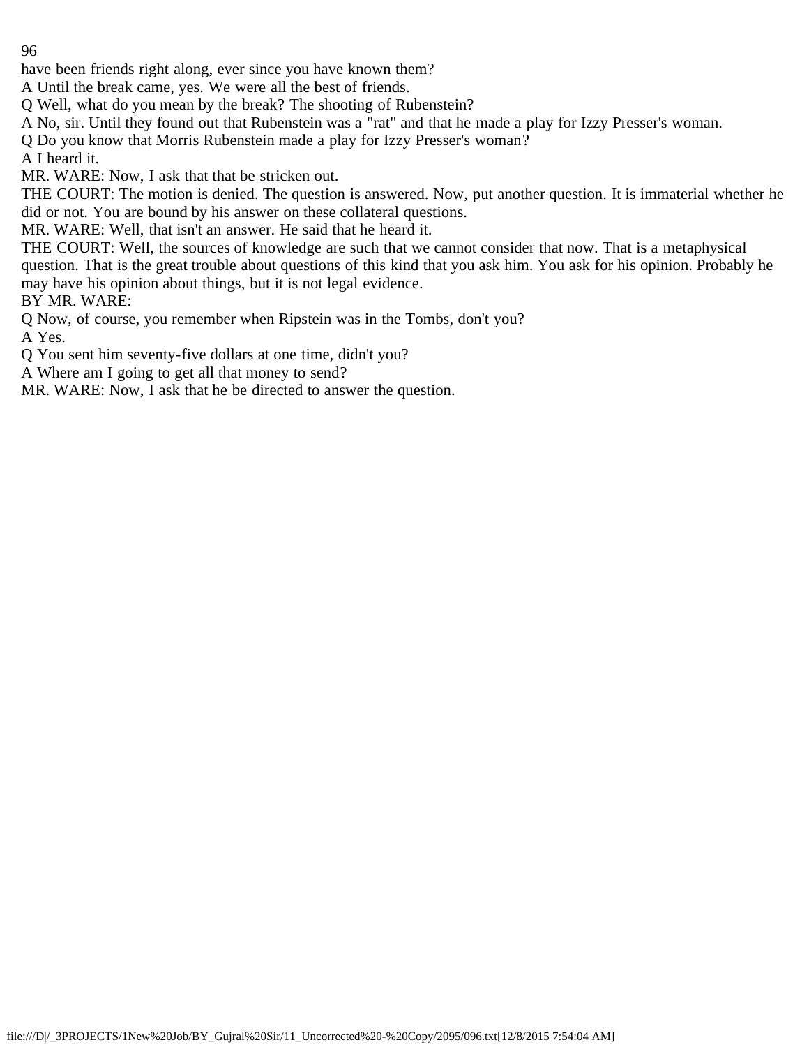have been friends right along, ever since you have known them?

A Until the break came, yes. We were all the best of friends.

Q Well, what do you mean by the break? The shooting of Rubenstein?

A No, sir. Until they found out that Rubenstein was a "rat" and that he made a play for Izzy Presser's woman.

Q Do you know that Morris Rubenstein made a play for Izzy Presser's woman?

A I heard it.

MR. WARE: Now, I ask that that be stricken out.

THE COURT: The motion is denied. The question is answered. Now, put another question. It is immaterial whether he did or not. You are bound by his answer on these collateral questions.

MR. WARE: Well, that isn't an answer. He said that he heard it.

THE COURT: Well, the sources of knowledge are such that we cannot consider that now. That is a metaphysical question. That is the great trouble about questions of this kind that you ask him. You ask for his opinion. Probably he may have his opinion about things, but it is not legal evidence.

BY MR. WARE:

Q Now, of course, you remember when Ripstein was in the Tombs, don't you?

A Yes.

Q You sent him seventy-five dollars at one time, didn't you?

A Where am I going to get all that money to send?

MR. WARE: Now, I ask that he be directed to answer the question.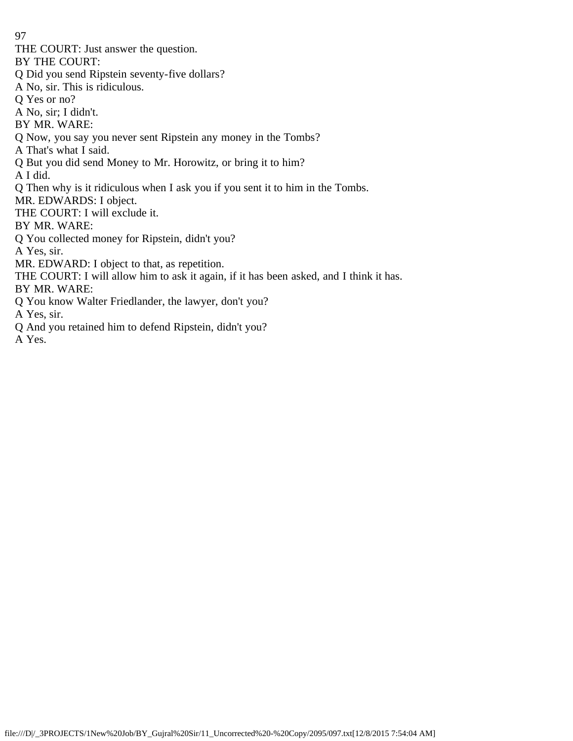THE COURT: Just answer the question.

BY THE COURT:

Q Did you send Ripstein seventy-five dollars?

A No, sir. This is ridiculous.

Q Yes or no?

A No, sir; I didn't.

BY MR. WARE:

Q Now, you say you never sent Ripstein any money in the Tombs?

A That's what I said.

Q But you did send Money to Mr. Horowitz, or bring it to him?

A I did.

Q Then why is it ridiculous when I ask you if you sent it to him in the Tombs.

MR. EDWARDS: I object.

THE COURT: I will exclude it.

BY MR. WARE:

Q You collected money for Ripstein, didn't you?

A Yes, sir.

MR. EDWARD: I object to that, as repetition.

THE COURT: I will allow him to ask it again, if it has been asked, and I think it has.

BY MR. WARE:

Q You know Walter Friedlander, the lawyer, don't you?

A Yes, sir.

Q And you retained him to defend Ripstein, didn't you?

A Yes.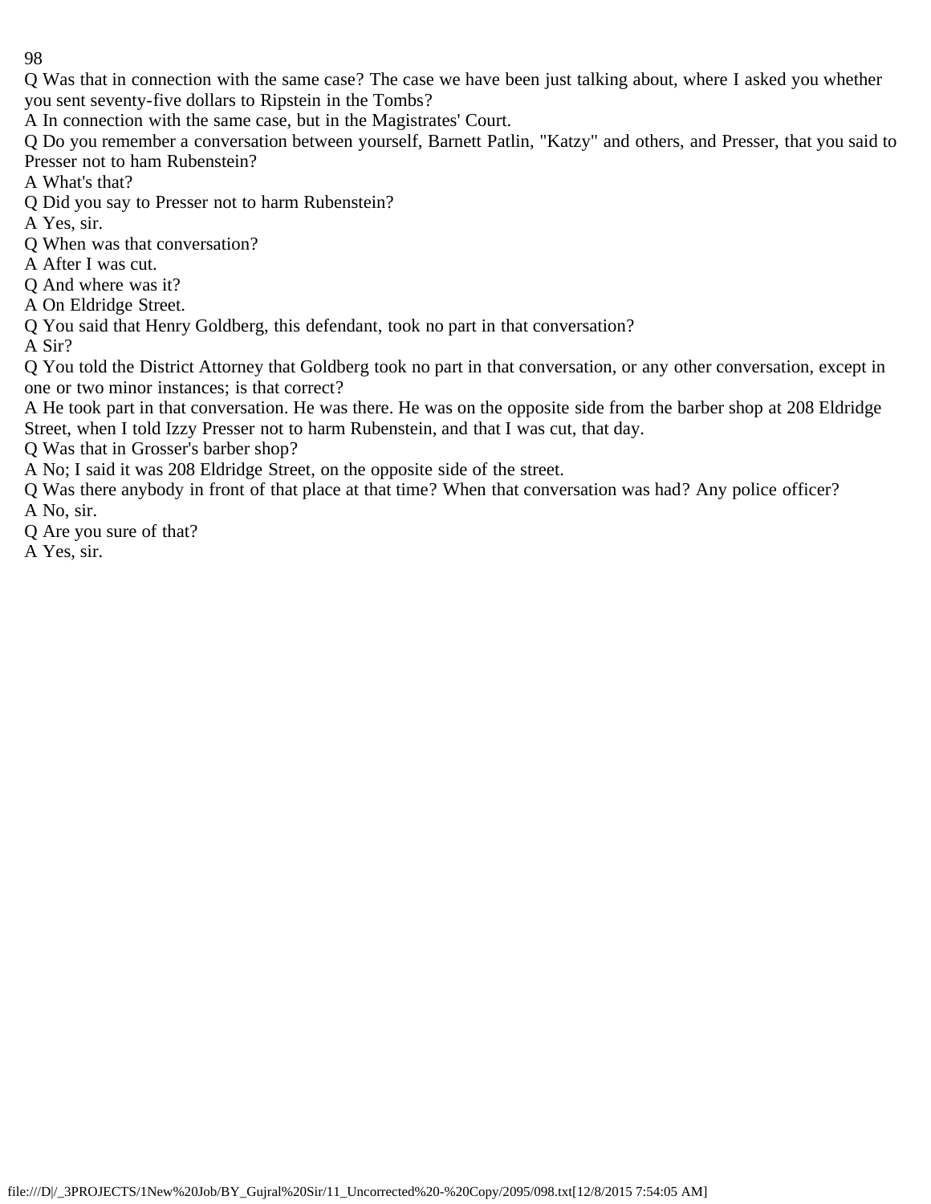Q Was that in connection with the same case? The case we have been just talking about, where I asked you whether you sent seventy-five dollars to Ripstein in the Tombs?

A In connection with the same case, but in the Magistrates' Court.

Q Do you remember a conversation between yourself, Barnett Patlin, "Katzy" and others, and Presser, that you said to Presser not to ham Rubenstein?

A What's that?

Q Did you say to Presser not to harm Rubenstein?

A Yes, sir.

Q When was that conversation?

A After I was cut.

Q And where was it?

A On Eldridge Street.

Q You said that Henry Goldberg, this defendant, took no part in that conversation?

A Sir?

Q You told the District Attorney that Goldberg took no part in that conversation, or any other conversation, except in one or two minor instances; is that correct?

A He took part in that conversation. He was there. He was on the opposite side from the barber shop at 208 Eldridge Street, when I told Izzy Presser not to harm Rubenstein, and that I was cut, that day.

Q Was that in Grosser's barber shop?

A No; I said it was 208 Eldridge Street, on the opposite side of the street.

Q Was there anybody in front of that place at that time? When that conversation was had? Any police officer?

A No, sir.

Q Are you sure of that?

A Yes, sir.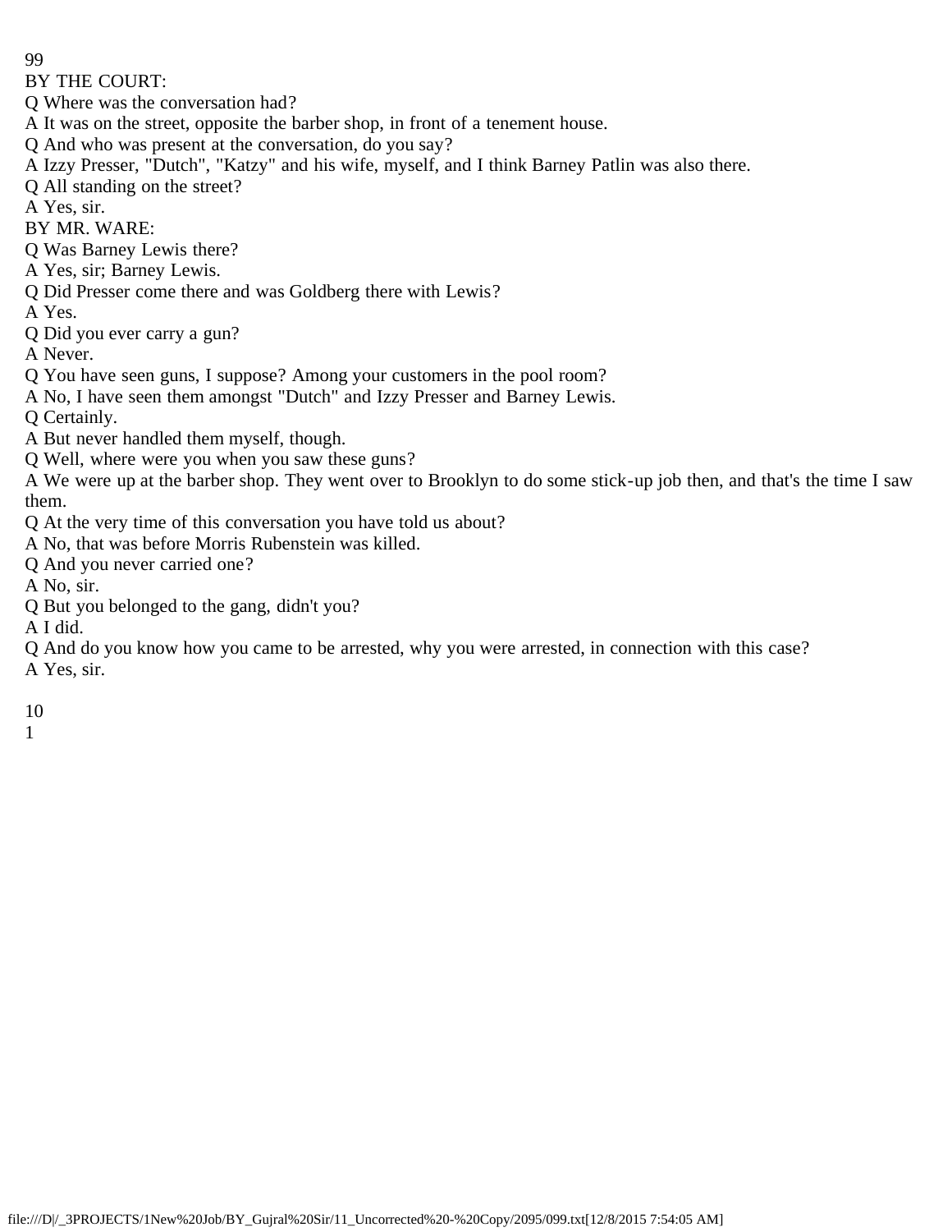BY THE COURT:

Q Where was the conversation had?

A It was on the street, opposite the barber shop, in front of a tenement house.

Q And who was present at the conversation, do you say?

A Izzy Presser, "Dutch", "Katzy" and his wife, myself, and I think Barney Patlin was also there.

Q All standing on the street?

A Yes, sir.

BY MR. WARE:

Q Was Barney Lewis there?

A Yes, sir; Barney Lewis.

Q Did Presser come there and was Goldberg there with Lewis?

A Yes.

Q Did you ever carry a gun?

A Never.

Q You have seen guns, I suppose? Among your customers in the pool room?

A No, I have seen them amongst "Dutch" and Izzy Presser and Barney Lewis.

Q Certainly.

A But never handled them myself, though.

Q Well, where were you when you saw these guns?

A We were up at the barber shop. They went over to Brooklyn to do some stick-up job then, and that's the time I saw them.

Q At the very time of this conversation you have told us about?

A No, that was before Morris Rubenstein was killed.

Q And you never carried one?

A No, sir.

Q But you belonged to the gang, didn't you?

A I did.

Q And do you know how you came to be arrested, why you were arrested, in connection with this case?

A Yes, sir.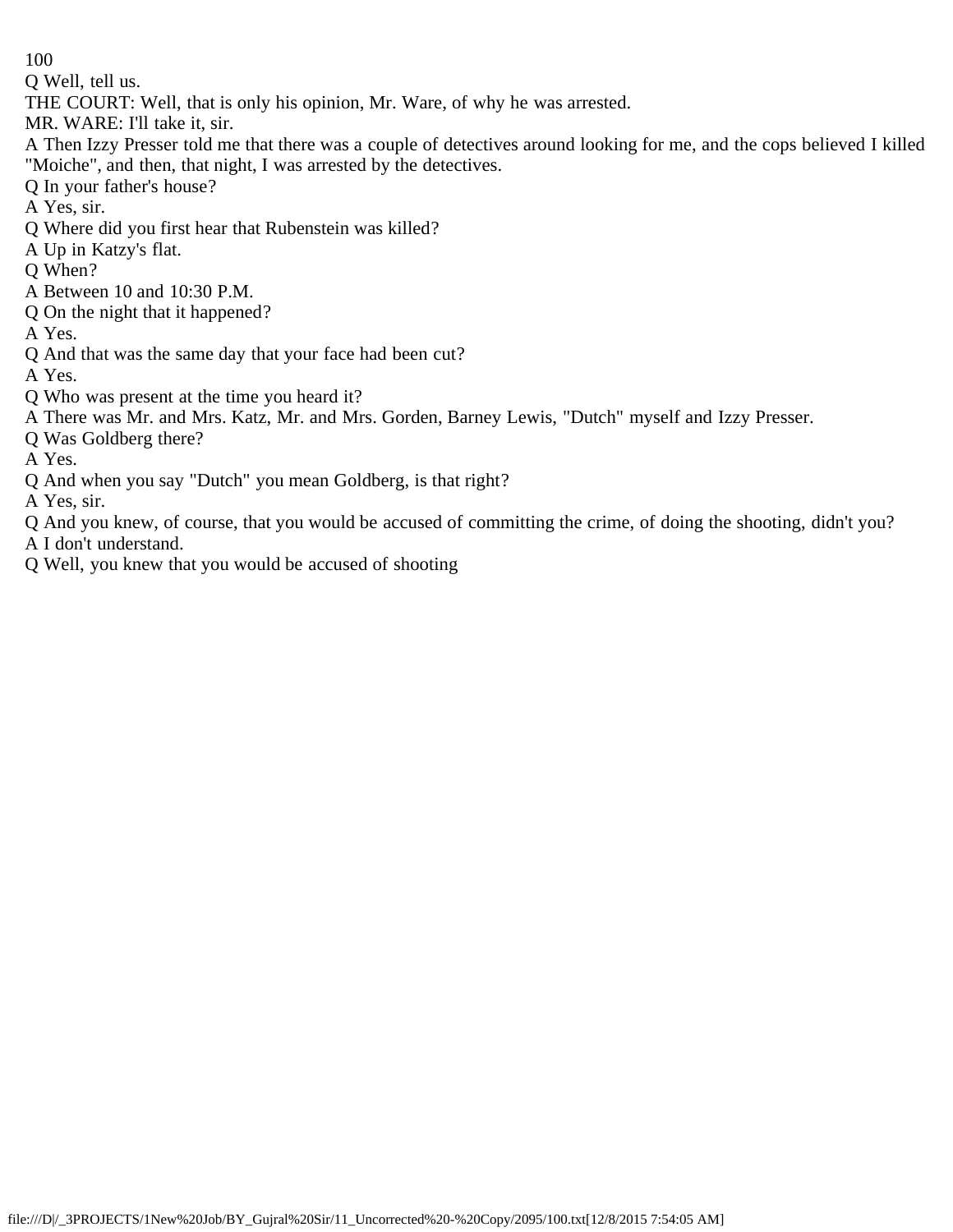Q Well, tell us.

THE COURT: Well, that is only his opinion, Mr. Ware, of why he was arrested.

MR. WARE: I'll take it, sir.

A Then Izzy Presser told me that there was a couple of detectives around looking for me, and the cops believed I killed "Moiche", and then, that night, I was arrested by the detectives.

Q In your father's house?

A Yes, sir.

Q Where did you first hear that Rubenstein was killed?

A Up in Katzy's flat.

Q When?

A Between 10 and 10:30 P.M.

Q On the night that it happened?

A Yes.

Q And that was the same day that your face had been cut?

A Yes.

Q Who was present at the time you heard it?

A There was Mr. and Mrs. Katz, Mr. and Mrs. Gorden, Barney Lewis, "Dutch" myself and Izzy Presser.

Q Was Goldberg there?

A Yes.

Q And when you say "Dutch" you mean Goldberg, is that right?

A Yes, sir.

Q And you knew, of course, that you would be accused of committing the crime, of doing the shooting, didn't you?

A I don't understand.

Q Well, you knew that you would be accused of shooting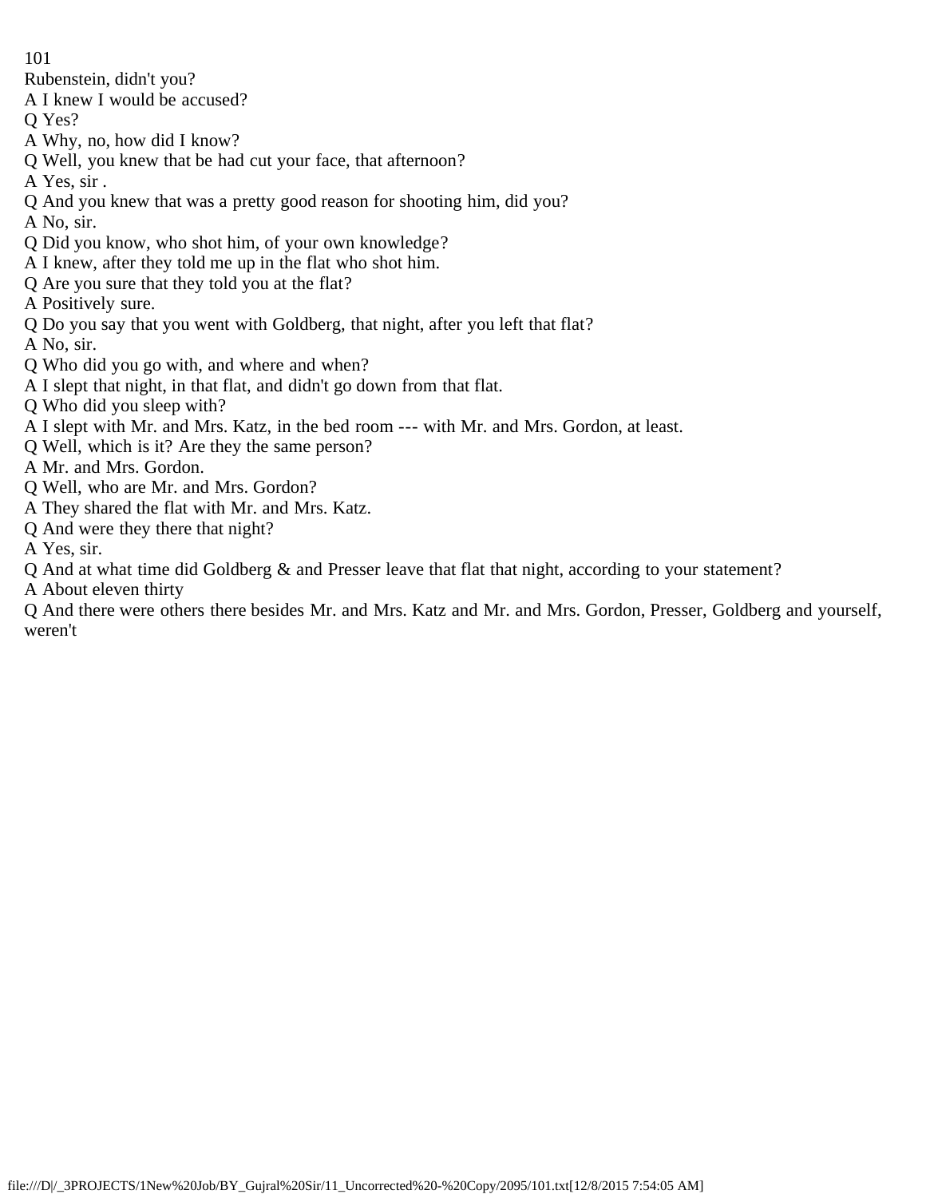Rubenstein, didn't you?

A I knew I would be accused?

Q Yes?

A Why, no, how did I know?

Q Well, you knew that be had cut your face, that afternoon?

A Yes, sir .

Q And you knew that was a pretty good reason for shooting him, did you?

A No, sir.

Q Did you know, who shot him, of your own knowledge?

A I knew, after they told me up in the flat who shot him.

Q Are you sure that they told you at the flat?

A Positively sure.

Q Do you say that you went with Goldberg, that night, after you left that flat?

A No, sir.

Q Who did you go with, and where and when?

A I slept that night, in that flat, and didn't go down from that flat.

Q Who did you sleep with?

A I slept with Mr. and Mrs. Katz, in the bed room --- with Mr. and Mrs. Gordon, at least.

Q Well, which is it? Are they the same person?

A Mr. and Mrs. Gordon.

Q Well, who are Mr. and Mrs. Gordon?

A They shared the flat with Mr. and Mrs. Katz.

Q And were they there that night?

A Yes, sir.

Q And at what time did Goldberg & and Presser leave that flat that night, according to your statement?

A About eleven thirty

Q And there were others there besides Mr. and Mrs. Katz and Mr. and Mrs. Gordon, Presser, Goldberg and yourself, weren't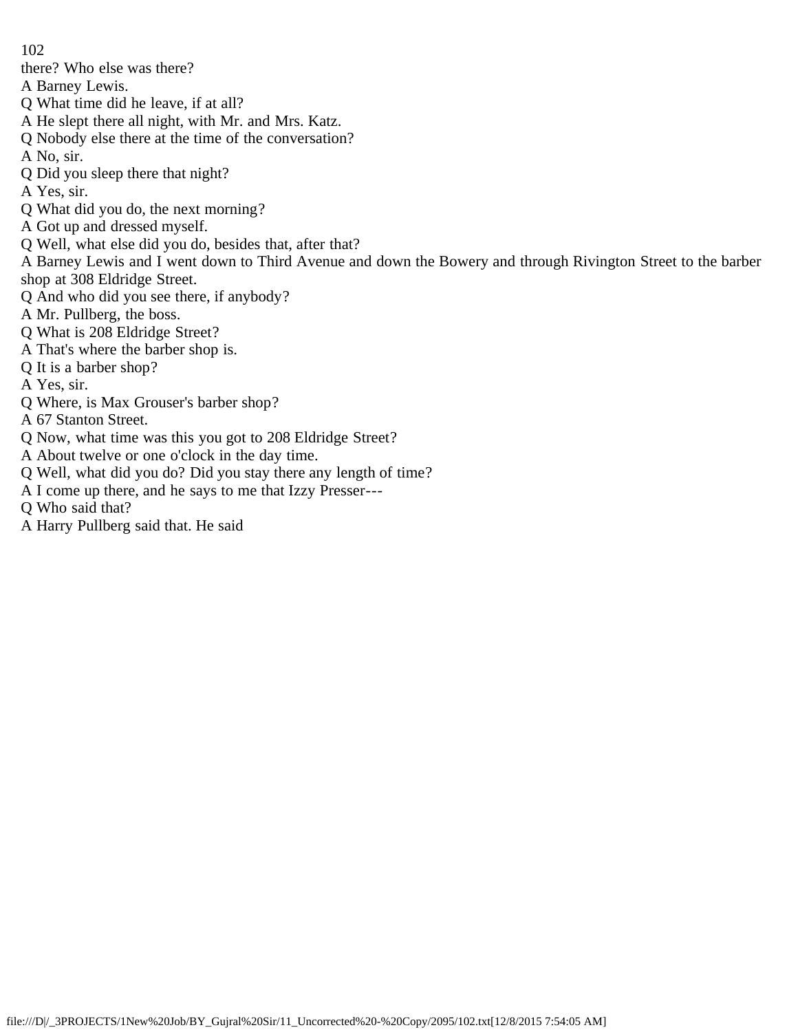there? Who else was there?

A Barney Lewis.

Q What time did he leave, if at all?

A He slept there all night, with Mr. and Mrs. Katz.

Q Nobody else there at the time of the conversation?

A No, sir.

Q Did you sleep there that night?

A Yes, sir.

Q What did you do, the next morning?

A Got up and dressed myself.

Q Well, what else did you do, besides that, after that?

A Barney Lewis and I went down to Third Avenue and down the Bowery and through Rivington Street to the barber shop at 308 Eldridge Street.

Q And who did you see there, if anybody?

A Mr. Pullberg, the boss.

Q What is 208 Eldridge Street?

A That's where the barber shop is.

Q It is a barber shop?

A Yes, sir.

Q Where, is Max Grouser's barber shop?

A 67 Stanton Street.

Q Now, what time was this you got to 208 Eldridge Street?

A About twelve or one o'clock in the day time.

Q Well, what did you do? Did you stay there any length of time?

A I come up there, and he says to me that Izzy Presser---

Q Who said that?

A Harry Pullberg said that. He said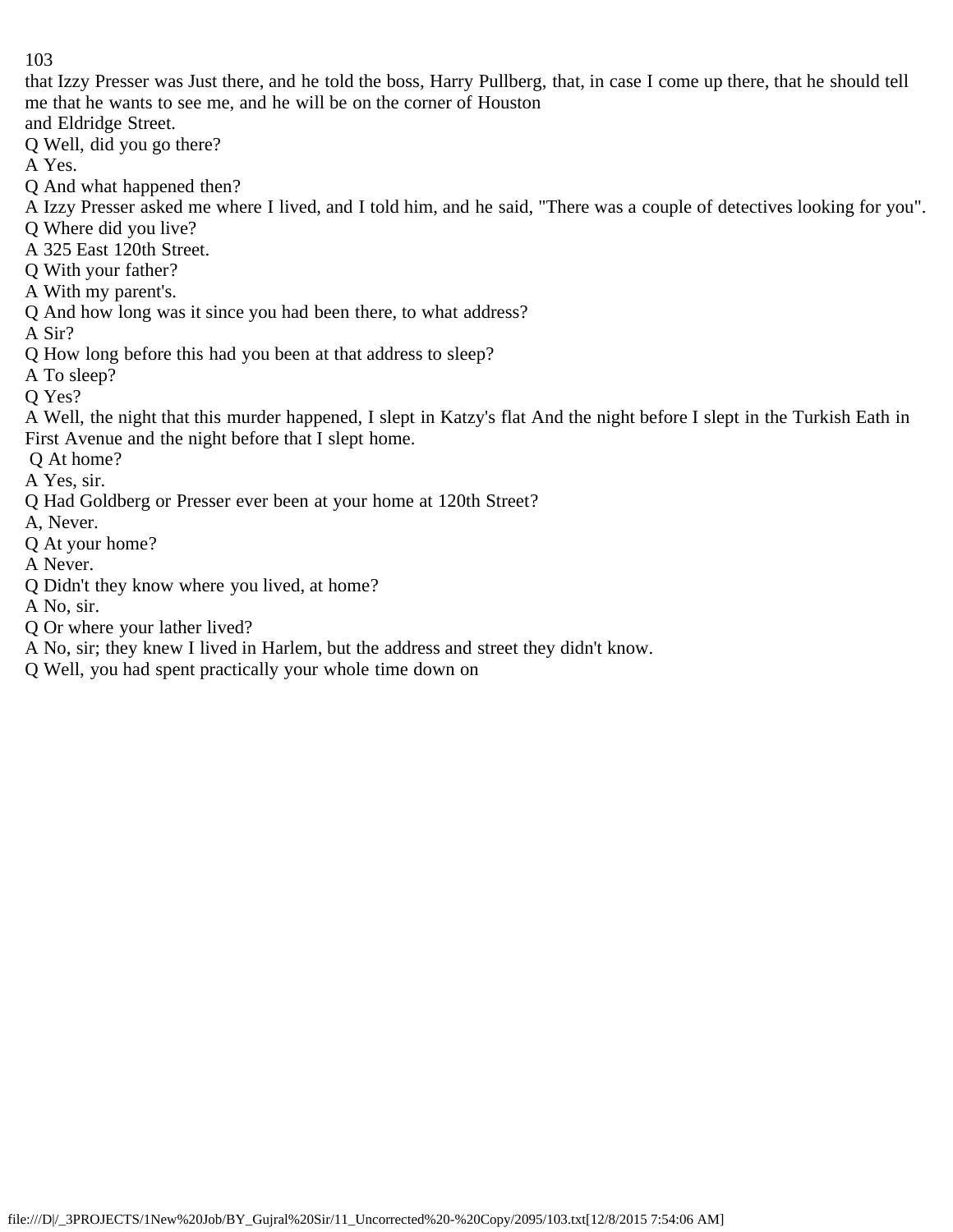that Izzy Presser was Just there, and he told the boss, Harry Pullberg, that, in case I come up there, that he should tell me that he wants to see me, and he will be on the corner of Houston and Eldridge Street.

Q Well, did you go there?

A Yes.

Q And what happened then?

A Izzy Presser asked me where I lived, and I told him, and he said, "There was a couple of detectives looking for you".

Q Where did you live?

A 325 East 120th Street.

Q With your father?

A With my parent's.

Q And how long was it since you had been there, to what address?

A Sir?

Q How long before this had you been at that address to sleep?

A To sleep?

Q Yes?

A Well, the night that this murder happened, I slept in Katzy's flat And the night before I slept in the Turkish Eath in First Avenue and the night before that I slept home.

Q At home?

A Yes, sir.

Q Had Goldberg or Presser ever been at your home at 120th Street?

A, Never.

Q At your home?

A Never.

Q Didn't they know where you lived, at home?

A No, sir.

Q Or where your lather lived?

A No, sir; they knew I lived in Harlem, but the address and street they didn't know.

Q Well, you had spent practically your whole time down on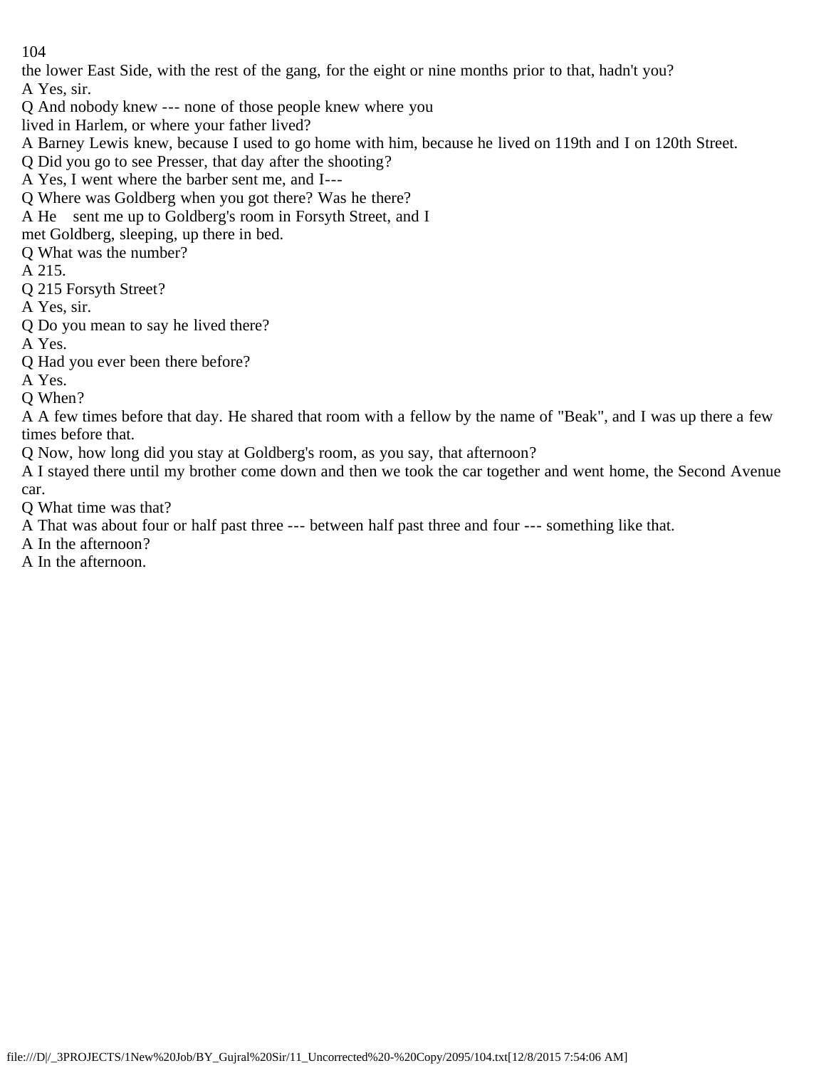the lower East Side, with the rest of the gang, for the eight or nine months prior to that, hadn't you?

A Yes, sir.

Q And nobody knew --- none of those people knew where you lived in Harlem, or where your father lived?

A Barney Lewis knew, because I used to go home with him, because he lived on 119th and I on 120th Street.

Q Did you go to see Presser, that day after the shooting?

A Yes, I went where the barber sent me, and I---

Q Where was Goldberg when you got there? Was he there?

A He sent me up to Goldberg's room in Forsyth Street, and I met Goldberg, sleeping, up there in bed.

Q What was the number?

A 215.

Q 215 Forsyth Street?

A Yes, sir.

Q Do you mean to say he lived there?

A Yes.

Q Had you ever been there before?

A Yes.

Q When?

A A few times before that day. He shared that room with a fellow by the name of "Beak", and I was up there a few times before that.

Q Now, how long did you stay at Goldberg's room, as you say, that afternoon?

A I stayed there until my brother come down and then we took the car together and went home, the Second Avenue car.

Q What time was that?

A That was about four or half past three --- between half past three and four --- something like that.

A In the afternoon?

A In the afternoon.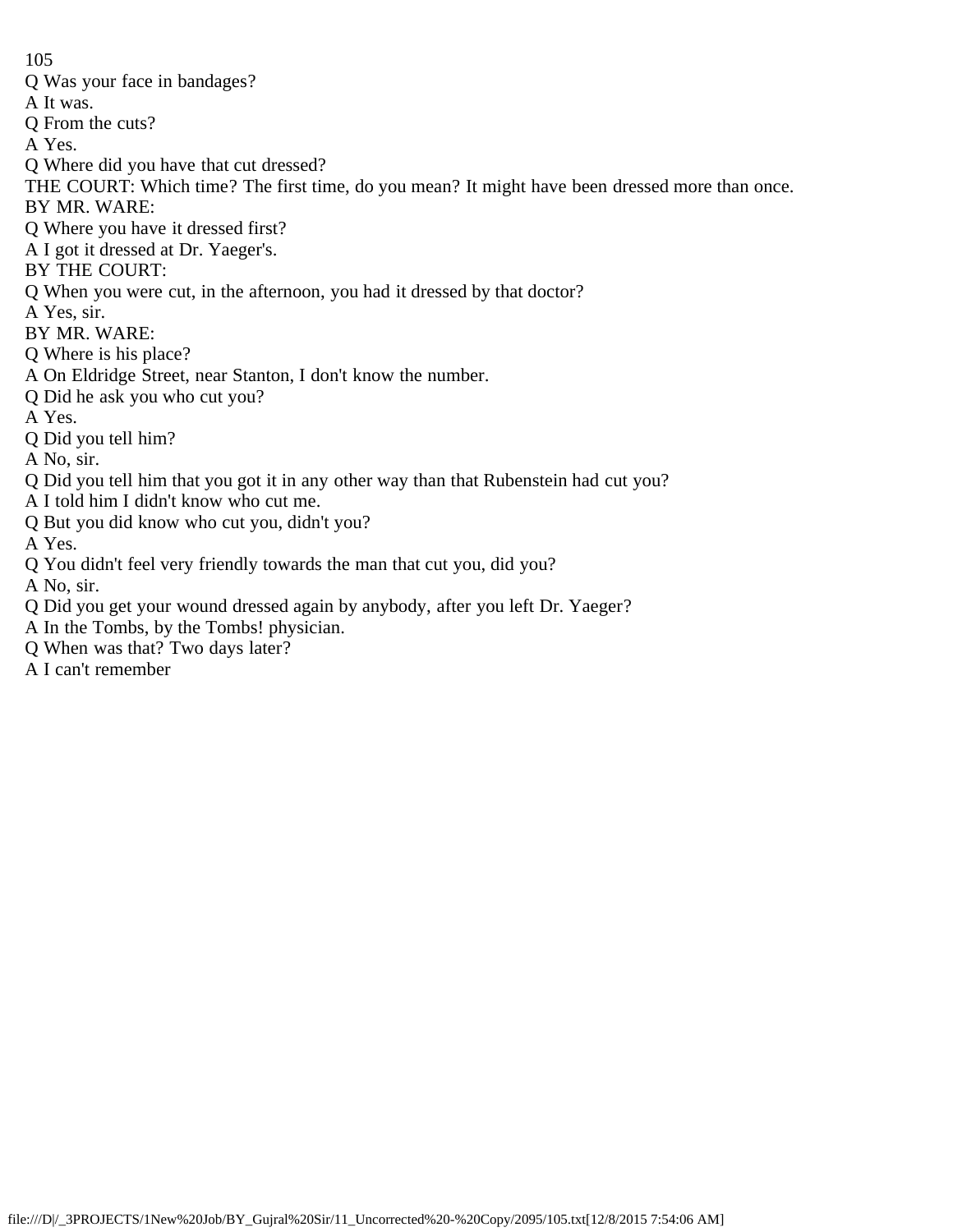Q Was your face in bandages?

A It was.

Q From the cuts?

A Yes.

Q Where did you have that cut dressed?

THE COURT: Which time? The first time, do you mean? It might have been dressed more than once.

BY MR. WARE:

Q Where you have it dressed first?

A I got it dressed at Dr. Yaeger's.

BY THE COURT:

Q When you were cut, in the afternoon, you had it dressed by that doctor?

A Yes, sir.

BY MR. WARE:

Q Where is his place?

A On Eldridge Street, near Stanton, I don't know the number.

Q Did he ask you who cut you?

A Yes.

Q Did you tell him?

A No, sir.

Q Did you tell him that you got it in any other way than that Rubenstein had cut you?

A I told him I didn't know who cut me.

Q But you did know who cut you, didn't you?

A Yes.

Q You didn't feel very friendly towards the man that cut you, did you?

A No, sir.

Q Did you get your wound dressed again by anybody, after you left Dr. Yaeger?

A In the Tombs, by the Tombs! physician.

Q When was that? Two days later?

A I can't remember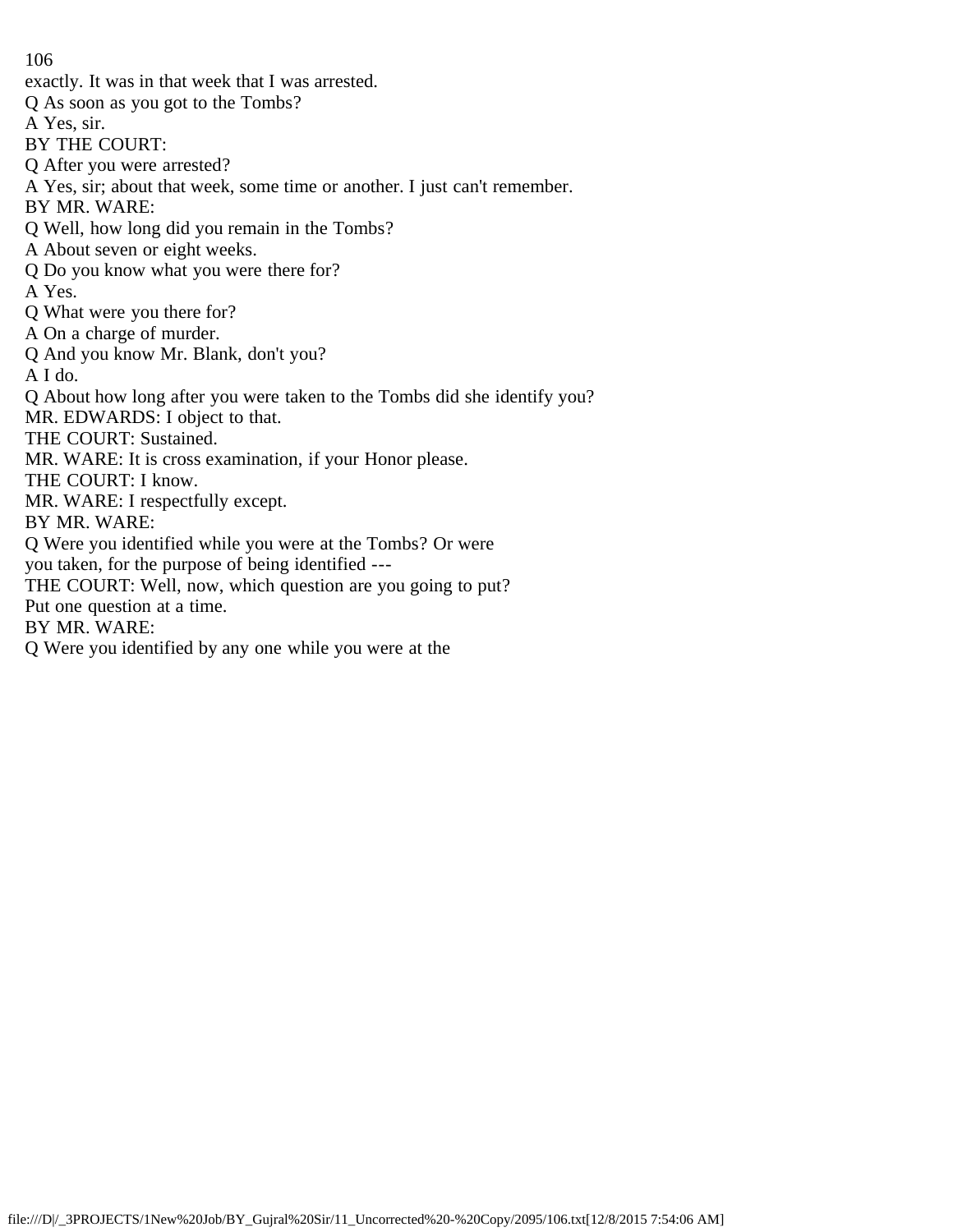exactly. It was in that week that I was arrested.
Q As soon as you got to the Tombs?
A Yes, sir.
BY THE COURT:
Q After you were arrested?
A Yes, sir; about that week, some time or another. I just can't remember.
BY MR. WARE:
Q Well, how long did you remain in the Tombs?
A About seven or eight weeks.
Q Do you know what you were there for?
A Yes.
Q What were you there for?
A On a charge of murder.
Q And you know Mr. Blank, don't you?
A I do.
Q About how long after you were taken to the Tombs did she identify you?
MR. EDWARDS: I object to that.
THE COURT: Sustained.
MR. WARE: It is cross examination, if your Honor please.
THE COURT: I know.
MR. WARE: I respectfully except.
BY MR. WARE:
Q Were you identified while you were at the Tombs? Or were you taken, for the purpose of being identified ---
THE COURT: Well, now, which question are you going to put? Put one question at a time.
BY MR. WARE:
Q Were you identified by any one while you were at the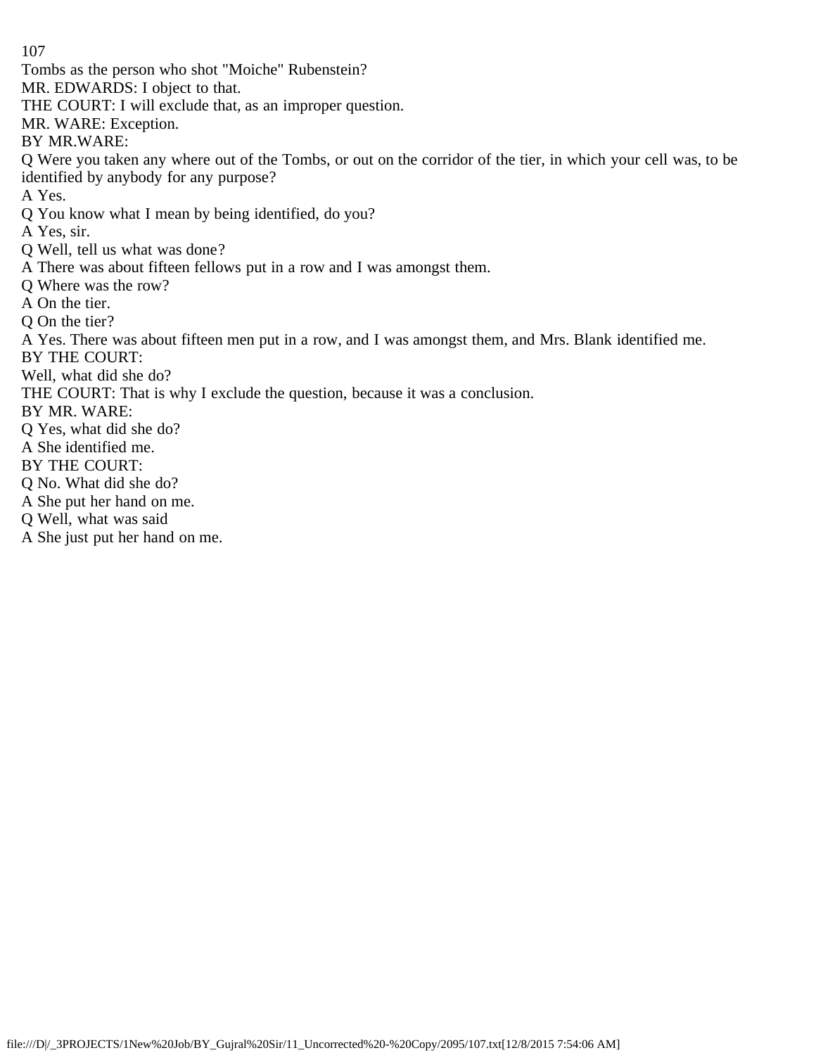Tombs as the person who shot "Moiche" Rubenstein?

MR. EDWARDS: I object to that.

THE COURT: I will exclude that, as an improper question.

MR. WARE: Exception.

BY MR.WARE:

Q Were you taken any where out of the Tombs, or out on the corridor of the tier, in which your cell was, to be identified by anybody for any purpose?

A Yes.

Q You know what I mean by being identified, do you?

A Yes, sir.

Q Well, tell us what was done?

A There was about fifteen fellows put in a row and I was amongst them.

Q Where was the row?

A On the tier.

Q On the tier?

A Yes. There was about fifteen men put in a row, and I was amongst them, and Mrs. Blank identified me.

BY THE COURT:

Well, what did she do?

THE COURT: That is why I exclude the question, because it was a conclusion.

BY MR. WARE:

Q Yes, what did she do?

A She identified me.

BY THE COURT:

Q No. What did she do?

A She put her hand on me.

Q Well, what was said

A She just put her hand on me.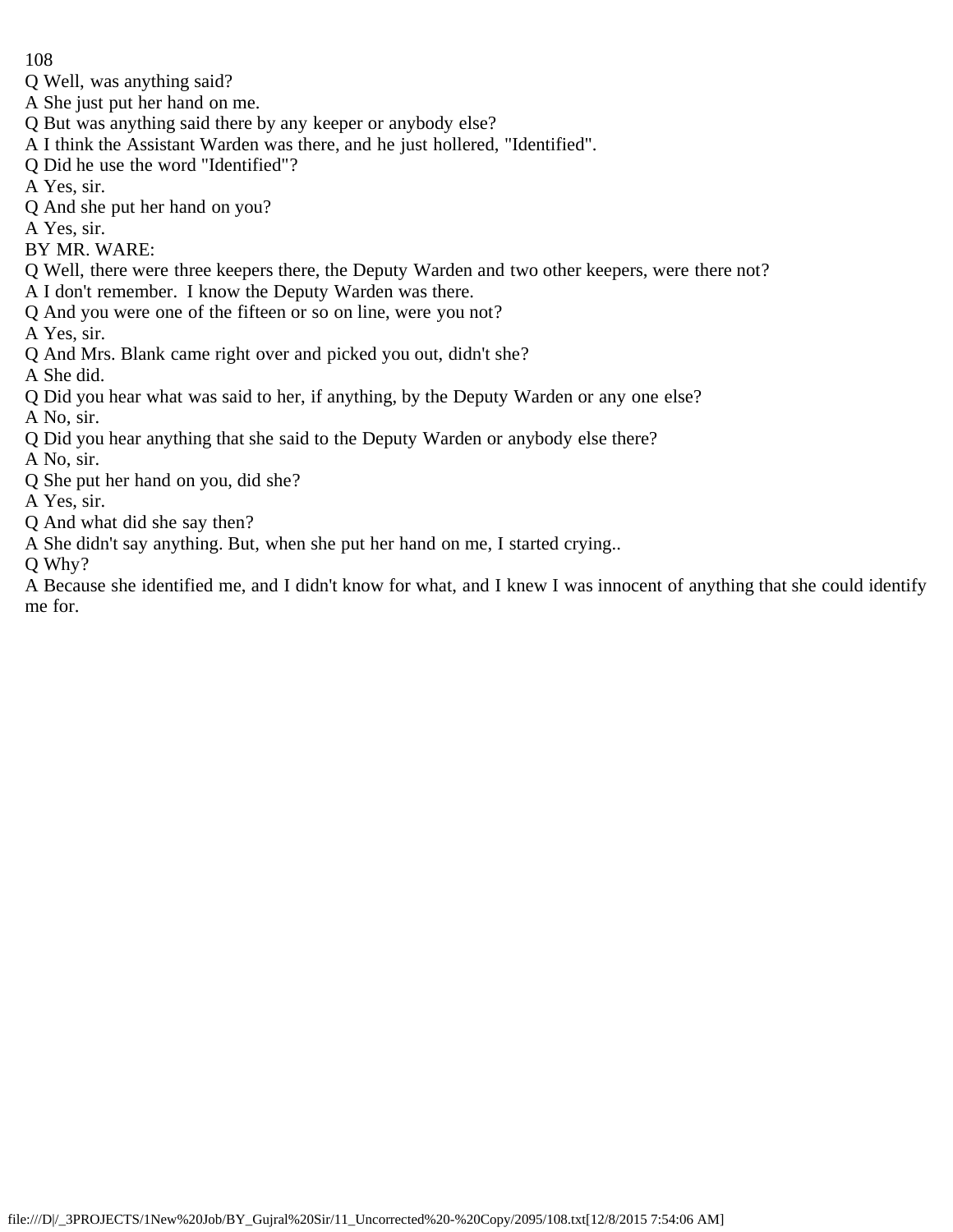Q Well, was anything said?

A She just put her hand on me.

Q But was anything said there by any keeper or anybody else?

A I think the Assistant Warden was there, and he just hollered, "Identified".

Q Did he use the word "Identified"?

A Yes, sir.

Q And she put her hand on you?

A Yes, sir.

BY MR. WARE:

Q Well, there were three keepers there, the Deputy Warden and two other keepers, were there not?

A I don't remember. I know the Deputy Warden was there.

Q And you were one of the fifteen or so on line, were you not?

A Yes, sir.

Q And Mrs. Blank came right over and picked you out, didn't she?

A She did.

Q Did you hear what was said to her, if anything, by the Deputy Warden or any one else?

A No, sir.

Q Did you hear anything that she said to the Deputy Warden or anybody else there?

A No, sir.

Q She put her hand on you, did she?

A Yes, sir.

Q And what did she say then?

A She didn't say anything. But, when she put her hand on me, I started crying..

Q Why?

A Because she identified me, and I didn't know for what, and I knew I was innocent of anything that she could identify me for.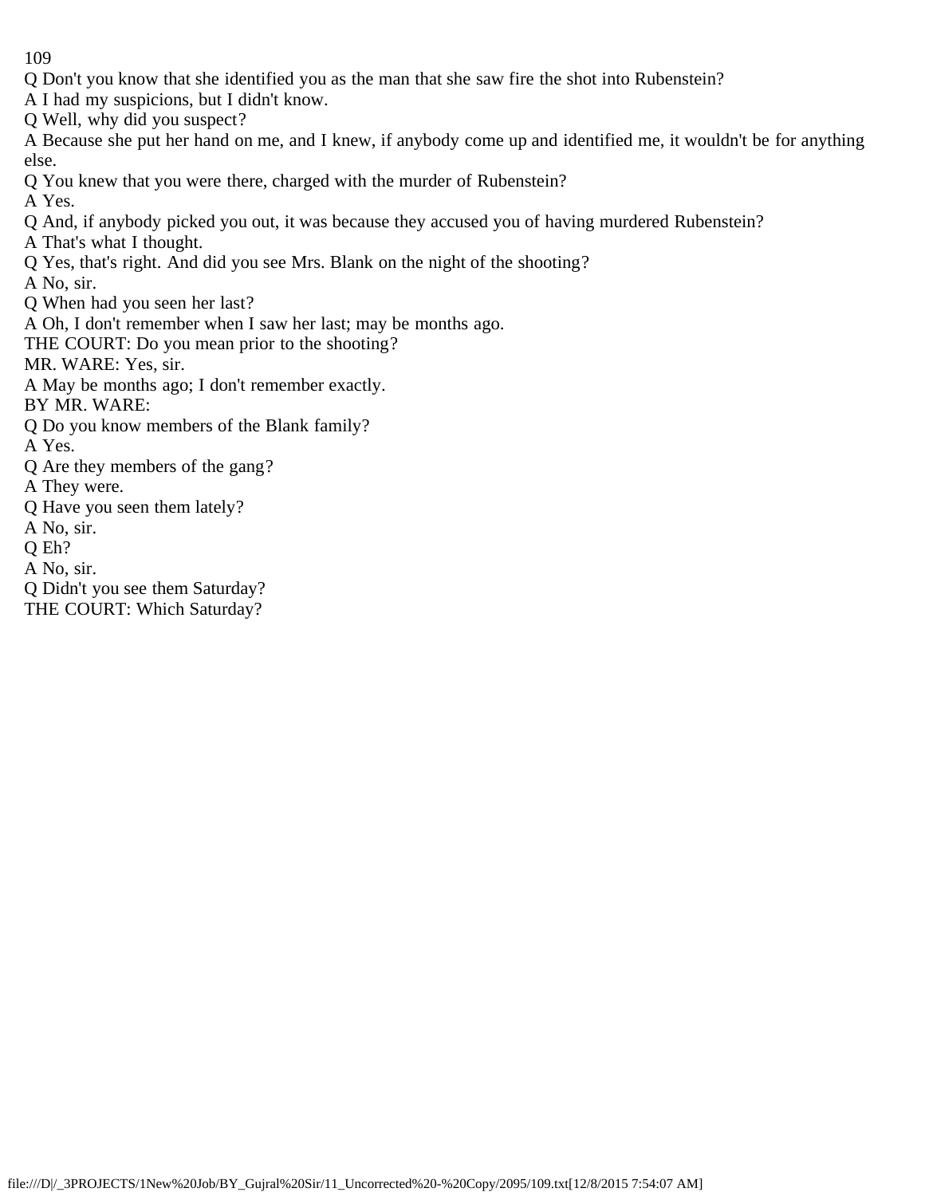Q Don't you know that she identified you as the man that she saw fire the shot into Rubenstein?

A I had my suspicions, but I didn't know.

Q Well, why did you suspect?

A Because she put her hand on me, and I knew, if anybody come up and identified me, it wouldn't be for anything else.

Q You knew that you were there, charged with the murder of Rubenstein?

A Yes.

Q And, if anybody picked you out, it was because they accused you of having murdered Rubenstein?

A That's what I thought.

Q Yes, that's right. And did you see Mrs. Blank on the night of the shooting?

A No, sir.

Q When had you seen her last?

A Oh, I don't remember when I saw her last; may be months ago.

THE COURT: Do you mean prior to the shooting?

MR. WARE: Yes, sir.

A May be months ago; I don't remember exactly.

BY MR. WARE:

Q Do you know members of the Blank family?

A Yes.

Q Are they members of the gang?

A They were.

Q Have you seen them lately?

A No, sir.

Q Eh?

A No, sir.

Q Didn't you see them Saturday?

THE COURT: Which Saturday?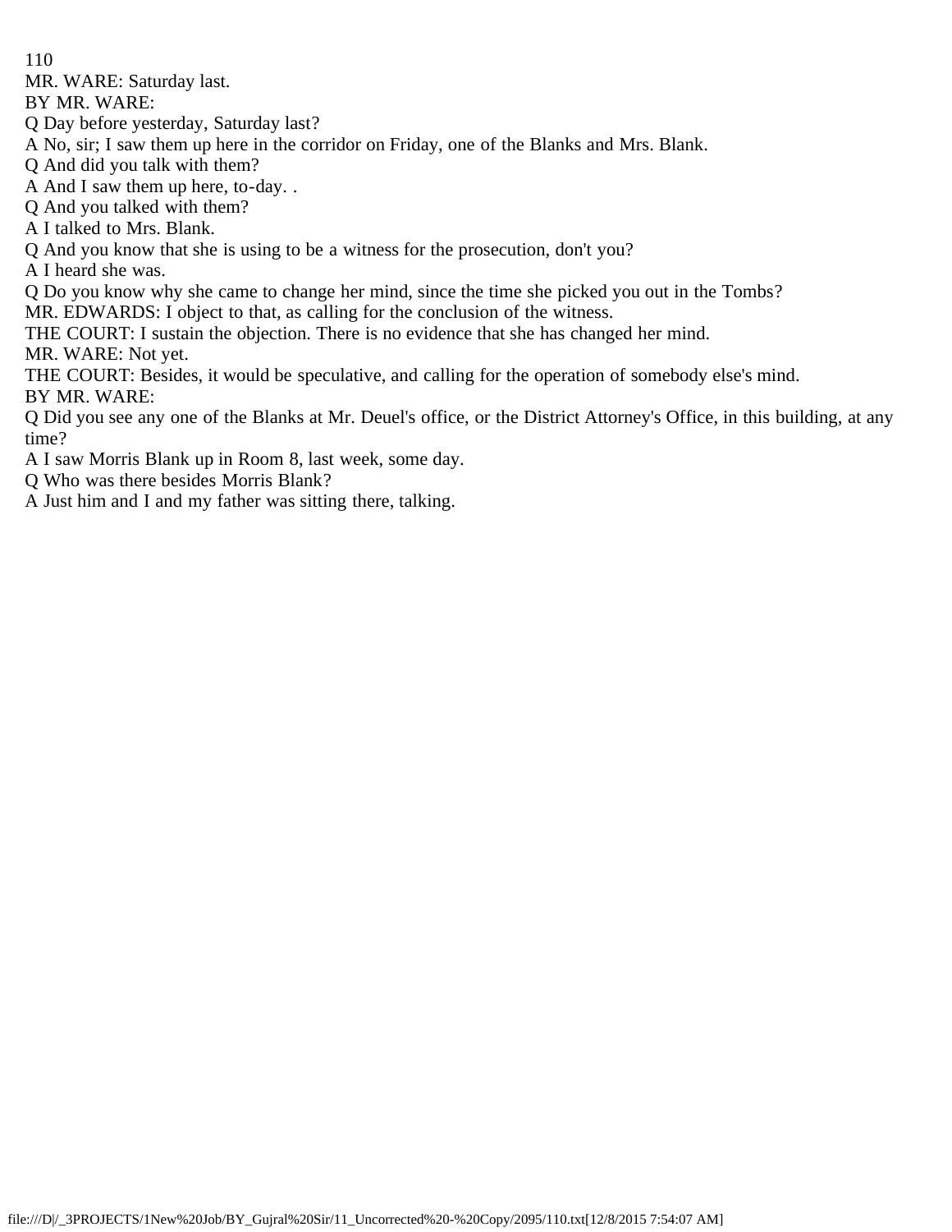MR. WARE: Saturday last.

BY MR. WARE:

Q Day before yesterday, Saturday last?

A No, sir; I saw them up here in the corridor on Friday, one of the Blanks and Mrs. Blank.

Q And did you talk with them?

A And I saw them up here, to-day. .

Q And you talked with them?

A I talked to Mrs. Blank.

Q And you know that she is using to be a witness for the prosecution, don't you?

A I heard she was.

Q Do you know why she came to change her mind, since the time she picked you out in the Tombs?

MR. EDWARDS: I object to that, as calling for the conclusion of the witness.

THE COURT: I sustain the objection. There is no evidence that she has changed her mind.

MR. WARE: Not yet.

THE COURT: Besides, it would be speculative, and calling for the operation of somebody else's mind.

BY MR. WARE:

Q Did you see any one of the Blanks at Mr. Deuel's office, or the District Attorney's Office, in this building, at any time?

A I saw Morris Blank up in Room 8, last week, some day.

Q Who was there besides Morris Blank?

A Just him and I and my father was sitting there, talking.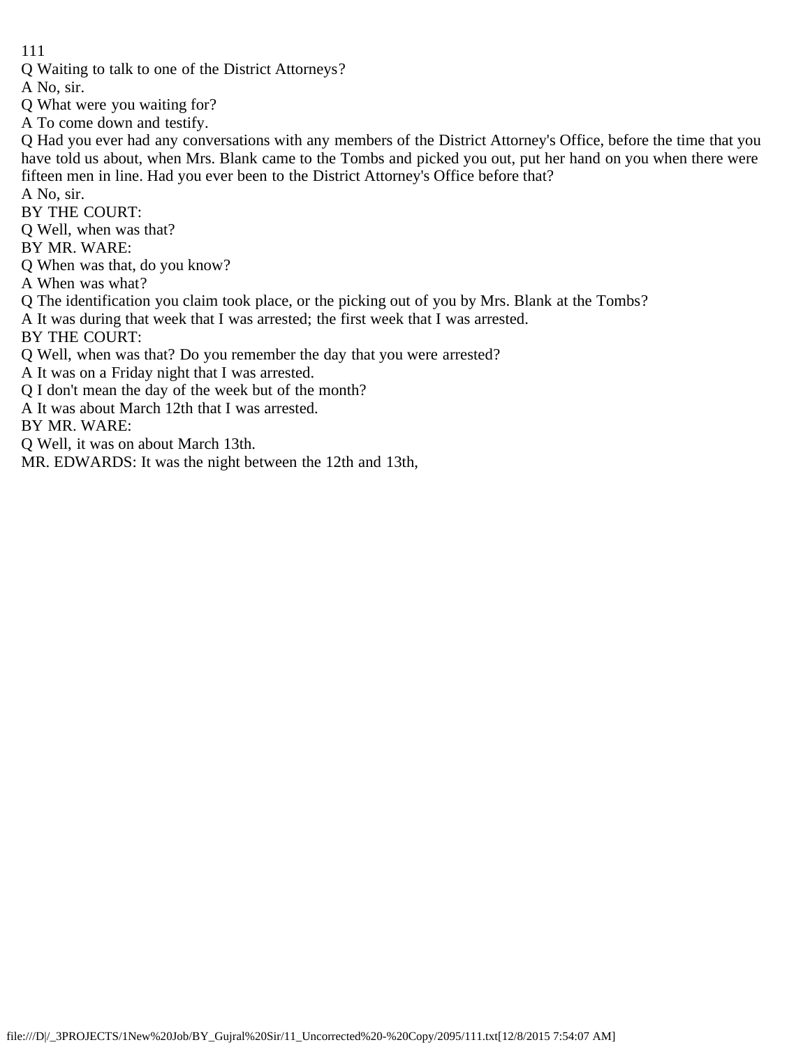Q Waiting to talk to one of the District Attorneys?

A No, sir.

Q What were you waiting for?

A To come down and testify.

Q Had you ever had any conversations with any members of the District Attorney's Office, before the time that you have told us about, when Mrs. Blank came to the Tombs and picked you out, put her hand on you when there were fifteen men in line. Had you ever been to the District Attorney's Office before that?

A No, sir.

BY THE COURT:

Q Well, when was that?

BY MR. WARE:

Q When was that, do you know?

A When was what?

Q The identification you claim took place, or the picking out of you by Mrs. Blank at the Tombs?

A It was during that week that I was arrested; the first week that I was arrested.

BY THE COURT:

Q Well, when was that? Do you remember the day that you were arrested?

A It was on a Friday night that I was arrested.

Q I don't mean the day of the week but of the month?

A It was about March 12th that I was arrested.

BY MR. WARE:

Q Well, it was on about March 13th.

MR. EDWARDS: It was the night between the 12th and 13th,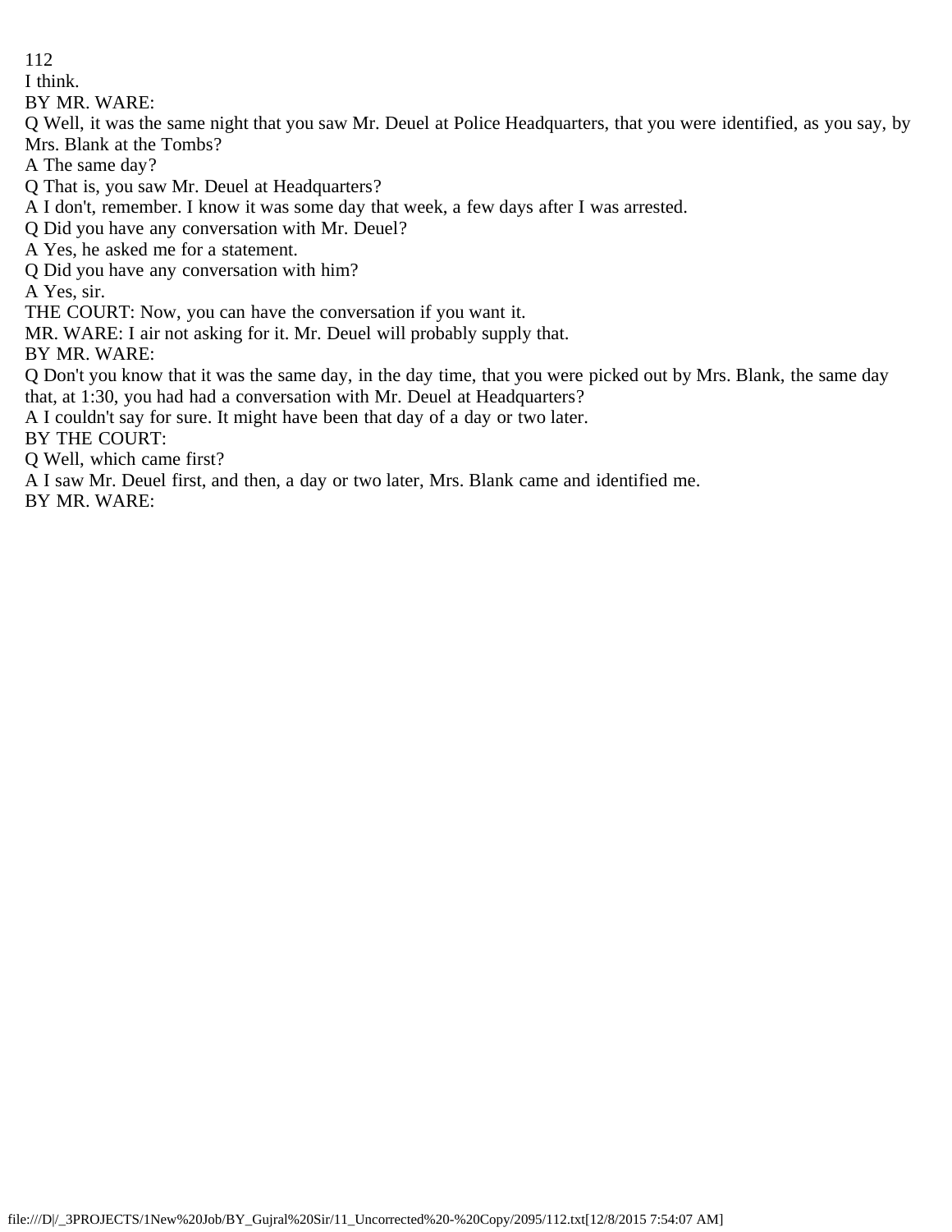I think.

BY MR. WARE:

Q Well, it was the same night that you saw Mr. Deuel at Police Headquarters, that you were identified, as you say, by Mrs. Blank at the Tombs?

A The same day?

Q That is, you saw Mr. Deuel at Headquarters?

A I don't, remember. I know it was some day that week, a few days after I was arrested.

Q Did you have any conversation with Mr. Deuel?

A Yes, he asked me for a statement.

Q Did you have any conversation with him?

A Yes, sir.

THE COURT: Now, you can have the conversation if you want it.

MR. WARE: I air not asking for it. Mr. Deuel will probably supply that.

BY MR. WARE:

Q Don't you know that it was the same day, in the day time, that you were picked out by Mrs. Blank, the same day that, at 1:30, you had had a conversation with Mr. Deuel at Headquarters?

A I couldn't say for sure. It might have been that day of a day or two later.

BY THE COURT:

Q Well, which came first?

A I saw Mr. Deuel first, and then, a day or two later, Mrs. Blank came and identified me.

BY MR. WARE: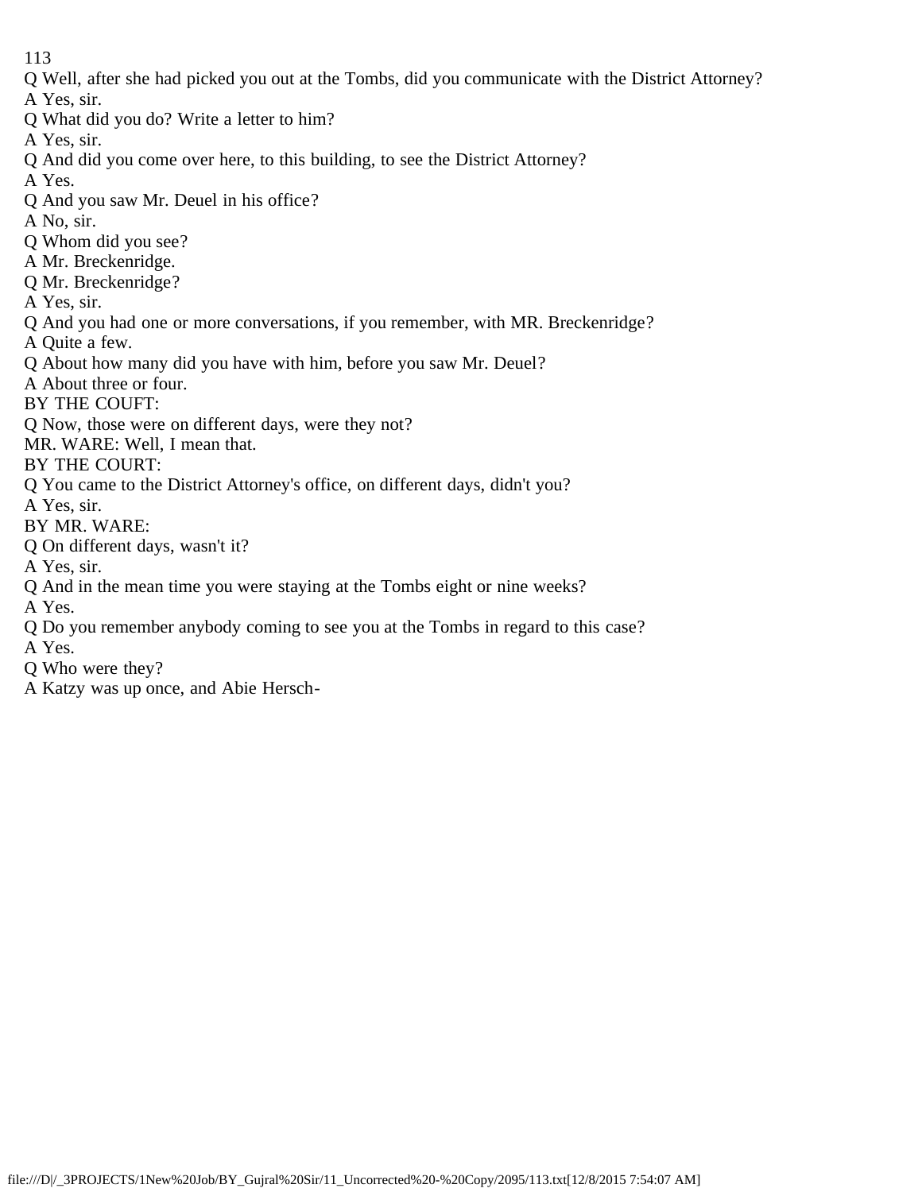Q Well, after she had picked you out at the Tombs, did you communicate with the District Attorney?

A Yes, sir.

Q What did you do? Write a letter to him?

A Yes, sir.

Q And did you come over here, to this building, to see the District Attorney?

A Yes.

Q And you saw Mr. Deuel in his office?

A No, sir.

Q Whom did you see?

A Mr. Breckenridge.

Q Mr. Breckenridge?

A Yes, sir.

Q And you had one or more conversations, if you remember, with MR. Breckenridge?

A Quite a few.

Q About how many did you have with him, before you saw Mr. Deuel?

A About three or four.

BY THE COUFT:

Q Now, those were on different days, were they not?

MR. WARE: Well, I mean that.

BY THE COURT:

Q You came to the District Attorney's office, on different days, didn't you?

A Yes, sir.

BY MR. WARE:

Q On different days, wasn't it?

A Yes, sir.

Q And in the mean time you were staying at the Tombs eight or nine weeks?

A Yes.

Q Do you remember anybody coming to see you at the Tombs in regard to this case?

A Yes.

Q Who were they?

A Katzy was up once, and Abie Hersch-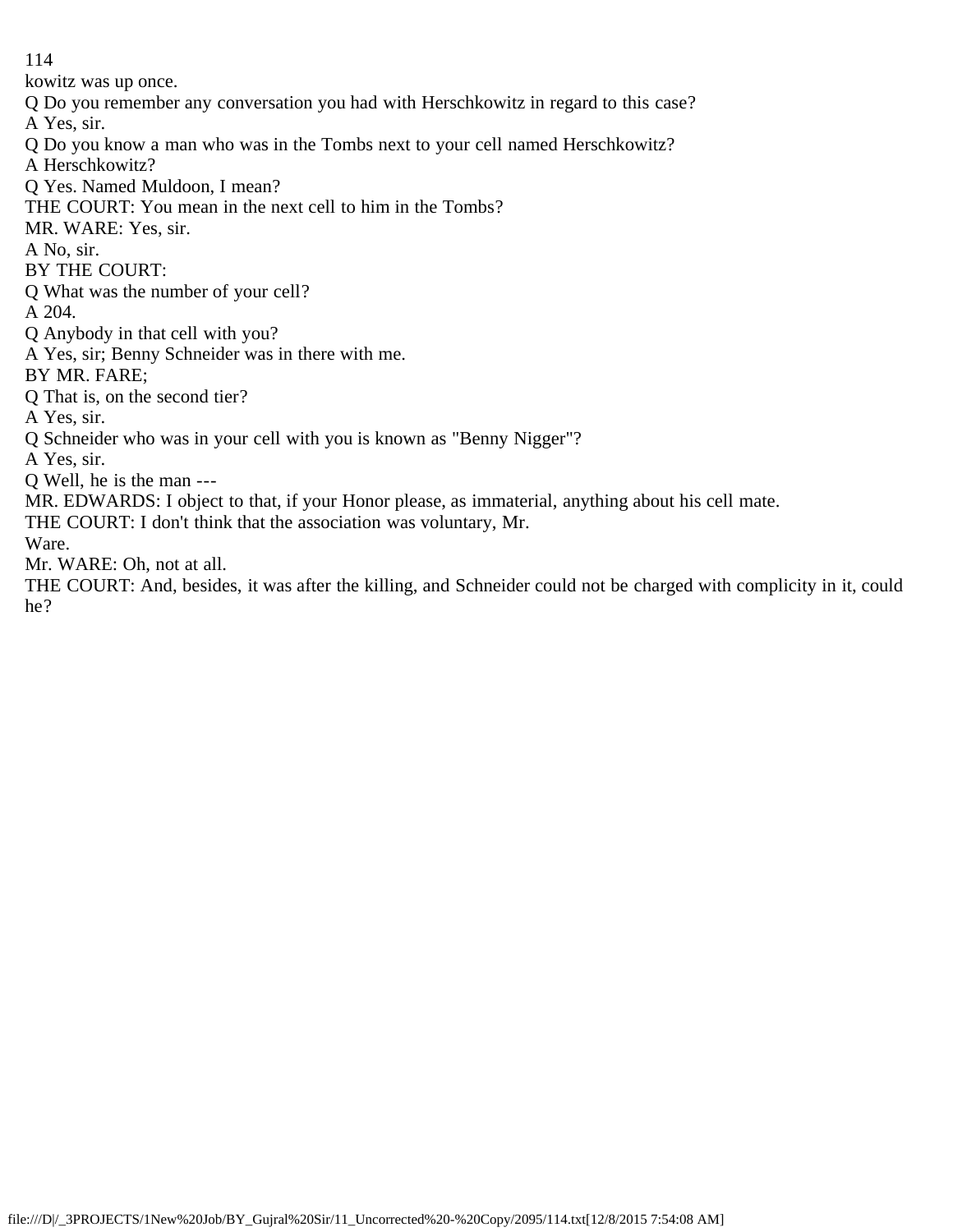kowitz was up once.

Q Do you remember any conversation you had with Herschkowitz in regard to this case?

A Yes, sir.

Q Do you know a man who was in the Tombs next to your cell named Herschkowitz?

A Herschkowitz?

Q Yes. Named Muldoon, I mean?

THE COURT: You mean in the next cell to him in the Tombs?

MR. WARE: Yes, sir.

A No, sir.

BY THE COURT:

Q What was the number of your cell?

A 204.

Q Anybody in that cell with you?

A Yes, sir; Benny Schneider was in there with me.

BY MR. FARE;

Q That is, on the second tier?

A Yes, sir.

Q Schneider who was in your cell with you is known as "Benny Nigger"?

A Yes, sir.

Q Well, he is the man ---

MR. EDWARDS: I object to that, if your Honor please, as immaterial, anything about his cell mate.

THE COURT: I don't think that the association was voluntary, Mr. Ware.

Mr. WARE: Oh, not at all.

THE COURT: And, besides, it was after the killing, and Schneider could not be charged with complicity in it, could he?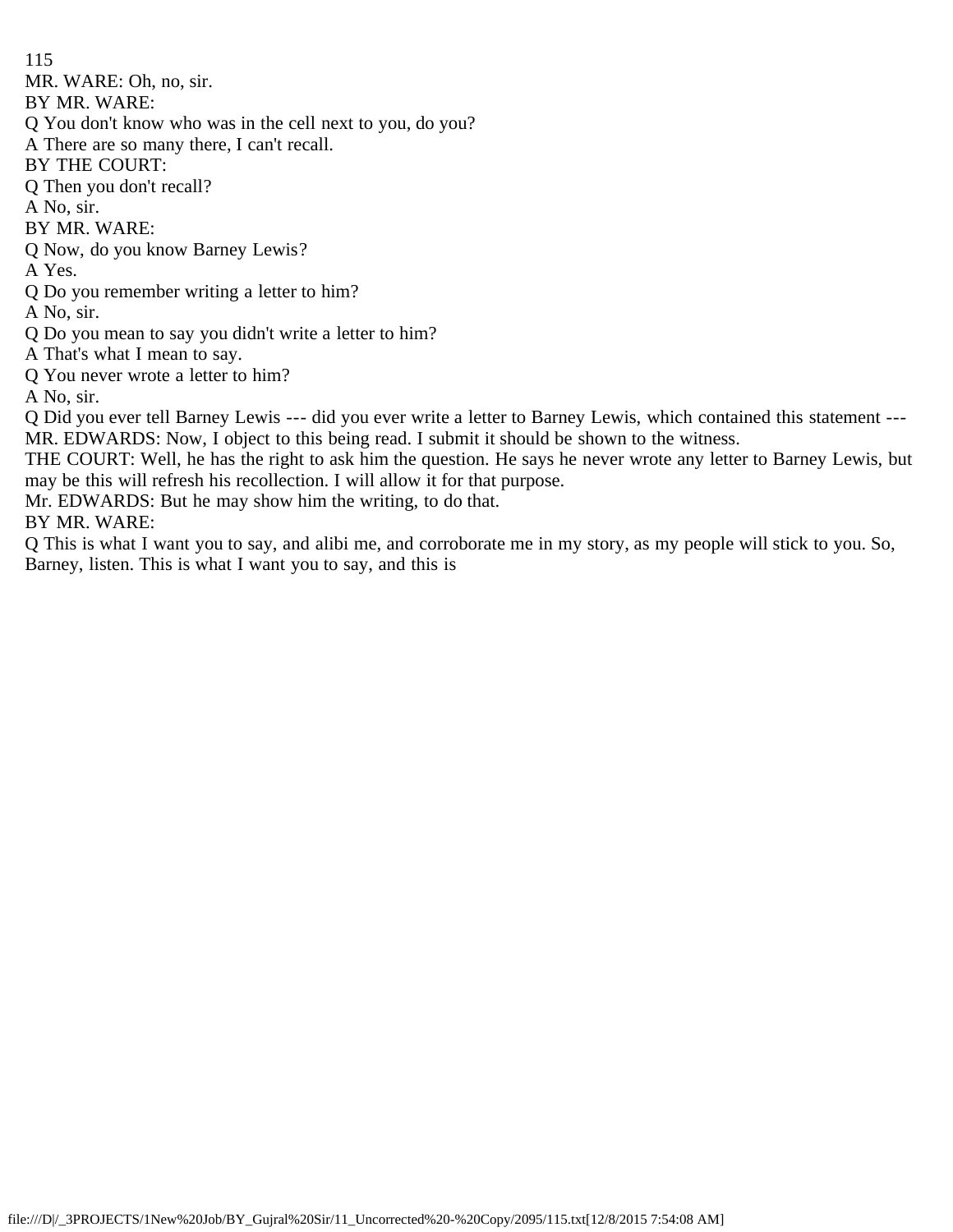MR. WARE: Oh, no, sir.

BY MR. WARE:

Q You don't know who was in the cell next to you, do you?

A There are so many there, I can't recall.

BY THE COURT:

Q Then you don't recall?

A No, sir.

BY MR. WARE:

Q Now, do you know Barney Lewis?

A Yes.

Q Do you remember writing a letter to him?

A No, sir.

Q Do you mean to say you didn't write a letter to him?

A That's what I mean to say.

Q You never wrote a letter to him?

A No, sir.

Q Did you ever tell Barney Lewis --- did you ever write a letter to Barney Lewis, which contained this statement ---

MR. EDWARDS: Now, I object to this being read. I submit it should be shown to the witness.

THE COURT: Well, he has the right to ask him the question. He says he never wrote any letter to Barney Lewis, but may be this will refresh his recollection. I will allow it for that purpose.

Mr. EDWARDS: But he may show him the writing, to do that.

BY MR. WARE:

Q This is what I want you to say, and alibi me, and corroborate me in my story, as my people will stick to you. So, Barney, listen. This is what I want you to say, and this is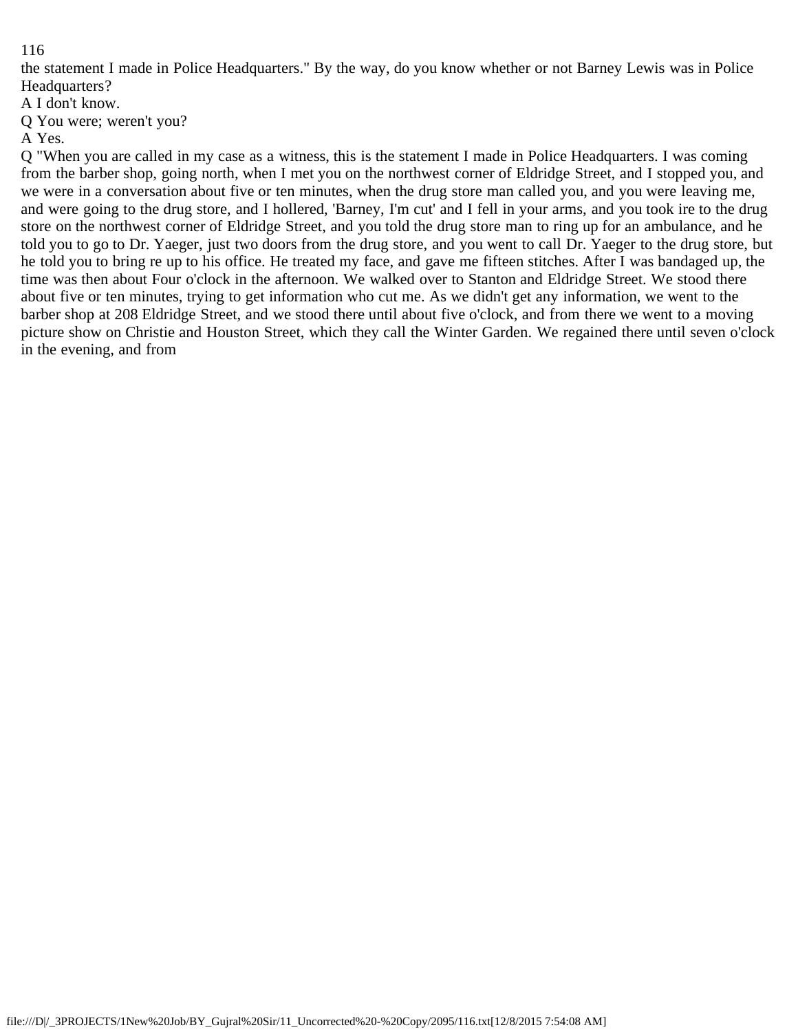the statement I made in Police Headquarters." By the way, do you know whether or not Barney Lewis was in Police Headquarters?

A I don't know.

Q You were; weren't you?

A Yes.

Q "When you are called in my case as a witness, this is the statement I made in Police Headquarters. I was coming from the barber shop, going north, when I met you on the northwest corner of Eldridge Street, and I stopped you, and we were in a conversation about five or ten minutes, when the drug store man called you, and you were leaving me, and were going to the drug store, and I hollered, 'Barney, I'm cut' and I fell in your arms, and you took ire to the drug store on the northwest corner of Eldridge Street, and you told the drug store man to ring up for an ambulance, and he told you to go to Dr. Yaeger, just two doors from the drug store, and you went to call Dr. Yaeger to the drug store, but he told you to bring re up to his office. He treated my face, and gave me fifteen stitches. After I was bandaged up, the time was then about Four o'clock in the afternoon. We walked over to Stanton and Eldridge Street. We stood there about five or ten minutes, trying to get information who cut me. As we didn't get any information, we went to the barber shop at 208 Eldridge Street, and we stood there until about five o'clock, and from there we went to a moving picture show on Christie and Houston Street, which they call the Winter Garden. We regained there until seven o'clock in the evening, and from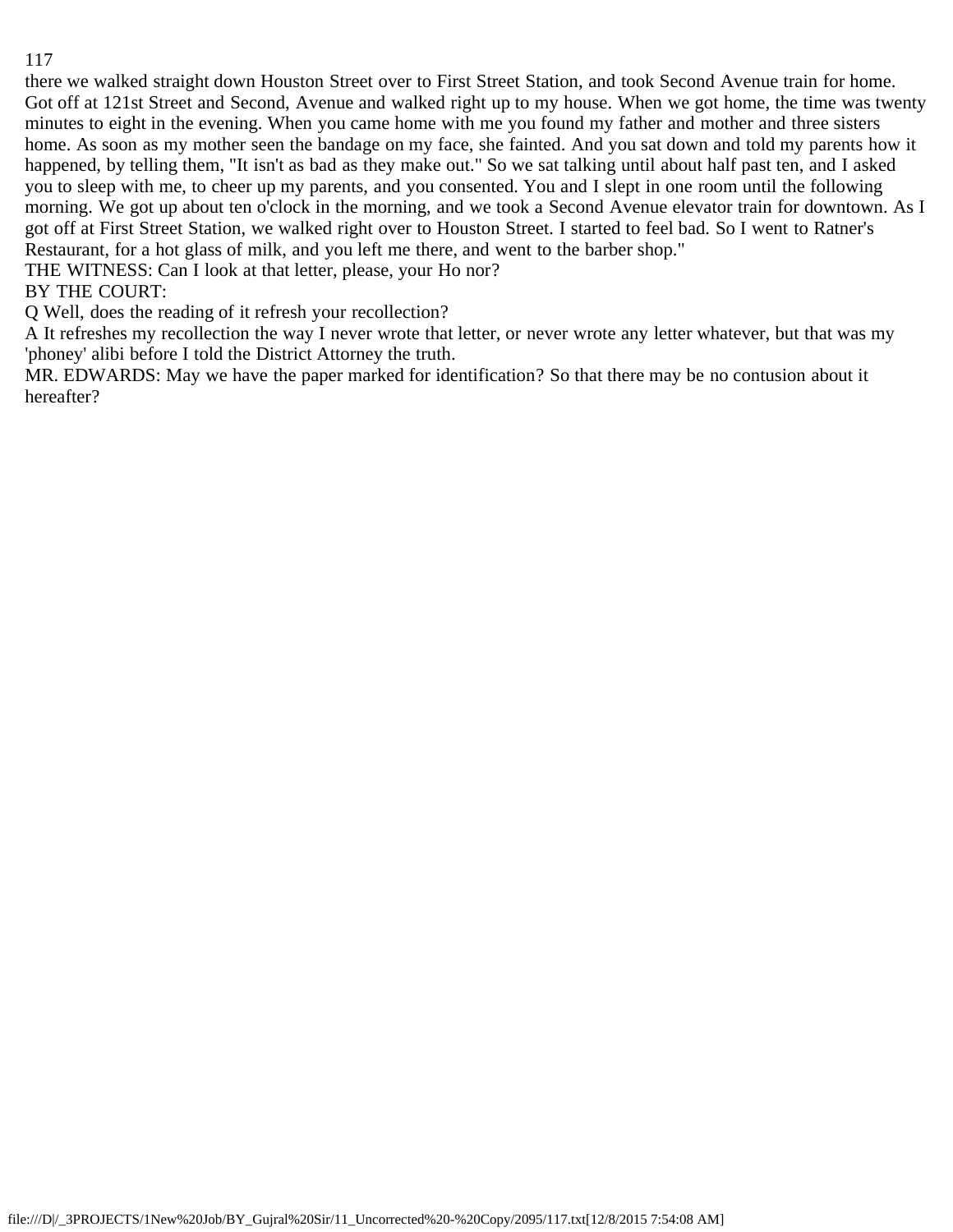there we walked straight down Houston Street over to First Street Station, and took Second Avenue train for home. Got off at 121st Street and Second, Avenue and walked right up to my house. When we got home, the time was twenty minutes to eight in the evening. When you came home with me you found my father and mother and three sisters home. As soon as my mother seen the bandage on my face, she fainted. And you sat down and told my parents how it happened, by telling them, "It isn't as bad as they make out." So we sat talking until about half past ten, and I asked you to sleep with me, to cheer up my parents, and you consented. You and I slept in one room until the following morning. We got up about ten o'clock in the morning, and we took a Second Avenue elevator train for downtown. As I got off at First Street Station, we walked right over to Houston Street. I started to feel bad. So I went to Ratner's Restaurant, for a hot glass of milk, and you left me there, and went to the barber shop."

THE WITNESS: Can I look at that letter, please, your Ho nor?

BY THE COURT:

Q Well, does the reading of it refresh your recollection?

A It refreshes my recollection the way I never wrote that letter, or never wrote any letter whatever, but that was my 'phoney' alibi before I told the District Attorney the truth.

MR. EDWARDS: May we have the paper marked for identification? So that there may be no contusion about it hereafter?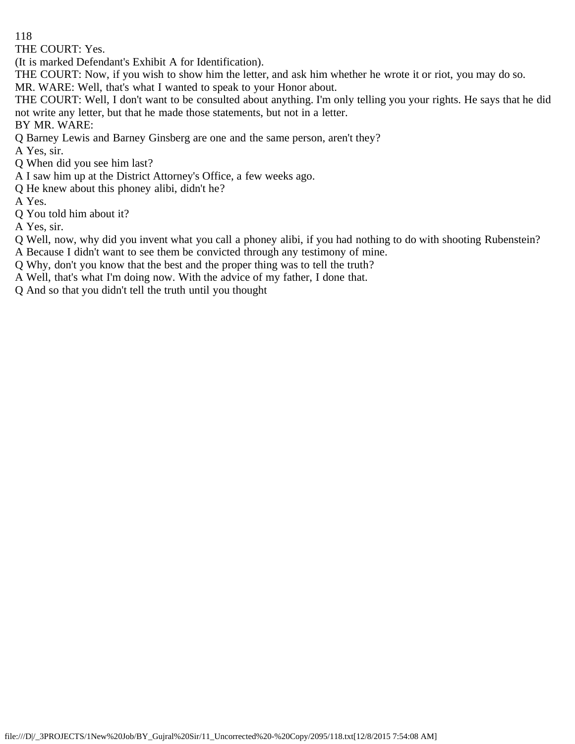THE COURT: Yes.

(It is marked Defendant's Exhibit A for Identification).

THE COURT: Now, if you wish to show him the letter, and ask him whether he wrote it or riot, you may do so.

MR. WARE: Well, that's what I wanted to speak to your Honor about.

THE COURT: Well, I don't want to be consulted about anything. I'm only telling you your rights. He says that he did not write any letter, but that he made those statements, but not in a letter.

BY MR. WARE:

Q Barney Lewis and Barney Ginsberg are one and the same person, aren't they?

A Yes, sir.

Q When did you see him last?

A I saw him up at the District Attorney's Office, a few weeks ago.

Q He knew about this phoney alibi, didn't he?

A Yes.

Q You told him about it?

A Yes, sir.

Q Well, now, why did you invent what you call a phoney alibi, if you had nothing to do with shooting Rubenstein?

A Because I didn't want to see them be convicted through any testimony of mine.

Q Why, don't you know that the best and the proper thing was to tell the truth?

A Well, that's what I'm doing now. With the advice of my father, I done that.

Q And so that you didn't tell the truth until you thought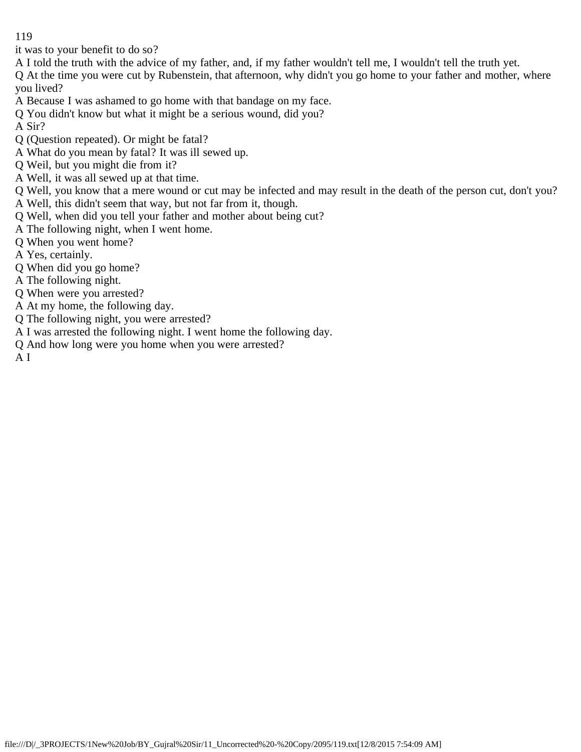it was to your benefit to do so?

A I told the truth with the advice of my father, and, if my father wouldn't tell me, I wouldn't tell the truth yet.

Q At the time you were cut by Rubenstein, that afternoon, why didn't you go home to your father and mother, where you lived?

A Because I was ashamed to go home with that bandage on my face.

Q You didn't know but what it might be a serious wound, did you?

A Sir?

Q (Question repeated). Or might be fatal?

A What do you mean by fatal? It was ill sewed up.

Q Weil, but you might die from it?

A Well, it was all sewed up at that time.

Q Well, you know that a mere wound or cut may be infected and may result in the death of the person cut, don't you?

A Well, this didn't seem that way, but not far from it, though.

Q Well, when did you tell your father and mother about being cut?

A The following night, when I went home.

Q When you went home?

A Yes, certainly.

Q When did you go home?

A The following night.

Q When were you arrested?

A At my home, the following day.

Q The following night, you were arrested?

A I was arrested the following night. I went home the following day.

Q And how long were you home when you were arrested?

A I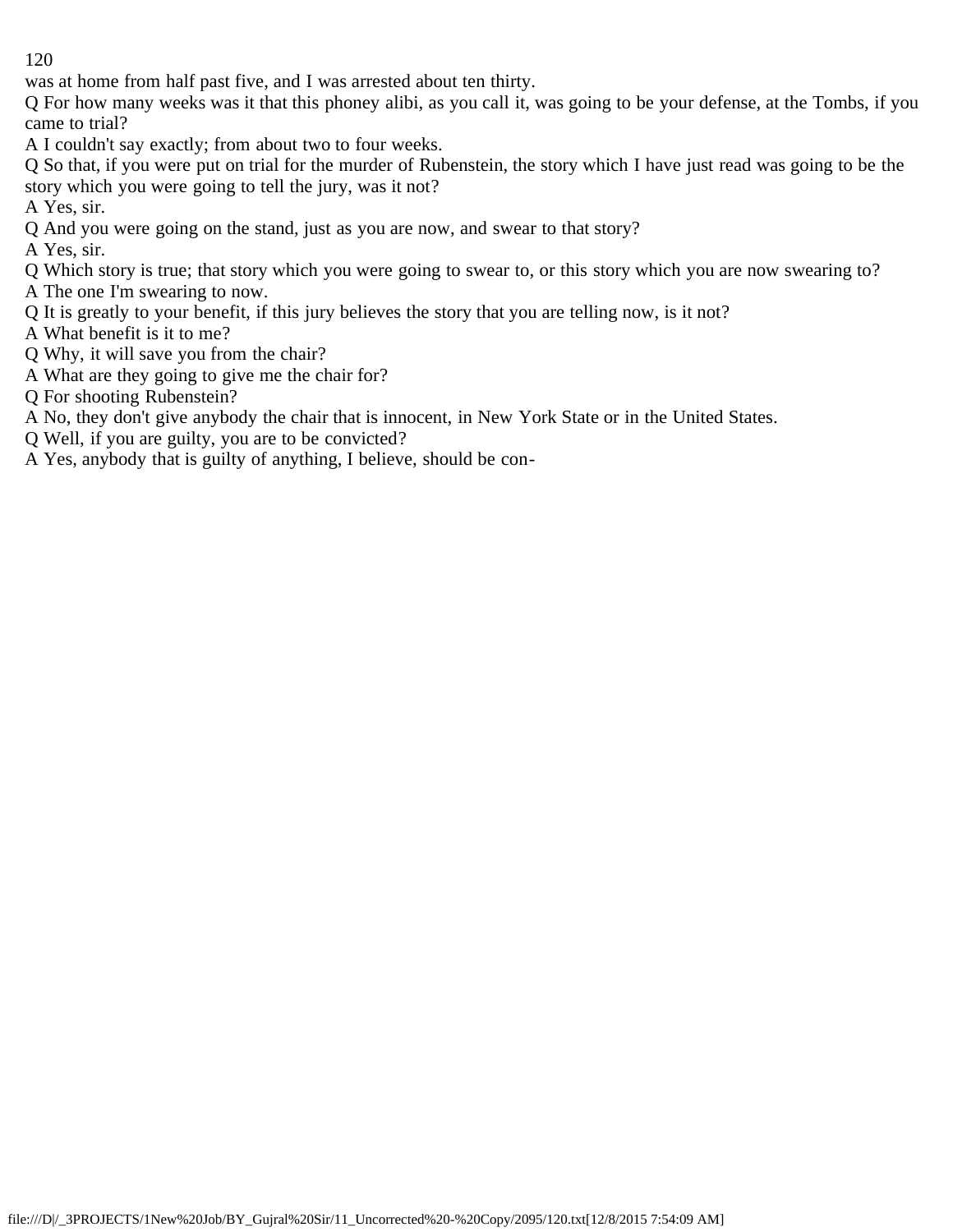was at home from half past five, and I was arrested about ten thirty.

Q For how many weeks was it that this phoney alibi, as you call it, was going to be your defense, at the Tombs, if you came to trial?

A I couldn't say exactly; from about two to four weeks.

Q So that, if you were put on trial for the murder of Rubenstein, the story which I have just read was going to be the story which you were going to tell the jury, was it not?

A Yes, sir.

Q And you were going on the stand, just as you are now, and swear to that story?

A Yes, sir.

Q Which story is true; that story which you were going to swear to, or this story which you are now swearing to?

A The one I'm swearing to now.

Q It is greatly to your benefit, if this jury believes the story that you are telling now, is it not?

A What benefit is it to me?

Q Why, it will save you from the chair?

A What are they going to give me the chair for?

Q For shooting Rubenstein?

A No, they don't give anybody the chair that is innocent, in New York State or in the United States.

Q Well, if you are guilty, you are to be convicted?

A Yes, anybody that is guilty of anything, I believe, should be con-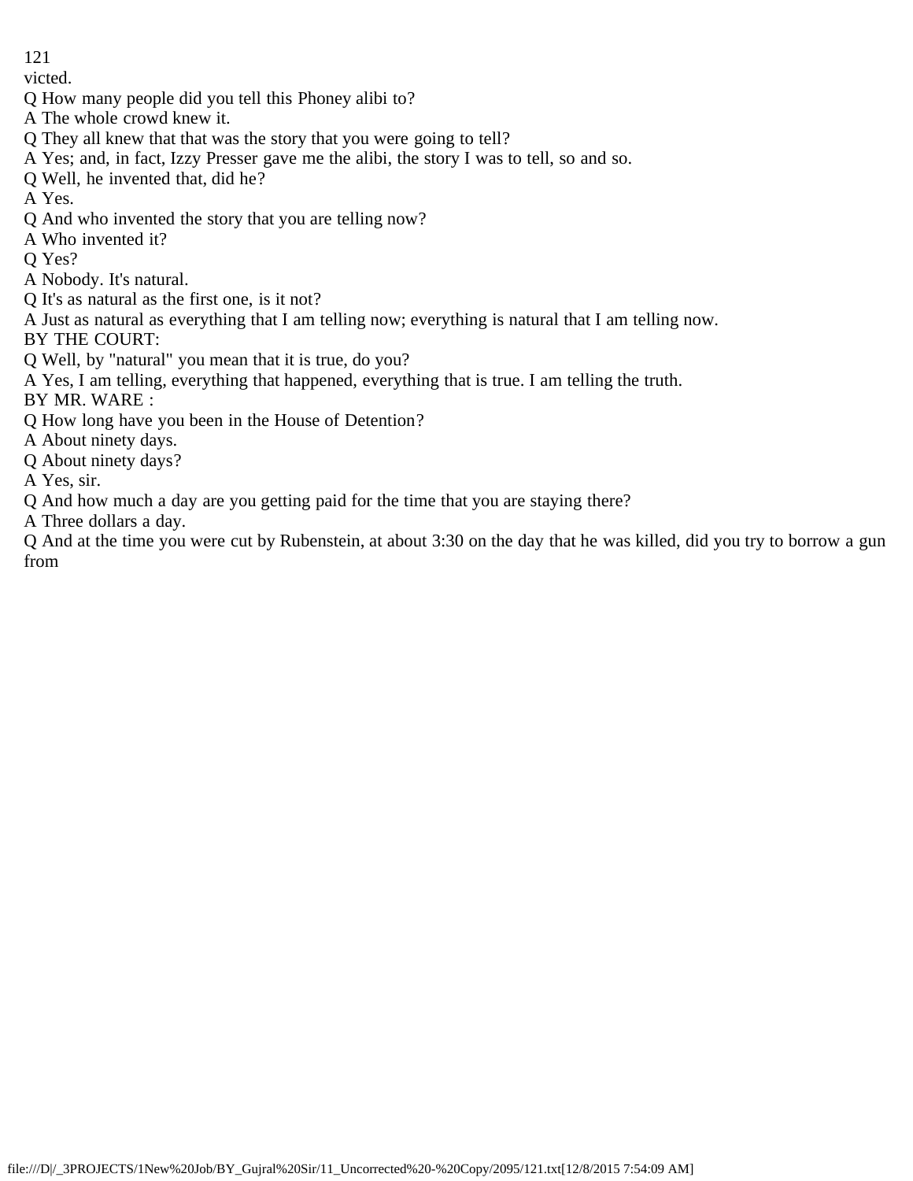victed.

Q How many people did you tell this Phoney alibi to?

A The whole crowd knew it.

Q They all knew that that was the story that you were going to tell?

A Yes; and, in fact, Izzy Presser gave me the alibi, the story I was to tell, so and so.

Q Well, he invented that, did he?

A Yes.

Q And who invented the story that you are telling now?

A Who invented it?

Q Yes?

A Nobody. It's natural.

Q It's as natural as the first one, is it not?

A Just as natural as everything that I am telling now; everything is natural that I am telling now.

BY THE COURT:

Q Well, by "natural" you mean that it is true, do you?

A Yes, I am telling, everything that happened, everything that is true. I am telling the truth.

BY MR. WARE :

Q How long have you been in the House of Detention?

A About ninety days.

Q About ninety days?

A Yes, sir.

Q And how much a day are you getting paid for the time that you are staying there?

A Three dollars a day.

Q And at the time you were cut by Rubenstein, at about 3:30 on the day that he was killed, did you try to borrow a gun from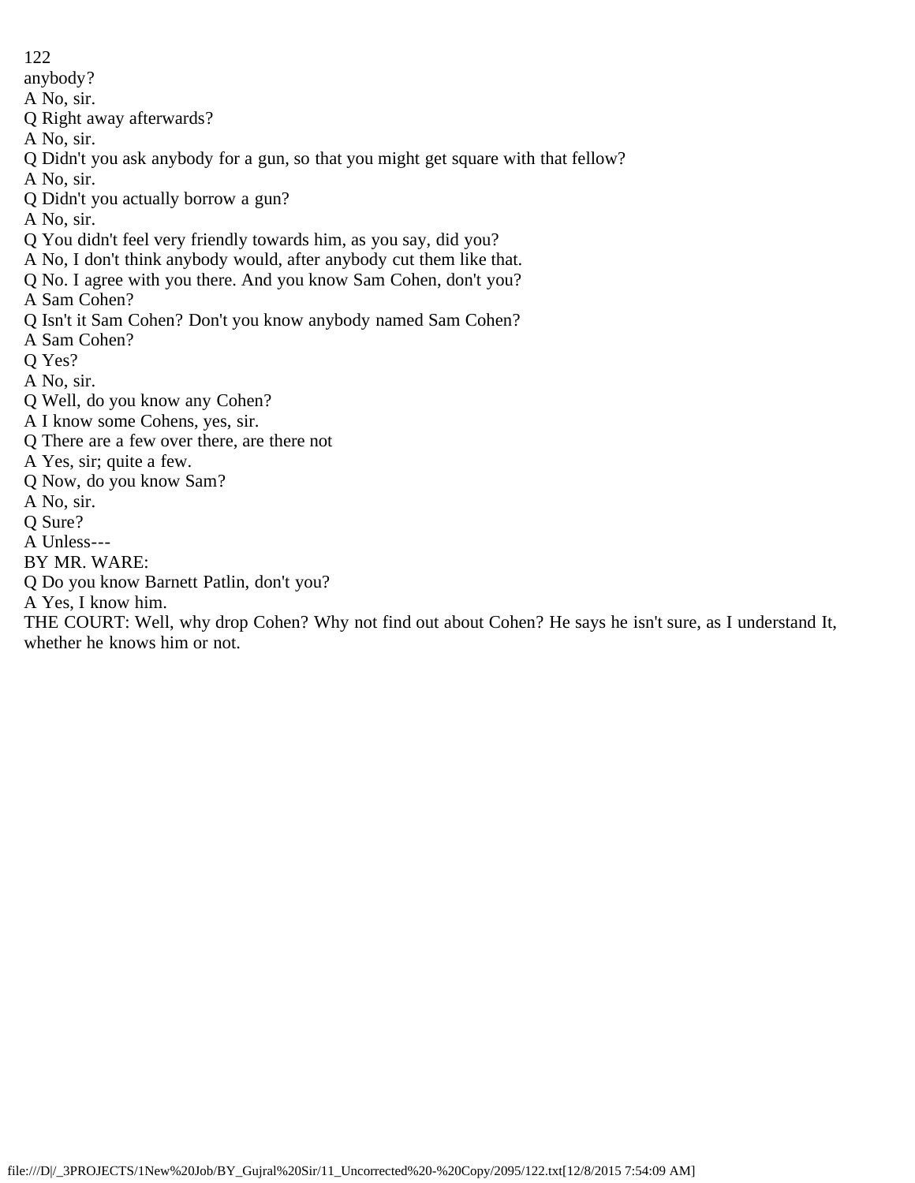anybody?

A No, sir.

Q Right away afterwards?

A No, sir.

Q Didn't you ask anybody for a gun, so that you might get square with that fellow?

A No, sir.

Q Didn't you actually borrow a gun?

A No, sir.

Q You didn't feel very friendly towards him, as you say, did you?

A No, I don't think anybody would, after anybody cut them like that.

Q No. I agree with you there. And you know Sam Cohen, don't you?

A Sam Cohen?

Q Isn't it Sam Cohen? Don't you know anybody named Sam Cohen?

A Sam Cohen?

Q Yes?

A No, sir.

Q Well, do you know any Cohen?

A I know some Cohens, yes, sir.

Q There are a few over there, are there not

A Yes, sir; quite a few.

Q Now, do you know Sam?

A No, sir.

Q Sure?

A Unless---

BY MR. WARE:

Q Do you know Barnett Patlin, don't you?

A Yes, I know him.

THE COURT: Well, why drop Cohen? Why not find out about Cohen? He says he isn't sure, as I understand It, whether he knows him or not.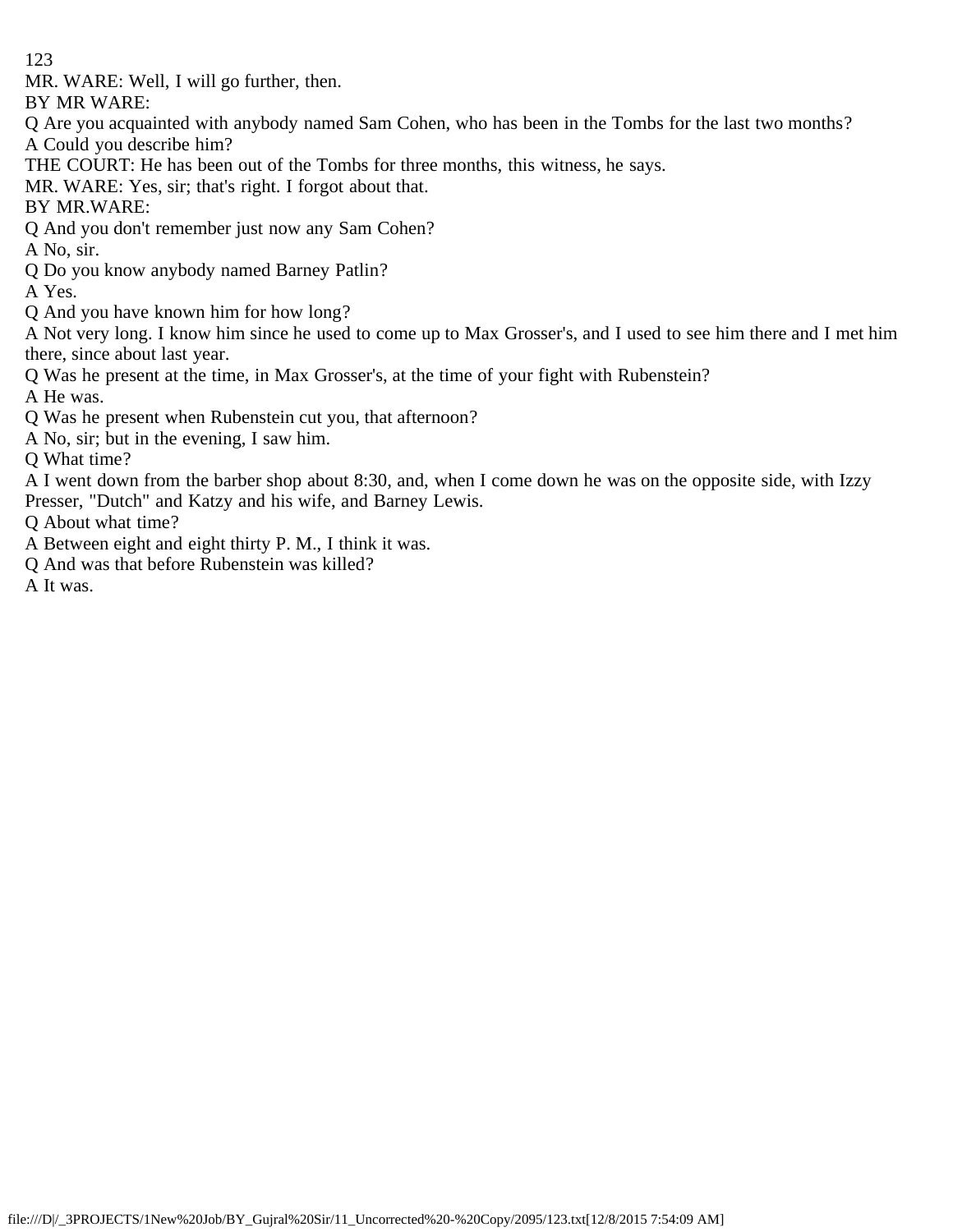MR. WARE: Well, I will go further, then.

BY MR WARE:

Q Are you acquainted with anybody named Sam Cohen, who has been in the Tombs for the last two months?

A Could you describe him?

THE COURT: He has been out of the Tombs for three months, this witness, he says.

MR. WARE: Yes, sir; that's right. I forgot about that.

BY MR.WARE:

Q And you don't remember just now any Sam Cohen?

A No, sir.

Q Do you know anybody named Barney Patlin?

A Yes.

Q And you have known him for how long?

A Not very long. I know him since he used to come up to Max Grosser's, and I used to see him there and I met him there, since about last year.

Q Was he present at the time, in Max Grosser's, at the time of your fight with Rubenstein?

A He was.

Q Was he present when Rubenstein cut you, that afternoon?

A No, sir; but in the evening, I saw him.

Q What time?

A I went down from the barber shop about 8:30, and, when I come down he was on the opposite side, with Izzy Presser, "Dutch" and Katzy and his wife, and Barney Lewis.

Q About what time?

A Between eight and eight thirty P. M., I think it was.

Q And was that before Rubenstein was killed?

A It was.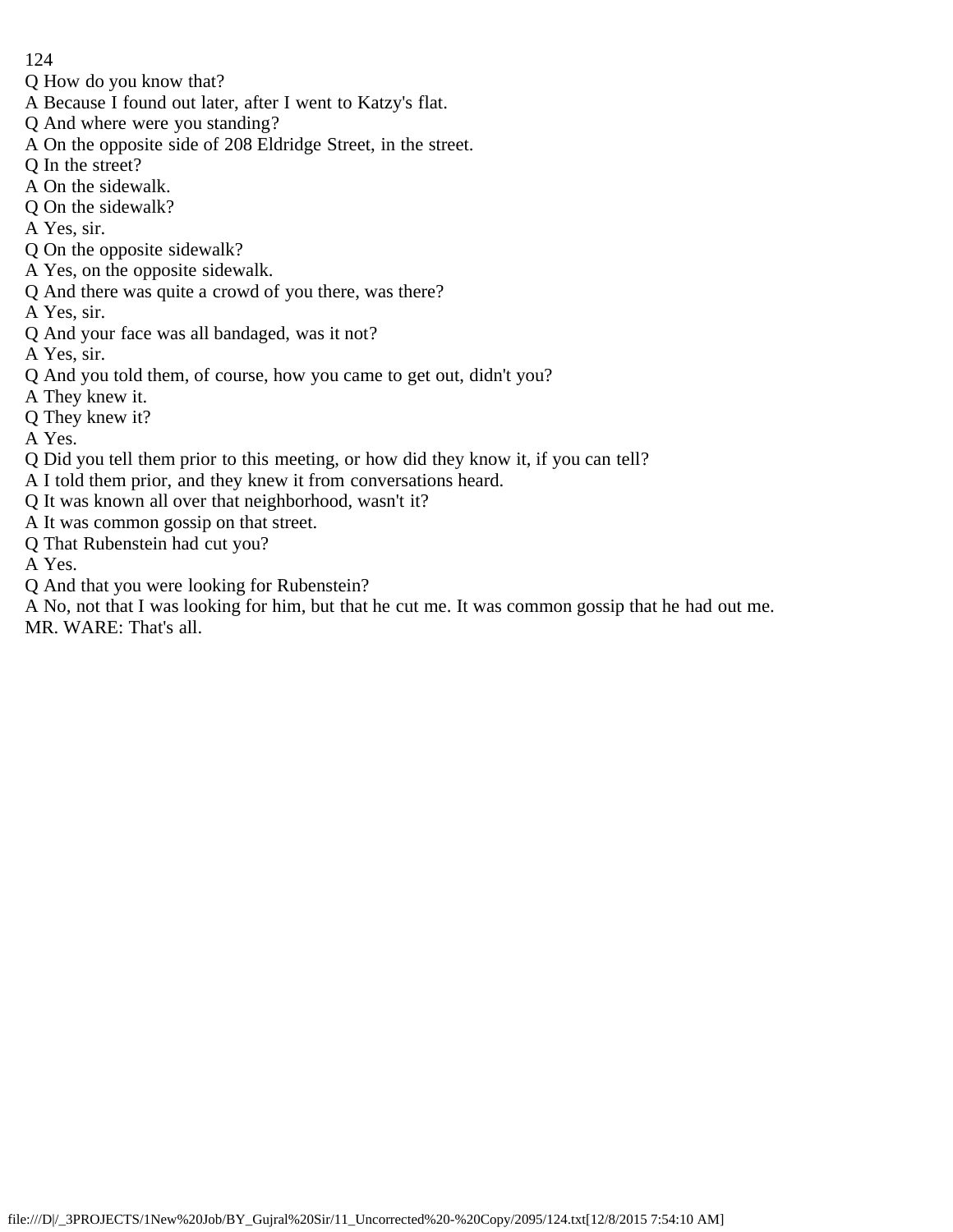Q How do you know that?
A Because I found out later, after I went to Katzy's flat.
Q And where were you standing?
A On the opposite side of 208 Eldridge Street, in the street.
Q In the street?
A On the sidewalk.
Q On the sidewalk?
A Yes, sir.
Q On the opposite sidewalk?
A Yes, on the opposite sidewalk.
Q And there was quite a crowd of you there, was there?
A Yes, sir.
Q And your face was all bandaged, was it not?
A Yes, sir.
Q And you told them, of course, how you came to get out, didn't you?
A They knew it.
Q They knew it?
A Yes.
Q Did you tell them prior to this meeting, or how did they know it, if you can tell?
A I told them prior, and they knew it from conversations heard.
Q It was known all over that neighborhood, wasn't it?
A It was common gossip on that street.
Q That Rubenstein had cut you?
A Yes.
Q And that you were looking for Rubenstein?
A No, not that I was looking for him, but that he cut me. It was common gossip that he had out me.
MR. WARE: That's all.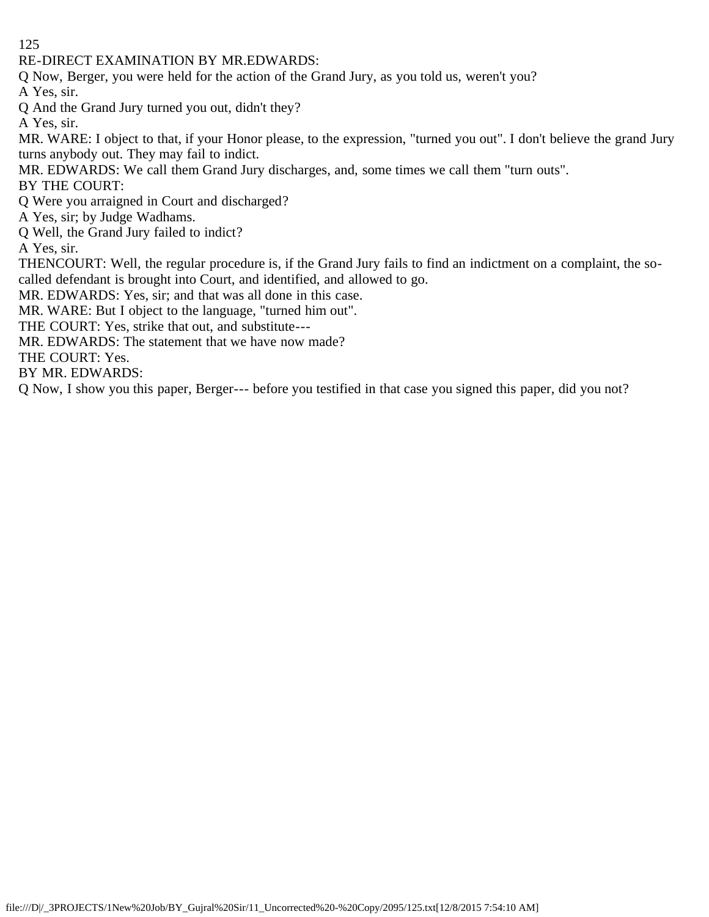RE-DIRECT EXAMINATION BY MR.EDWARDS:

Q Now, Berger, you were held for the action of the Grand Jury, as you told us, weren't you?

A Yes, sir.

Q And the Grand Jury turned you out, didn't they?

A Yes, sir.

MR. WARE: I object to that, if your Honor please, to the expression, "turned you out". I don't believe the grand Jury turns anybody out. They may fail to indict.

MR. EDWARDS: We call them Grand Jury discharges, and, some times we call them "turn outs".

BY THE COURT:

Q Were you arraigned in Court and discharged?

A Yes, sir; by Judge Wadhams.

Q Well, the Grand Jury failed to indict?

A Yes, sir.

THENCOURT: Well, the regular procedure is, if the Grand Jury fails to find an indictment on a complaint, the so-called defendant is brought into Court, and identified, and allowed to go.

MR. EDWARDS: Yes, sir; and that was all done in this case.

MR. WARE: But I object to the language, "turned him out".

THE COURT: Yes, strike that out, and substitute---

MR. EDWARDS: The statement that we have now made?

THE COURT: Yes.

BY MR. EDWARDS:

Q Now, I show you this paper, Berger--- before you testified in that case you signed this paper, did you not?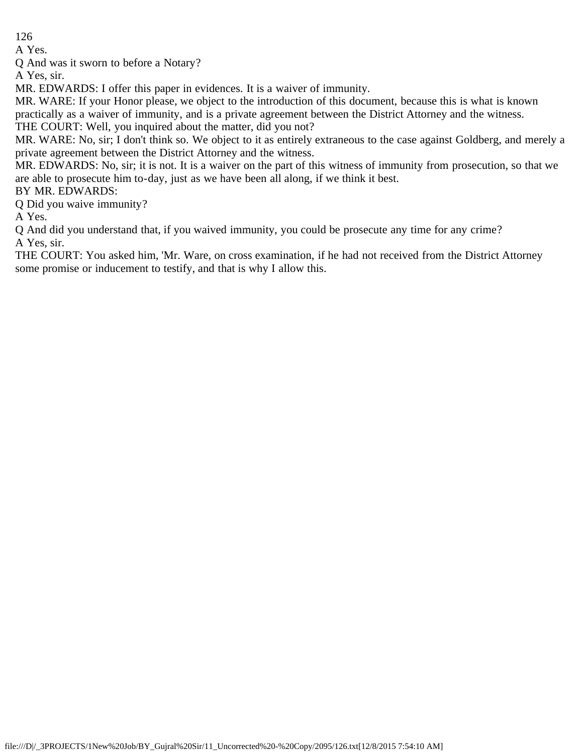A Yes.

Q And was it sworn to before a Notary?

A Yes, sir.

MR. EDWARDS: I offer this paper in evidences. It is a waiver of immunity.

MR. WARE: If your Honor please, we object to the introduction of this document, because this is what is known practically as a waiver of immunity, and is a private agreement between the District Attorney and the witness.

THE COURT: Well, you inquired about the matter, did you not?

MR. WARE: No, sir; I don't think so. We object to it as entirely extraneous to the case against Goldberg, and merely a private agreement between the District Attorney and the witness.

MR. EDWARDS: No, sir; it is not. It is a waiver on the part of this witness of immunity from prosecution, so that we are able to prosecute him to-day, just as we have been all along, if we think it best.

BY MR. EDWARDS:

Q Did you waive immunity?

A Yes.

Q And did you understand that, if you waived immunity, you could be prosecute any time for any crime?

A Yes, sir.

THE COURT: You asked him, 'Mr. Ware, on cross examination, if he had not received from the District Attorney some promise or inducement to testify, and that is why I allow this.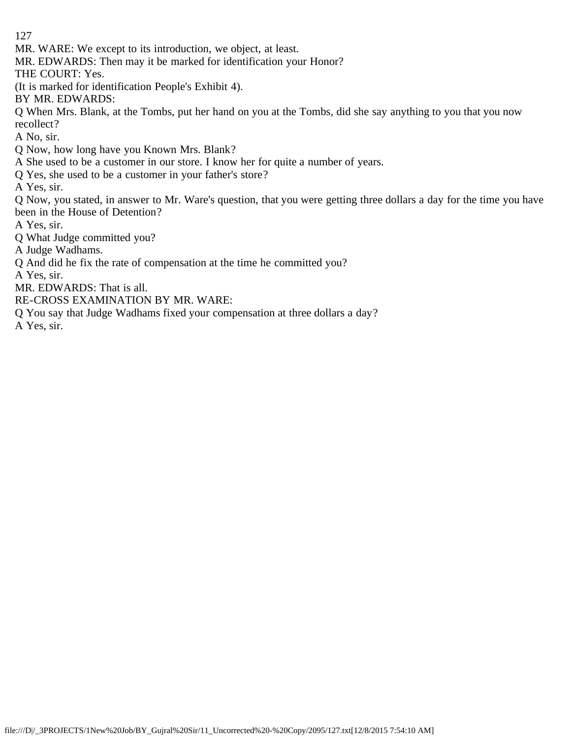MR. WARE: We except to its introduction, we object, at least.

MR. EDWARDS: Then may it be marked for identification your Honor?

THE COURT: Yes.

(It is marked for identification People's Exhibit 4).

BY MR. EDWARDS:

Q When Mrs. Blank, at the Tombs, put her hand on you at the Tombs, did she say anything to you that you now recollect?

A No, sir.

Q Now, how long have you Known Mrs. Blank?

A She used to be a customer in our store. I know her for quite a number of years.

Q Yes, she used to be a customer in your father's store?

A Yes, sir.

Q Now, you stated, in answer to Mr. Ware's question, that you were getting three dollars a day for the time you have been in the House of Detention?

A Yes, sir.

Q What Judge committed you?

A Judge Wadhams.

Q And did he fix the rate of compensation at the time he committed you?

A Yes, sir.

MR. EDWARDS: That is all.

RE-CROSS EXAMINATION BY MR. WARE:

Q You say that Judge Wadhams fixed your compensation at three dollars a day?

A Yes, sir.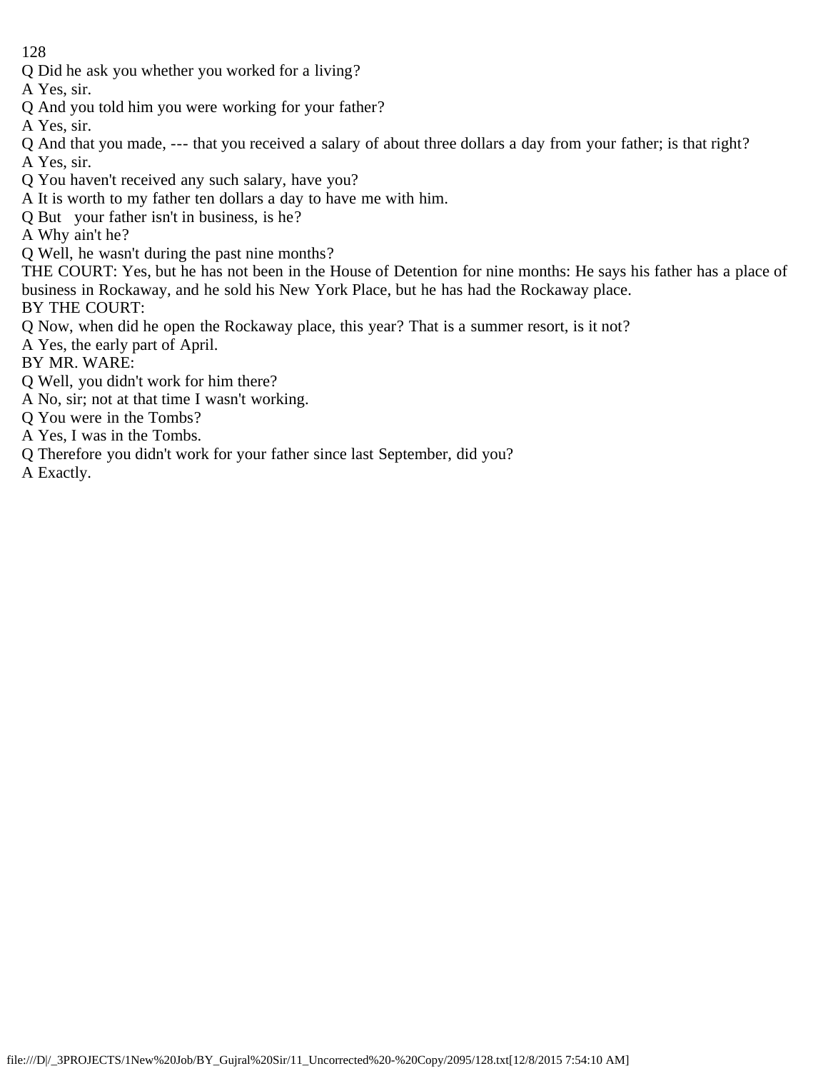Q Did he ask you whether you worked for a living?

A Yes, sir.

Q And you told him you were working for your father?

A Yes, sir.

Q And that you made, --- that you received a salary of about three dollars a day from your father; is that right?

A Yes, sir.

Q You haven't received any such salary, have you?

A It is worth to my father ten dollars a day to have me with him.

Q But your father isn't in business, is he?

A Why ain't he?

Q Well, he wasn't during the past nine months?

THE COURT: Yes, but he has not been in the House of Detention for nine months: He says his father has a place of business in Rockaway, and he sold his New York Place, but he has had the Rockaway place.

BY THE COURT:

Q Now, when did he open the Rockaway place, this year? That is a summer resort, is it not?

A Yes, the early part of April.

BY MR. WARE:

Q Well, you didn't work for him there?

A No, sir; not at that time I wasn't working.

Q You were in the Tombs?

A Yes, I was in the Tombs.

Q Therefore you didn't work for your father since last September, did you?

A Exactly.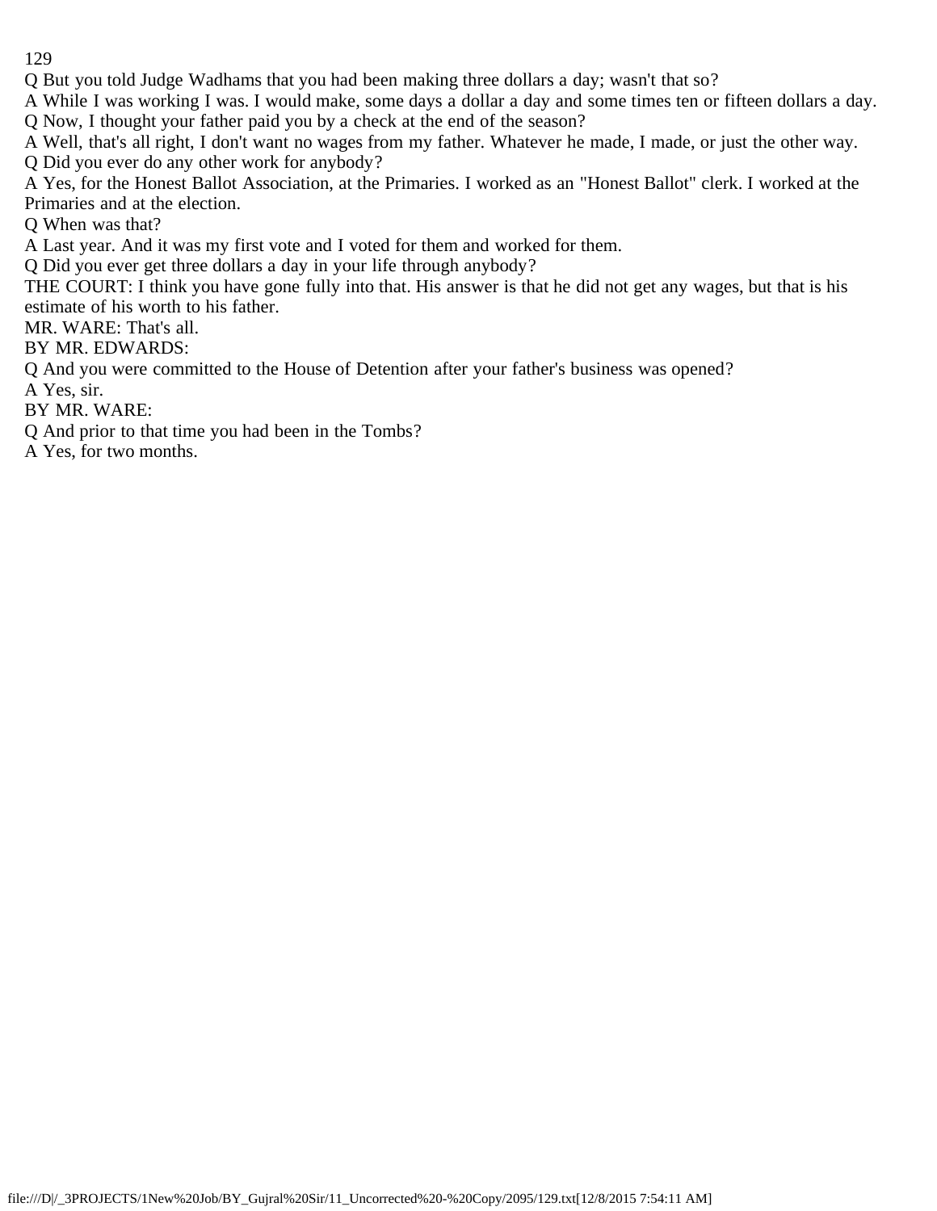Q But you told Judge Wadhams that you had been making three dollars a day; wasn't that so?

A While I was working I was. I would make, some days a dollar a day and some times ten or fifteen dollars a day.

Q Now, I thought your father paid you by a check at the end of the season?

A Well, that's all right, I don't want no wages from my father. Whatever he made, I made, or just the other way.

Q Did you ever do any other work for anybody?

A Yes, for the Honest Ballot Association, at the Primaries. I worked as an "Honest Ballot" clerk. I worked at the Primaries and at the election.

Q When was that?

A Last year. And it was my first vote and I voted for them and worked for them.

Q Did you ever get three dollars a day in your life through anybody?

THE COURT: I think you have gone fully into that. His answer is that he did not get any wages, but that is his estimate of his worth to his father.

MR. WARE: That's all.

BY MR. EDWARDS:

Q And you were committed to the House of Detention after your father's business was opened?

A Yes, sir.

BY MR. WARE:

Q And prior to that time you had been in the Tombs?

A Yes, for two months.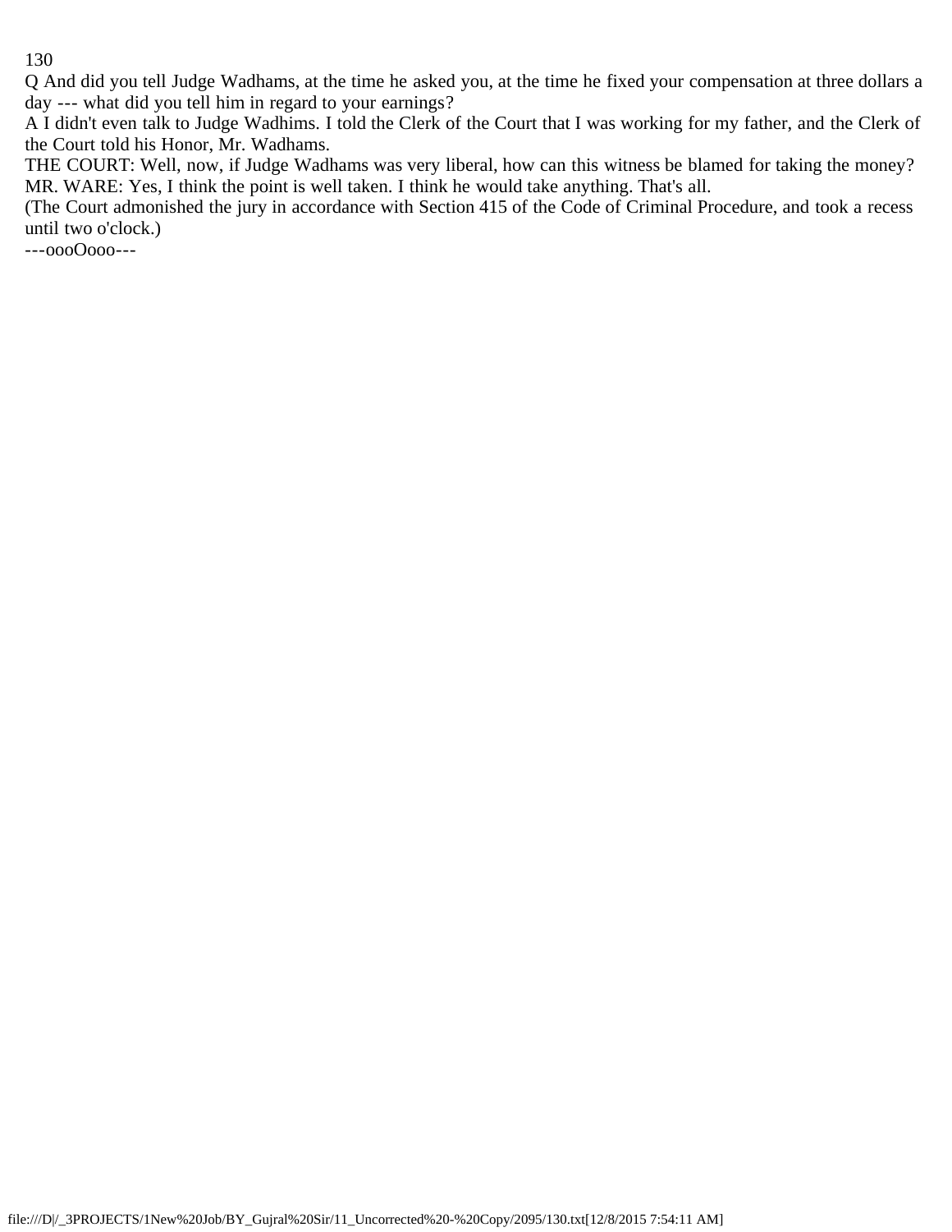Q And did you tell Judge Wadhams, at the time he asked you, at the time he fixed your compensation at three dollars a day --- what did you tell him in regard to your earnings?

A I didn't even talk to Judge Wadhims. I told the Clerk of the Court that I was working for my father, and the Clerk of the Court told his Honor, Mr. Wadhams.

THE COURT: Well, now, if Judge Wadhams was very liberal, how can this witness be blamed for taking the money?

MR. WARE: Yes, I think the point is well taken. I think he would take anything. That's all.

(The Court admonished the jury in accordance with Section 415 of the Code of Criminal Procedure, and took a recess until two o'clock.)

---oooOooo---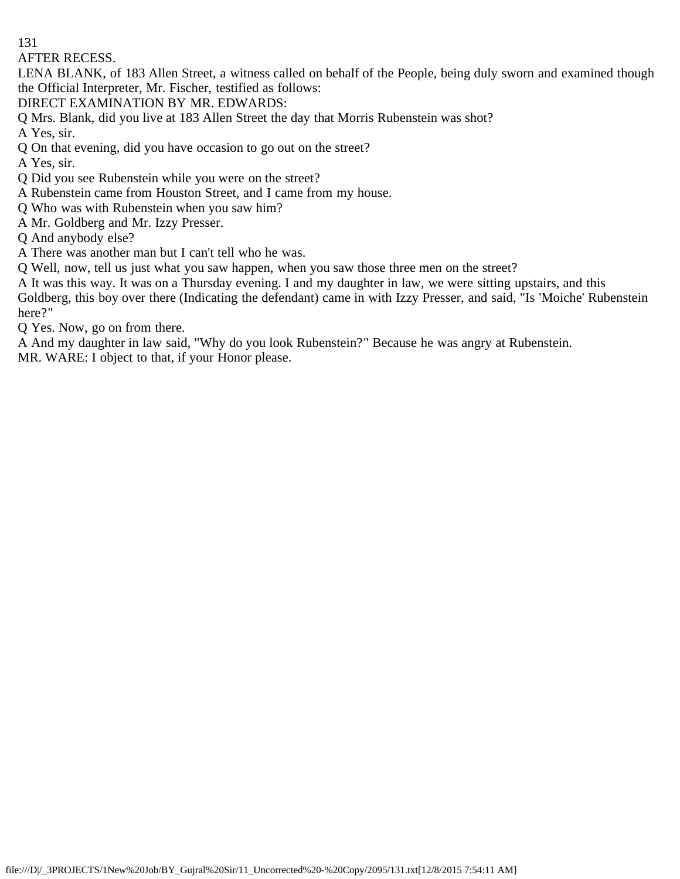AFTER RECESS.

LENA BLANK, of 183 Allen Street, a witness called on behalf of the People, being duly sworn and examined though the Official Interpreter, Mr. Fischer, testified as follows:

DIRECT EXAMINATION BY MR. EDWARDS:

Q Mrs. Blank, did you live at 183 Allen Street the day that Morris Rubenstein was shot?

A Yes, sir.

Q On that evening, did you have occasion to go out on the street?

A Yes, sir.

Q Did you see Rubenstein while you were on the street?

A Rubenstein came from Houston Street, and I came from my house.

Q Who was with Rubenstein when you saw him?

A Mr. Goldberg and Mr. Izzy Presser.

Q And anybody else?

A There was another man but I can't tell who he was.

Q Well, now, tell us just what you saw happen, when you saw those three men on the street?

A It was this way. It was on a Thursday evening. I and my daughter in law, we were sitting upstairs, and this Goldberg, this boy over there (Indicating the defendant) came in with Izzy Presser, and said, "Is 'Moiche' Rubenstein here?"

Q Yes. Now, go on from there.

A And my daughter in law said, "Why do you look Rubenstein?" Because he was angry at Rubenstein.

MR. WARE: I object to that, if your Honor please.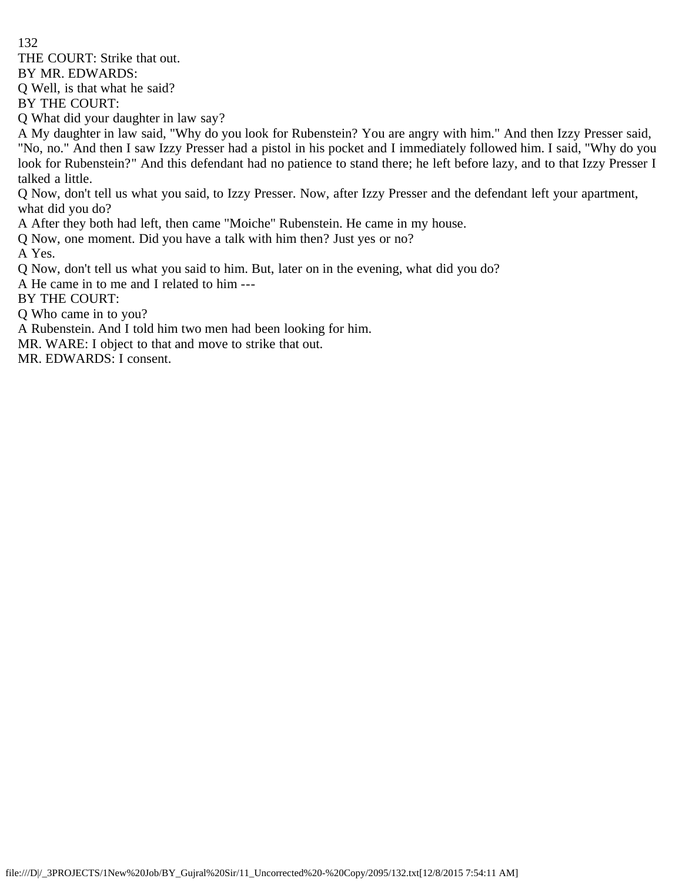THE COURT: Strike that out.

BY MR. EDWARDS:

Q Well, is that what he said?

BY THE COURT:

Q What did your daughter in law say?

A My daughter in law said, "Why do you look for Rubenstein? You are angry with him." And then Izzy Presser said, "No, no." And then I saw Izzy Presser had a pistol in his pocket and I immediately followed him. I said, "Why do you look for Rubenstein?" And this defendant had no patience to stand there; he left before lazy, and to that Izzy Presser I talked a little.

Q Now, don't tell us what you said, to Izzy Presser. Now, after Izzy Presser and the defendant left your apartment, what did you do?

A After they both had left, then came "Moiche" Rubenstein. He came in my house.

Q Now, one moment. Did you have a talk with him then? Just yes or no?

A Yes.

Q Now, don't tell us what you said to him. But, later on in the evening, what did you do?

A He came in to me and I related to him ---

BY THE COURT:

Q Who came in to you?

A Rubenstein. And I told him two men had been looking for him.

MR. WARE: I object to that and move to strike that out.

MR. EDWARDS: I consent.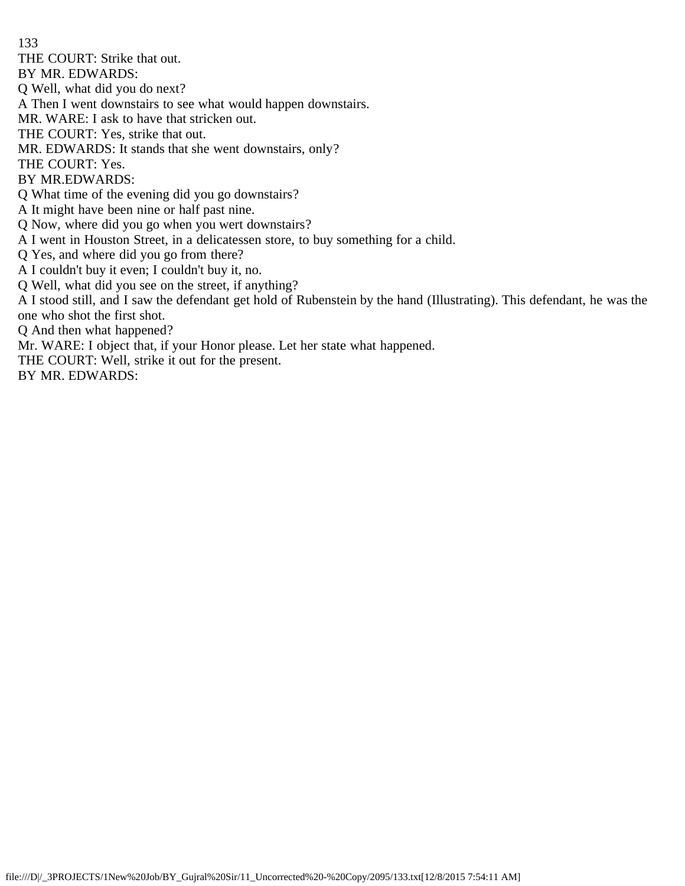THE COURT: Strike that out.

BY MR. EDWARDS:

Q Well, what did you do next?

A Then I went downstairs to see what would happen downstairs.

MR. WARE: I ask to have that stricken out.

THE COURT: Yes, strike that out.

MR. EDWARDS: It stands that she went downstairs, only?

THE COURT: Yes.

BY MR.EDWARDS:

Q What time of the evening did you go downstairs?

A It might have been nine or half past nine.

Q Now, where did you go when you wert downstairs?

A I went in Houston Street, in a delicatessen store, to buy something for a child.

Q Yes, and where did you go from there?

A I couldn't buy it even; I couldn't buy it, no.

Q Well, what did you see on the street, if anything?

A I stood still, and I saw the defendant get hold of Rubenstein by the hand (Illustrating). This defendant, he was the one who shot the first shot.

Q And then what happened?

Mr. WARE: I object that, if your Honor please. Let her state what happened.

THE COURT: Well, strike it out for the present.

BY MR. EDWARDS: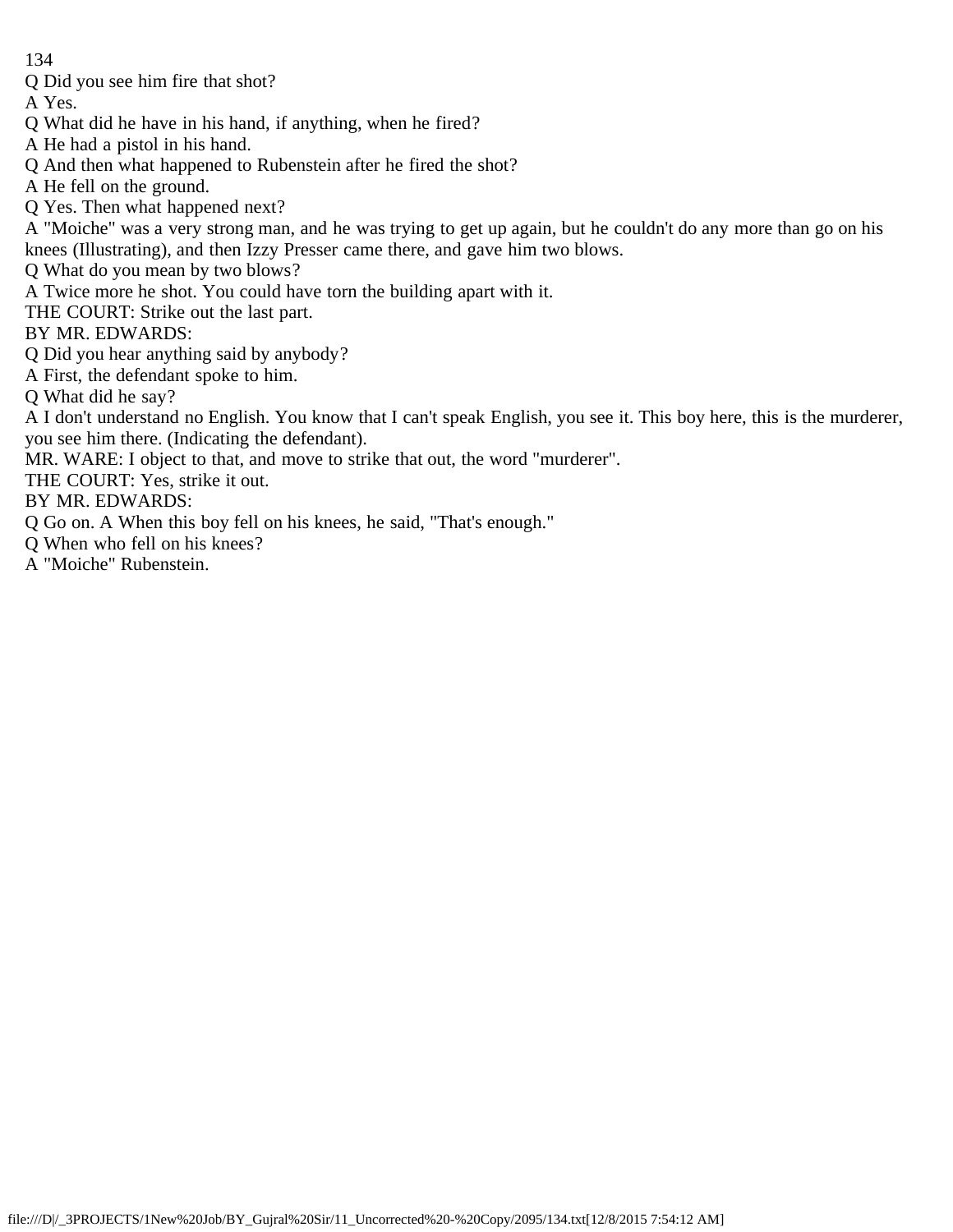Q Did you see him fire that shot?

A Yes.

Q What did he have in his hand, if anything, when he fired?

A He had a pistol in his hand.

Q And then what happened to Rubenstein after he fired the shot?

A He fell on the ground.

Q Yes. Then what happened next?

A "Moiche" was a very strong man, and he was trying to get up again, but he couldn't do any more than go on his knees (Illustrating), and then Izzy Presser came there, and gave him two blows.

Q What do you mean by two blows?

A Twice more he shot. You could have torn the building apart with it.

THE COURT: Strike out the last part.

BY MR. EDWARDS:

Q Did you hear anything said by anybody?

A First, the defendant spoke to him.

Q What did he say?

A I don't understand no English. You know that I can't speak English, you see it. This boy here, this is the murderer, you see him there. (Indicating the defendant).

MR. WARE: I object to that, and move to strike that out, the word "murderer".

THE COURT: Yes, strike it out.

BY MR. EDWARDS:

Q Go on. A When this boy fell on his knees, he said, "That's enough."

Q When who fell on his knees?

A "Moiche" Rubenstein.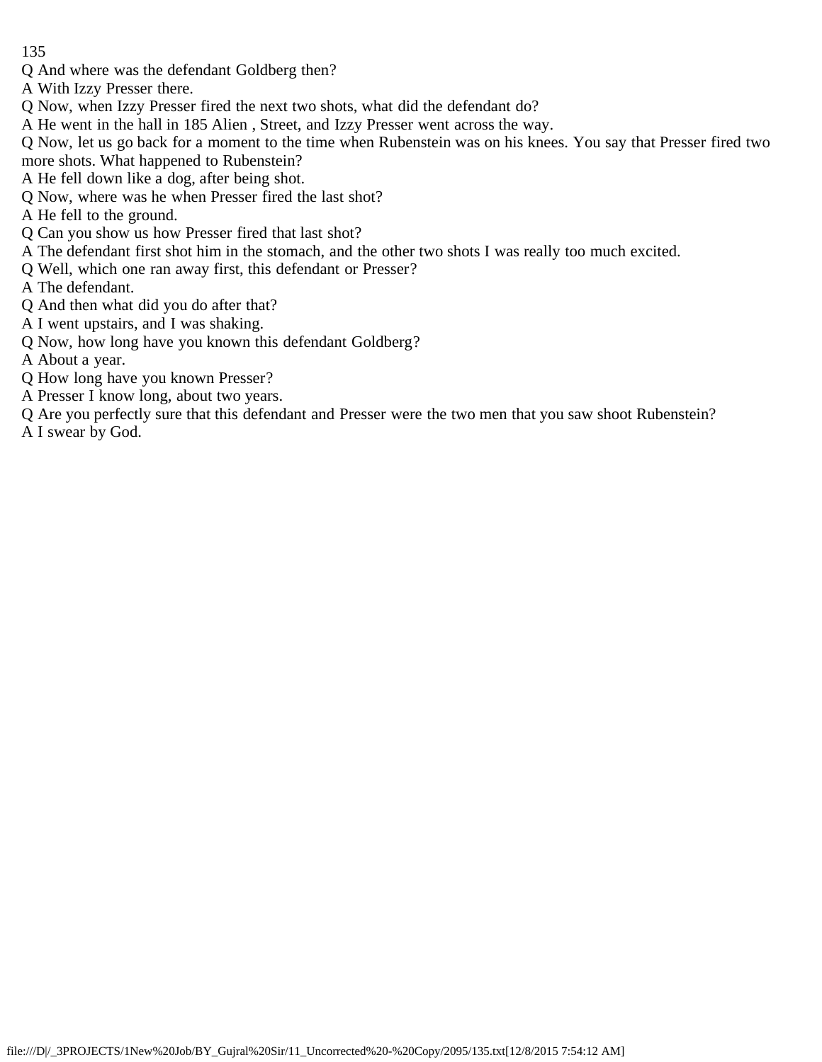Q And where was the defendant Goldberg then?

A With Izzy Presser there.

Q Now, when Izzy Presser fired the next two shots, what did the defendant do?

A He went in the hall in 185 Alien , Street, and Izzy Presser went across the way.

Q Now, let us go back for a moment to the time when Rubenstein was on his knees. You say that Presser fired two more shots. What happened to Rubenstein?

A He fell down like a dog, after being shot.

Q Now, where was he when Presser fired the last shot?

A He fell to the ground.

Q Can you show us how Presser fired that last shot?

A The defendant first shot him in the stomach, and the other two shots I was really too much excited.

Q Well, which one ran away first, this defendant or Presser?

A The defendant.

Q And then what did you do after that?

A I went upstairs, and I was shaking.

Q Now, how long have you known this defendant Goldberg?

A About a year.

Q How long have you known Presser?

A Presser I know long, about two years.

Q Are you perfectly sure that this defendant and Presser were the two men that you saw shoot Rubenstein?

A I swear by God.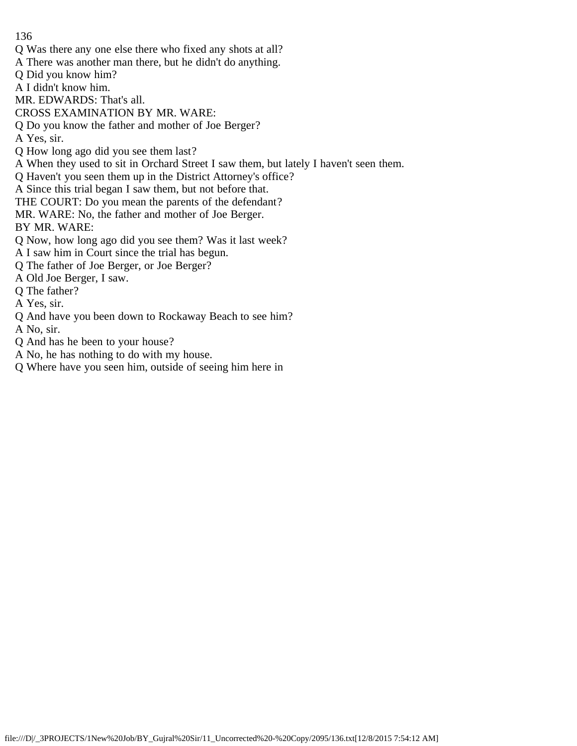Q Was there any one else there who fixed any shots at all?

A There was another man there, but he didn't do anything.

Q Did you know him?

A I didn't know him.

MR. EDWARDS: That's all.

CROSS EXAMINATION BY MR. WARE:

Q Do you know the father and mother of Joe Berger?

A Yes, sir.

Q How long ago did you see them last?

A When they used to sit in Orchard Street I saw them, but lately I haven't seen them.

Q Haven't you seen them up in the District Attorney's office?

A Since this trial began I saw them, but not before that.

THE COURT: Do you mean the parents of the defendant?

MR. WARE: No, the father and mother of Joe Berger.

BY MR. WARE:

Q Now, how long ago did you see them? Was it last week?

A I saw him in Court since the trial has begun.

Q The father of Joe Berger, or Joe Berger?

A Old Joe Berger, I saw.

Q The father?

A Yes, sir.

Q And have you been down to Rockaway Beach to see him?

A No, sir.

Q And has he been to your house?

A No, he has nothing to do with my house.

Q Where have you seen him, outside of seeing him here in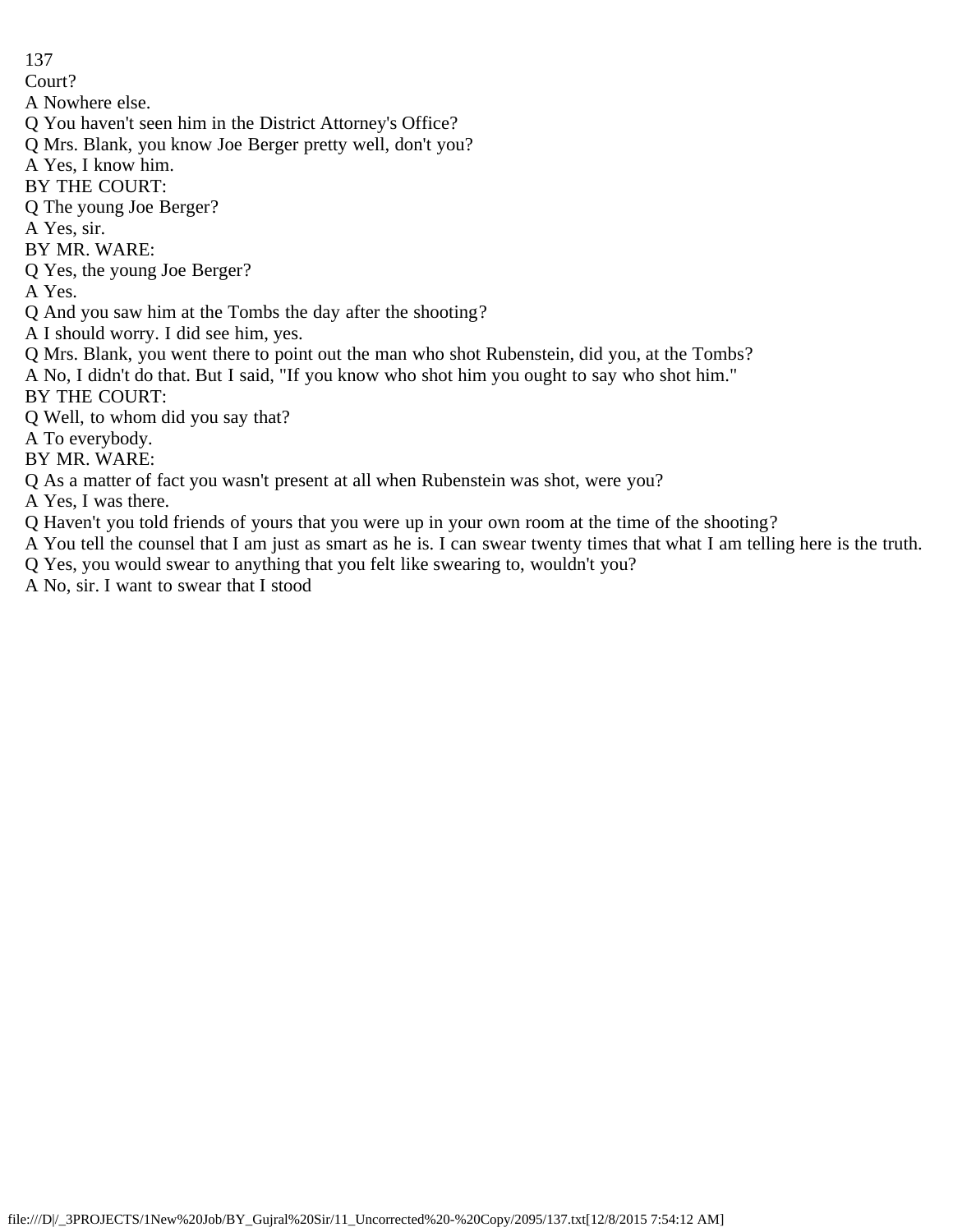Court?

A Nowhere else.

Q You haven't seen him in the District Attorney's Office?

Q Mrs. Blank, you know Joe Berger pretty well, don't you?

A Yes, I know him.

BY THE COURT:

Q The young Joe Berger?

A Yes, sir.

BY MR. WARE:

Q Yes, the young Joe Berger?

A Yes.

Q And you saw him at the Tombs the day after the shooting?

A I should worry. I did see him, yes.

Q Mrs. Blank, you went there to point out the man who shot Rubenstein, did you, at the Tombs?

A No, I didn't do that. But I said, "If you know who shot him you ought to say who shot him."

BY THE COURT:

Q Well, to whom did you say that?

A To everybody.

BY MR. WARE:

Q As a matter of fact you wasn't present at all when Rubenstein was shot, were you?

A Yes, I was there.

Q Haven't you told friends of yours that you were up in your own room at the time of the shooting?

A You tell the counsel that I am just as smart as he is. I can swear twenty times that what I am telling here is the truth.

Q Yes, you would swear to anything that you felt like swearing to, wouldn't you?

A No, sir. I want to swear that I stood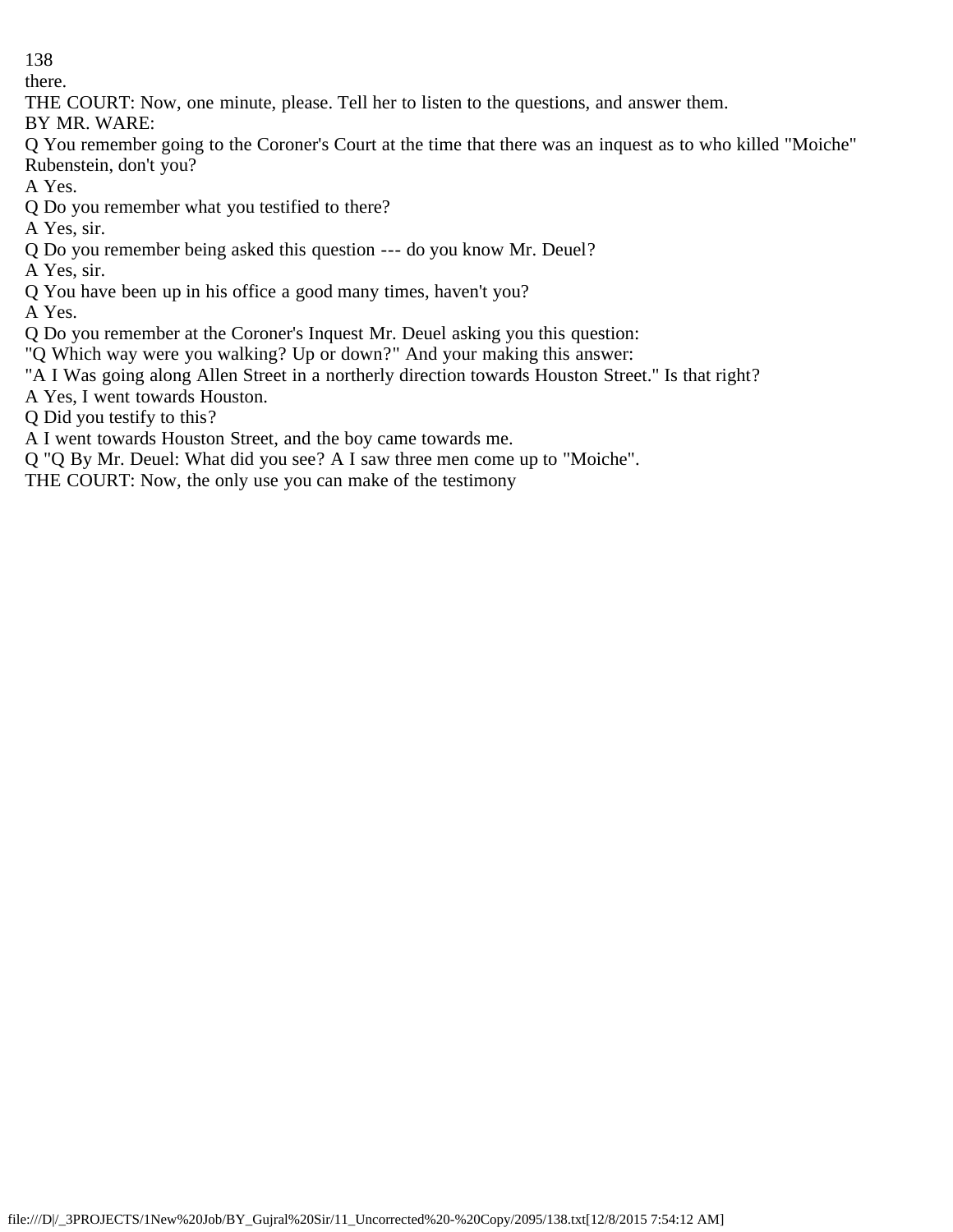there.

THE COURT: Now, one minute, please. Tell her to listen to the questions, and answer them.

BY MR. WARE:

Q You remember going to the Coroner's Court at the time that there was an inquest as to who killed "Moiche" Rubenstein, don't you?

A Yes.

Q Do you remember what you testified to there?

A Yes, sir.

Q Do you remember being asked this question --- do you know Mr. Deuel?

A Yes, sir.

Q You have been up in his office a good many times, haven't you?

A Yes.

Q Do you remember at the Coroner's Inquest Mr. Deuel asking you this question:

"Q Which way were you walking? Up or down?" And your making this answer:

"A I Was going along Allen Street in a northerly direction towards Houston Street." Is that right?

A Yes, I went towards Houston.

Q Did you testify to this?

A I went towards Houston Street, and the boy came towards me.

Q "Q By Mr. Deuel: What did you see? A I saw three men come up to "Moiche".

THE COURT: Now, the only use you can make of the testimony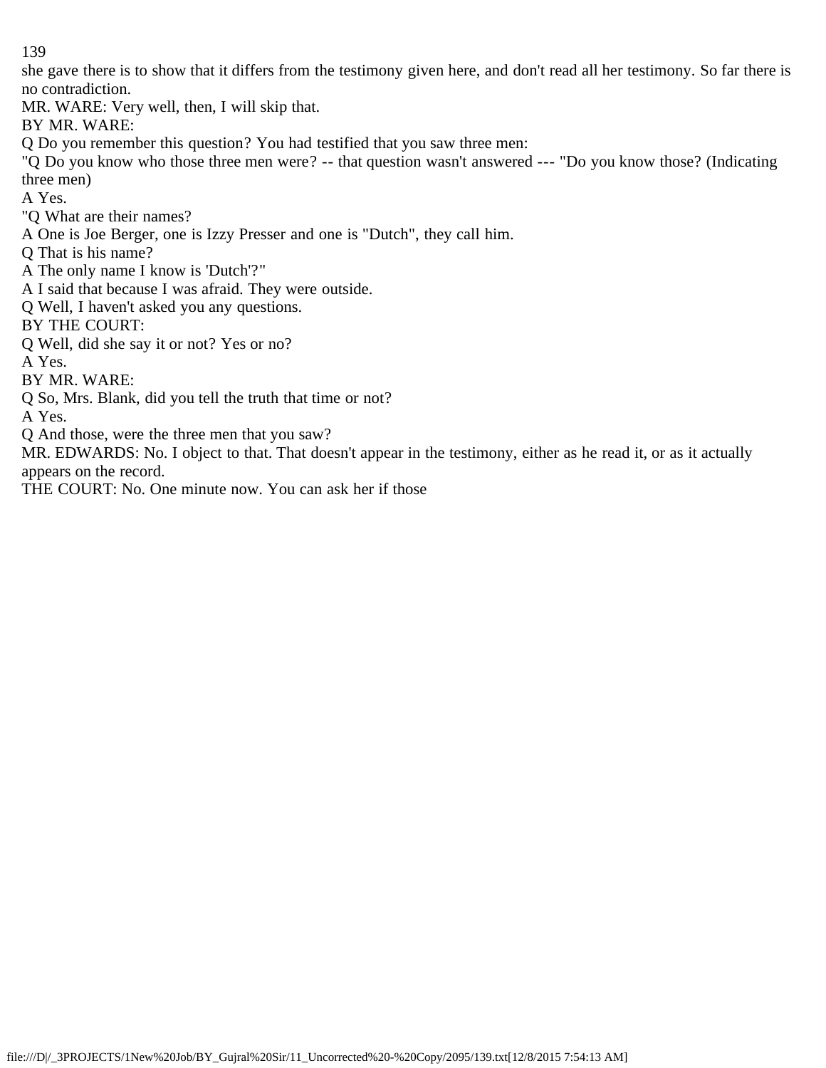she gave there is to show that it differs from the testimony given here, and don't read all her testimony. So far there is no contradiction.

MR. WARE: Very well, then, I will skip that.

BY MR. WARE:

Q Do you remember this question? You had testified that you saw three men:

"Q Do you know who those three men were? -- that question wasn't answered --- "Do you know those? (Indicating three men)

A Yes.

"Q What are their names?

A One is Joe Berger, one is Izzy Presser and one is "Dutch", they call him.

Q That is his name?

A The only name I know is 'Dutch'?"

A I said that because I was afraid. They were outside.

Q Well, I haven't asked you any questions.

BY THE COURT:

Q Well, did she say it or not? Yes or no?

A Yes.

BY MR. WARE:

Q So, Mrs. Blank, did you tell the truth that time or not?

A Yes.

Q And those, were the three men that you saw?

MR. EDWARDS: No. I object to that. That doesn't appear in the testimony, either as he read it, or as it actually appears on the record.

THE COURT: No. One minute now. You can ask her if those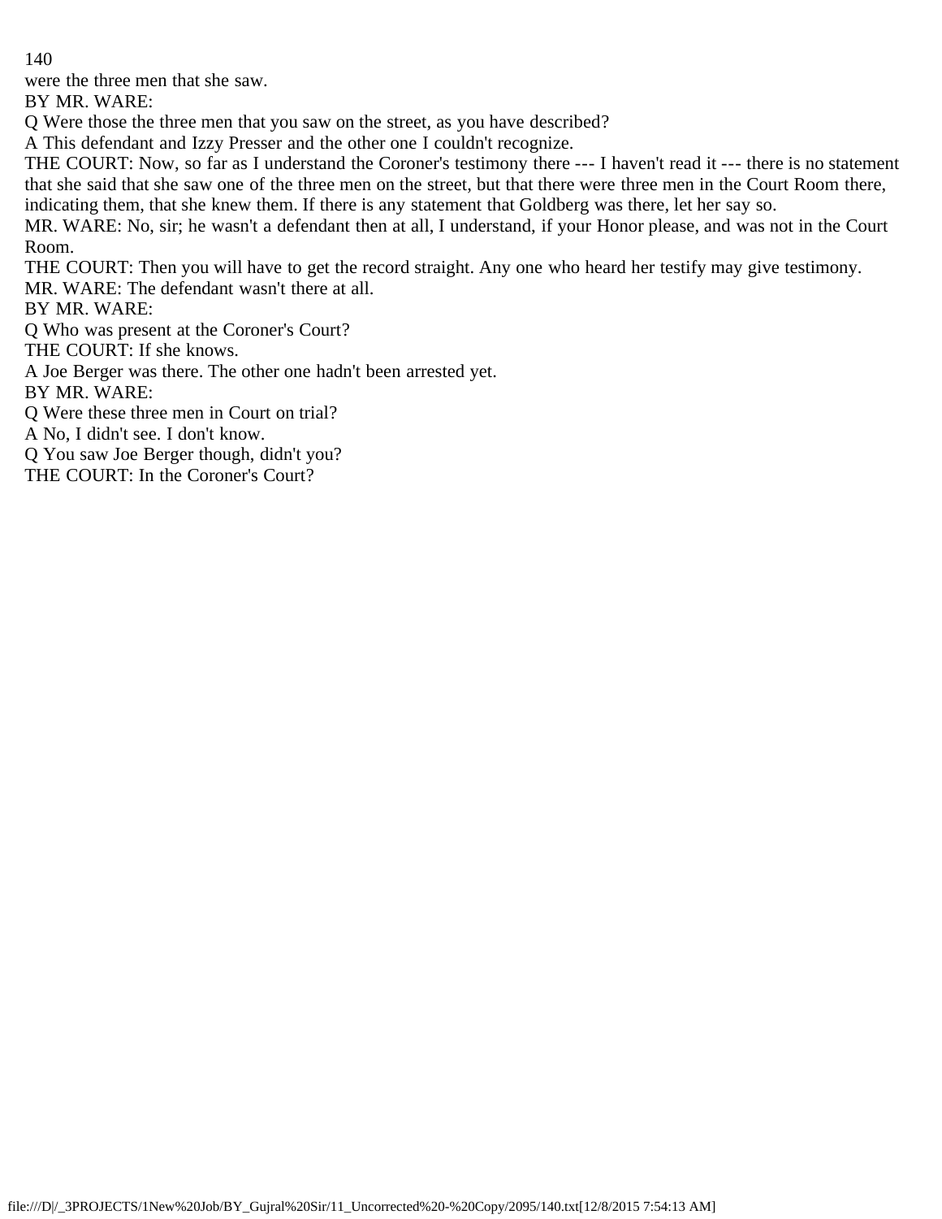were the three men that she saw.

BY MR. WARE:

Q Were those the three men that you saw on the street, as you have described?

A This defendant and Izzy Presser and the other one I couldn't recognize.

THE COURT: Now, so far as I understand the Coroner's testimony there --- I haven't read it --- there is no statement that she said that she saw one of the three men on the street, but that there were three men in the Court Room there, indicating them, that she knew them. If there is any statement that Goldberg was there, let her say so.

MR. WARE: No, sir; he wasn't a defendant then at all, I understand, if your Honor please, and was not in the Court Room.

THE COURT: Then you will have to get the record straight. Any one who heard her testify may give testimony.

MR. WARE: The defendant wasn't there at all.

BY MR. WARE:

Q Who was present at the Coroner's Court?

THE COURT: If she knows.

A Joe Berger was there. The other one hadn't been arrested yet.

BY MR. WARE:

Q Were these three men in Court on trial?

A No, I didn't see. I don't know.

Q You saw Joe Berger though, didn't you?

THE COURT: In the Coroner's Court?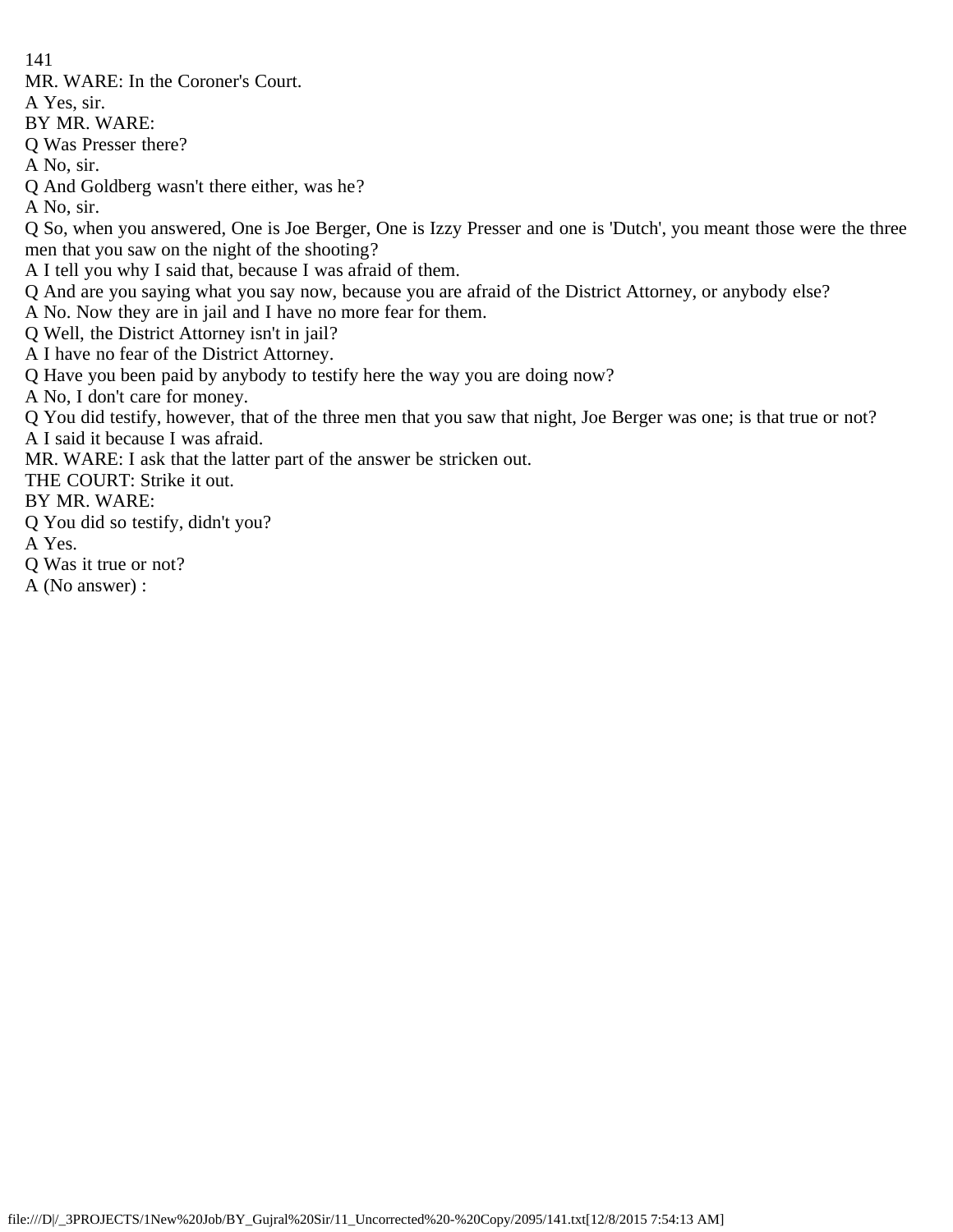MR. WARE: In the Coroner's Court.

A Yes, sir.

BY MR. WARE:

Q Was Presser there?

A No, sir.

Q And Goldberg wasn't there either, was he?

A No, sir.

Q So, when you answered, One is Joe Berger, One is Izzy Presser and one is 'Dutch', you meant those were the three men that you saw on the night of the shooting?

A I tell you why I said that, because I was afraid of them.

Q And are you saying what you say now, because you are afraid of the District Attorney, or anybody else?

A No. Now they are in jail and I have no more fear for them.

Q Well, the District Attorney isn't in jail?

A I have no fear of the District Attorney.

Q Have you been paid by anybody to testify here the way you are doing now?

A No, I don't care for money.

Q You did testify, however, that of the three men that you saw that night, Joe Berger was one; is that true or not?

A I said it because I was afraid.

MR. WARE: I ask that the latter part of the answer be stricken out.

THE COURT: Strike it out.

BY MR. WARE:

Q You did so testify, didn't you?

A Yes.

Q Was it true or not?

A (No answer) :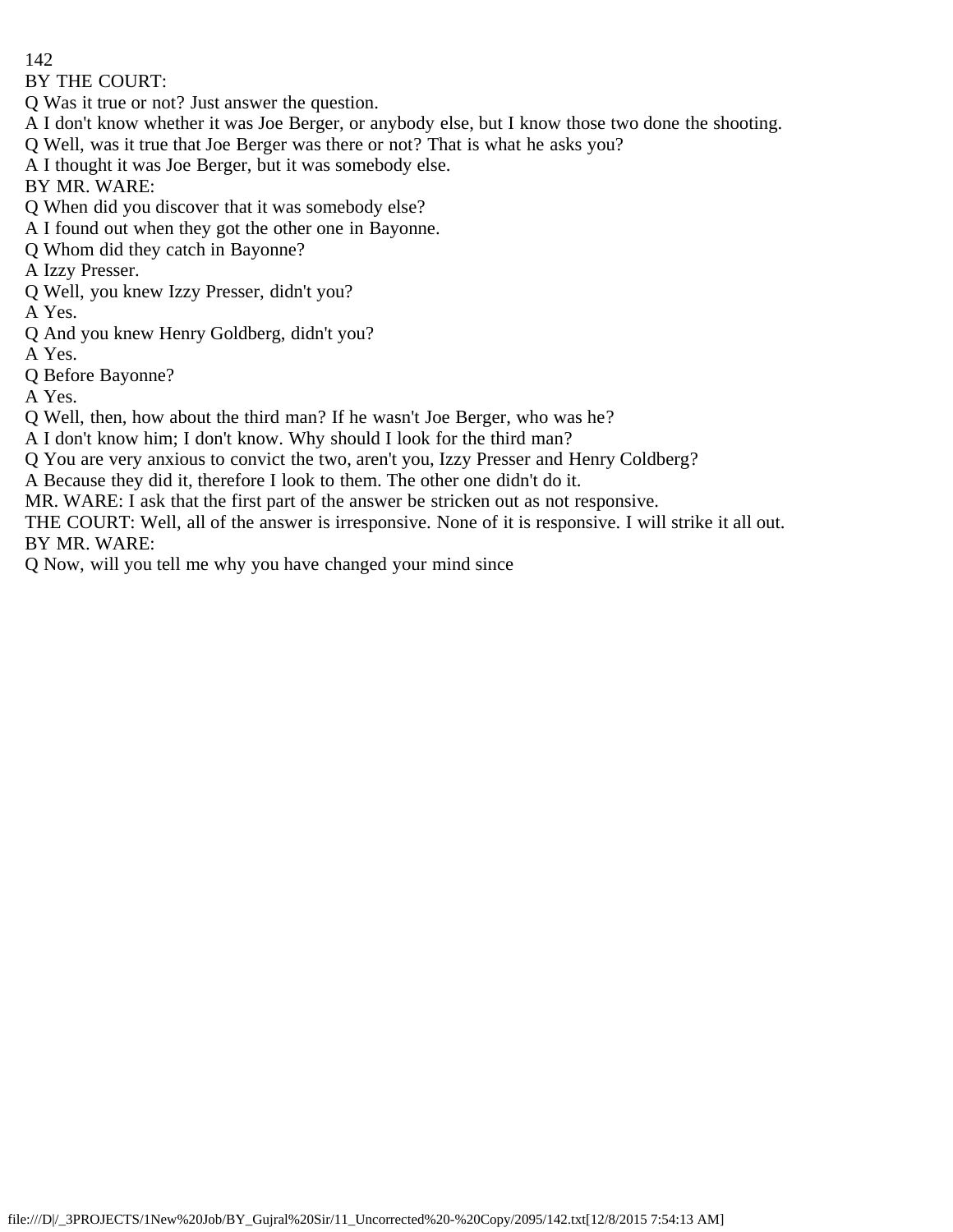BY THE COURT:

Q Was it true or not? Just answer the question.

A I don't know whether it was Joe Berger, or anybody else, but I know those two done the shooting.

Q Well, was it true that Joe Berger was there or not? That is what he asks you?

A I thought it was Joe Berger, but it was somebody else.

BY MR. WARE:

Q When did you discover that it was somebody else?

A I found out when they got the other one in Bayonne.

Q Whom did they catch in Bayonne?

A Izzy Presser.

Q Well, you knew Izzy Presser, didn't you?

A Yes.

Q And you knew Henry Goldberg, didn't you?

A Yes.

Q Before Bayonne?

A Yes.

Q Well, then, how about the third man? If he wasn't Joe Berger, who was he?

A I don't know him; I don't know. Why should I look for the third man?

Q You are very anxious to convict the two, aren't you, Izzy Presser and Henry Coldberg?

A Because they did it, therefore I look to them. The other one didn't do it.

MR. WARE: I ask that the first part of the answer be stricken out as not responsive.

THE COURT: Well, all of the answer is irresponsive. None of it is responsive. I will strike it all out.

BY MR. WARE:

Q Now, will you tell me why you have changed your mind since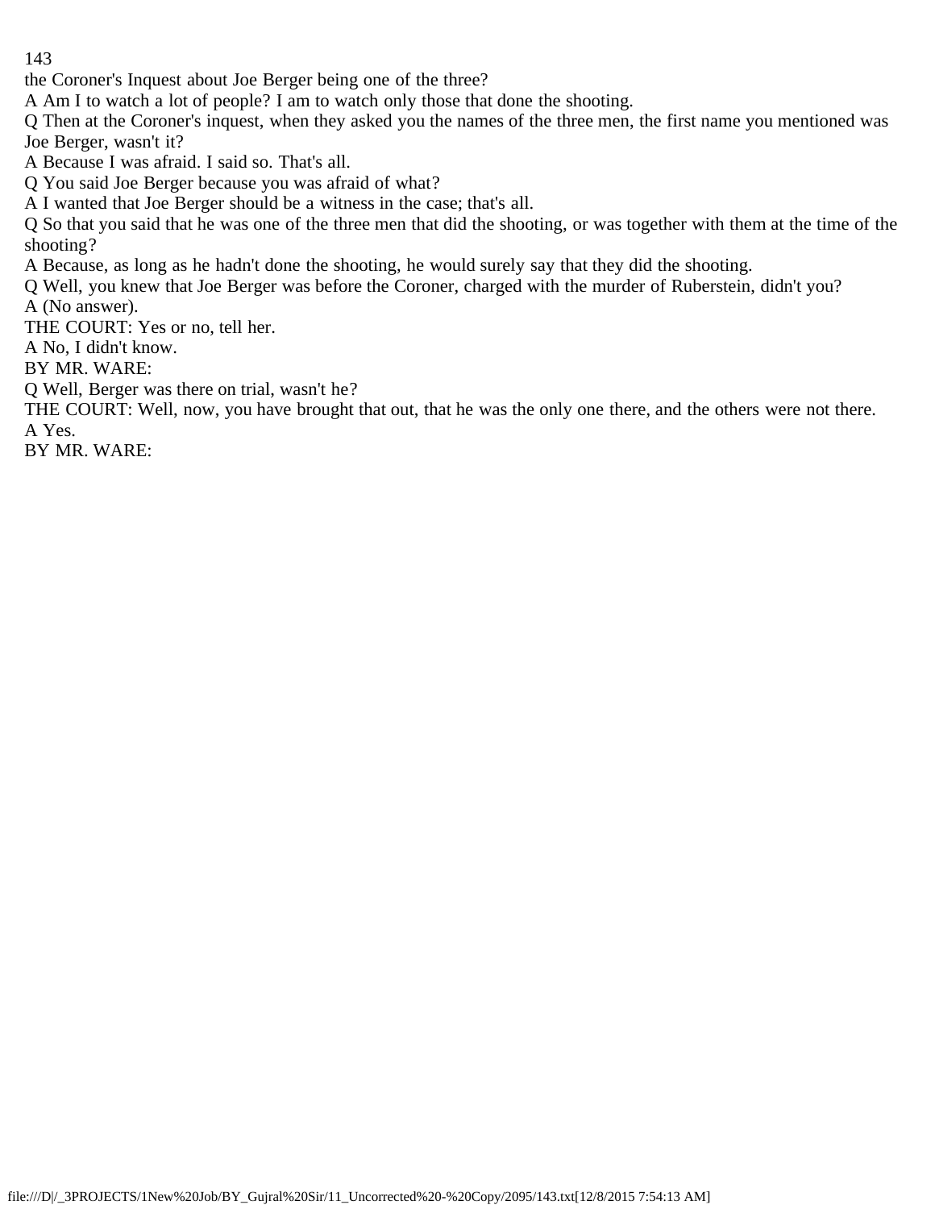the Coroner's Inquest about Joe Berger being one of the three?

A Am I to watch a lot of people? I am to watch only those that done the shooting.

Q Then at the Coroner's inquest, when they asked you the names of the three men, the first name you mentioned was Joe Berger, wasn't it?

A Because I was afraid. I said so. That's all.

Q You said Joe Berger because you was afraid of what?

A I wanted that Joe Berger should be a witness in the case; that's all.

Q So that you said that he was one of the three men that did the shooting, or was together with them at the time of the shooting?

A Because, as long as he hadn't done the shooting, he would surely say that they did the shooting.

Q Well, you knew that Joe Berger was before the Coroner, charged with the murder of Ruberstein, didn't you?

A (No answer).

THE COURT: Yes or no, tell her.

A No, I didn't know.

BY MR. WARE:

Q Well, Berger was there on trial, wasn't he?

THE COURT: Well, now, you have brought that out, that he was the only one there, and the others were not there.

A Yes.

BY MR. WARE: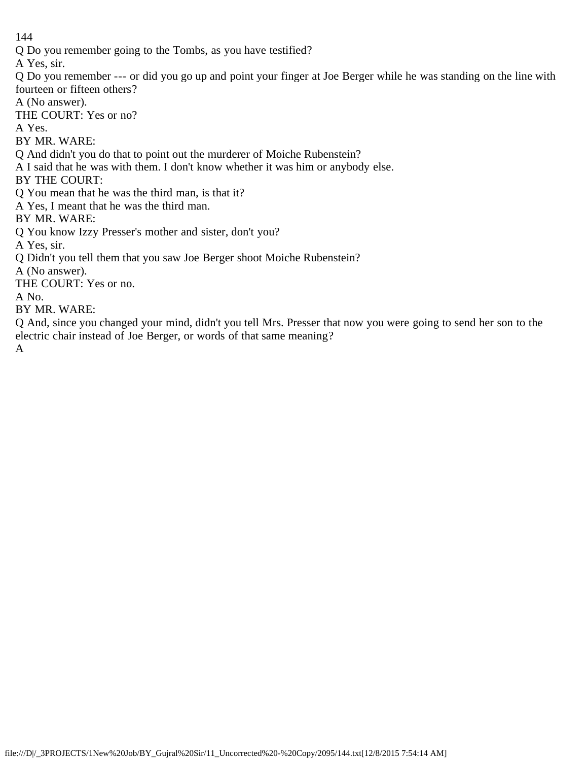Q Do you remember going to the Tombs, as you have testified?

A Yes, sir.

Q Do you remember --- or did you go up and point your finger at Joe Berger while he was standing on the line with fourteen or fifteen others?

A (No answer).

THE COURT: Yes or no?

A Yes.

BY MR. WARE:

Q And didn't you do that to point out the murderer of Moiche Rubenstein?

A I said that he was with them. I don't know whether it was him or anybody else.

BY THE COURT:

Q You mean that he was the third man, is that it?

A Yes, I meant that he was the third man.

BY MR. WARE:

Q You know Izzy Presser's mother and sister, don't you?

A Yes, sir.

Q Didn't you tell them that you saw Joe Berger shoot Moiche Rubenstein?

A (No answer).

THE COURT: Yes or no.

A No.

BY MR. WARE:

Q And, since you changed your mind, didn't you tell Mrs. Presser that now you were going to send her son to the electric chair instead of Joe Berger, or words of that same meaning?

A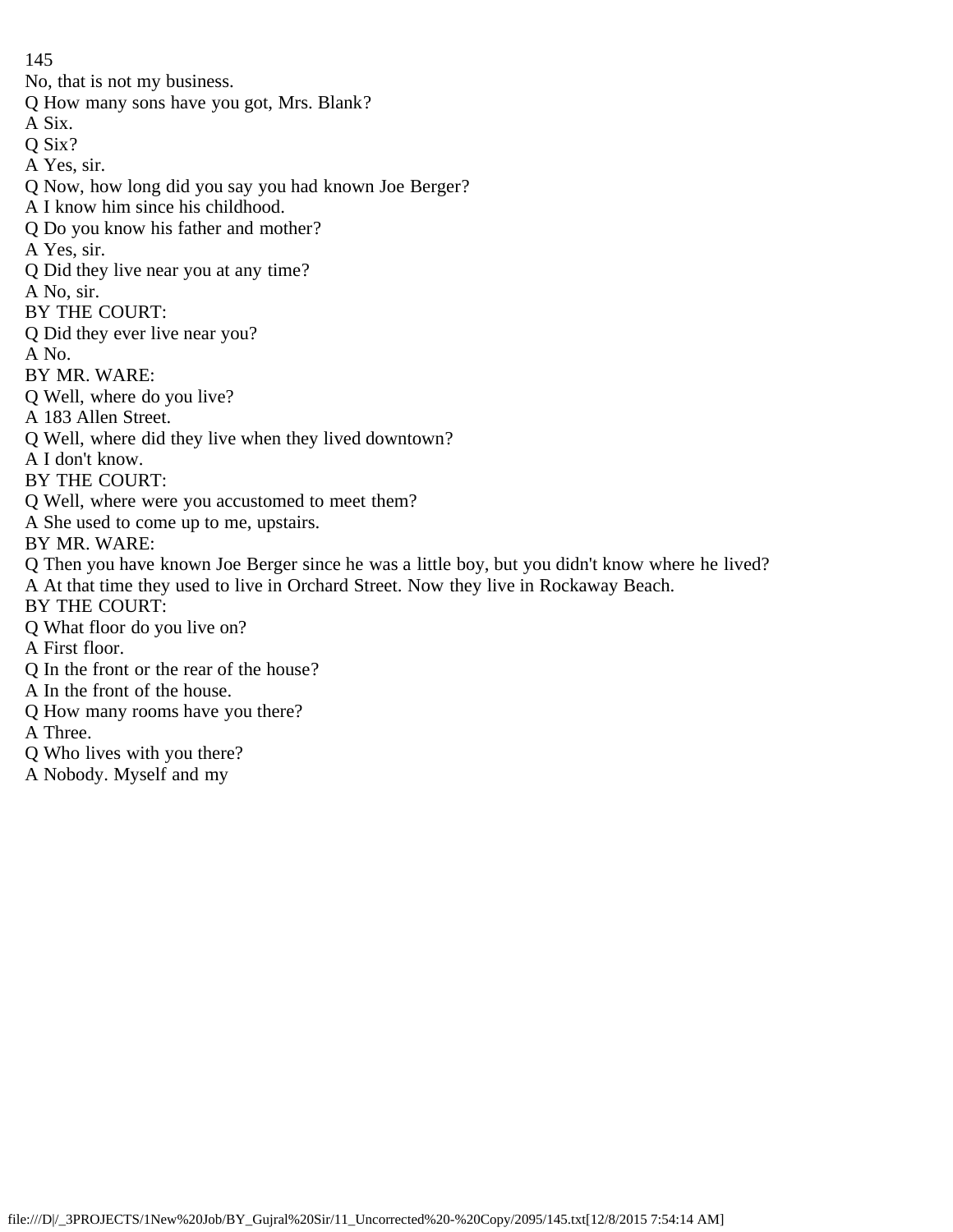No, that is not my business.

Q How many sons have you got, Mrs. Blank?

A Six.

Q Six?

A Yes, sir.

Q Now, how long did you say you had known Joe Berger?

A I know him since his childhood.

Q Do you know his father and mother?

A Yes, sir.

Q Did they live near you at any time?

A No, sir.

BY THE COURT:

Q Did they ever live near you?

A No.

BY MR. WARE:

Q Well, where do you live?

A 183 Allen Street.

Q Well, where did they live when they lived downtown?

A I don't know.

BY THE COURT:

Q Well, where were you accustomed to meet them?

A She used to come up to me, upstairs.

BY MR. WARE:

Q Then you have known Joe Berger since he was a little boy, but you didn't know where he lived?

A At that time they used to live in Orchard Street. Now they live in Rockaway Beach.

BY THE COURT:

Q What floor do you live on?

A First floor.

Q In the front or the rear of the house?

A In the front of the house.

Q How many rooms have you there?

A Three.

Q Who lives with you there?

A Nobody. Myself and my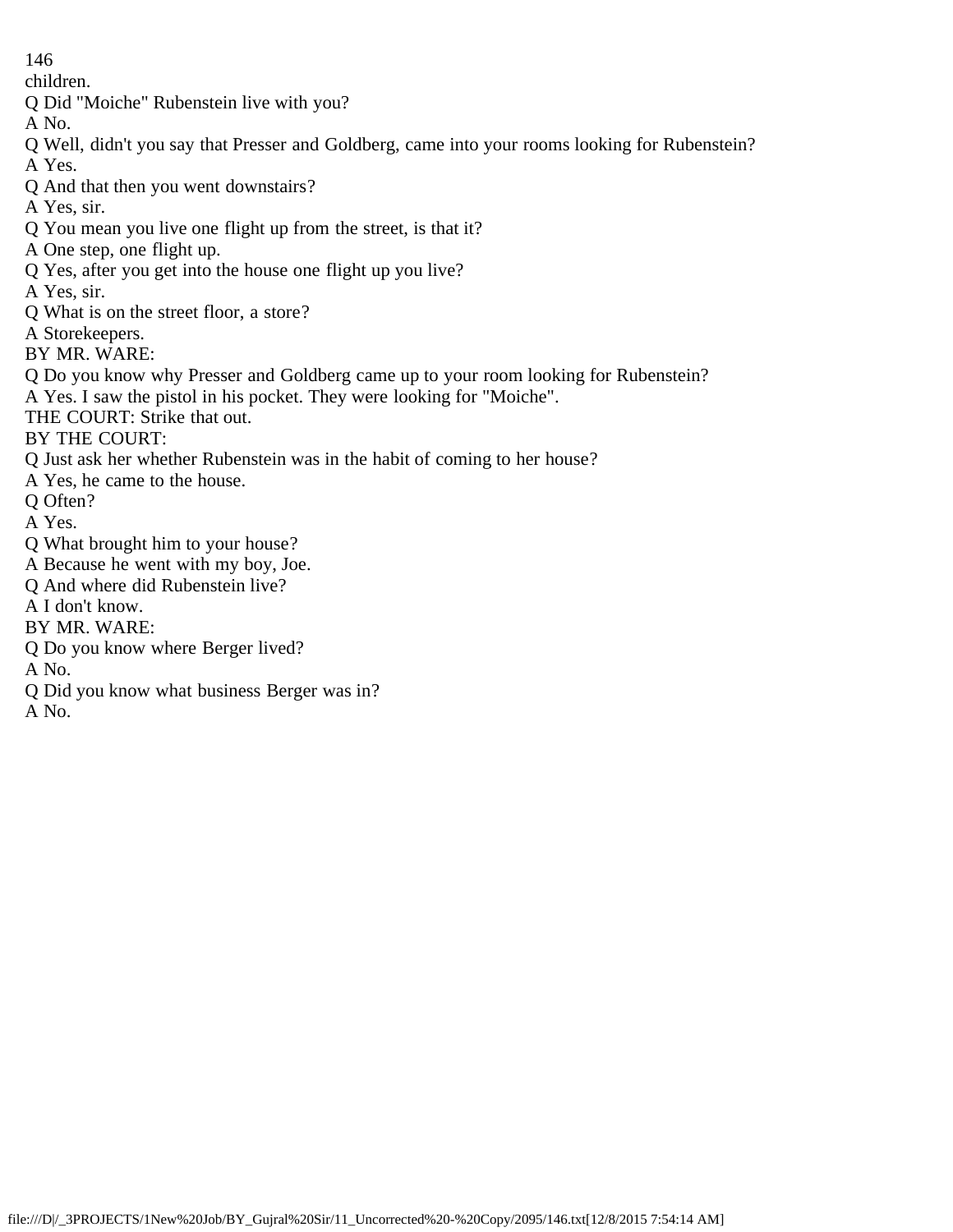children.

Q Did "Moiche" Rubenstein live with you?

A No.

Q Well, didn't you say that Presser and Goldberg, came into your rooms looking for Rubenstein?

A Yes.

Q And that then you went downstairs?

A Yes, sir.

Q You mean you live one flight up from the street, is that it?

A One step, one flight up.

Q Yes, after you get into the house one flight up you live?

A Yes, sir.

Q What is on the street floor, a store?

A Storekeepers.

BY MR. WARE:

Q Do you know why Presser and Goldberg came up to your room looking for Rubenstein?

A Yes. I saw the pistol in his pocket. They were looking for "Moiche".

THE COURT: Strike that out.

BY THE COURT:

Q Just ask her whether Rubenstein was in the habit of coming to her house?

A Yes, he came to the house.

Q Often?

A Yes.

Q What brought him to your house?

A Because he went with my boy, Joe.

Q And where did Rubenstein live?

A I don't know.

BY MR. WARE:

Q Do you know where Berger lived?

A No.

Q Did you know what business Berger was in?

A No.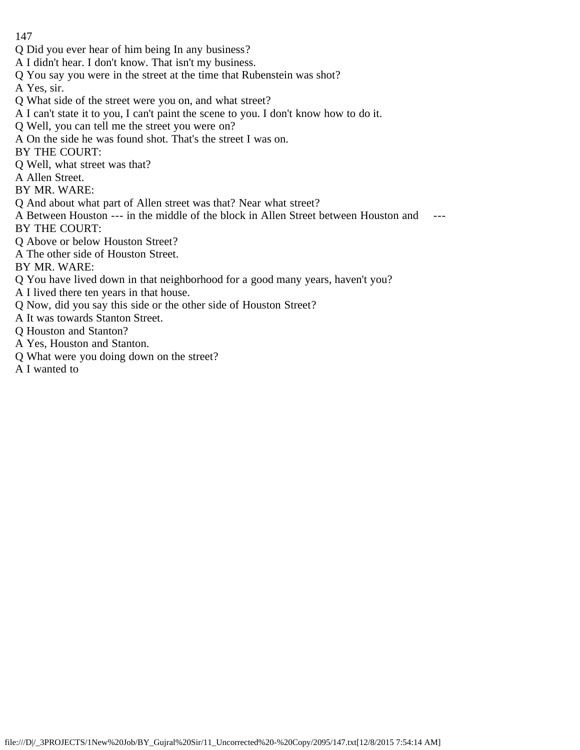Q Did you ever hear of him being In any business?

A I didn't hear. I don't know. That isn't my business.

Q You say you were in the street at the time that Rubenstein was shot?

A Yes, sir.

Q What side of the street were you on, and what street?

A I can't state it to you, I can't paint the scene to you. I don't know how to do it.

Q Well, you can tell me the street you were on?

A On the side he was found shot. That's the street I was on.

BY THE COURT:

Q Well, what street was that?

A Allen Street.

BY MR. WARE:

Q And about what part of Allen street was that? Near what street?

A Between Houston --- in the middle of the block in Allen Street between Houston and ---

BY THE COURT:

Q Above or below Houston Street?

A The other side of Houston Street.

BY MR. WARE:

Q You have lived down in that neighborhood for a good many years, haven't you?

A I lived there ten years in that house.

Q Now, did you say this side or the other side of Houston Street?

A It was towards Stanton Street.

Q Houston and Stanton?

A Yes, Houston and Stanton.

Q What were you doing down on the street?

A I wanted to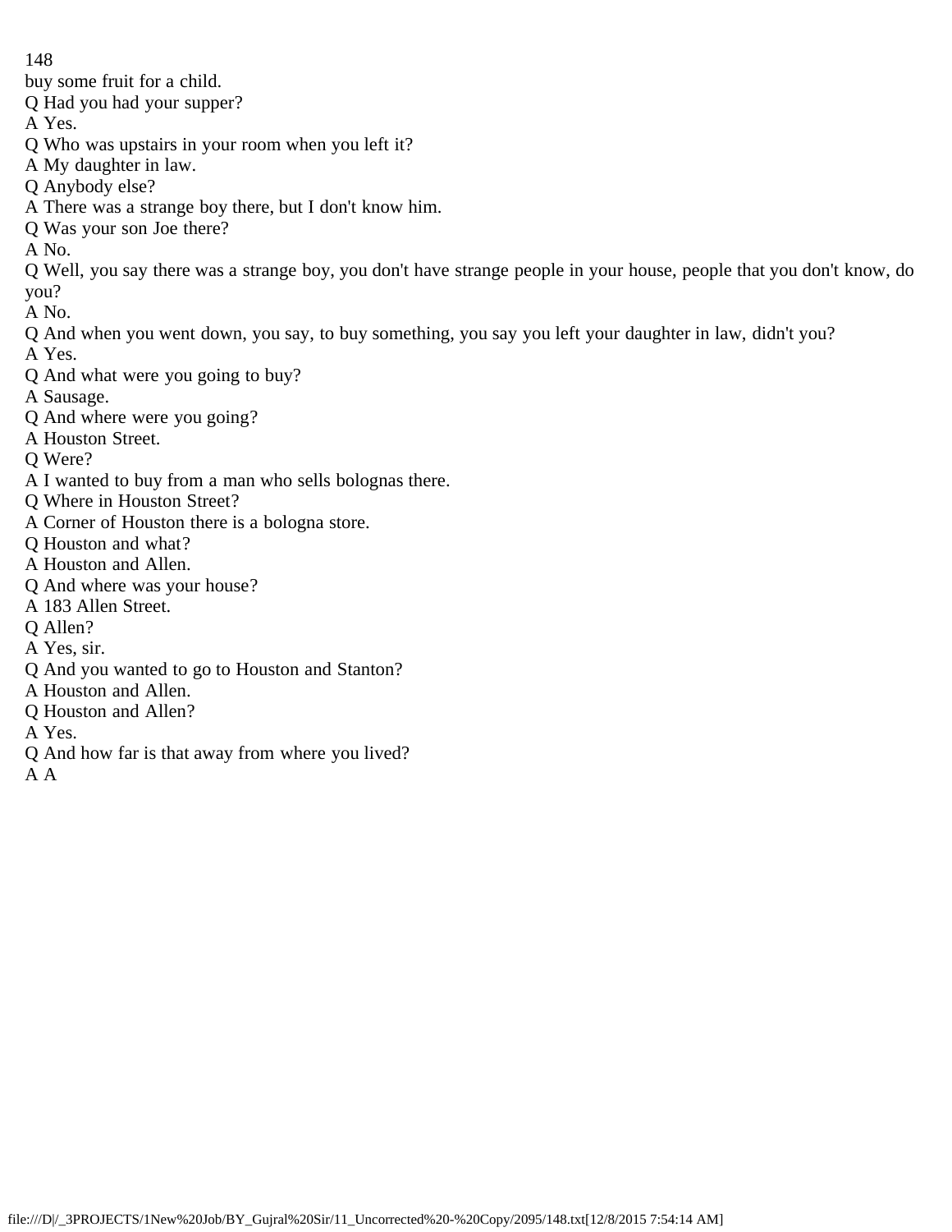buy some fruit for a child.

Q Had you had your supper?

A Yes.

Q Who was upstairs in your room when you left it?

A My daughter in law.

Q Anybody else?

A There was a strange boy there, but I don't know him.

Q Was your son Joe there?

A No.

Q Well, you say there was a strange boy, you don't have strange people in your house, people that you don't know, do you?

A No.

Q And when you went down, you say, to buy something, you say you left your daughter in law, didn't you?

A Yes.

Q And what were you going to buy?

A Sausage.

Q And where were you going?

A Houston Street.

Q Were?

A I wanted to buy from a man who sells bolognas there.

Q Where in Houston Street?

A Corner of Houston there is a bologna store.

Q Houston and what?

A Houston and Allen.

Q And where was your house?

A 183 Allen Street.

Q Allen?

A Yes, sir.

Q And you wanted to go to Houston and Stanton?

A Houston and Allen.

Q Houston and Allen?

A Yes.

Q And how far is that away from where you lived?

A A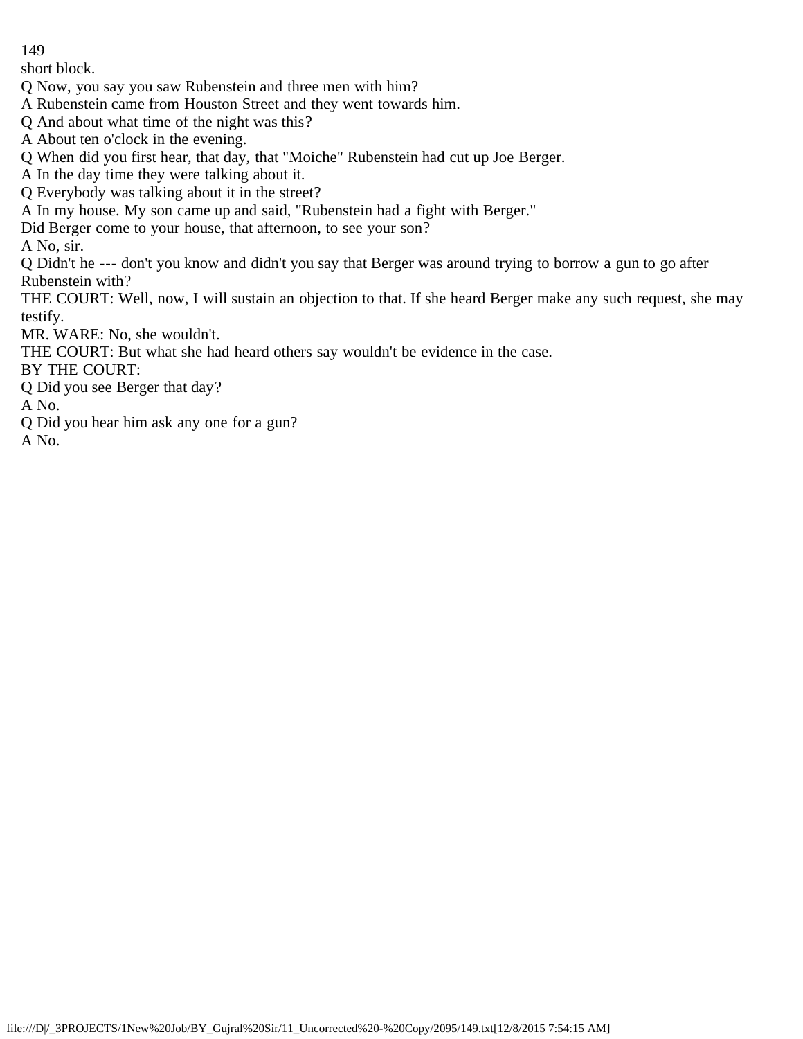short block.

Q Now, you say you saw Rubenstein and three men with him?

A Rubenstein came from Houston Street and they went towards him.

Q And about what time of the night was this?

A About ten o'clock in the evening.

Q When did you first hear, that day, that "Moiche" Rubenstein had cut up Joe Berger.

A In the day time they were talking about it.

Q Everybody was talking about it in the street?

A In my house. My son came up and said, "Rubenstein had a fight with Berger."

Did Berger come to your house, that afternoon, to see your son?

A No, sir.

Q Didn't he --- don't you know and didn't you say that Berger was around trying to borrow a gun to go after Rubenstein with?

THE COURT: Well, now, I will sustain an objection to that. If she heard Berger make any such request, she may testify.

MR. WARE: No, she wouldn't.

THE COURT: But what she had heard others say wouldn't be evidence in the case.

BY THE COURT:

Q Did you see Berger that day?

A No.

Q Did you hear him ask any one for a gun?

A No.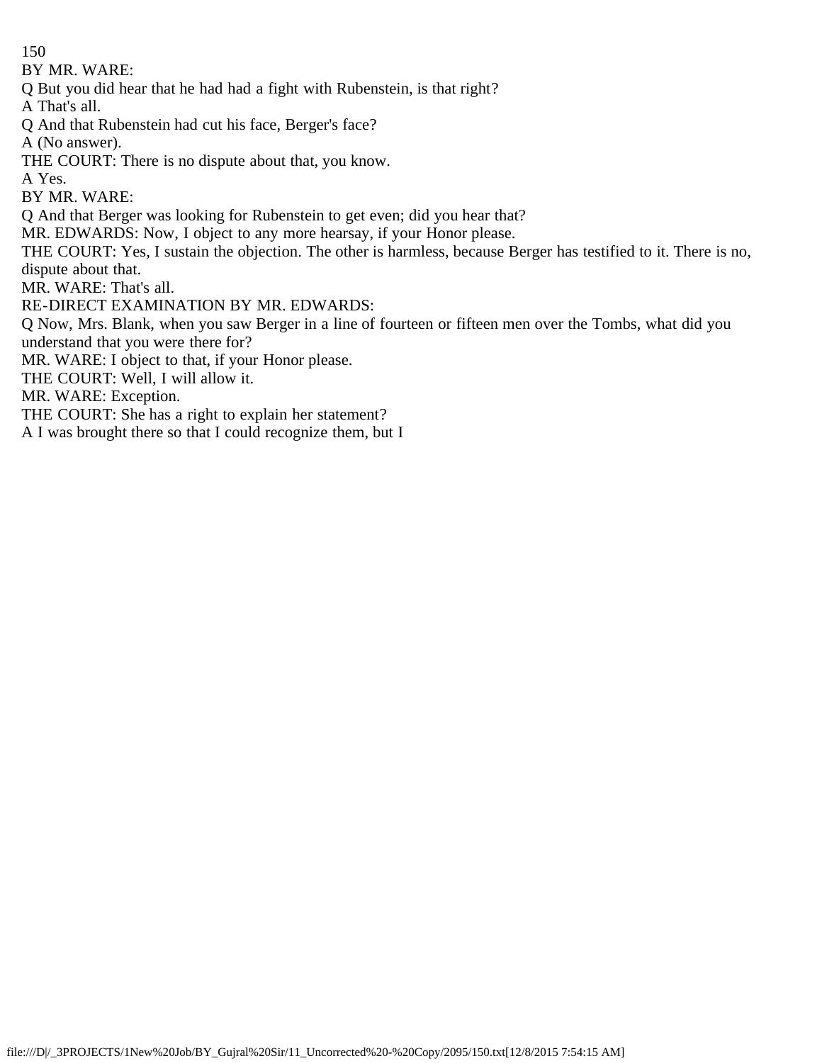BY MR. WARE:

Q But you did hear that he had had a fight with Rubenstein, is that right?

A That's all.

Q And that Rubenstein had cut his face, Berger's face?

A (No answer).

THE COURT: There is no dispute about that, you know.

A Yes.

BY MR. WARE:

Q And that Berger was looking for Rubenstein to get even; did you hear that?

MR. EDWARDS: Now, I object to any more hearsay, if your Honor please.

THE COURT: Yes, I sustain the objection. The other is harmless, because Berger has testified to it. There is no, dispute about that.

MR. WARE: That's all.

RE-DIRECT EXAMINATION BY MR. EDWARDS:

Q Now, Mrs. Blank, when you saw Berger in a line of fourteen or fifteen men over the Tombs, what did you understand that you were there for?

MR. WARE: I object to that, if your Honor please.

THE COURT: Well, I will allow it.

MR. WARE: Exception.

THE COURT: She has a right to explain her statement?

A I was brought there so that I could recognize them, but I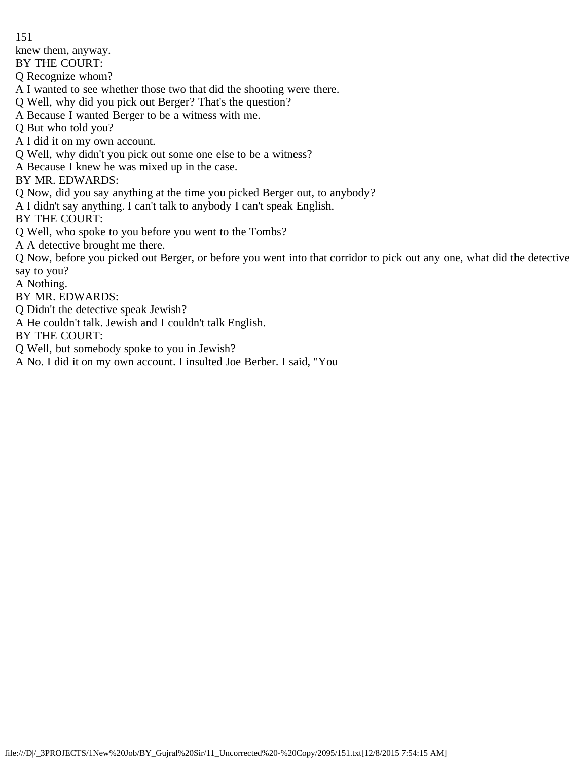knew them, anyway.

BY THE COURT:

Q Recognize whom?

A I wanted to see whether those two that did the shooting were there.

Q Well, why did you pick out Berger? That's the question?

A Because I wanted Berger to be a witness with me.

Q But who told you?

A I did it on my own account.

Q Well, why didn't you pick out some one else to be a witness?

A Because I knew he was mixed up in the case.

BY MR. EDWARDS:

Q Now, did you say anything at the time you picked Berger out, to anybody?

A I didn't say anything. I can't talk to anybody I can't speak English.

BY THE COURT:

Q Well, who spoke to you before you went to the Tombs?

A A detective brought me there.

Q Now, before you picked out Berger, or before you went into that corridor to pick out any one, what did the detective say to you?

A Nothing.

BY MR. EDWARDS:

Q Didn't the detective speak Jewish?

A He couldn't talk. Jewish and I couldn't talk English.

BY THE COURT:

Q Well, but somebody spoke to you in Jewish?

A No. I did it on my own account. I insulted Joe Berber. I said, "You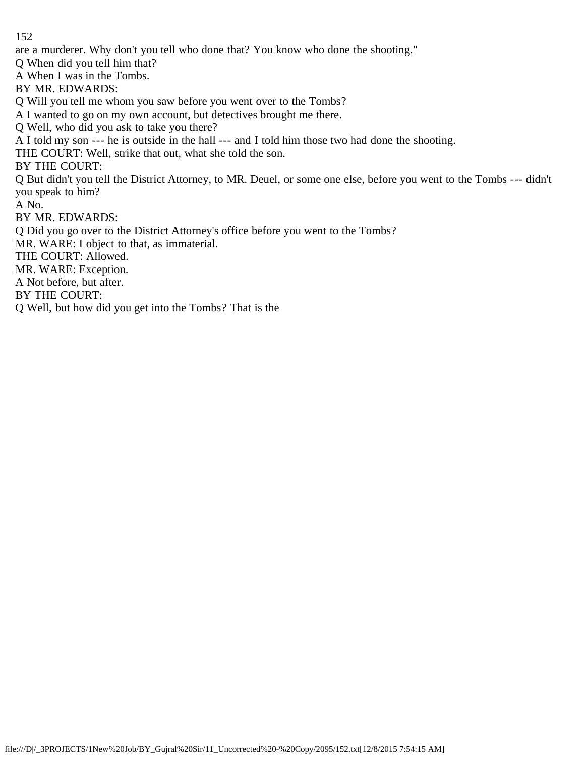are a murderer. Why don't you tell who done that? You know who done the shooting."

Q When did you tell him that?

A When I was in the Tombs.

BY MR. EDWARDS:

Q Will you tell me whom you saw before you went over to the Tombs?

A I wanted to go on my own account, but detectives brought me there.

Q Well, who did you ask to take you there?

A I told my son --- he is outside in the hall --- and I told him those two had done the shooting.

THE COURT: Well, strike that out, what she told the son.

BY THE COURT:

Q But didn't you tell the District Attorney, to MR. Deuel, or some one else, before you went to the Tombs --- didn't you speak to him?

A No.

BY MR. EDWARDS:

Q Did you go over to the District Attorney's office before you went to the Tombs?

MR. WARE: I object to that, as immaterial.

THE COURT: Allowed.

MR. WARE: Exception.

A Not before, but after.

BY THE COURT:

Q Well, but how did you get into the Tombs? That is the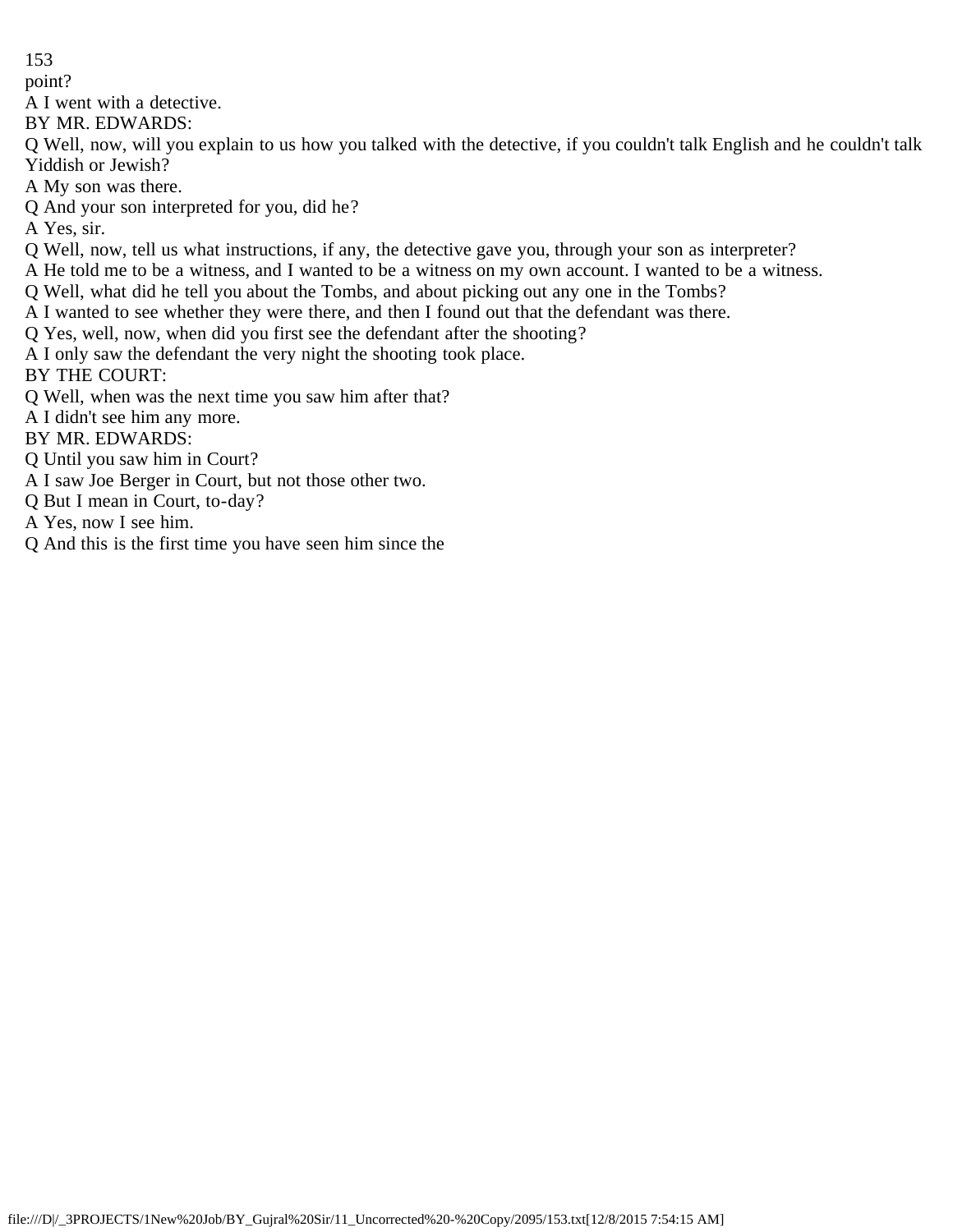point?

A I went with a detective.

BY MR. EDWARDS:

Q Well, now, will you explain to us how you talked with the detective, if you couldn't talk English and he couldn't talk Yiddish or Jewish?

A My son was there.

Q And your son interpreted for you, did he?

A Yes, sir.

Q Well, now, tell us what instructions, if any, the detective gave you, through your son as interpreter?

A He told me to be a witness, and I wanted to be a witness on my own account. I wanted to be a witness.

Q Well, what did he tell you about the Tombs, and about picking out any one in the Tombs?

A I wanted to see whether they were there, and then I found out that the defendant was there.

Q Yes, well, now, when did you first see the defendant after the shooting?

A I only saw the defendant the very night the shooting took place.

BY THE COURT:

Q Well, when was the next time you saw him after that?

A I didn't see him any more.

BY MR. EDWARDS:

Q Until you saw him in Court?

A I saw Joe Berger in Court, but not those other two.

Q But I mean in Court, to-day?

A Yes, now I see him.

Q And this is the first time you have seen him since the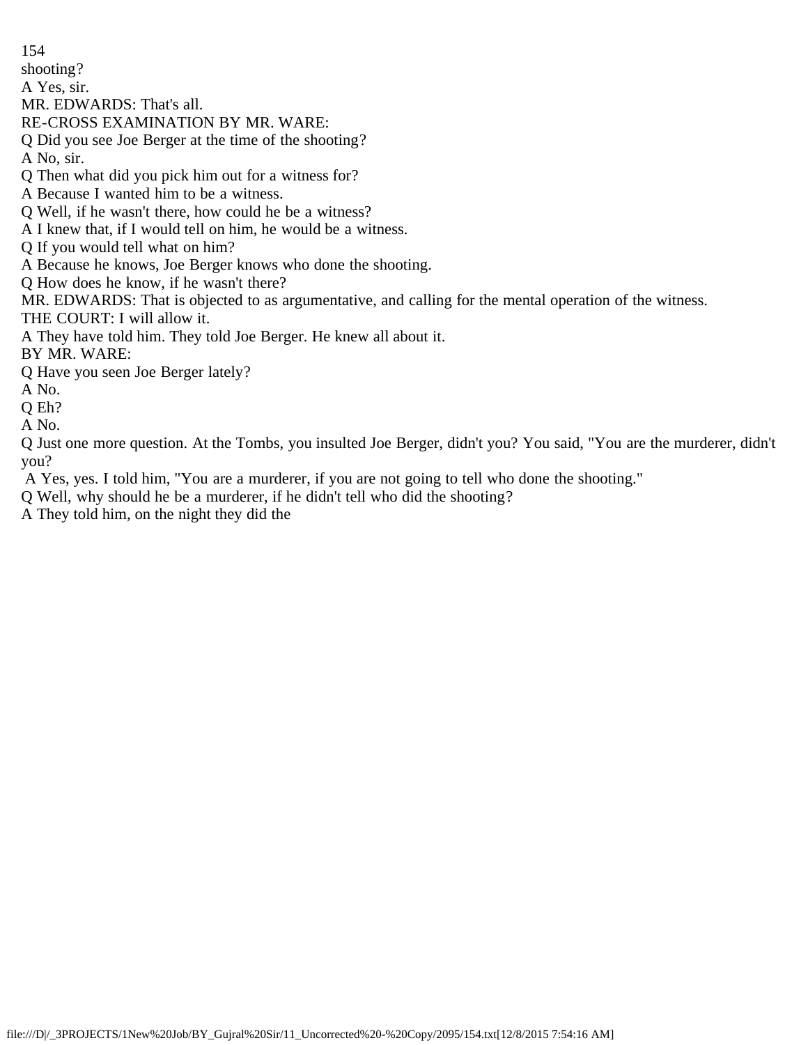shooting?

A Yes, sir.

MR. EDWARDS: That's all.

RE-CROSS EXAMINATION BY MR. WARE:

Q Did you see Joe Berger at the time of the shooting?

A No, sir.

Q Then what did you pick him out for a witness for?

A Because I wanted him to be a witness.

Q Well, if he wasn't there, how could he be a witness?

A I knew that, if I would tell on him, he would be a witness.

Q If you would tell what on him?

A Because he knows, Joe Berger knows who done the shooting.

Q How does he know, if he wasn't there?

MR. EDWARDS: That is objected to as argumentative, and calling for the mental operation of the witness.

THE COURT: I will allow it.

A They have told him. They told Joe Berger. He knew all about it.

BY MR. WARE:

Q Have you seen Joe Berger lately?

A No.

Q Eh?

A No.

Q Just one more question. At the Tombs, you insulted Joe Berger, didn't you? You said, "You are the murderer, didn't you?

A Yes, yes. I told him, "You are a murderer, if you are not going to tell who done the shooting."

Q Well, why should he be a murderer, if he didn't tell who did the shooting?

A They told him, on the night they did the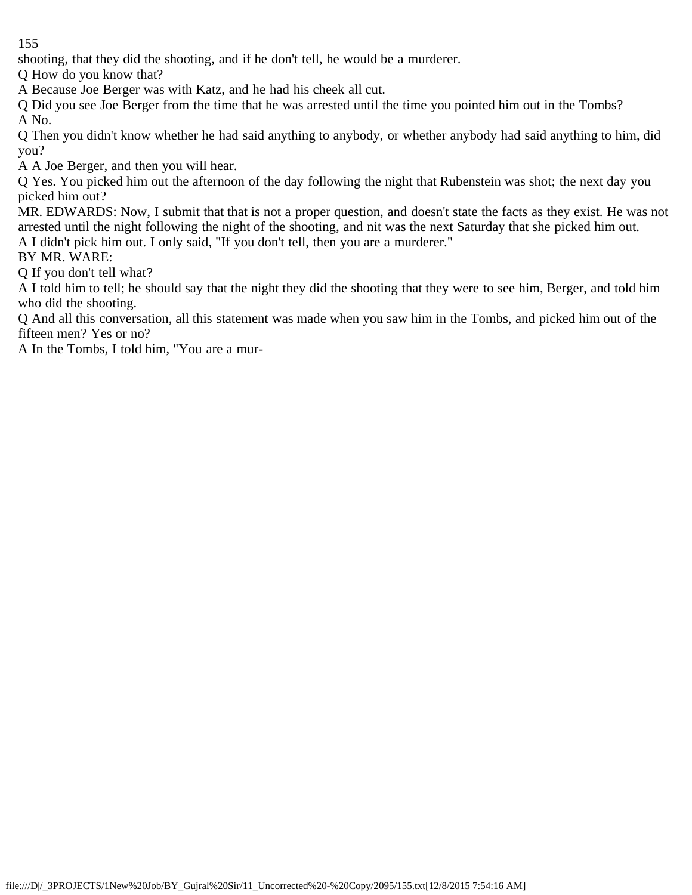shooting, that they did the shooting, and if he don't tell, he would be a murderer.

Q How do you know that?

A Because Joe Berger was with Katz, and he had his cheek all cut.

Q Did you see Joe Berger from the time that he was arrested until the time you pointed him out in the Tombs?

A No.

Q Then you didn't know whether he had said anything to anybody, or whether anybody had said anything to him, did you?

A A Joe Berger, and then you will hear.

Q Yes. You picked him out the afternoon of the day following the night that Rubenstein was shot; the next day you picked him out?

MR. EDWARDS: Now, I submit that that is not a proper question, and doesn't state the facts as they exist. He was not arrested until the night following the night of the shooting, and nit was the next Saturday that she picked him out.

A I didn't pick him out. I only said, "If you don't tell, then you are a murderer."

BY MR. WARE:

Q If you don't tell what?

A I told him to tell; he should say that the night they did the shooting that they were to see him, Berger, and told him who did the shooting.

Q And all this conversation, all this statement was made when you saw him in the Tombs, and picked him out of the fifteen men? Yes or no?

A In the Tombs, I told him, "You are a mur-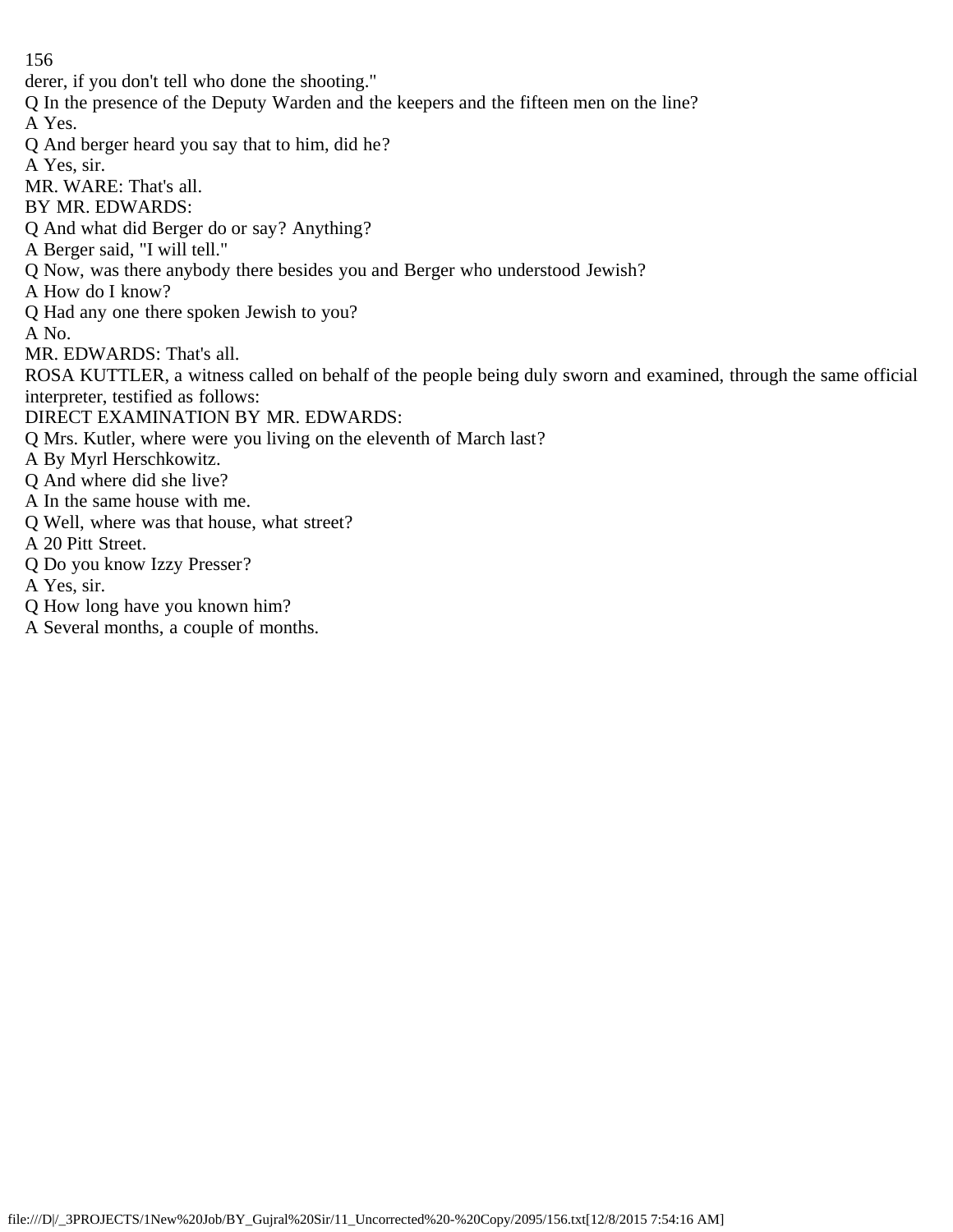derer, if you don't tell who done the shooting."

Q In the presence of the Deputy Warden and the keepers and the fifteen men on the line?

A Yes.

Q And berger heard you say that to him, did he?

A Yes, sir.

MR. WARE: That's all.

BY MR. EDWARDS:

Q And what did Berger do or say? Anything?

A Berger said, "I will tell."

Q Now, was there anybody there besides you and Berger who understood Jewish?

A How do I know?

Q Had any one there spoken Jewish to you?

A No.

MR. EDWARDS: That's all.

ROSA KUTTLER, a witness called on behalf of the people being duly sworn and examined, through the same official interpreter, testified as follows:

DIRECT EXAMINATION BY MR. EDWARDS:

Q Mrs. Kutler, where were you living on the eleventh of March last?

A By Myrl Herschkowitz.

Q And where did she live?

A In the same house with me.

Q Well, where was that house, what street?

A 20 Pitt Street.

Q Do you know Izzy Presser?

A Yes, sir.

Q How long have you known him?

A Several months, a couple of months.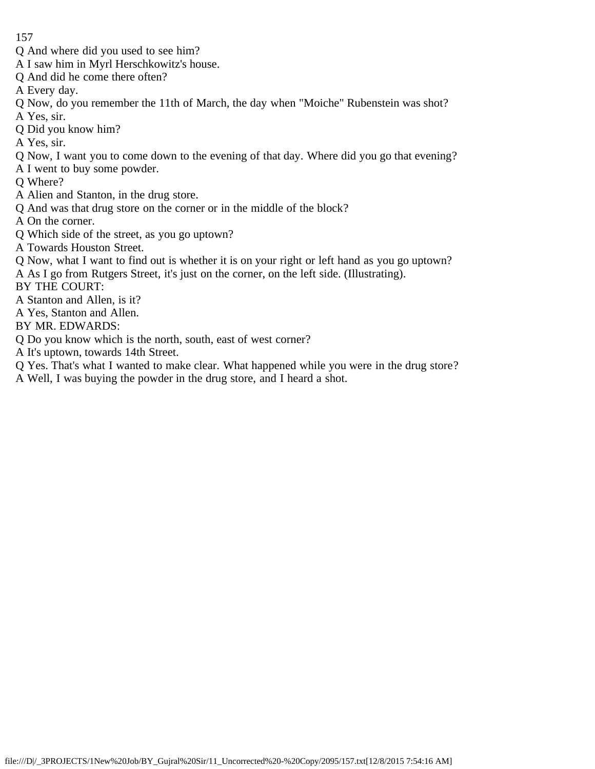Q And where did you used to see him?

A I saw him in Myrl Herschkowitz's house.

Q And did he come there often?

A Every day.

Q Now, do you remember the 11th of March, the day when "Moiche" Rubenstein was shot?

A Yes, sir.

Q Did you know him?

A Yes, sir.

Q Now, I want you to come down to the evening of that day. Where did you go that evening?

A I went to buy some powder.

Q Where?

A Alien and Stanton, in the drug store.

Q And was that drug store on the corner or in the middle of the block?

A On the corner.

Q Which side of the street, as you go uptown?

A Towards Houston Street.

Q Now, what I want to find out is whether it is on your right or left hand as you go uptown?

A As I go from Rutgers Street, it's just on the corner, on the left side. (Illustrating).

BY THE COURT:

A Stanton and Allen, is it?

A Yes, Stanton and Allen.

BY MR. EDWARDS:

Q Do you know which is the north, south, east of west corner?

A It's uptown, towards 14th Street.

Q Yes. That's what I wanted to make clear. What happened while you were in the drug store?

A Well, I was buying the powder in the drug store, and I heard a shot.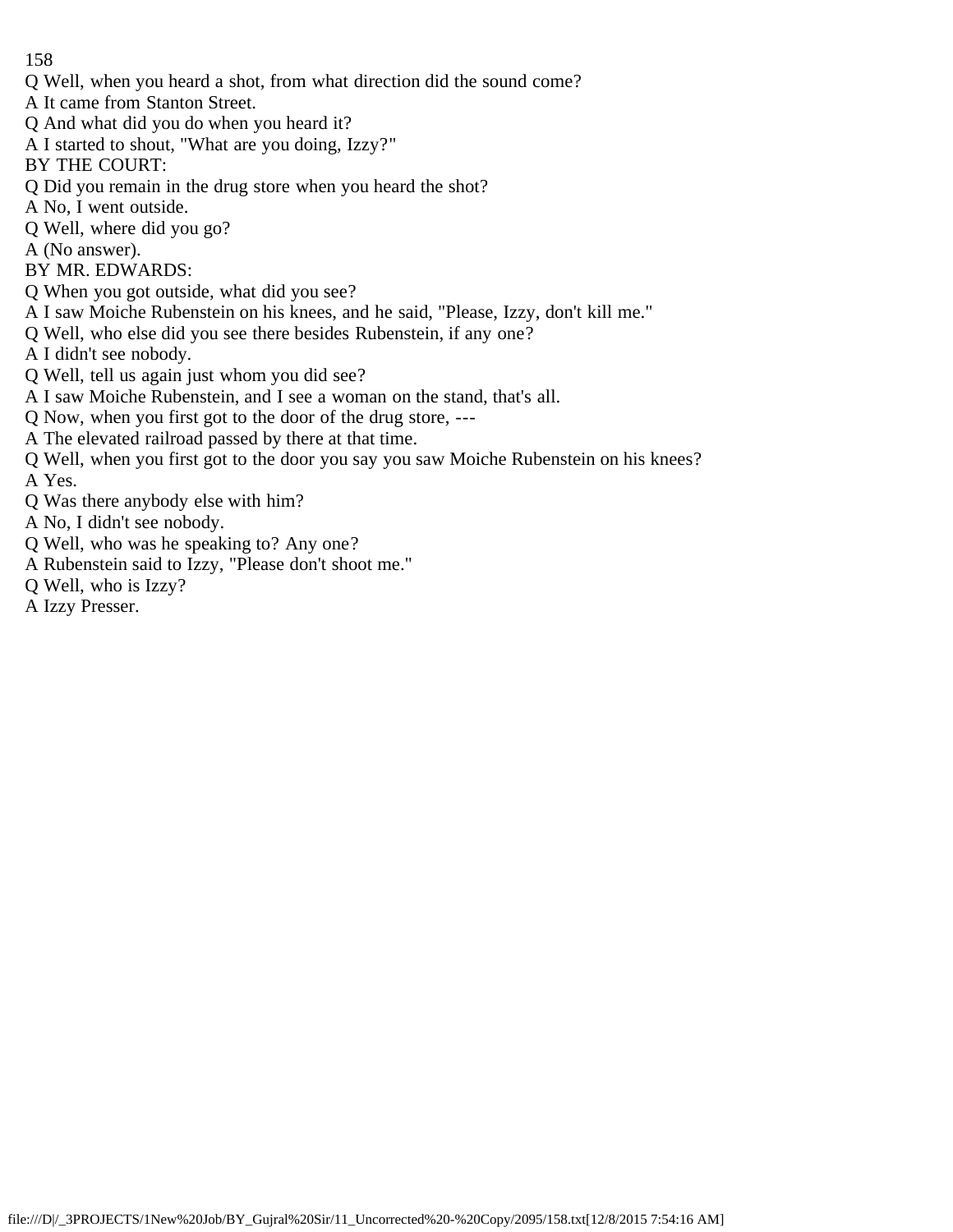Q Well, when you heard a shot, from what direction did the sound come?

A It came from Stanton Street.

Q And what did you do when you heard it?

A I started to shout, "What are you doing, Izzy?"

BY THE COURT:

Q Did you remain in the drug store when you heard the shot?

A No, I went outside.

Q Well, where did you go?

A (No answer).

BY MR. EDWARDS:

Q When you got outside, what did you see?

A I saw Moiche Rubenstein on his knees, and he said, "Please, Izzy, don't kill me."

Q Well, who else did you see there besides Rubenstein, if any one?

A I didn't see nobody.

Q Well, tell us again just whom you did see?

A I saw Moiche Rubenstein, and I see a woman on the stand, that's all.

Q Now, when you first got to the door of the drug store, ---

A The elevated railroad passed by there at that time.

Q Well, when you first got to the door you say you saw Moiche Rubenstein on his knees?

A Yes.

Q Was there anybody else with him?

A No, I didn't see nobody.

Q Well, who was he speaking to? Any one?

A Rubenstein said to Izzy, "Please don't shoot me."

Q Well, who is Izzy?

A Izzy Presser.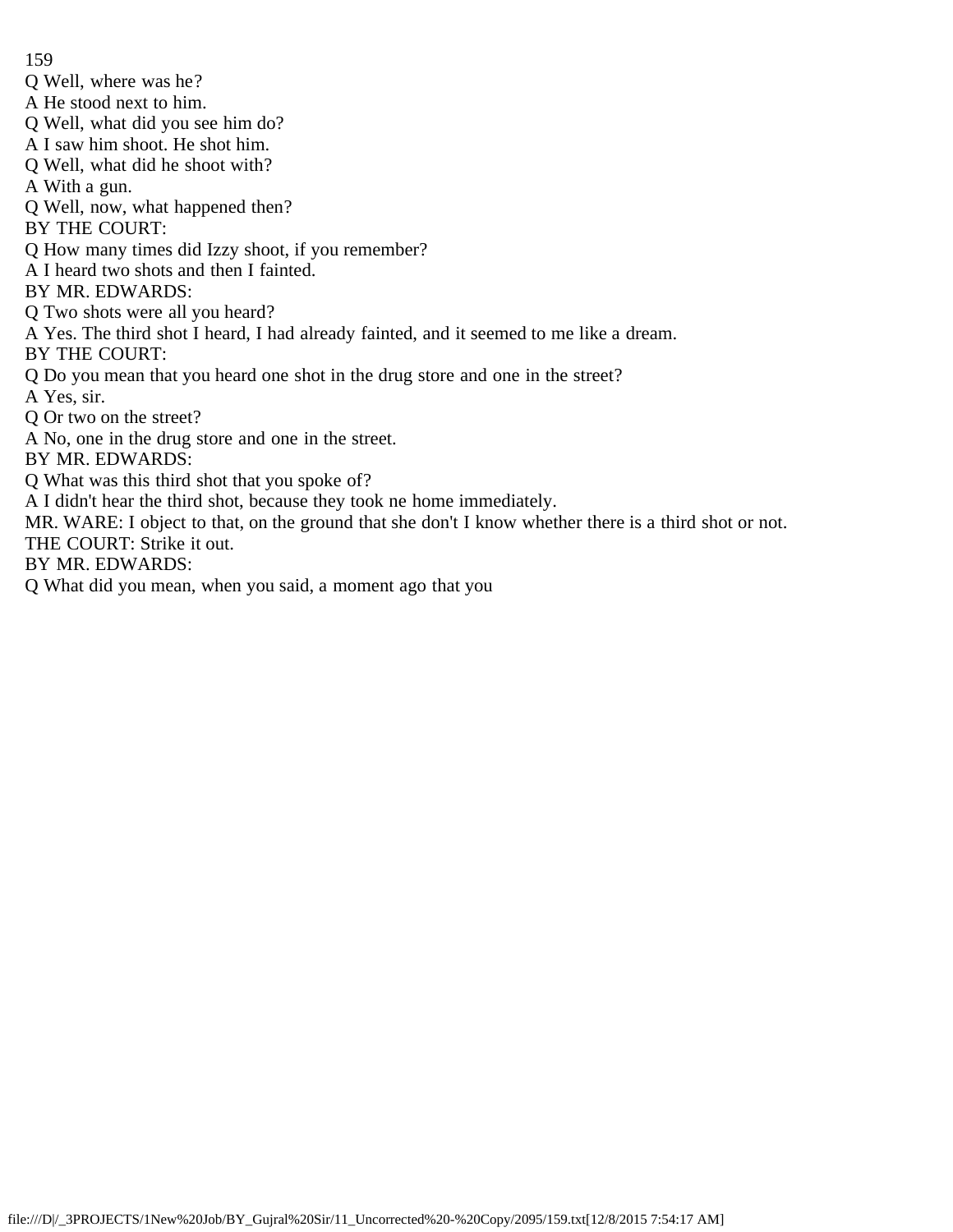Q Well, where was he?

A He stood next to him.

Q Well, what did you see him do?

A I saw him shoot. He shot him.

Q Well, what did he shoot with?

A With a gun.

Q Well, now, what happened then?

BY THE COURT:

Q How many times did Izzy shoot, if you remember?

A I heard two shots and then I fainted.

BY MR. EDWARDS:

Q Two shots were all you heard?

A Yes. The third shot I heard, I had already fainted, and it seemed to me like a dream.

BY THE COURT:

Q Do you mean that you heard one shot in the drug store and one in the street?

A Yes, sir.

Q Or two on the street?

A No, one in the drug store and one in the street.

BY MR. EDWARDS:

Q What was this third shot that you spoke of?

A I didn't hear the third shot, because they took ne home immediately.

MR. WARE: I object to that, on the ground that she don't I know whether there is a third shot or not.

THE COURT: Strike it out.

BY MR. EDWARDS:

Q What did you mean, when you said, a moment ago that you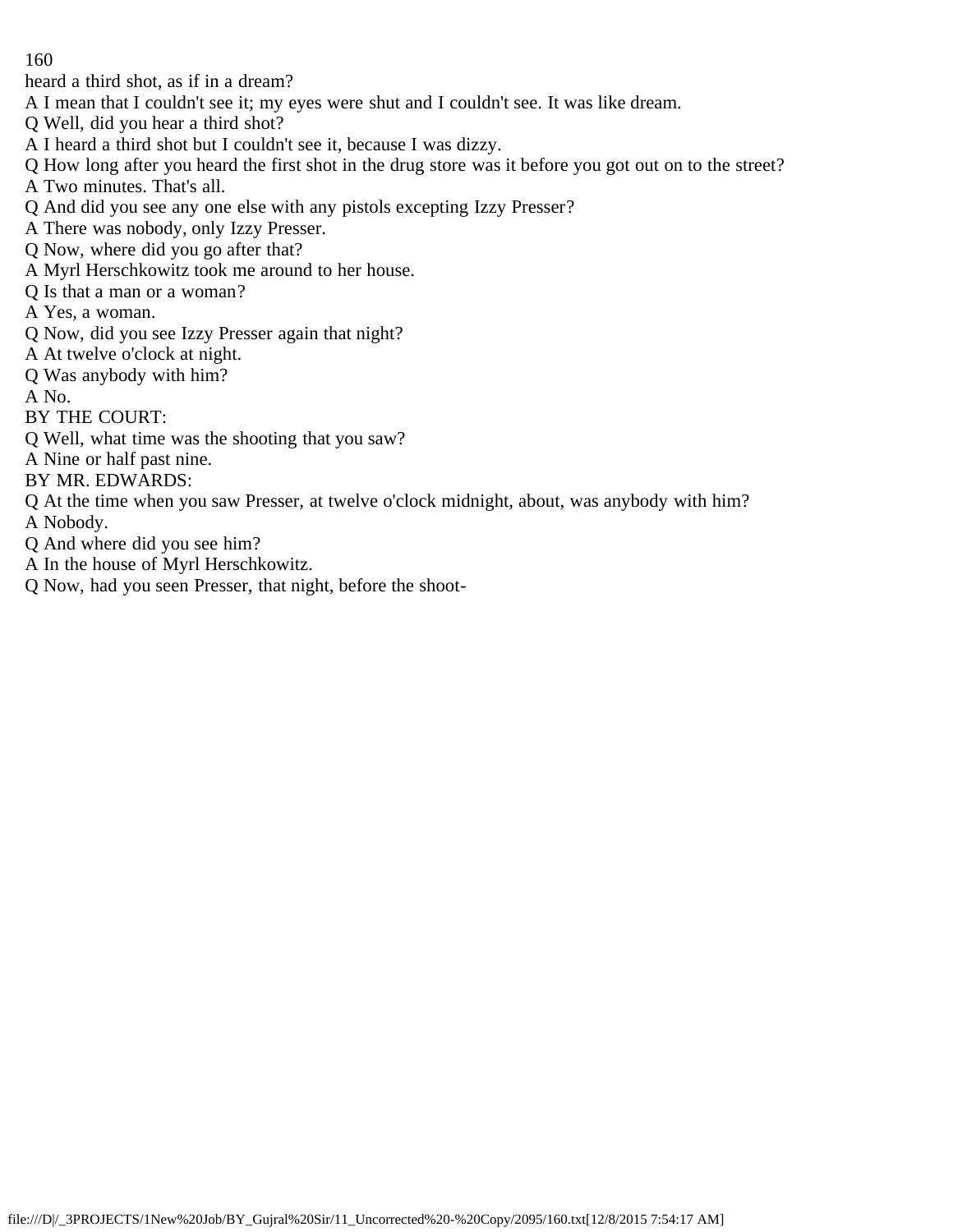heard a third shot, as if in a dream?

A I mean that I couldn't see it; my eyes were shut and I couldn't see. It was like dream.

Q Well, did you hear a third shot?

A I heard a third shot but I couldn't see it, because I was dizzy.

Q How long after you heard the first shot in the drug store was it before you got out on to the street?

A Two minutes. That's all.

Q And did you see any one else with any pistols excepting Izzy Presser?

A There was nobody, only Izzy Presser.

Q Now, where did you go after that?

A Myrl Herschkowitz took me around to her house.

Q Is that a man or a woman?

A Yes, a woman.

Q Now, did you see Izzy Presser again that night?

A At twelve o'clock at night.

Q Was anybody with him?

A No.

BY THE COURT:

Q Well, what time was the shooting that you saw?

A Nine or half past nine.

BY MR. EDWARDS:

Q At the time when you saw Presser, at twelve o'clock midnight, about, was anybody with him?

A Nobody.

Q And where did you see him?

A In the house of Myrl Herschkowitz.

Q Now, had you seen Presser, that night, before the shoot-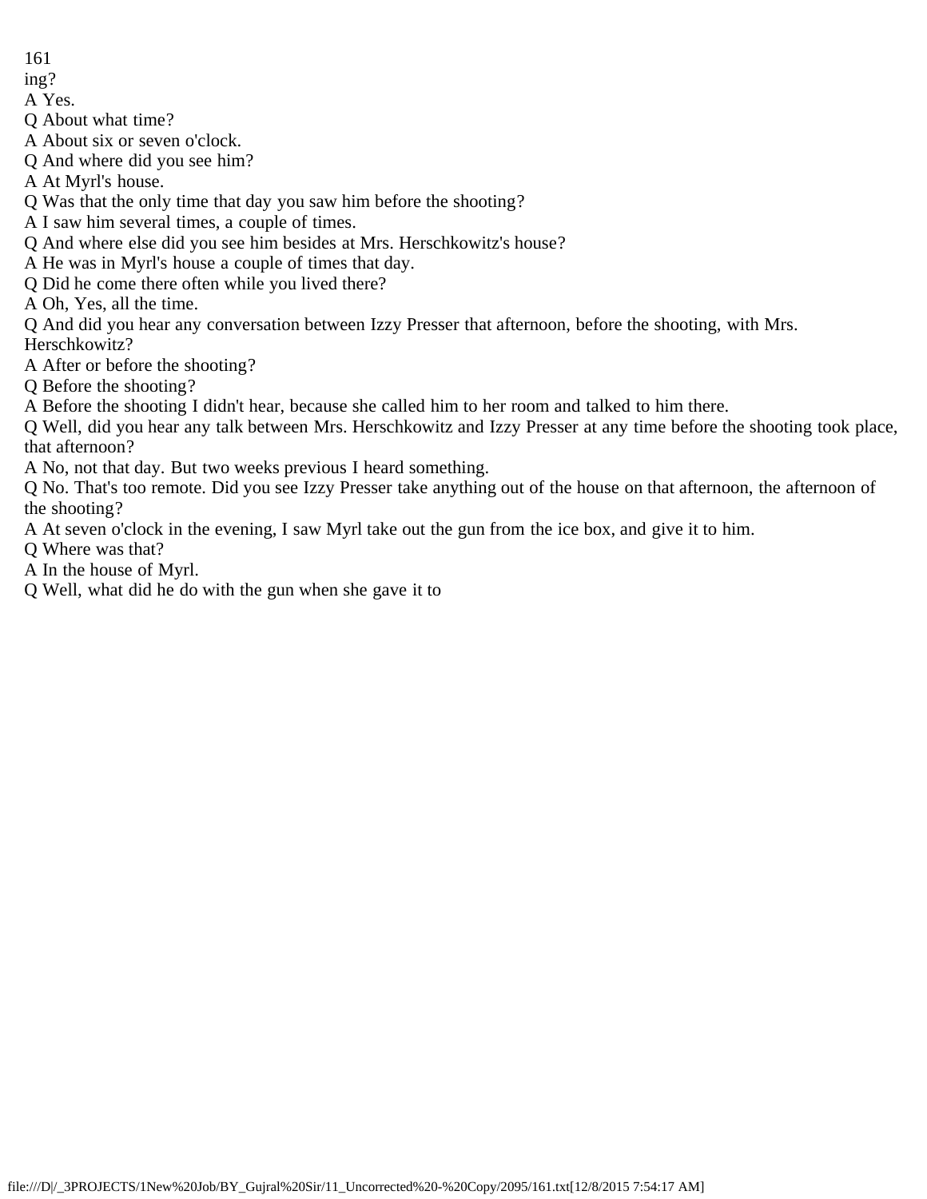ing?

A Yes.

Q About what time?

A About six or seven o'clock.

Q And where did you see him?

A At Myrl's house.

Q Was that the only time that day you saw him before the shooting?

A I saw him several times, a couple of times.

Q And where else did you see him besides at Mrs. Herschkowitz's house?

A He was in Myrl's house a couple of times that day.

Q Did he come there often while you lived there?

A Oh, Yes, all the time.

Q And did you hear any conversation between Izzy Presser that afternoon, before the shooting, with Mrs. Herschkowitz?

A After or before the shooting?

Q Before the shooting?

A Before the shooting I didn't hear, because she called him to her room and talked to him there.

Q Well, did you hear any talk between Mrs. Herschkowitz and Izzy Presser at any time before the shooting took place, that afternoon?

A No, not that day. But two weeks previous I heard something.

Q No. That's too remote. Did you see Izzy Presser take anything out of the house on that afternoon, the afternoon of the shooting?

A At seven o'clock in the evening, I saw Myrl take out the gun from the ice box, and give it to him.

Q Where was that?

A In the house of Myrl.

Q Well, what did he do with the gun when she gave it to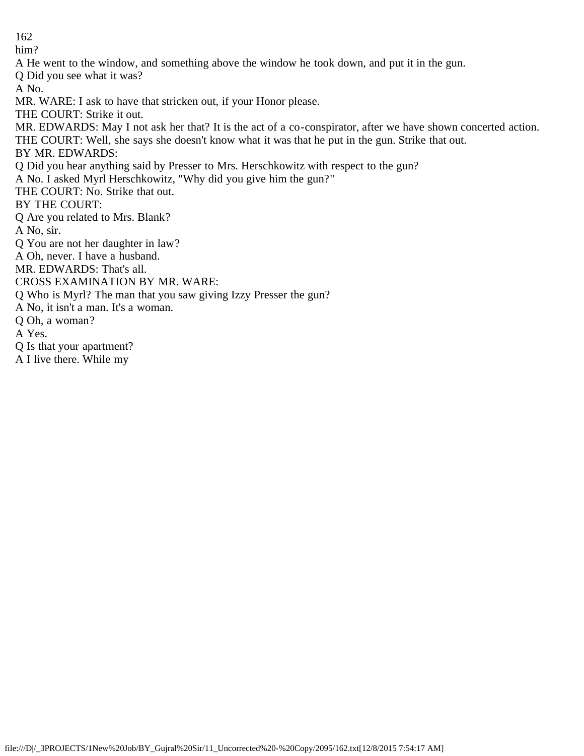him?

A He went to the window, and something above the window he took down, and put it in the gun.

Q Did you see what it was?

A No.

MR. WARE: I ask to have that stricken out, if your Honor please.

THE COURT: Strike it out.

MR. EDWARDS: May I not ask her that? It is the act of a co-conspirator, after we have shown concerted action.

THE COURT: Well, she says she doesn't know what it was that he put in the gun. Strike that out.

BY MR. EDWARDS:

Q Did you hear anything said by Presser to Mrs. Herschkowitz with respect to the gun?

A No. I asked Myrl Herschkowitz, "Why did you give him the gun?"

THE COURT: No. Strike that out.

BY THE COURT:

Q Are you related to Mrs. Blank?

A No, sir.

Q You are not her daughter in law?

A Oh, never. I have a husband.

MR. EDWARDS: That's all.

CROSS EXAMINATION BY MR. WARE:

Q Who is Myrl? The man that you saw giving Izzy Presser the gun?

A No, it isn't a man. It's a woman.

Q Oh, a woman?

A Yes.

Q Is that your apartment?

A I live there. While my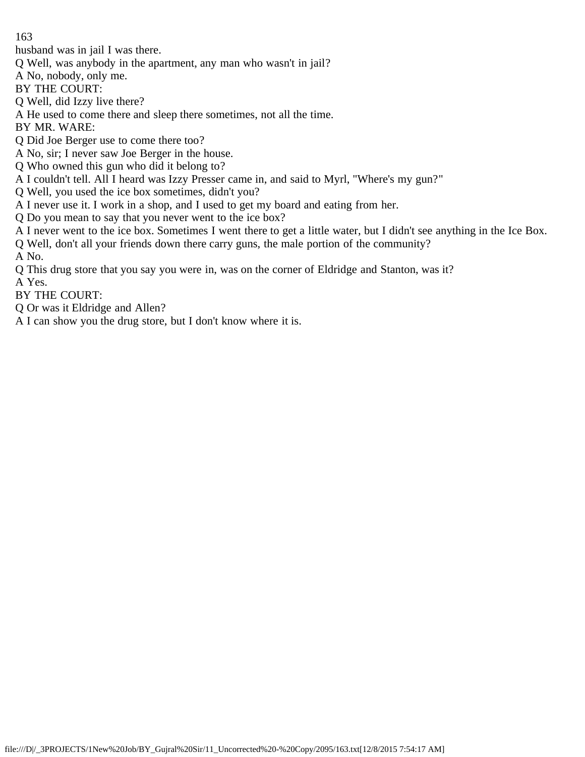husband was in jail I was there.

Q Well, was anybody in the apartment, any man who wasn't in jail?

A No, nobody, only me.

BY THE COURT:

Q Well, did Izzy live there?

A He used to come there and sleep there sometimes, not all the time.

BY MR. WARE:

Q Did Joe Berger use to come there too?

A No, sir; I never saw Joe Berger in the house.

Q Who owned this gun who did it belong to?

A I couldn't tell. All I heard was Izzy Presser came in, and said to Myrl, "Where's my gun?"

Q Well, you used the ice box sometimes, didn't you?

A I never use it. I work in a shop, and I used to get my board and eating from her.

Q Do you mean to say that you never went to the ice box?

A I never went to the ice box. Sometimes I went there to get a little water, but I didn't see anything in the Ice Box.

Q Well, don't all your friends down there carry guns, the male portion of the community?

A No.

Q This drug store that you say you were in, was on the corner of Eldridge and Stanton, was it?

A Yes.

BY THE COURT:

Q Or was it Eldridge and Allen?

A I can show you the drug store, but I don't know where it is.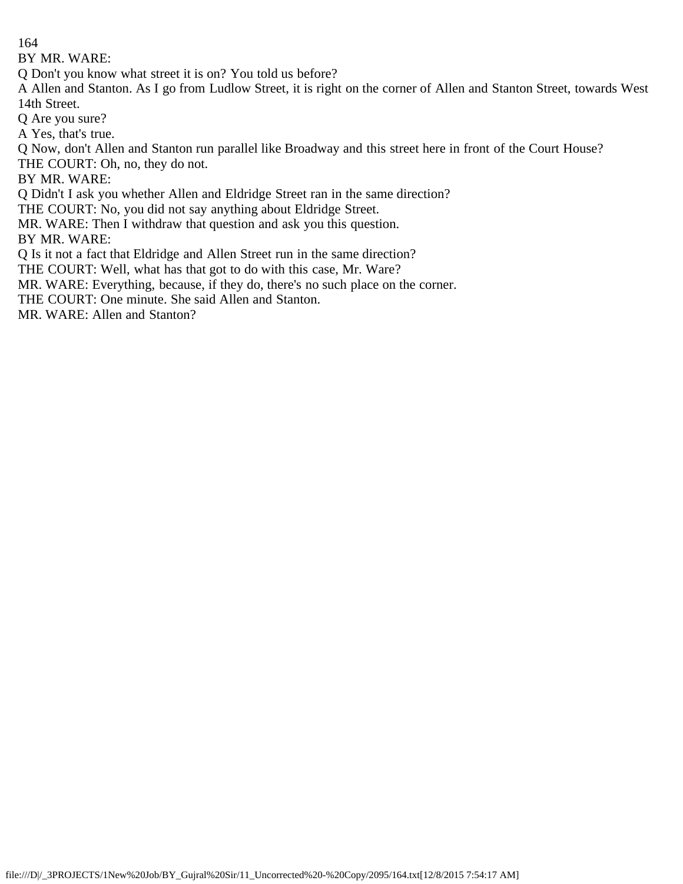BY MR. WARE:

Q Don't you know what street it is on? You told us before?

A Allen and Stanton. As I go from Ludlow Street, it is right on the corner of Allen and Stanton Street, towards West 14th Street.

Q Are you sure?

A Yes, that's true.

Q Now, don't Allen and Stanton run parallel like Broadway and this street here in front of the Court House?

THE COURT: Oh, no, they do not.

BY MR. WARE:

Q Didn't I ask you whether Allen and Eldridge Street ran in the same direction?

THE COURT: No, you did not say anything about Eldridge Street.

MR. WARE: Then I withdraw that question and ask you this question.

BY MR. WARE:

Q Is it not a fact that Eldridge and Allen Street run in the same direction?

THE COURT: Well, what has that got to do with this case, Mr. Ware?

MR. WARE: Everything, because, if they do, there's no such place on the corner.

THE COURT: One minute. She said Allen and Stanton.

MR. WARE: Allen and Stanton?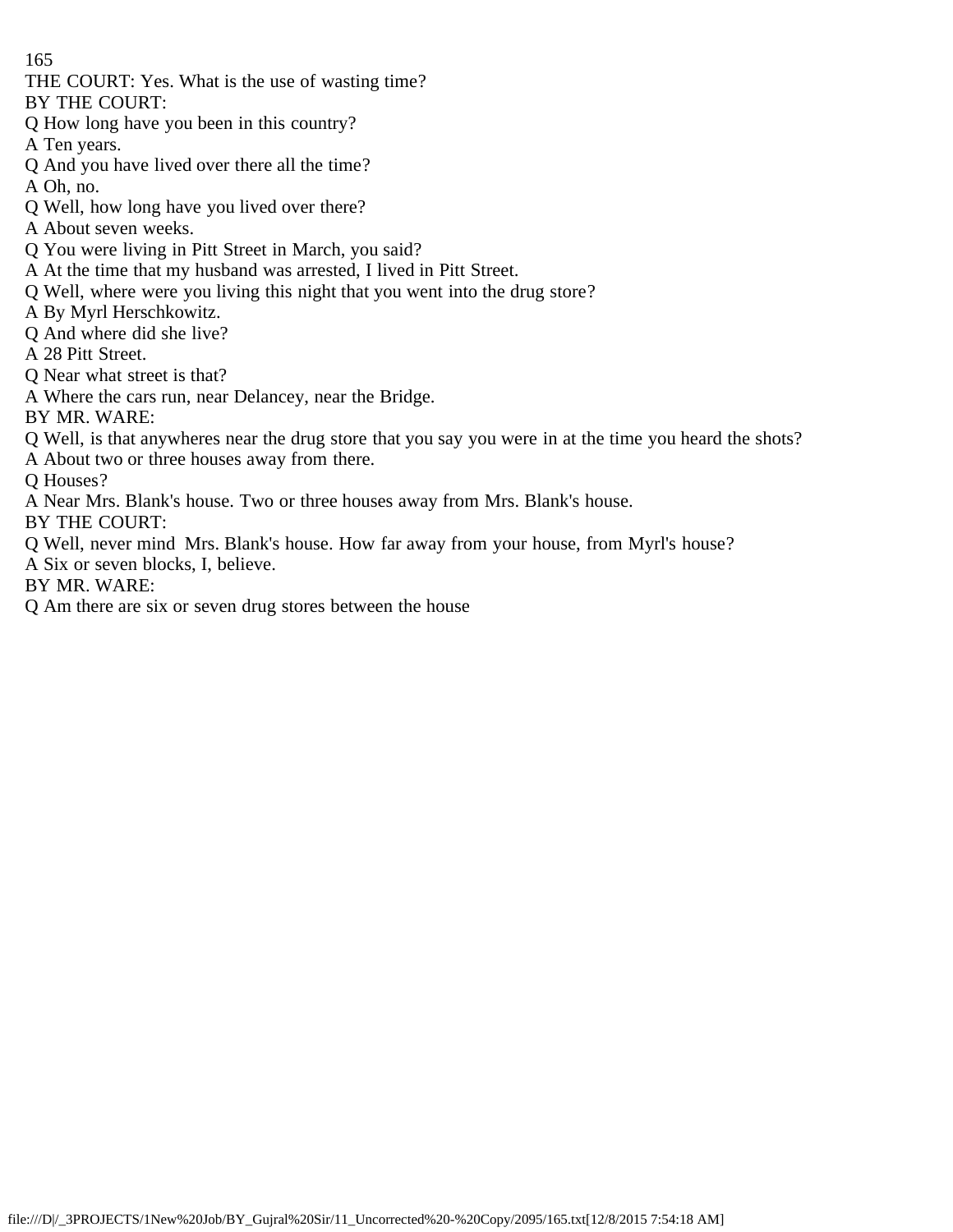THE COURT: Yes. What is the use of wasting time?

BY THE COURT:

Q How long have you been in this country?

A Ten years.

Q And you have lived over there all the time?

A Oh, no.

Q Well, how long have you lived over there?

A About seven weeks.

Q You were living in Pitt Street in March, you said?

A At the time that my husband was arrested, I lived in Pitt Street.

Q Well, where were you living this night that you went into the drug store?

A By Myrl Herschkowitz.

Q And where did she live?

A 28 Pitt Street.

Q Near what street is that?

A Where the cars run, near Delancey, near the Bridge.

BY MR. WARE:

Q Well, is that anywheres near the drug store that you say you were in at the time you heard the shots?

A About two or three houses away from there.

Q Houses?

A Near Mrs. Blank's house. Two or three houses away from Mrs. Blank's house.

BY THE COURT:

Q Well, never mind Mrs. Blank's house. How far away from your house, from Myrl's house?

A Six or seven blocks, I, believe.

BY MR. WARE:

Q Am there are six or seven drug stores between the house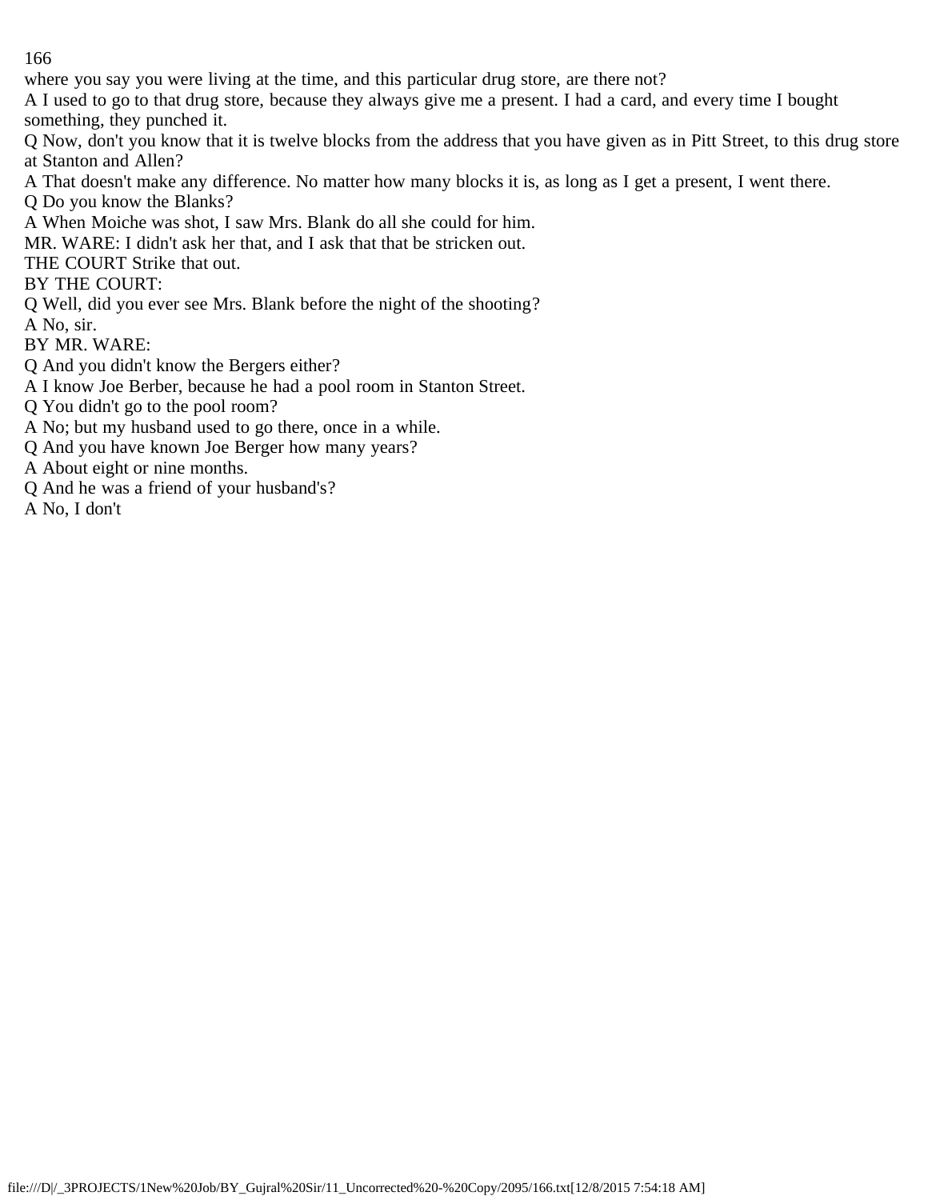where you say you were living at the time, and this particular drug store, are there not?

A I used to go to that drug store, because they always give me a present. I had a card, and every time I bought something, they punched it.

Q Now, don't you know that it is twelve blocks from the address that you have given as in Pitt Street, to this drug store at Stanton and Allen?

A That doesn't make any difference. No matter how many blocks it is, as long as I get a present, I went there.

Q Do you know the Blanks?

A When Moiche was shot, I saw Mrs. Blank do all she could for him.

MR. WARE: I didn't ask her that, and I ask that that be stricken out.

THE COURT Strike that out.

BY THE COURT:

Q Well, did you ever see Mrs. Blank before the night of the shooting?

A No, sir.

BY MR. WARE:

Q And you didn't know the Bergers either?

A I know Joe Berber, because he had a pool room in Stanton Street.

Q You didn't go to the pool room?

A No; but my husband used to go there, once in a while.

Q And you have known Joe Berger how many years?

A About eight or nine months.

Q And he was a friend of your husband's?

A No, I don't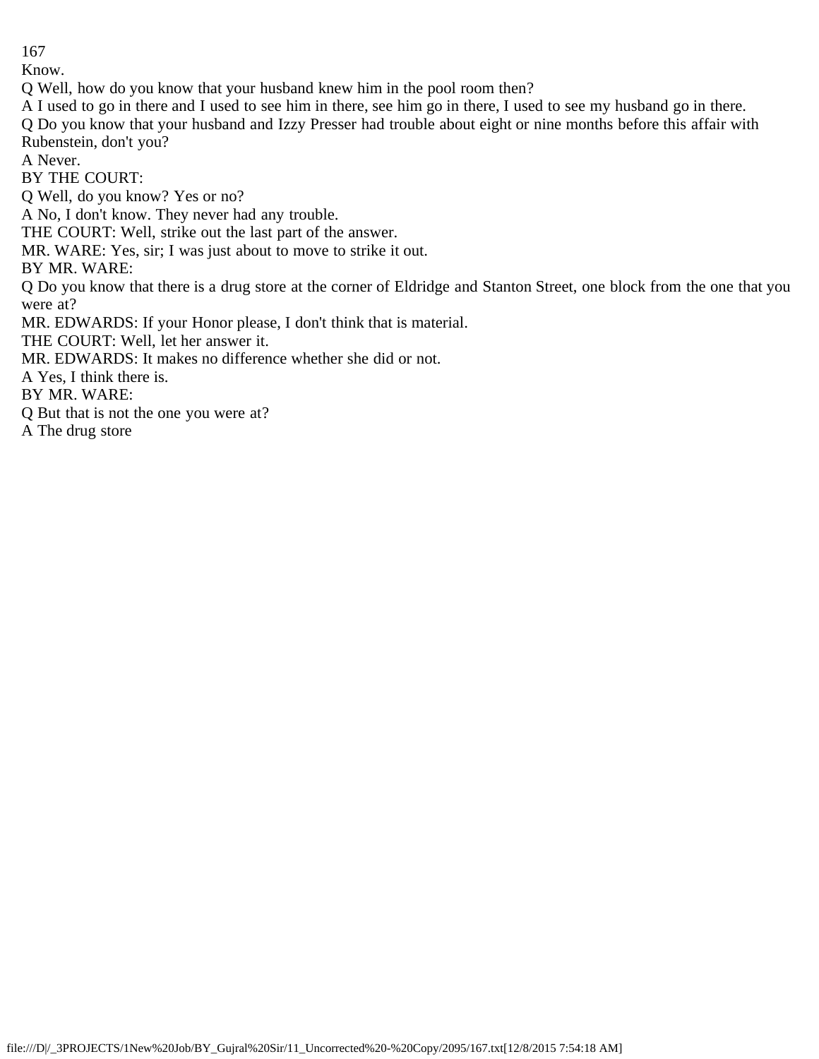Know.

Q Well, how do you know that your husband knew him in the pool room then?

A I used to go in there and I used to see him in there, see him go in there, I used to see my husband go in there.

Q Do you know that your husband and Izzy Presser had trouble about eight or nine months before this affair with Rubenstein, don't you?

A Never.

BY THE COURT:

Q Well, do you know? Yes or no?

A No, I don't know. They never had any trouble.

THE COURT: Well, strike out the last part of the answer.

MR. WARE: Yes, sir; I was just about to move to strike it out.

BY MR. WARE:

Q Do you know that there is a drug store at the corner of Eldridge and Stanton Street, one block from the one that you were at?

MR. EDWARDS: If your Honor please, I don't think that is material.

THE COURT: Well, let her answer it.

MR. EDWARDS: It makes no difference whether she did or not.

A Yes, I think there is.

BY MR. WARE:

Q But that is not the one you were at?

A The drug store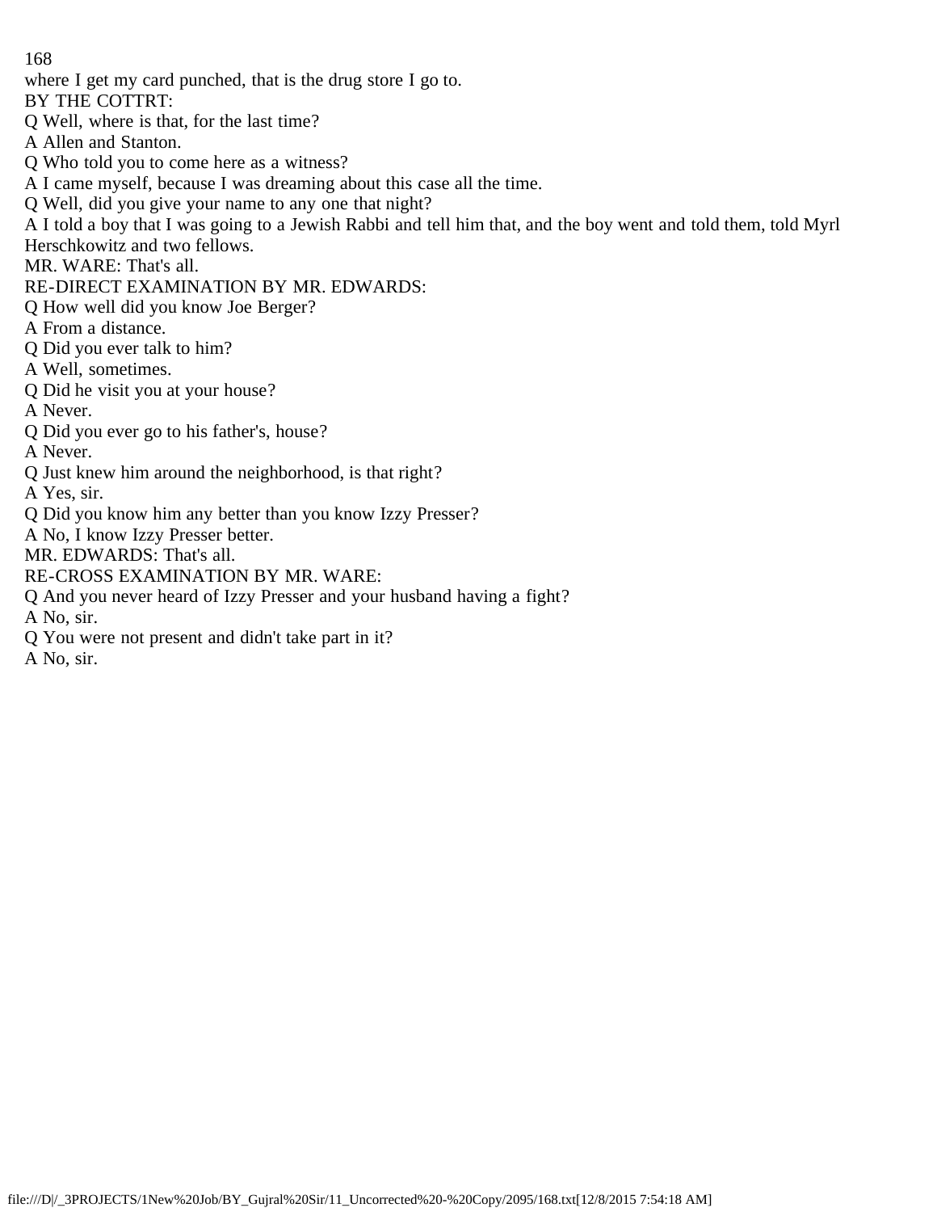where I get my card punched, that is the drug store I go to.

BY THE COTTRT:

Q Well, where is that, for the last time?

A Allen and Stanton.

Q Who told you to come here as a witness?

A I came myself, because I was dreaming about this case all the time.

Q Well, did you give your name to any one that night?

A I told a boy that I was going to a Jewish Rabbi and tell him that, and the boy went and told them, told Myrl Herschkowitz and two fellows.

MR. WARE: That's all.

RE-DIRECT EXAMINATION BY MR. EDWARDS:

Q How well did you know Joe Berger?

A From a distance.

Q Did you ever talk to him?

A Well, sometimes.

Q Did he visit you at your house?

A Never.

Q Did you ever go to his father's, house?

A Never.

Q Just knew him around the neighborhood, is that right?

A Yes, sir.

Q Did you know him any better than you know Izzy Presser?

A No, I know Izzy Presser better.

MR. EDWARDS: That's all.

RE-CROSS EXAMINATION BY MR. WARE:

Q And you never heard of Izzy Presser and your husband having a fight?

A No, sir.

Q You were not present and didn't take part in it?

A No, sir.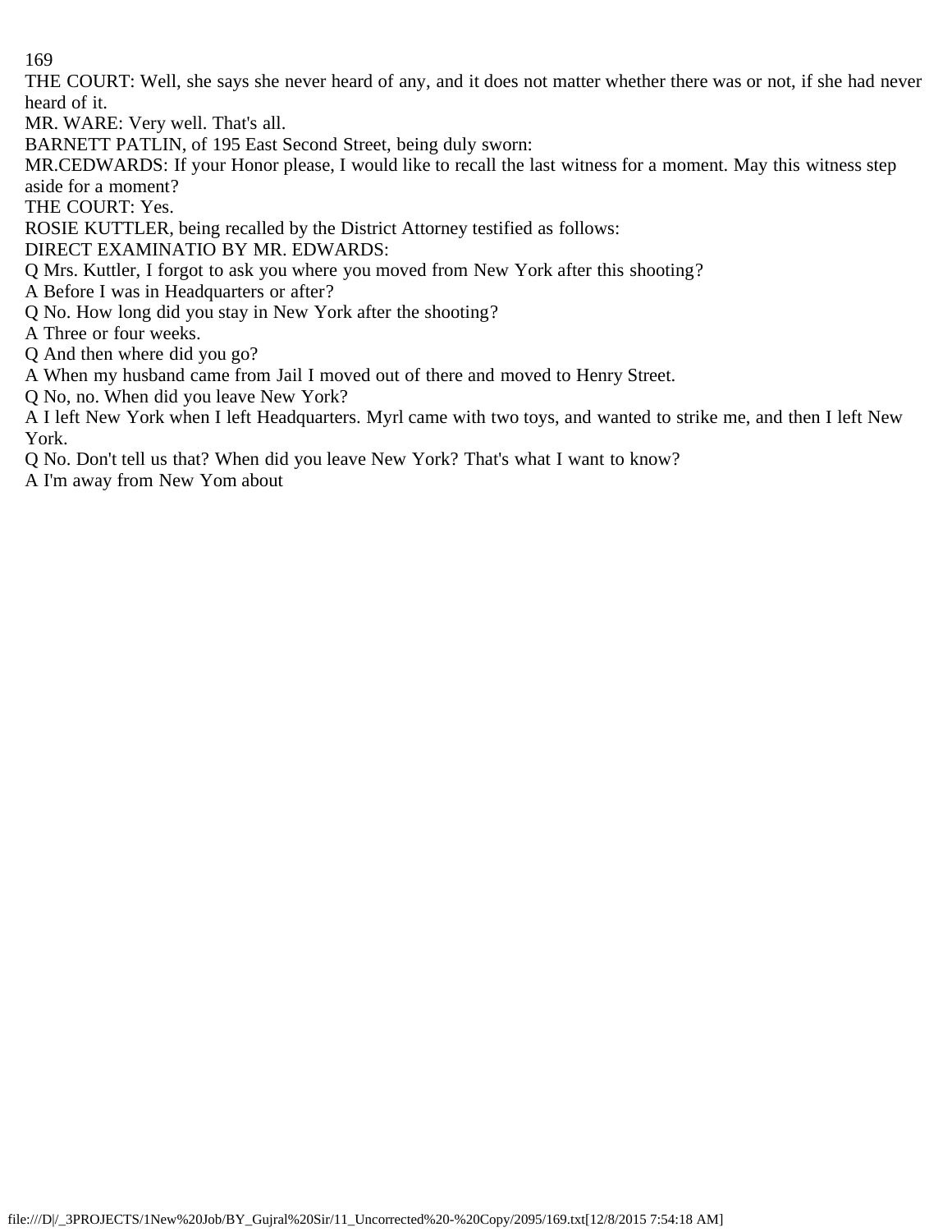THE COURT: Well, she says she never heard of any, and it does not matter whether there was or not, if she had never heard of it.

MR. WARE: Very well. That's all.

BARNETT PATLIN, of 195 East Second Street, being duly sworn:

MR.CEDWARDS: If your Honor please, I would like to recall the last witness for a moment. May this witness step aside for a moment?

THE COURT: Yes.

ROSIE KUTTLER, being recalled by the District Attorney testified as follows:

DIRECT EXAMINATIO BY MR. EDWARDS:

Q Mrs. Kuttler, I forgot to ask you where you moved from New York after this shooting?

A Before I was in Headquarters or after?

Q No. How long did you stay in New York after the shooting?

A Three or four weeks.

Q And then where did you go?

A When my husband came from Jail I moved out of there and moved to Henry Street.

Q No, no. When did you leave New York?

A I left New York when I left Headquarters. Myrl came with two toys, and wanted to strike me, and then I left New York.

Q No. Don't tell us that? When did you leave New York? That's what I want to know?

A I'm away from New Yom about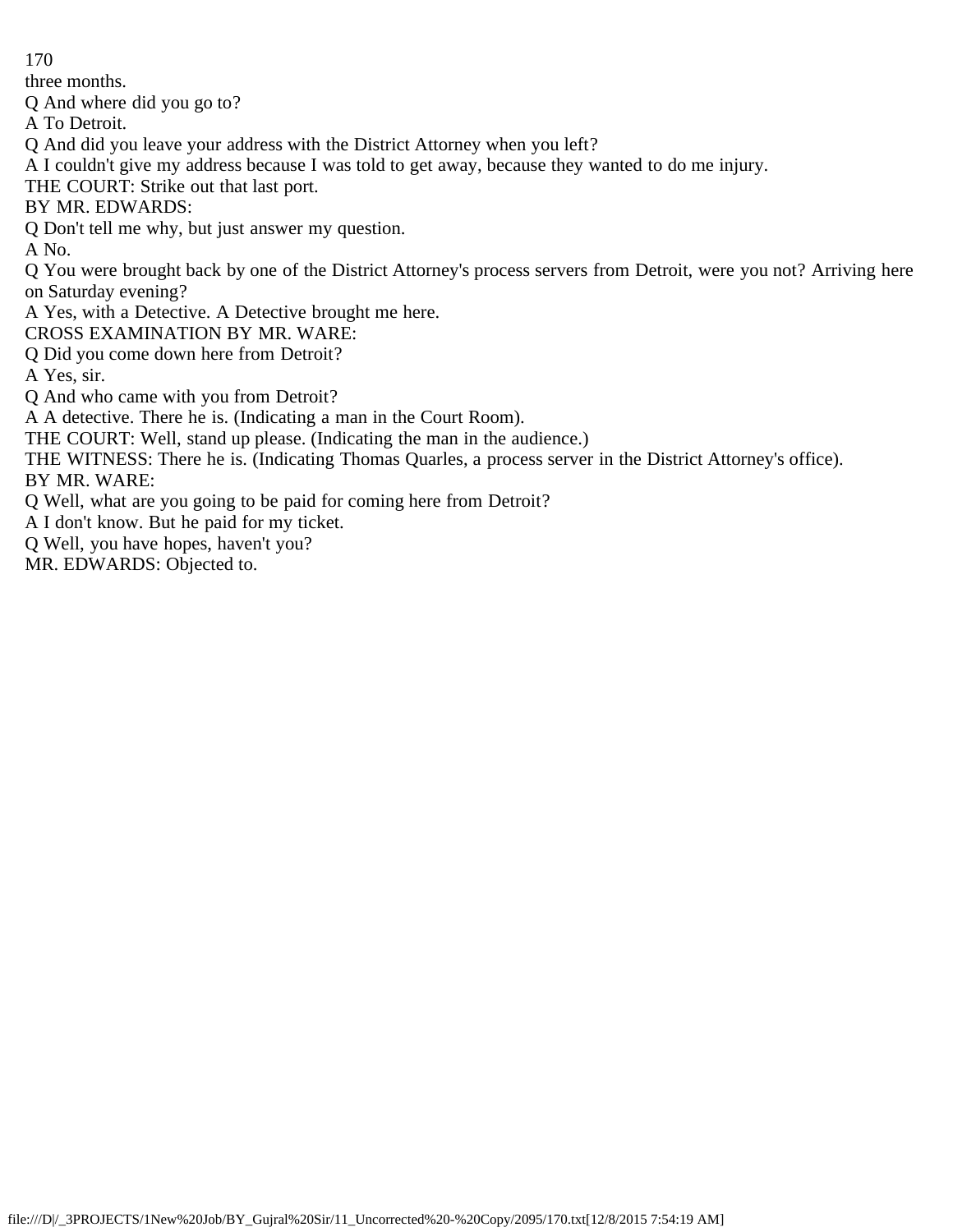three months.

Q And where did you go to?

A To Detroit.

Q And did you leave your address with the District Attorney when you left?

A I couldn't give my address because I was told to get away, because they wanted to do me injury.

THE COURT: Strike out that last port.

BY MR. EDWARDS:

Q Don't tell me why, but just answer my question.

A No.

Q You were brought back by one of the District Attorney's process servers from Detroit, were you not? Arriving here on Saturday evening?

A Yes, with a Detective. A Detective brought me here.

CROSS EXAMINATION BY MR. WARE:

Q Did you come down here from Detroit?

A Yes, sir.

Q And who came with you from Detroit?

A A detective. There he is. (Indicating a man in the Court Room).

THE COURT: Well, stand up please. (Indicating the man in the audience.)

THE WITNESS: There he is. (Indicating Thomas Quarles, a process server in the District Attorney's office).

BY MR. WARE:

Q Well, what are you going to be paid for coming here from Detroit?

A I don't know. But he paid for my ticket.

Q Well, you have hopes, haven't you?

MR. EDWARDS: Objected to.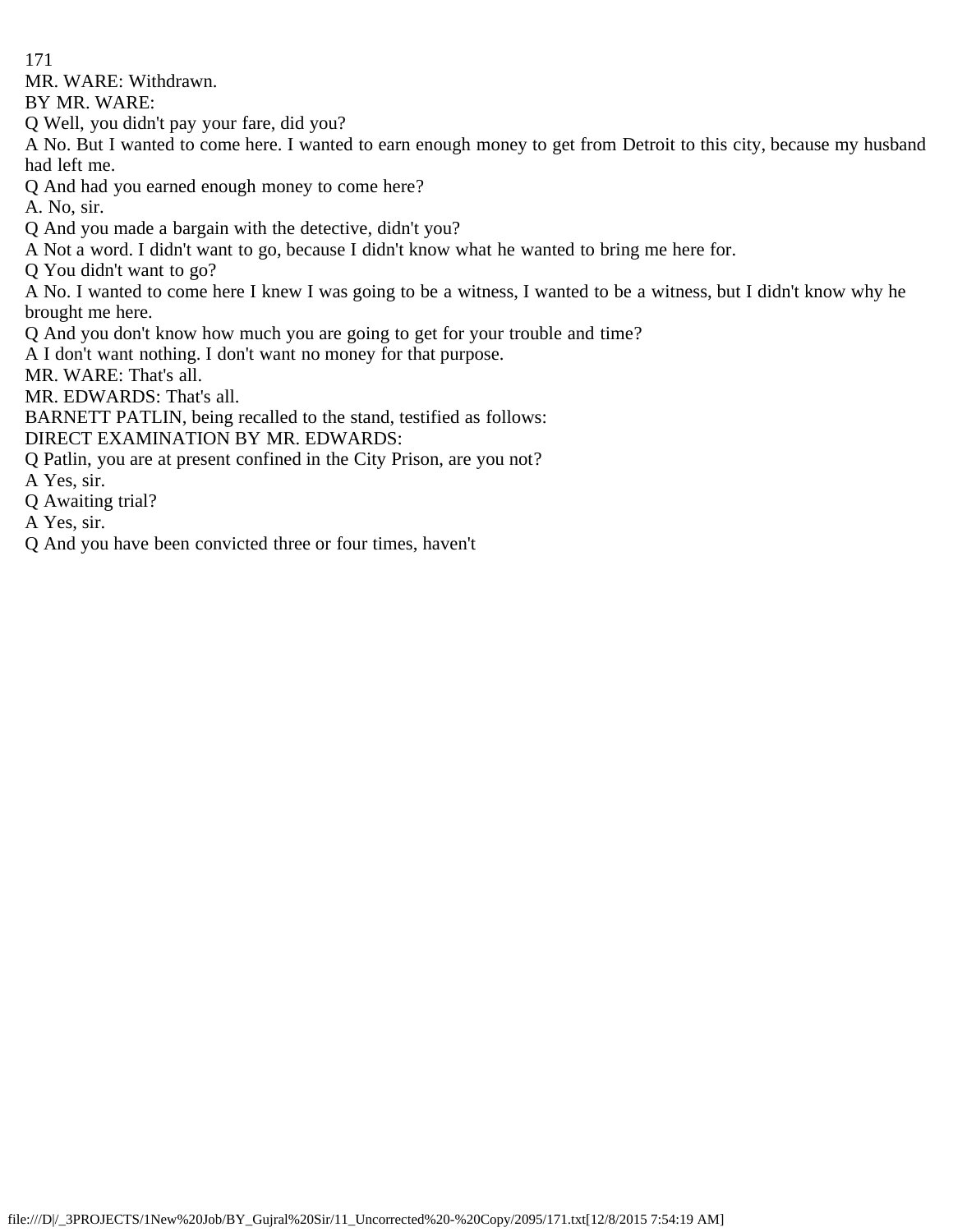MR. WARE: Withdrawn.

BY MR. WARE:

Q Well, you didn't pay your fare, did you?

A No. But I wanted to come here. I wanted to earn enough money to get from Detroit to this city, because my husband had left me.

Q And had you earned enough money to come here?

A. No, sir.

Q And you made a bargain with the detective, didn't you?

A Not a word. I didn't want to go, because I didn't know what he wanted to bring me here for.

Q You didn't want to go?

A No. I wanted to come here I knew I was going to be a witness, I wanted to be a witness, but I didn't know why he brought me here.

Q And you don't know how much you are going to get for your trouble and time?

A I don't want nothing. I don't want no money for that purpose.

MR. WARE: That's all.

MR. EDWARDS: That's all.

BARNETT PATLIN, being recalled to the stand, testified as follows:

DIRECT EXAMINATION BY MR. EDWARDS:

Q Patlin, you are at present confined in the City Prison, are you not?

A Yes, sir.

Q Awaiting trial?

A Yes, sir.

Q And you have been convicted three or four times, haven't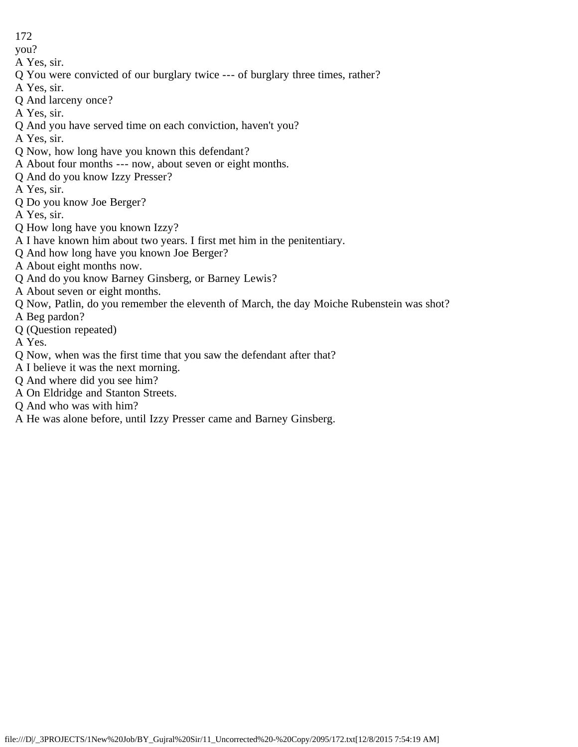you?

A Yes, sir.

Q You were convicted of our burglary twice --- of burglary three times, rather?

A Yes, sir.

Q And larceny once?

A Yes, sir.

Q And you have served time on each conviction, haven't you?

A Yes, sir.

Q Now, how long have you known this defendant?

A About four months --- now, about seven or eight months.

Q And do you know Izzy Presser?

A Yes, sir.

Q Do you know Joe Berger?

A Yes, sir.

Q How long have you known Izzy?

A I have known him about two years. I first met him in the penitentiary.

Q And how long have you known Joe Berger?

A About eight months now.

Q And do you know Barney Ginsberg, or Barney Lewis?

A About seven or eight months.

Q Now, Patlin, do you remember the eleventh of March, the day Moiche Rubenstein was shot?

A Beg pardon?

Q (Question repeated)

A Yes.

Q Now, when was the first time that you saw the defendant after that?

A I believe it was the next morning.

Q And where did you see him?

A On Eldridge and Stanton Streets.

Q And who was with him?

A He was alone before, until Izzy Presser came and Barney Ginsberg.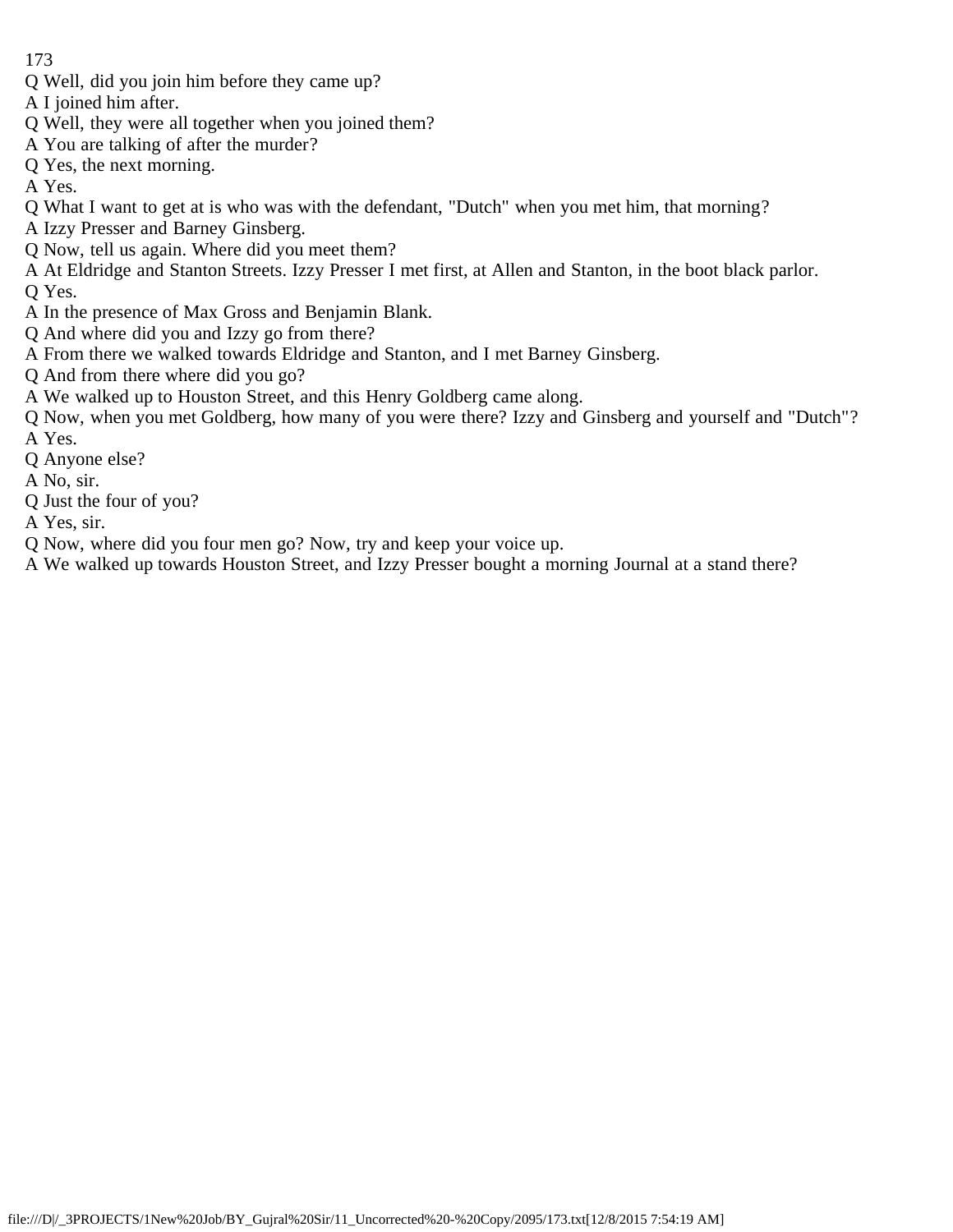Q Well, did you join him before they came up?

A I joined him after.

Q Well, they were all together when you joined them?

A You are talking of after the murder?

Q Yes, the next morning.

A Yes.

Q What I want to get at is who was with the defendant, "Dutch" when you met him, that morning?

A Izzy Presser and Barney Ginsberg.

Q Now, tell us again. Where did you meet them?

A At Eldridge and Stanton Streets. Izzy Presser I met first, at Allen and Stanton, in the boot black parlor.

Q Yes.

A In the presence of Max Gross and Benjamin Blank.

Q And where did you and Izzy go from there?

A From there we walked towards Eldridge and Stanton, and I met Barney Ginsberg.

Q And from there where did you go?

A We walked up to Houston Street, and this Henry Goldberg came along.

Q Now, when you met Goldberg, how many of you were there? Izzy and Ginsberg and yourself and "Dutch"?

A Yes.

Q Anyone else?

A No, sir.

Q Just the four of you?

A Yes, sir.

Q Now, where did you four men go? Now, try and keep your voice up.

A We walked up towards Houston Street, and Izzy Presser bought a morning Journal at a stand there?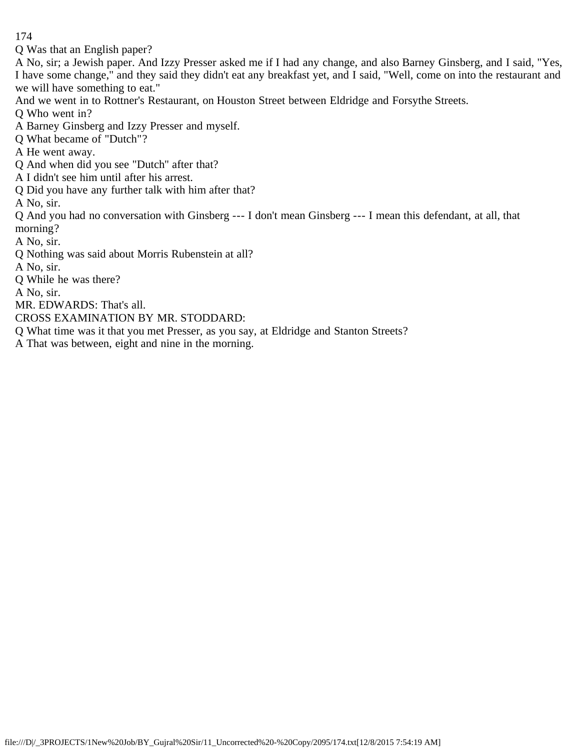Q Was that an English paper?

A No, sir; a Jewish paper. And Izzy Presser asked me if I had any change, and also Barney Ginsberg, and I said, "Yes, I have some change," and they said they didn't eat any breakfast yet, and I said, "Well, come on into the restaurant and we will have something to eat."

And we went in to Rottner's Restaurant, on Houston Street between Eldridge and Forsythe Streets.

Q Who went in?

A Barney Ginsberg and Izzy Presser and myself.

Q What became of "Dutch"?

A He went away.

Q And when did you see "Dutch" after that?

A I didn't see him until after his arrest.

Q Did you have any further talk with him after that?

A No, sir.

Q And you had no conversation with Ginsberg --- I don't mean Ginsberg --- I mean this defendant, at all, that morning?

A No, sir.

Q Nothing was said about Morris Rubenstein at all?

A No, sir.

Q While he was there?

A No, sir.

MR. EDWARDS: That's all.

CROSS EXAMINATION BY MR. STODDARD:

Q What time was it that you met Presser, as you say, at Eldridge and Stanton Streets?

A That was between, eight and nine in the morning.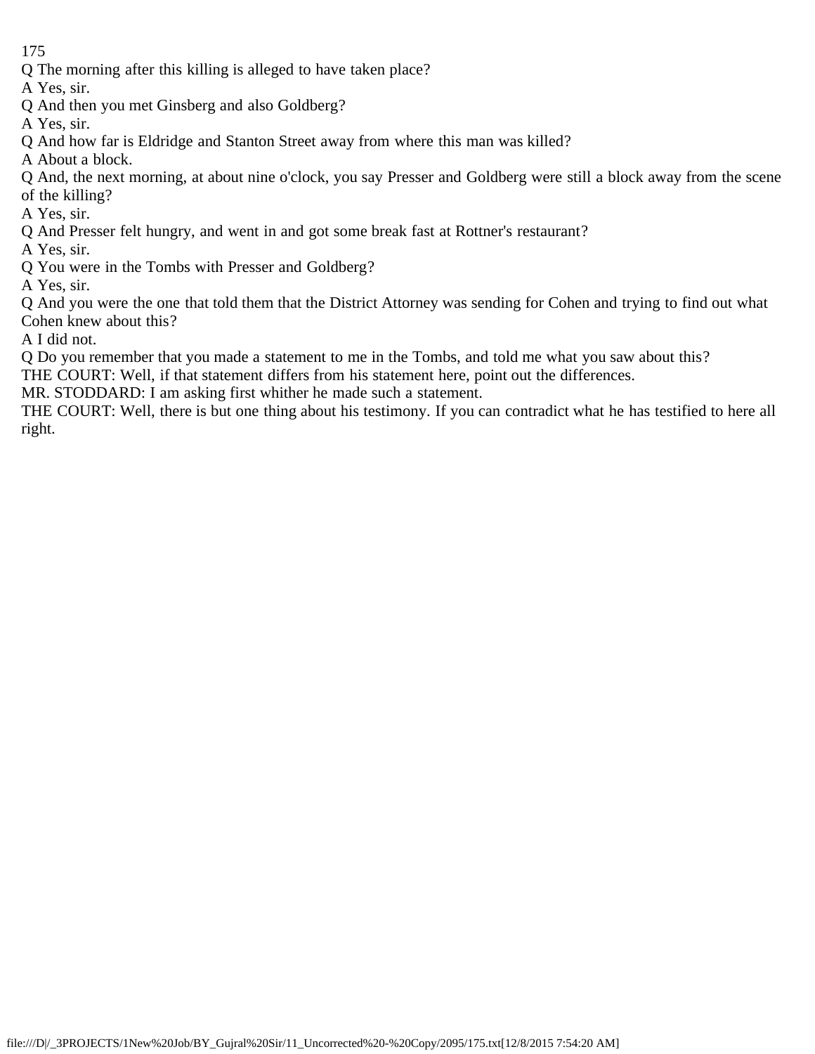Q The morning after this killing is alleged to have taken place?

A Yes, sir.

Q And then you met Ginsberg and also Goldberg?

A Yes, sir.

Q And how far is Eldridge and Stanton Street away from where this man was killed?

A About a block.

Q And, the next morning, at about nine o'clock, you say Presser and Goldberg were still a block away from the scene of the killing?

A Yes, sir.

Q And Presser felt hungry, and went in and got some break fast at Rottner's restaurant?

A Yes, sir.

Q You were in the Tombs with Presser and Goldberg?

A Yes, sir.

Q And you were the one that told them that the District Attorney was sending for Cohen and trying to find out what Cohen knew about this?

A I did not.

Q Do you remember that you made a statement to me in the Tombs, and told me what you saw about this?

THE COURT: Well, if that statement differs from his statement here, point out the differences.

MR. STODDARD: I am asking first whither he made such a statement.

THE COURT: Well, there is but one thing about his testimony. If you can contradict what he has testified to here all right.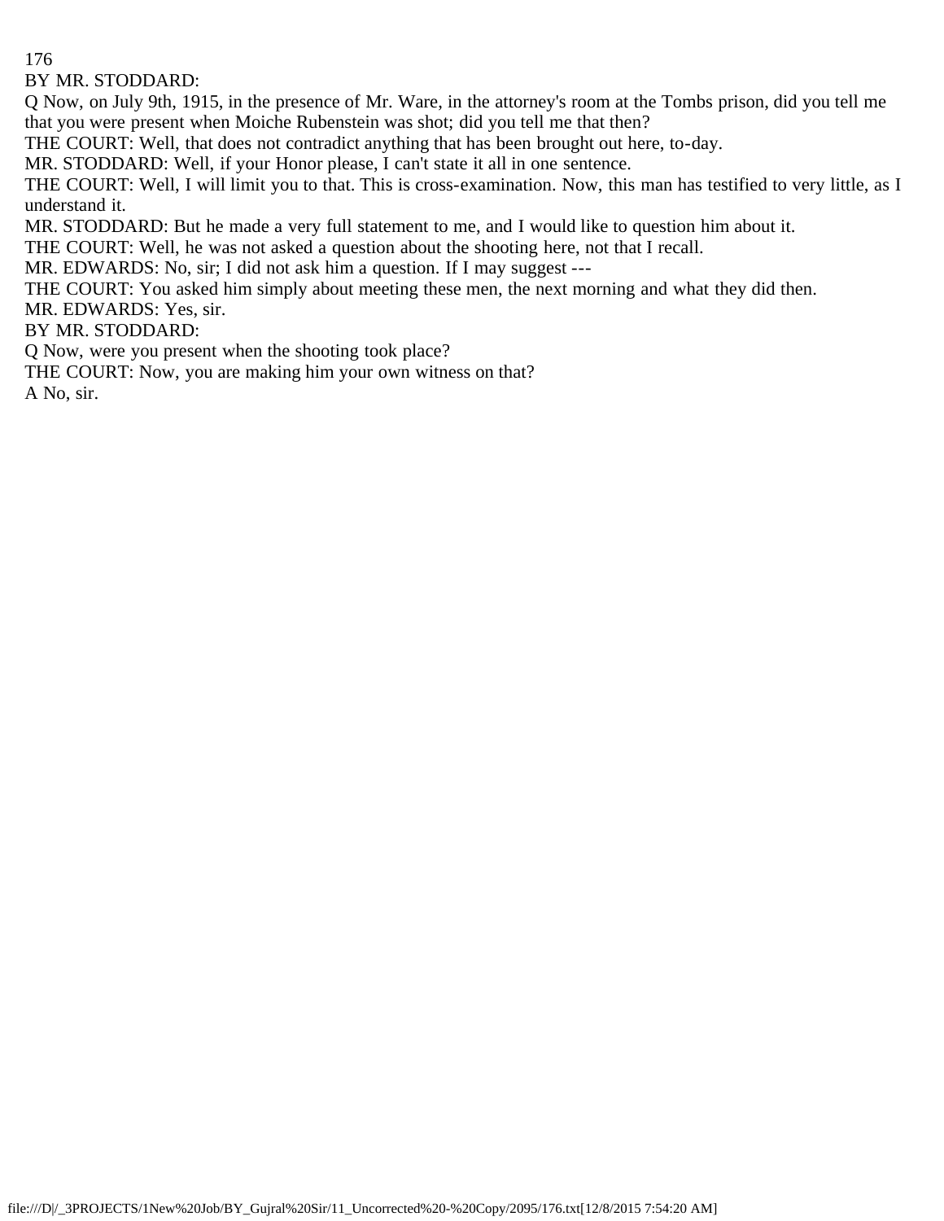BY MR. STODDARD:

Q Now, on July 9th, 1915, in the presence of Mr. Ware, in the attorney's room at the Tombs prison, did you tell me that you were present when Moiche Rubenstein was shot; did you tell me that then?

THE COURT: Well, that does not contradict anything that has been brought out here, to-day.

MR. STODDARD: Well, if your Honor please, I can't state it all in one sentence.

THE COURT: Well, I will limit you to that. This is cross-examination. Now, this man has testified to very little, as I understand it.

MR. STODDARD: But he made a very full statement to me, and I would like to question him about it.

THE COURT: Well, he was not asked a question about the shooting here, not that I recall.

MR. EDWARDS: No, sir; I did not ask him a question. If I may suggest ---

THE COURT: You asked him simply about meeting these men, the next morning and what they did then.

MR. EDWARDS: Yes, sir.

BY MR. STODDARD:

Q Now, were you present when the shooting took place?

THE COURT: Now, you are making him your own witness on that?

A No, sir.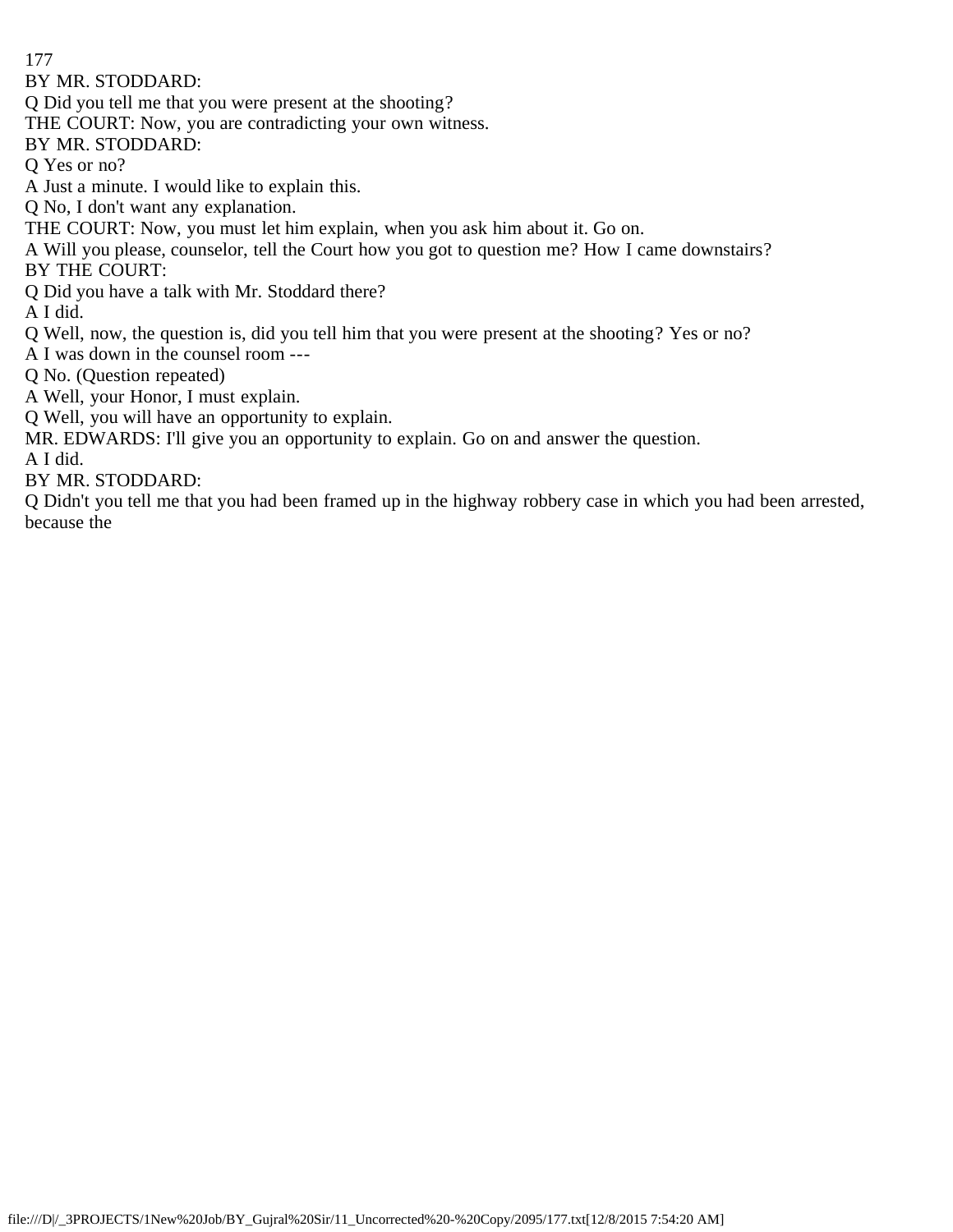BY MR. STODDARD:

Q Did you tell me that you were present at the shooting?

THE COURT: Now, you are contradicting your own witness.

BY MR. STODDARD:

Q Yes or no?

A Just a minute. I would like to explain this.

Q No, I don't want any explanation.

THE COURT: Now, you must let him explain, when you ask him about it. Go on.

A Will you please, counselor, tell the Court how you got to question me? How I came downstairs?

BY THE COURT:

Q Did you have a talk with Mr. Stoddard there?

A I did.

Q Well, now, the question is, did you tell him that you were present at the shooting? Yes or no?

A I was down in the counsel room ---

Q No. (Question repeated)

A Well, your Honor, I must explain.

Q Well, you will have an opportunity to explain.

MR. EDWARDS: I'll give you an opportunity to explain. Go on and answer the question.

A I did.

BY MR. STODDARD:

Q Didn't you tell me that you had been framed up in the highway robbery case in which you had been arrested, because the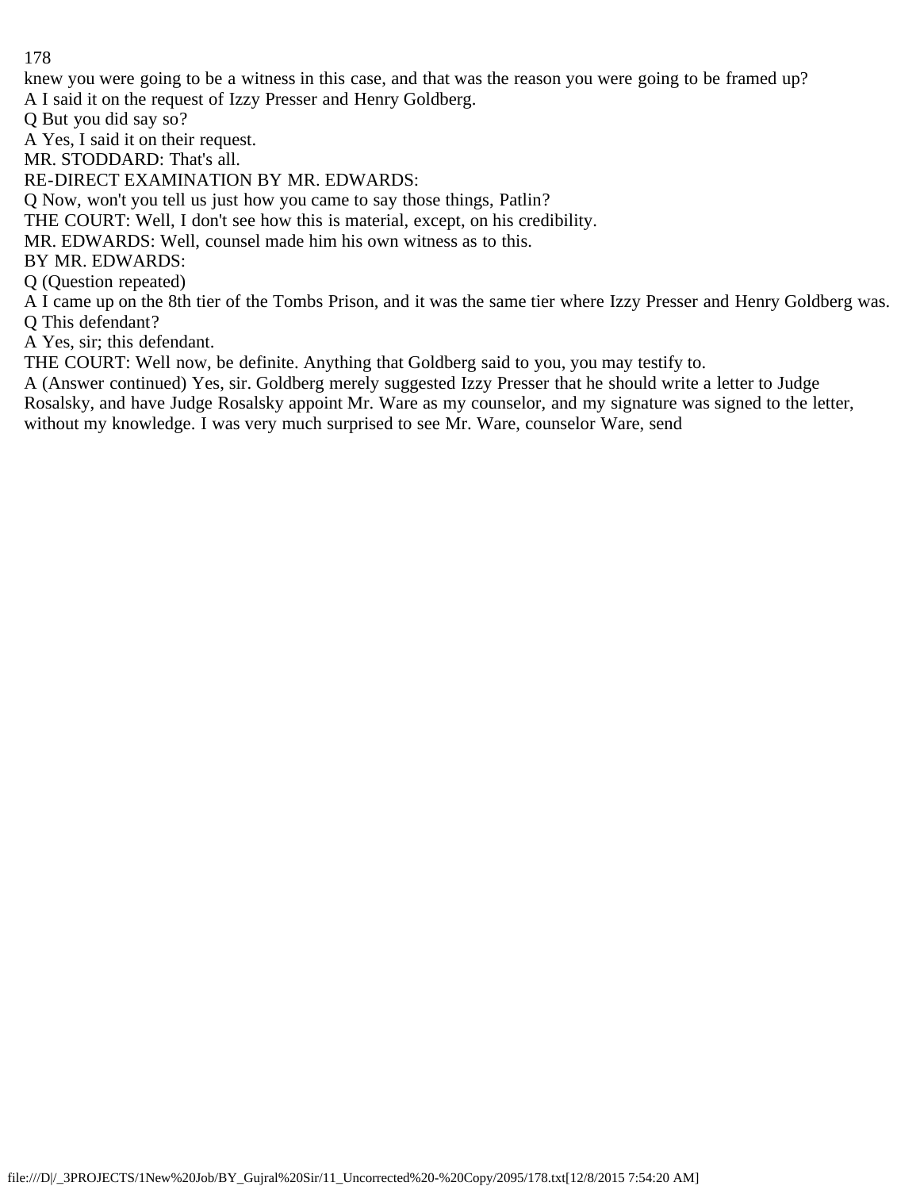knew you were going to be a witness in this case, and that was the reason you were going to be framed up?

A I said it on the request of Izzy Presser and Henry Goldberg.

Q But you did say so?

A Yes, I said it on their request.

MR. STODDARD: That's all.

RE-DIRECT EXAMINATION BY MR. EDWARDS:

Q Now, won't you tell us just how you came to say those things, Patlin?

THE COURT: Well, I don't see how this is material, except, on his credibility.

MR. EDWARDS: Well, counsel made him his own witness as to this.

BY MR. EDWARDS:

Q (Question repeated)

A I came up on the 8th tier of the Tombs Prison, and it was the same tier where Izzy Presser and Henry Goldberg was.

Q This defendant?

A Yes, sir; this defendant.

THE COURT: Well now, be definite. Anything that Goldberg said to you, you may testify to.

A (Answer continued) Yes, sir. Goldberg merely suggested Izzy Presser that he should write a letter to Judge Rosalsky, and have Judge Rosalsky appoint Mr. Ware as my counselor, and my signature was signed to the letter, without my knowledge. I was very much surprised to see Mr. Ware, counselor Ware, send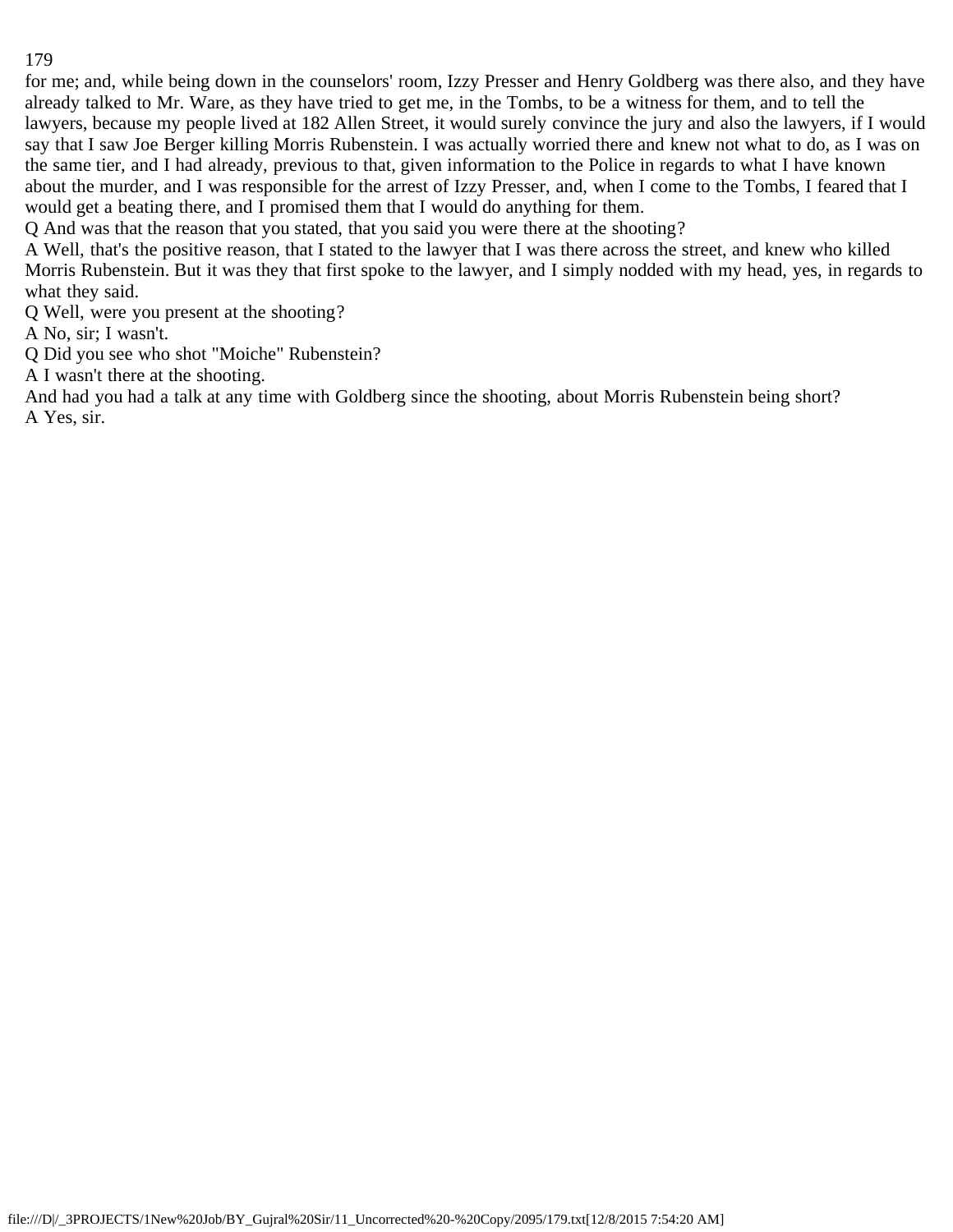for me; and, while being down in the counselors' room, Izzy Presser and Henry Goldberg was there also, and they have already talked to Mr. Ware, as they have tried to get me, in the Tombs, to be a witness for them, and to tell the lawyers, because my people lived at 182 Allen Street, it would surely convince the jury and also the lawyers, if I would say that I saw Joe Berger killing Morris Rubenstein. I was actually worried there and knew not what to do, as I was on the same tier, and I had already, previous to that, given information to the Police in regards to what I have known about the murder, and I was responsible for the arrest of Izzy Presser, and, when I come to the Tombs, I feared that I would get a beating there, and I promised them that I would do anything for them.

Q And was that the reason that you stated, that you said you were there at the shooting?

A Well, that's the positive reason, that I stated to the lawyer that I was there across the street, and knew who killed Morris Rubenstein. But it was they that first spoke to the lawyer, and I simply nodded with my head, yes, in regards to what they said.

Q Well, were you present at the shooting?

A No, sir; I wasn't.

Q Did you see who shot "Moiche" Rubenstein?

A I wasn't there at the shooting.

And had you had a talk at any time with Goldberg since the shooting, about Morris Rubenstein being short?

A Yes, sir.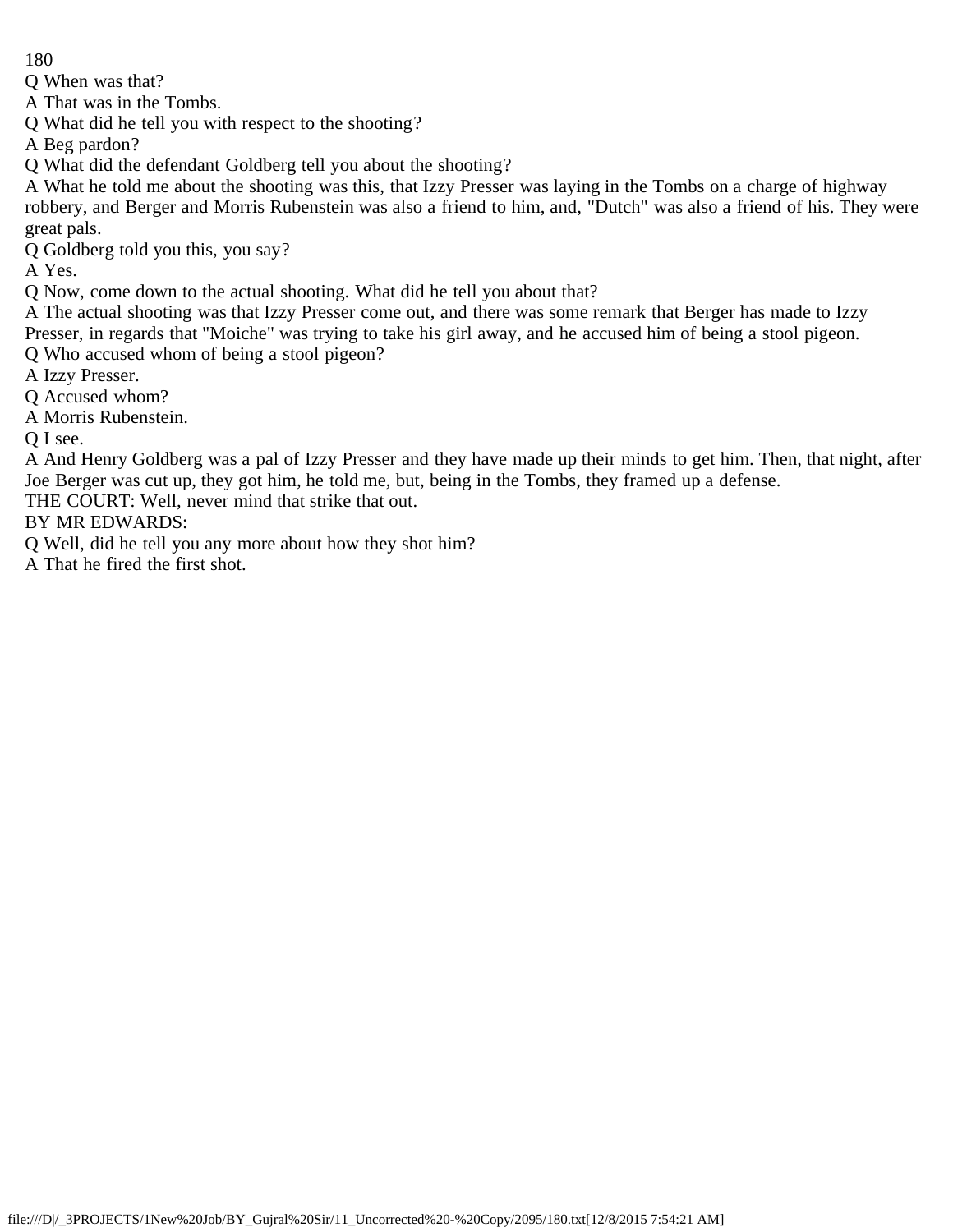Q When was that?

A That was in the Tombs.

Q What did he tell you with respect to the shooting?

A Beg pardon?

Q What did the defendant Goldberg tell you about the shooting?

A What he told me about the shooting was this, that Izzy Presser was laying in the Tombs on a charge of highway robbery, and Berger and Morris Rubenstein was also a friend to him, and, "Dutch" was also a friend of his. They were great pals.

Q Goldberg told you this, you say?

A Yes.

Q Now, come down to the actual shooting. What did he tell you about that?

A The actual shooting was that Izzy Presser come out, and there was some remark that Berger has made to Izzy Presser, in regards that "Moiche" was trying to take his girl away, and he accused him of being a stool pigeon.

Q Who accused whom of being a stool pigeon?

A Izzy Presser.

Q Accused whom?

A Morris Rubenstein.

Q I see.

A And Henry Goldberg was a pal of Izzy Presser and they have made up their minds to get him. Then, that night, after Joe Berger was cut up, they got him, he told me, but, being in the Tombs, they framed up a defense.

THE COURT: Well, never mind that strike that out.

BY MR EDWARDS:

Q Well, did he tell you any more about how they shot him?

A That he fired the first shot.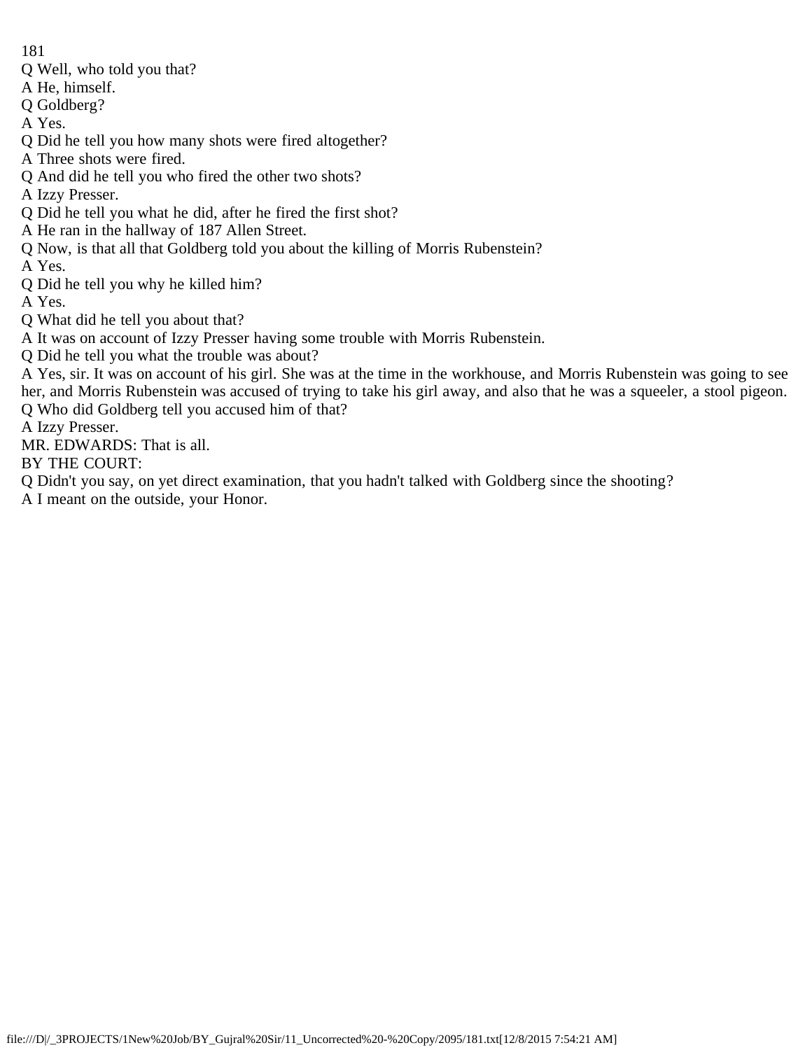Q Well, who told you that?

A He, himself.

Q Goldberg?

A Yes.

Q Did he tell you how many shots were fired altogether?

A Three shots were fired.

Q And did he tell you who fired the other two shots?

A Izzy Presser.

Q Did he tell you what he did, after he fired the first shot?

A He ran in the hallway of 187 Allen Street.

Q Now, is that all that Goldberg told you about the killing of Morris Rubenstein?

A Yes.

Q Did he tell you why he killed him?

A Yes.

Q What did he tell you about that?

A It was on account of Izzy Presser having some trouble with Morris Rubenstein.

Q Did he tell you what the trouble was about?

A Yes, sir. It was on account of his girl. She was at the time in the workhouse, and Morris Rubenstein was going to see her, and Morris Rubenstein was accused of trying to take his girl away, and also that he was a squeeler, a stool pigeon.

Q Who did Goldberg tell you accused him of that?

A Izzy Presser.

MR. EDWARDS: That is all.

BY THE COURT:

Q Didn't you say, on yet direct examination, that you hadn't talked with Goldberg since the shooting?

A I meant on the outside, your Honor.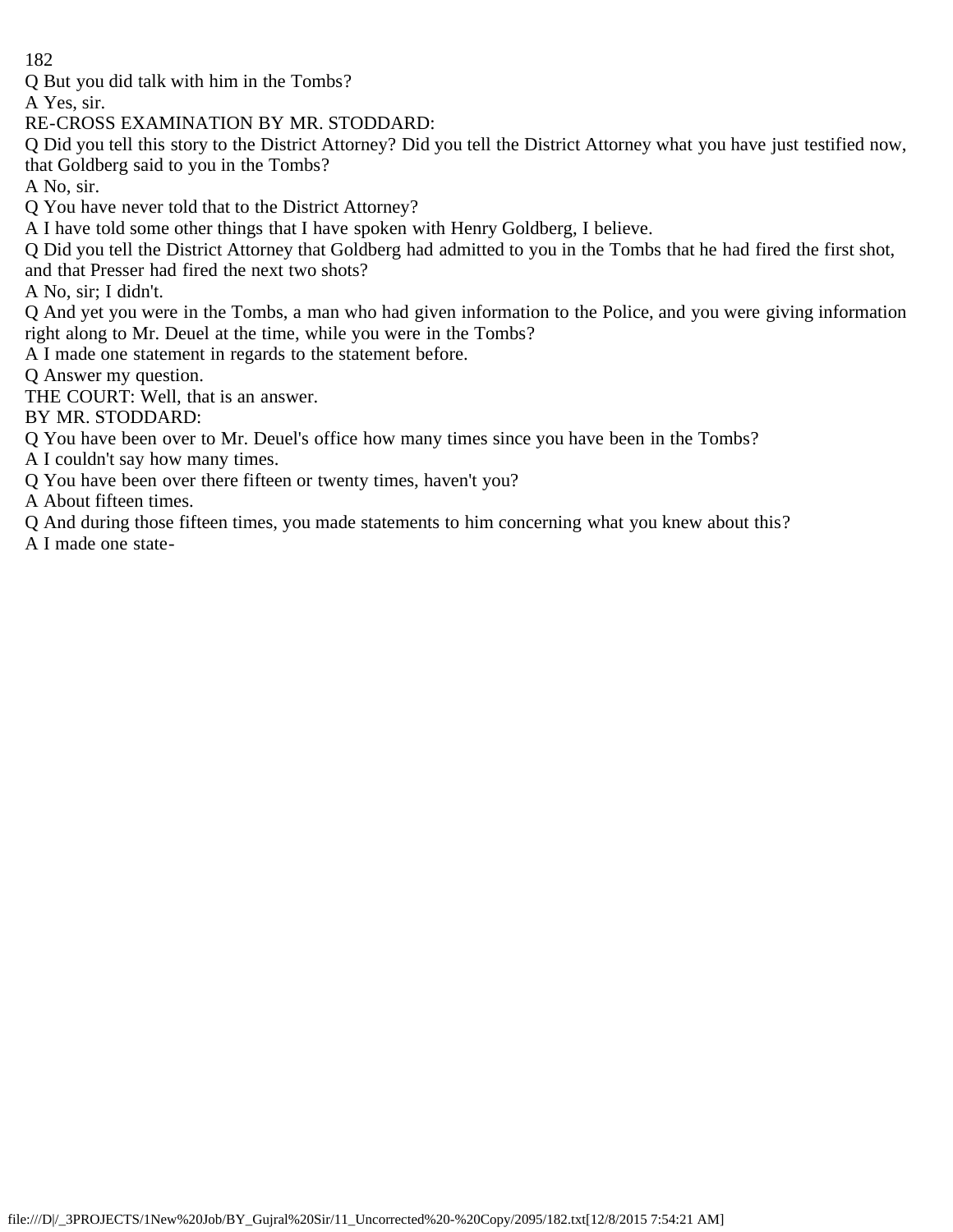Q But you did talk with him in the Tombs?

A Yes, sir.

RE-CROSS EXAMINATION BY MR. STODDARD:

Q Did you tell this story to the District Attorney? Did you tell the District Attorney what you have just testified now, that Goldberg said to you in the Tombs?

A No, sir.

Q You have never told that to the District Attorney?

A I have told some other things that I have spoken with Henry Goldberg, I believe.

Q Did you tell the District Attorney that Goldberg had admitted to you in the Tombs that he had fired the first shot, and that Presser had fired the next two shots?

A No, sir; I didn't.

Q And yet you were in the Tombs, a man who had given information to the Police, and you were giving information right along to Mr. Deuel at the time, while you were in the Tombs?

A I made one statement in regards to the statement before.

Q Answer my question.

THE COURT: Well, that is an answer.

BY MR. STODDARD:

Q You have been over to Mr. Deuel's office how many times since you have been in the Tombs?

A I couldn't say how many times.

Q You have been over there fifteen or twenty times, haven't you?

A About fifteen times.

Q And during those fifteen times, you made statements to him concerning what you knew about this?

A I made one state-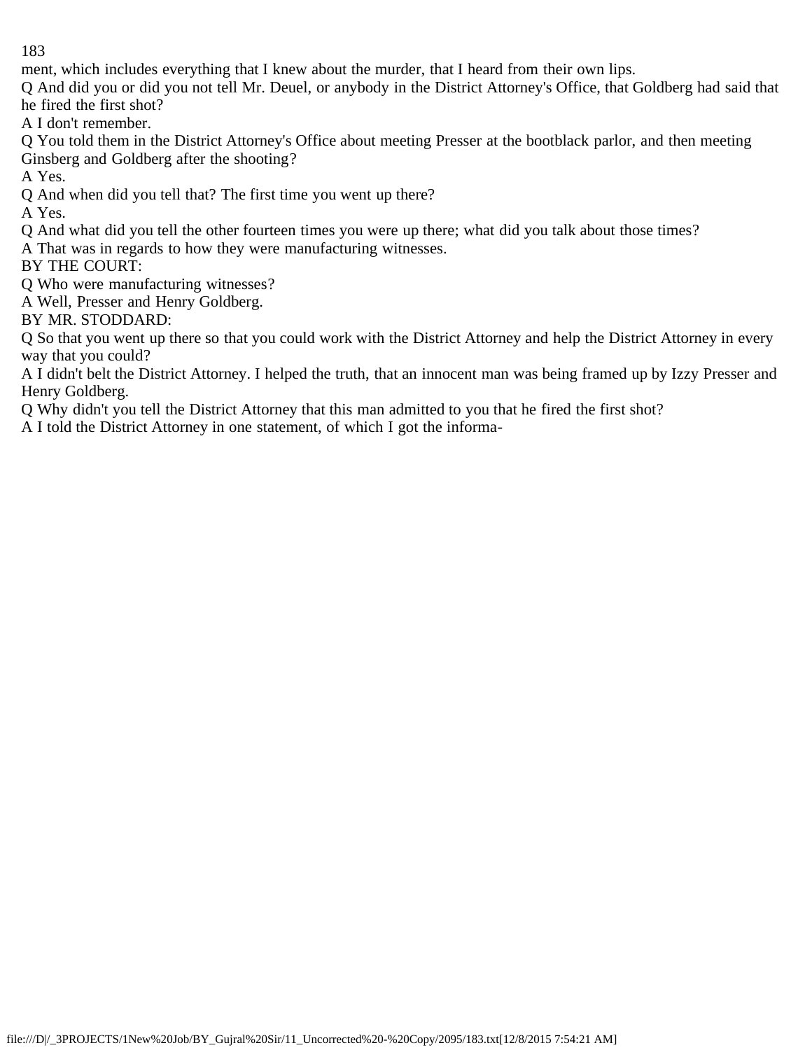ment, which includes everything that I knew about the murder, that I heard from their own lips.

Q And did you or did you not tell Mr. Deuel, or anybody in the District Attorney's Office, that Goldberg had said that he fired the first shot?

A I don't remember.

Q You told them in the District Attorney's Office about meeting Presser at the bootblack parlor, and then meeting Ginsberg and Goldberg after the shooting?

A Yes.

Q And when did you tell that? The first time you went up there?

A Yes.

Q And what did you tell the other fourteen times you were up there; what did you talk about those times?

A That was in regards to how they were manufacturing witnesses.

BY THE COURT:

Q Who were manufacturing witnesses?

A Well, Presser and Henry Goldberg.

BY MR. STODDARD:

Q So that you went up there so that you could work with the District Attorney and help the District Attorney in every way that you could?

A I didn't belt the District Attorney. I helped the truth, that an innocent man was being framed up by Izzy Presser and Henry Goldberg.

Q Why didn't you tell the District Attorney that this man admitted to you that he fired the first shot?

A I told the District Attorney in one statement, of which I got the informa-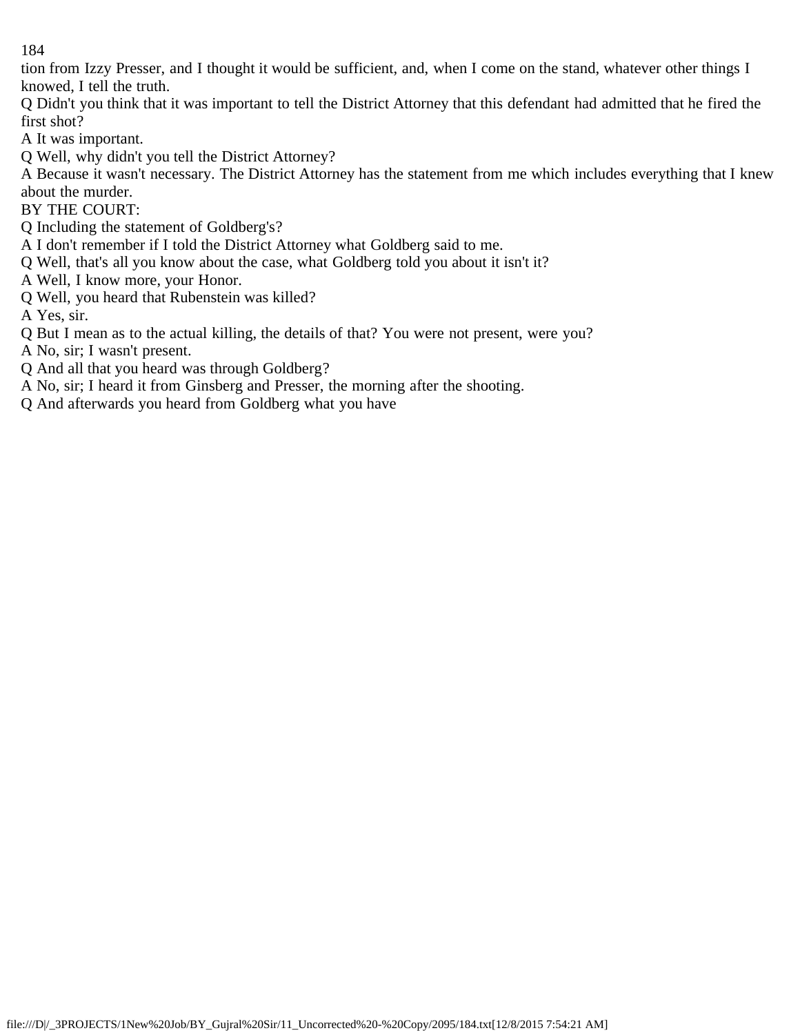tion from Izzy Presser, and I thought it would be sufficient, and, when I come on the stand, whatever other things I knowed, I tell the truth.

Q Didn't you think that it was important to tell the District Attorney that this defendant had admitted that he fired the first shot?

A It was important.

Q Well, why didn't you tell the District Attorney?

A Because it wasn't necessary. The District Attorney has the statement from me which includes everything that I knew about the murder.

BY THE COURT:

Q Including the statement of Goldberg's?

A I don't remember if I told the District Attorney what Goldberg said to me.

Q Well, that's all you know about the case, what Goldberg told you about it isn't it?

A Well, I know more, your Honor.

Q Well, you heard that Rubenstein was killed?

A Yes, sir.

Q But I mean as to the actual killing, the details of that? You were not present, were you?

A No, sir; I wasn't present.

Q And all that you heard was through Goldberg?

A No, sir; I heard it from Ginsberg and Presser, the morning after the shooting.

Q And afterwards you heard from Goldberg what you have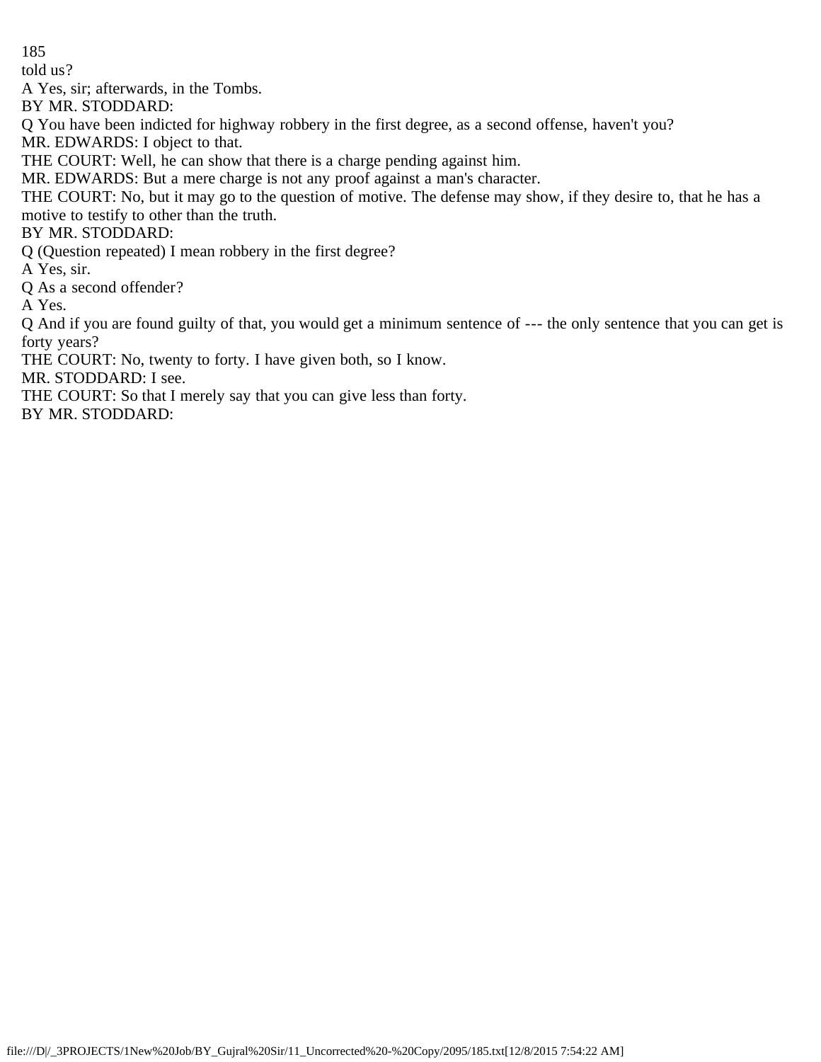told us?

A Yes, sir; afterwards, in the Tombs.

BY MR. STODDARD:

Q You have been indicted for highway robbery in the first degree, as a second offense, haven't you?

MR. EDWARDS: I object to that.

THE COURT: Well, he can show that there is a charge pending against him.

MR. EDWARDS: But a mere charge is not any proof against a man's character.

THE COURT: No, but it may go to the question of motive. The defense may show, if they desire to, that he has a motive to testify to other than the truth.

BY MR. STODDARD:

Q (Question repeated) I mean robbery in the first degree?

A Yes, sir.

Q As a second offender?

A Yes.

Q And if you are found guilty of that, you would get a minimum sentence of --- the only sentence that you can get is forty years?

THE COURT: No, twenty to forty. I have given both, so I know.

MR. STODDARD: I see.

THE COURT: So that I merely say that you can give less than forty.

BY MR. STODDARD: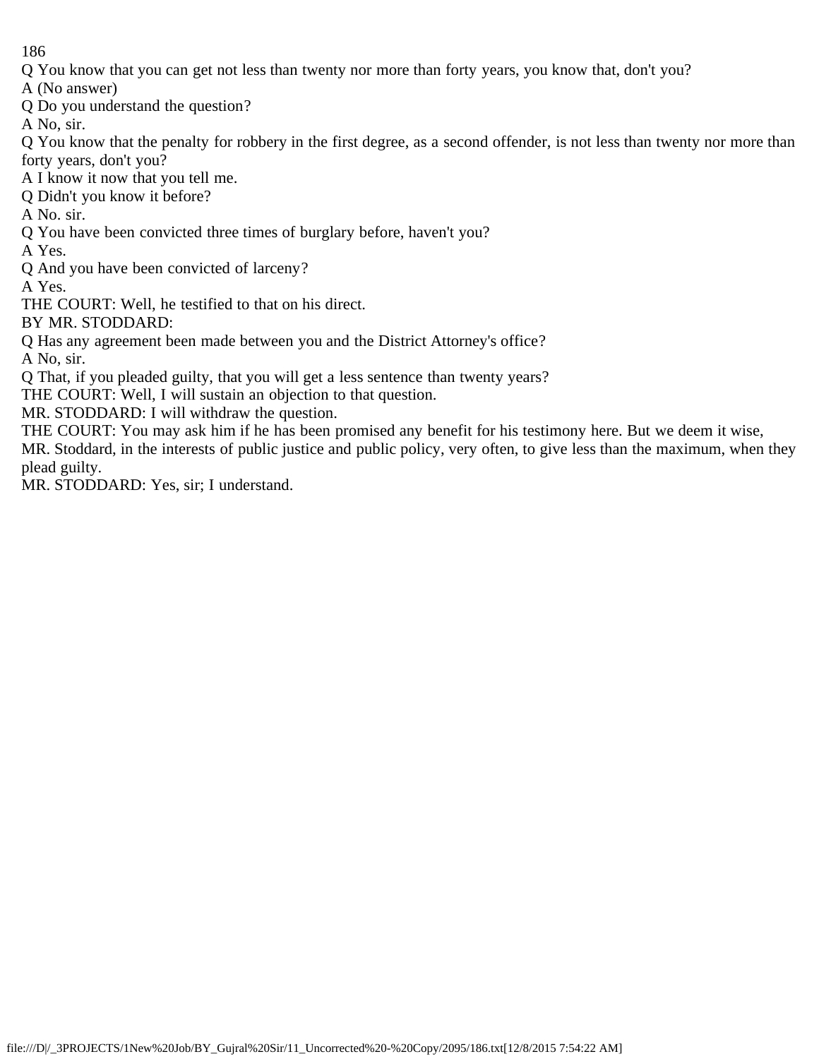Q You know that you can get not less than twenty nor more than forty years, you know that, don't you?
A (No answer)
Q Do you understand the question?
A No, sir.
Q You know that the penalty for robbery in the first degree, as a second offender, is not less than twenty nor more than forty years, don't you?
A I know it now that you tell me.
Q Didn't you know it before?
A No. sir.
Q You have been convicted three times of burglary before, haven't you?
A Yes.
Q And you have been convicted of larceny?
A Yes.
THE COURT: Well, he testified to that on his direct.
BY MR. STODDARD:
Q Has any agreement been made between you and the District Attorney's office?
A No, sir.
Q That, if you pleaded guilty, that you will get a less sentence than twenty years?
THE COURT: Well, I will sustain an objection to that question.
MR. STODDARD: I will withdraw the question.
THE COURT: You may ask him if he has been promised any benefit for his testimony here. But we deem it wise, MR. Stoddard, in the interests of public justice and public policy, very often, to give less than the maximum, when they plead guilty.
MR. STODDARD: Yes, sir; I understand.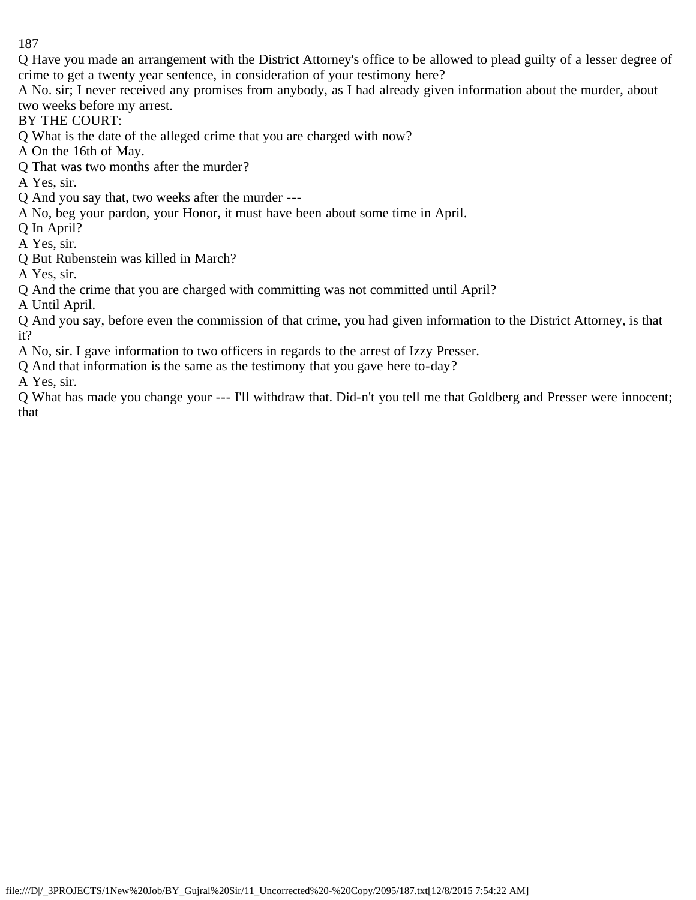Q Have you made an arrangement with the District Attorney's office to be allowed to plead guilty of a lesser degree of crime to get a twenty year sentence, in consideration of your testimony here?

A No. sir; I never received any promises from anybody, as I had already given information about the murder, about two weeks before my arrest.

BY THE COURT:

Q What is the date of the alleged crime that you are charged with now?

A On the 16th of May.

Q That was two months after the murder?

A Yes, sir.

Q And you say that, two weeks after the murder ---

A No, beg your pardon, your Honor, it must have been about some time in April.

Q In April?

A Yes, sir.

Q But Rubenstein was killed in March?

A Yes, sir.

Q And the crime that you are charged with committing was not committed until April?

A Until April.

Q And you say, before even the commission of that crime, you had given information to the District Attorney, is that it?

A No, sir. I gave information to two officers in regards to the arrest of Izzy Presser.

Q And that information is the same as the testimony that you gave here to-day?

A Yes, sir.

Q What has made you change your --- I'll withdraw that. Did-n't you tell me that Goldberg and Presser were innocent; that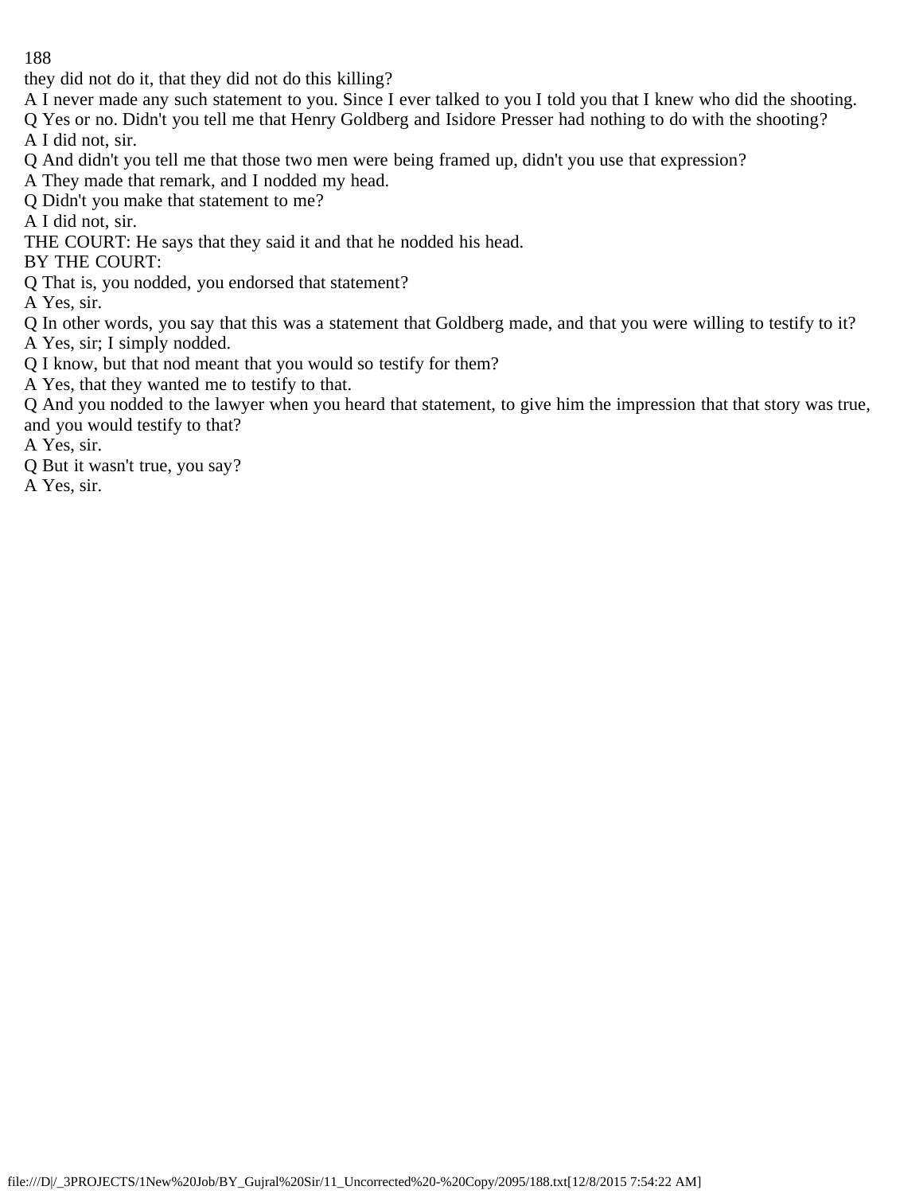they did not do it, that they did not do this killing?

A I never made any such statement to you. Since I ever talked to you I told you that I knew who did the shooting.

Q Yes or no. Didn't you tell me that Henry Goldberg and Isidore Presser had nothing to do with the shooting?

A I did not, sir.

Q And didn't you tell me that those two men were being framed up, didn't you use that expression?

A They made that remark, and I nodded my head.

Q Didn't you make that statement to me?

A I did not, sir.

THE COURT: He says that they said it and that he nodded his head.

BY THE COURT:

Q That is, you nodded, you endorsed that statement?

A Yes, sir.

Q In other words, you say that this was a statement that Goldberg made, and that you were willing to testify to it?

A Yes, sir; I simply nodded.

Q I know, but that nod meant that you would so testify for them?

A Yes, that they wanted me to testify to that.

Q And you nodded to the lawyer when you heard that statement, to give him the impression that that story was true, and you would testify to that?

A Yes, sir.

Q But it wasn't true, you say?

A Yes, sir.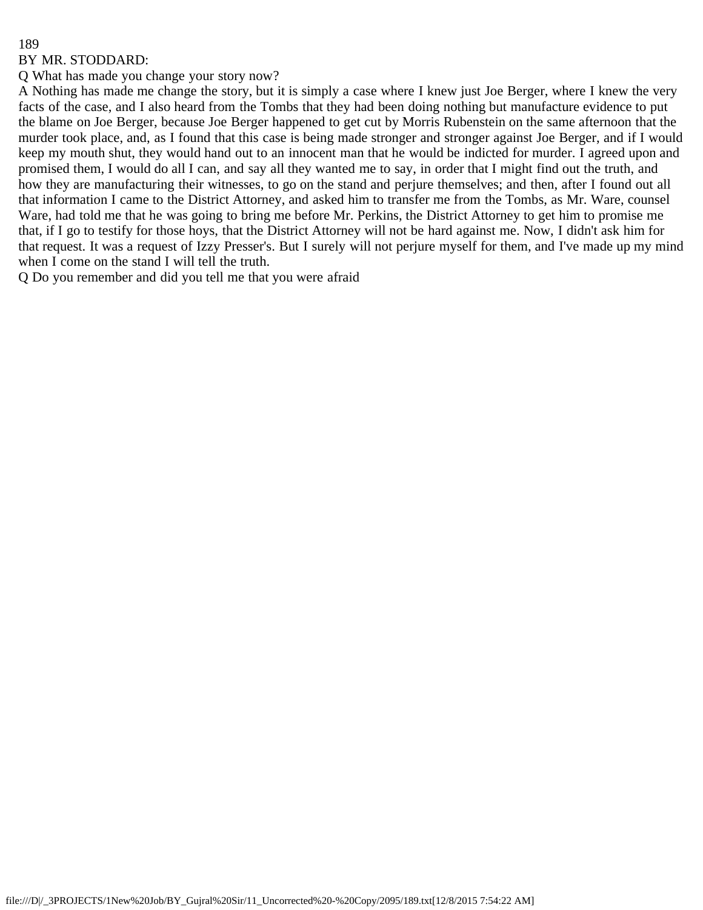BY MR. STODDARD:

Q What has made you change your story now?

A Nothing has made me change the story, but it is simply a case where I knew just Joe Berger, where I knew the very facts of the case, and I also heard from the Tombs that they had been doing nothing but manufacture evidence to put the blame on Joe Berger, because Joe Berger happened to get cut by Morris Rubenstein on the same afternoon that the murder took place, and, as I found that this case is being made stronger and stronger against Joe Berger, and if I would keep my mouth shut, they would hand out to an innocent man that he would be indicted for murder. I agreed upon and promised them, I would do all I can, and say all they wanted me to say, in order that I might find out the truth, and how they are manufacturing their witnesses, to go on the stand and perjure themselves; and then, after I found out all that information I came to the District Attorney, and asked him to transfer me from the Tombs, as Mr. Ware, counsel Ware, had told me that he was going to bring me before Mr. Perkins, the District Attorney to get him to promise me that, if I go to testify for those hoys, that the District Attorney will not be hard against me. Now, I didn't ask him for that request. It was a request of Izzy Presser's. But I surely will not perjure myself for them, and I've made up my mind when I come on the stand I will tell the truth.

Q Do you remember and did you tell me that you were afraid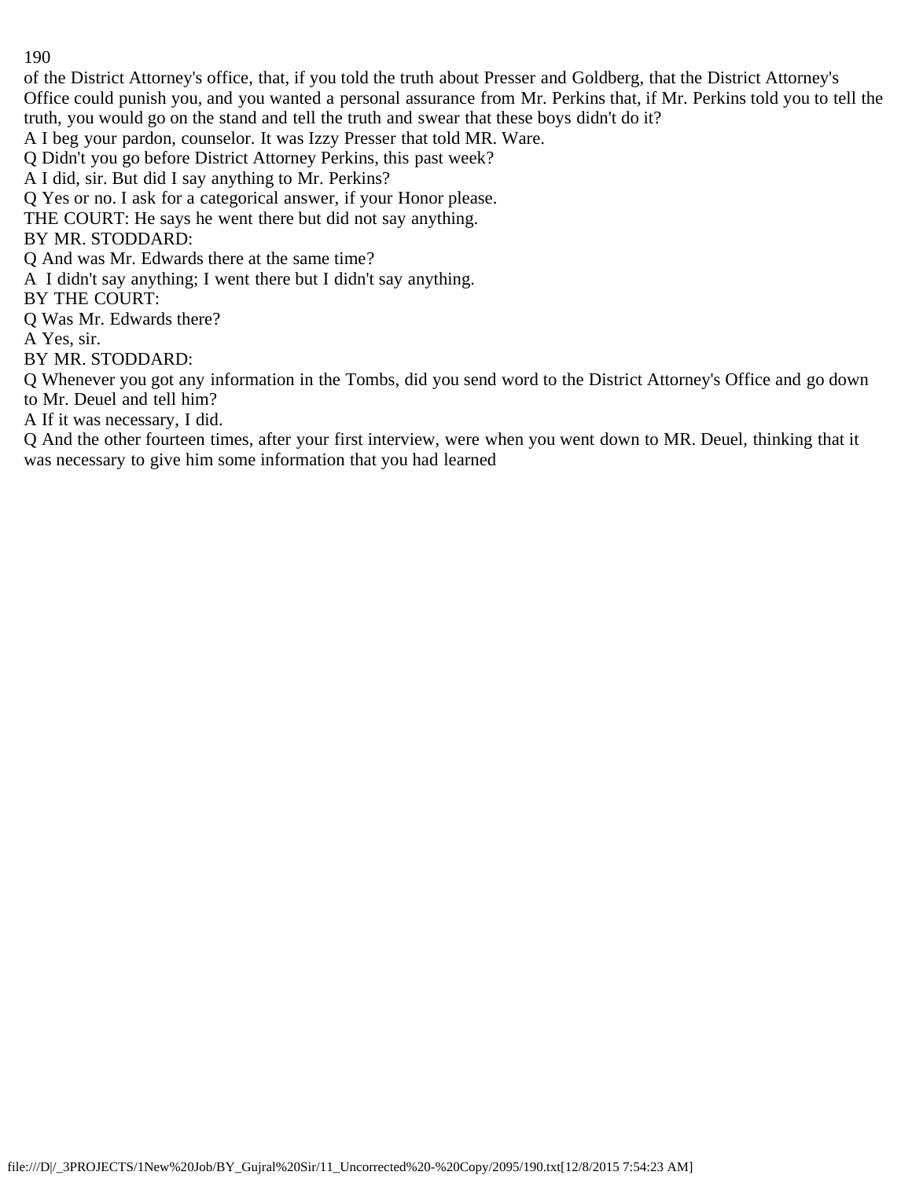of the District Attorney's office, that, if you told the truth about Presser and Goldberg, that the District Attorney's Office could punish you, and you wanted a personal assurance from Mr. Perkins that, if Mr. Perkins told you to tell the truth, you would go on the stand and tell the truth and swear that these boys didn't do it?

A I beg your pardon, counselor. It was Izzy Presser that told MR. Ware.

Q Didn't you go before District Attorney Perkins, this past week?

A I did, sir. But did I say anything to Mr. Perkins?

Q Yes or no. I ask for a categorical answer, if your Honor please.

THE COURT: He says he went there but did not say anything.

BY MR. STODDARD:

Q And was Mr. Edwards there at the same time?

A I didn't say anything; I went there but I didn't say anything.

BY THE COURT:

Q Was Mr. Edwards there?

A Yes, sir.

BY MR. STODDARD:

Q Whenever you got any information in the Tombs, did you send word to the District Attorney's Office and go down to Mr. Deuel and tell him?

A If it was necessary, I did.

Q And the other fourteen times, after your first interview, were when you went down to MR. Deuel, thinking that it was necessary to give him some information that you had learned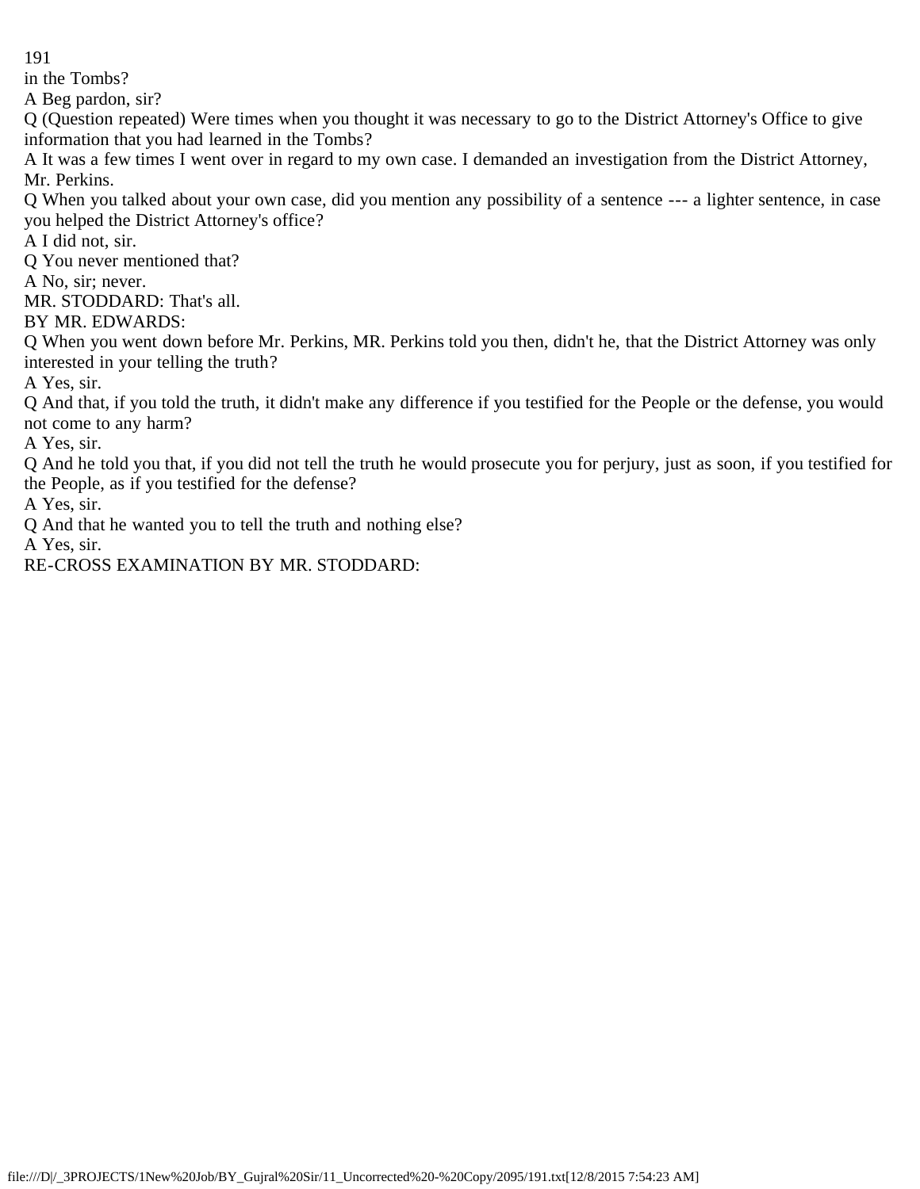in the Tombs?

A Beg pardon, sir?

Q (Question repeated) Were times when you thought it was necessary to go to the District Attorney's Office to give information that you had learned in the Tombs?

A It was a few times I went over in regard to my own case. I demanded an investigation from the District Attorney, Mr. Perkins.

Q When you talked about your own case, did you mention any possibility of a sentence --- a lighter sentence, in case you helped the District Attorney's office?

A I did not, sir.

Q You never mentioned that?

A No, sir; never.

MR. STODDARD: That's all.

BY MR. EDWARDS:

Q When you went down before Mr. Perkins, MR. Perkins told you then, didn't he, that the District Attorney was only interested in your telling the truth?

A Yes, sir.

Q And that, if you told the truth, it didn't make any difference if you testified for the People or the defense, you would not come to any harm?

A Yes, sir.

Q And he told you that, if you did not tell the truth he would prosecute you for perjury, just as soon, if you testified for the People, as if you testified for the defense?

A Yes, sir.

Q And that he wanted you to tell the truth and nothing else?

A Yes, sir.

RE-CROSS EXAMINATION BY MR. STODDARD: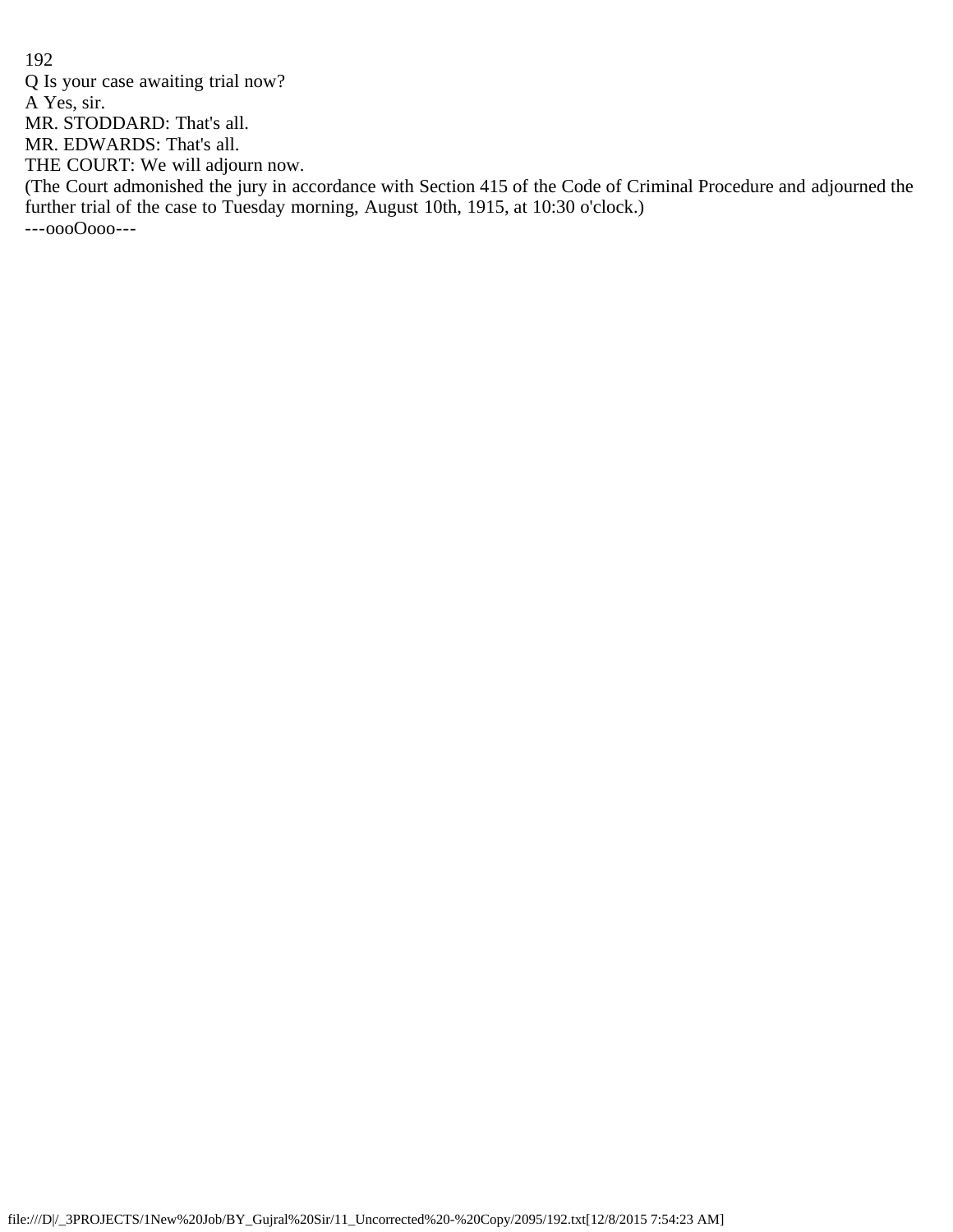Q Is your case awaiting trial now?

A Yes, sir.

MR. STODDARD: That's all.

MR. EDWARDS: That's all.

THE COURT: We will adjourn now.

(The Court admonished the jury in accordance with Section 415 of the Code of Criminal Procedure and adjourned the further trial of the case to Tuesday morning, August 10th, 1915, at 10:30 o'clock.)

---oooOooo---